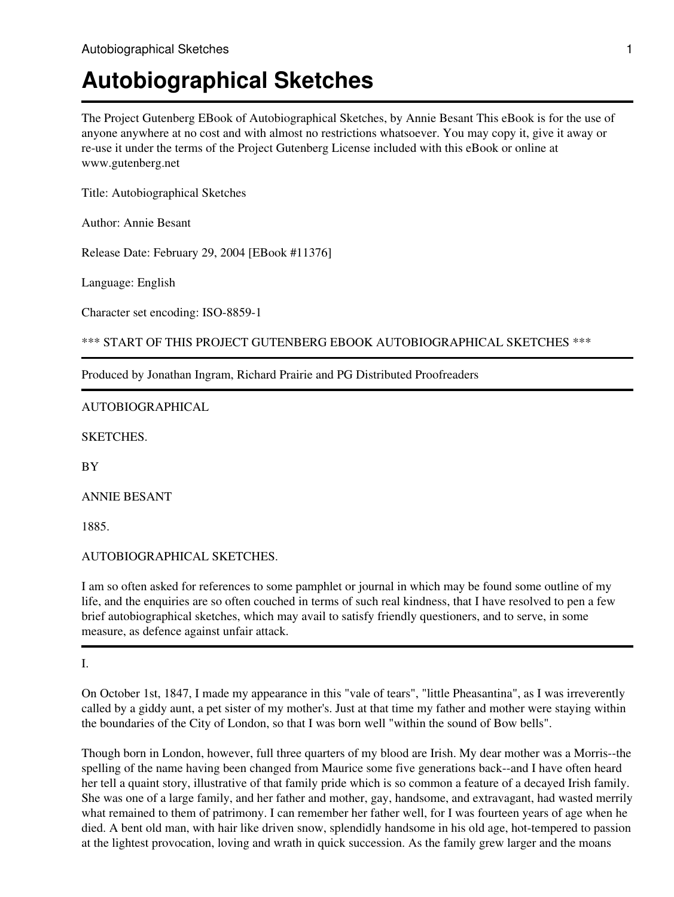# Autobiographical Sketches

The Project Gutenberg EBook of Autobiographical Sketches, by Annie Besant This eBook is for the use of anyone anywhere at no cost and with almost no restrictions whatsoever. You may copy it, give it away or re-use it under the terms of the Project Gutenberg License included with this eBook or online at www.gutenberg.net

Title: Autobiographical Sketches

Author: Annie Besant

Release Date: February 29, 2004 [EBook #11376]

Language: English

Character set encoding: ISO-8859-1

*** START OF THIS PROJECT GUTENBERG EBOOK AUTOBIOGRAPHICAL SKETCHES ***

---

Produced by Jonathan Ingram, Richard Prairie and PG Distributed Proofreaders

---

AUTOBIOGRAPHICAL

SKETCHES.

BY

ANNIE BESANT

1885.

AUTOBIOGRAPHICAL SKETCHES.

I am so often asked for references to some pamphlet or journal in which may be found some outline of my life, and the enquiries are so often couched in terms of such real kindness, that I have resolved to pen a few brief autobiographical sketches, which may avail to satisfy friendly questioners, and to serve, in some measure, as defence against unfair attack.

---

I.

On October 1st, 1847, I made my appearance in this "vale of tears", "little Pheasantina", as I was irreverently called by a giddy aunt, a pet sister of my mother's. Just at that time my father and mother were staying within the boundaries of the City of London, so that I was born well "within the sound of Bow bells".

Though born in London, however, full three quarters of my blood are Irish. My dear mother was a Morris--the spelling of the name having been changed from Maurice some five generations back--and I have often heard her tell a quaint story, illustrative of that family pride which is so common a feature of a decayed Irish family. She was one of a large family, and her father and mother, gay, handsome, and extravagant, had wasted merrily what remained to them of patrimony. I can remember her father well, for I was fourteen years of age when he died. A bent old man, with hair like driven snow, splendidly handsome in his old age, hot-tempered to passion at the lightest provocation, loving and wrath in quick succession. As the family grew larger and the moans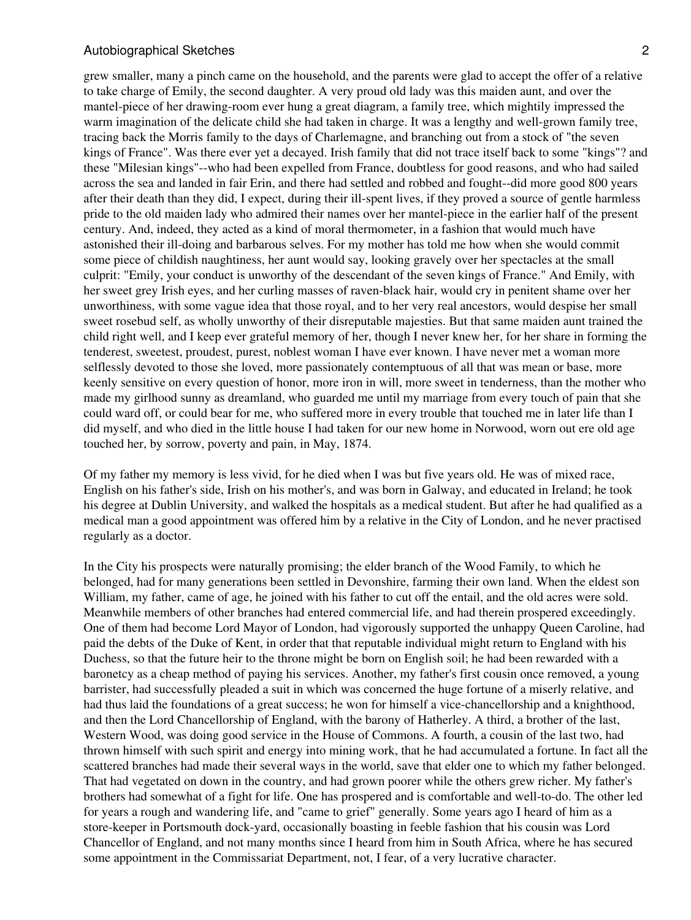grew smaller, many a pinch came on the household, and the parents were glad to accept the offer of a relative to take charge of Emily, the second daughter. A very proud old lady was this maiden aunt, and over the mantel-piece of her drawing-room ever hung a great diagram, a family tree, which mightily impressed the warm imagination of the delicate child she had taken in charge. It was a lengthy and well-grown family tree, tracing back the Morris family to the days of Charlemagne, and branching out from a stock of "the seven kings of France". Was there ever yet a decayed. Irish family that did not trace itself back to some "kings"? and these "Milesian kings"--who had been expelled from France, doubtless for good reasons, and who had sailed across the sea and landed in fair Erin, and there had settled and robbed and fought--did more good 800 years after their death than they did, I expect, during their ill-spent lives, if they proved a source of gentle harmless pride to the old maiden lady who admired their names over her mantel-piece in the earlier half of the present century. And, indeed, they acted as a kind of moral thermometer, in a fashion that would much have astonished their ill-doing and barbarous selves. For my mother has told me how when she would commit some piece of childish naughtiness, her aunt would say, looking gravely over her spectacles at the small culprit: "Emily, your conduct is unworthy of the descendant of the seven kings of France." And Emily, with her sweet grey Irish eyes, and her curling masses of raven-black hair, would cry in penitent shame over her unworthiness, with some vague idea that those royal, and to her very real ancestors, would despise her small sweet rosebud self, as wholly unworthy of their disreputable majesties. But that same maiden aunt trained the child right well, and I keep ever grateful memory of her, though I never knew her, for her share in forming the tenderest, sweetest, proudest, purest, noblest woman I have ever known. I have never met a woman more selflessly devoted to those she loved, more passionately contemptuous of all that was mean or base, more keenly sensitive on every question of honor, more iron in will, more sweet in tenderness, than the mother who made my girlhood sunny as dreamland, who guarded me until my marriage from every touch of pain that she could ward off, or could bear for me, who suffered more in every trouble that touched me in later life than I did myself, and who died in the little house I had taken for our new home in Norwood, worn out ere old age touched her, by sorrow, poverty and pain, in May, 1874.

Of my father my memory is less vivid, for he died when I was but five years old. He was of mixed race, English on his father's side, Irish on his mother's, and was born in Galway, and educated in Ireland; he took his degree at Dublin University, and walked the hospitals as a medical student. But after he had qualified as a medical man a good appointment was offered him by a relative in the City of London, and he never practised regularly as a doctor.

In the City his prospects were naturally promising; the elder branch of the Wood Family, to which he belonged, had for many generations been settled in Devonshire, farming their own land. When the eldest son William, my father, came of age, he joined with his father to cut off the entail, and the old acres were sold. Meanwhile members of other branches had entered commercial life, and had therein prospered exceedingly. One of them had become Lord Mayor of London, had vigorously supported the unhappy Queen Caroline, had paid the debts of the Duke of Kent, in order that that reputable individual might return to England with his Duchess, so that the future heir to the throne might be born on English soil; he had been rewarded with a baronetcy as a cheap method of paying his services. Another, my father's first cousin once removed, a young barrister, had successfully pleaded a suit in which was concerned the huge fortune of a miserly relative, and had thus laid the foundations of a great success; he won for himself a vice-chancellorship and a knighthood, and then the Lord Chancellorship of England, with the barony of Hatherley. A third, a brother of the last, Western Wood, was doing good service in the House of Commons. A fourth, a cousin of the last two, had thrown himself with such spirit and energy into mining work, that he had accumulated a fortune. In fact all the scattered branches had made their several ways in the world, save that elder one to which my father belonged. That had vegetated on down in the country, and had grown poorer while the others grew richer. My father's brothers had somewhat of a fight for life. One has prospered and is comfortable and well-to-do. The other led for years a rough and wandering life, and "came to grief" generally. Some years ago I heard of him as a store-keeper in Portsmouth dock-yard, occasionally boasting in feeble fashion that his cousin was Lord Chancellor of England, and not many months since I heard from him in South Africa, where he has secured some appointment in the Commissariat Department, not, I fear, of a very lucrative character.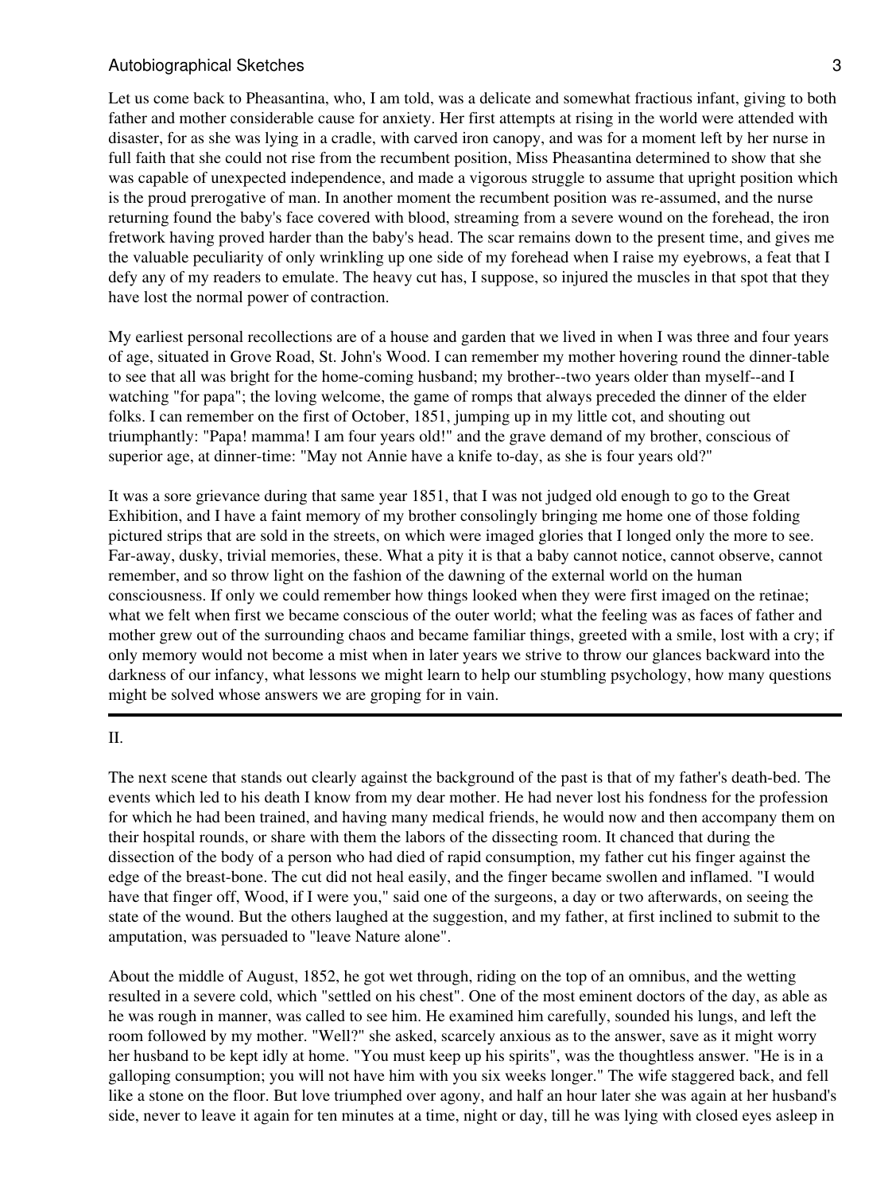Let us come back to Pheasantina, who, I am told, was a delicate and somewhat fractious infant, giving to both father and mother considerable cause for anxiety. Her first attempts at rising in the world were attended with disaster, for as she was lying in a cradle, with carved iron canopy, and was for a moment left by her nurse in full faith that she could not rise from the recumbent position, Miss Pheasantina determined to show that she was capable of unexpected independence, and made a vigorous struggle to assume that upright position which is the proud prerogative of man. In another moment the recumbent position was re-assumed, and the nurse returning found the baby's face covered with blood, streaming from a severe wound on the forehead, the iron fretwork having proved harder than the baby's head. The scar remains down to the present time, and gives me the valuable peculiarity of only wrinkling up one side of my forehead when I raise my eyebrows, a feat that I defy any of my readers to emulate. The heavy cut has, I suppose, so injured the muscles in that spot that they have lost the normal power of contraction.

My earliest personal recollections are of a house and garden that we lived in when I was three and four years of age, situated in Grove Road, St. John's Wood. I can remember my mother hovering round the dinner-table to see that all was bright for the home-coming husband; my brother--two years older than myself--and I watching "for papa"; the loving welcome, the game of romps that always preceded the dinner of the elder folks. I can remember on the first of October, 1851, jumping up in my little cot, and shouting out triumphantly: "Papa! mamma! I am four years old!" and the grave demand of my brother, conscious of superior age, at dinner-time: "May not Annie have a knife to-day, as she is four years old?"

It was a sore grievance during that same year 1851, that I was not judged old enough to go to the Great Exhibition, and I have a faint memory of my brother consolingly bringing me home one of those folding pictured strips that are sold in the streets, on which were imaged glories that I longed only the more to see. Far-away, dusky, trivial memories, these. What a pity it is that a baby cannot notice, cannot observe, cannot remember, and so throw light on the fashion of the dawning of the external world on the human consciousness. If only we could remember how things looked when they were first imaged on the retinae; what we felt when first we became conscious of the outer world; what the feeling was as faces of father and mother grew out of the surrounding chaos and became familiar things, greeted with a smile, lost with a cry; if only memory would not become a mist when in later years we strive to throw our glances backward into the darkness of our infancy, what lessons we might learn to help our stumbling psychology, how many questions might be solved whose answers we are groping for in vain.

---

## II.

The next scene that stands out clearly against the background of the past is that of my father's death-bed. The events which led to his death I know from my dear mother. He had never lost his fondness for the profession for which he had been trained, and having many medical friends, he would now and then accompany them on their hospital rounds, or share with them the labors of the dissecting room. It chanced that during the dissection of the body of a person who had died of rapid consumption, my father cut his finger against the edge of the breast-bone. The cut did not heal easily, and the finger became swollen and inflamed. "I would have that finger off, Wood, if I were you," said one of the surgeons, a day or two afterwards, on seeing the state of the wound. But the others laughed at the suggestion, and my father, at first inclined to submit to the amputation, was persuaded to "leave Nature alone".

About the middle of August, 1852, he got wet through, riding on the top of an omnibus, and the wetting resulted in a severe cold, which "settled on his chest". One of the most eminent doctors of the day, as able as he was rough in manner, was called to see him. He examined him carefully, sounded his lungs, and left the room followed by my mother. "Well?" she asked, scarcely anxious as to the answer, save as it might worry her husband to be kept idly at home. "You must keep up his spirits", was the thoughtless answer. "He is in a galloping consumption; you will not have him with you six weeks longer." The wife staggered back, and fell like a stone on the floor. But love triumphed over agony, and half an hour later she was again at her husband's side, never to leave it again for ten minutes at a time, night or day, till he was lying with closed eyes asleep in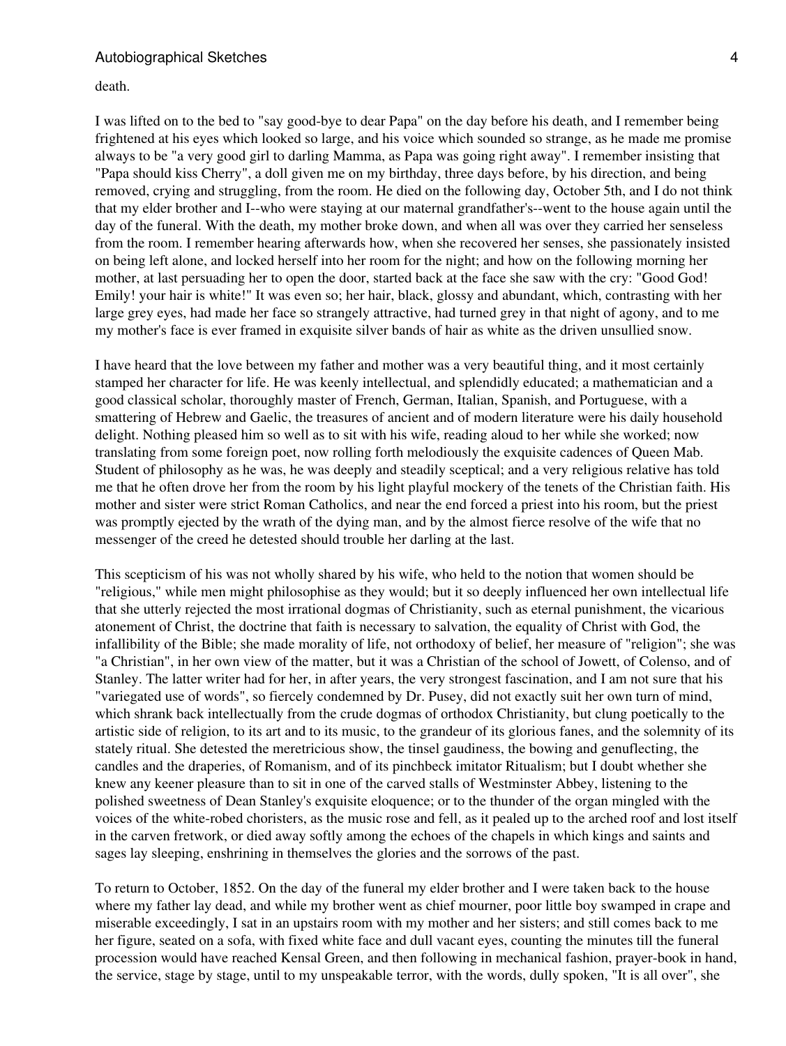death.

I was lifted on to the bed to "say good-bye to dear Papa" on the day before his death, and I remember being frightened at his eyes which looked so large, and his voice which sounded so strange, as he made me promise always to be "a very good girl to darling Mamma, as Papa was going right away". I remember insisting that "Papa should kiss Cherry", a doll given me on my birthday, three days before, by his direction, and being removed, crying and struggling, from the room. He died on the following day, October 5th, and I do not think that my elder brother and I--who were staying at our maternal grandfather's--went to the house again until the day of the funeral. With the death, my mother broke down, and when all was over they carried her senseless from the room. I remember hearing afterwards how, when she recovered her senses, she passionately insisted on being left alone, and locked herself into her room for the night; and how on the following morning her mother, at last persuading her to open the door, started back at the face she saw with the cry: "Good God! Emily! your hair is white!" It was even so; her hair, black, glossy and abundant, which, contrasting with her large grey eyes, had made her face so strangely attractive, had turned grey in that night of agony, and to me my mother's face is ever framed in exquisite silver bands of hair as white as the driven unsullied snow.

I have heard that the love between my father and mother was a very beautiful thing, and it most certainly stamped her character for life. He was keenly intellectual, and splendidly educated; a mathematician and a good classical scholar, thoroughly master of French, German, Italian, Spanish, and Portuguese, with a smattering of Hebrew and Gaelic, the treasures of ancient and of modern literature were his daily household delight. Nothing pleased him so well as to sit with his wife, reading aloud to her while she worked; now translating from some foreign poet, now rolling forth melodiously the exquisite cadences of Queen Mab. Student of philosophy as he was, he was deeply and steadily sceptical; and a very religious relative has told me that he often drove her from the room by his light playful mockery of the tenets of the Christian faith. His mother and sister were strict Roman Catholics, and near the end forced a priest into his room, but the priest was promptly ejected by the wrath of the dying man, and by the almost fierce resolve of the wife that no messenger of the creed he detested should trouble her darling at the last.

This scepticism of his was not wholly shared by his wife, who held to the notion that women should be "religious," while men might philosophise as they would; but it so deeply influenced her own intellectual life that she utterly rejected the most irrational dogmas of Christianity, such as eternal punishment, the vicarious atonement of Christ, the doctrine that faith is necessary to salvation, the equality of Christ with God, the infallibility of the Bible; she made morality of life, not orthodoxy of belief, her measure of "religion"; she was "a Christian", in her own view of the matter, but it was a Christian of the school of Jowett, of Colenso, and of Stanley. The latter writer had for her, in after years, the very strongest fascination, and I am not sure that his "variegated use of words", so fiercely condemned by Dr. Pusey, did not exactly suit her own turn of mind, which shrank back intellectually from the crude dogmas of orthodox Christianity, but clung poetically to the artistic side of religion, to its art and to its music, to the grandeur of its glorious fanes, and the solemnity of its stately ritual. She detested the meretricious show, the tinsel gaudiness, the bowing and genuflecting, the candles and the draperies, of Romanism, and of its pinchbeck imitator Ritualism; but I doubt whether she knew any keener pleasure than to sit in one of the carved stalls of Westminster Abbey, listening to the polished sweetness of Dean Stanley's exquisite eloquence; or to the thunder of the organ mingled with the voices of the white-robed choristers, as the music rose and fell, as it pealed up to the arched roof and lost itself in the carven fretwork, or died away softly among the echoes of the chapels in which kings and saints and sages lay sleeping, enshrining in themselves the glories and the sorrows of the past.

To return to October, 1852. On the day of the funeral my elder brother and I were taken back to the house where my father lay dead, and while my brother went as chief mourner, poor little boy swamped in crape and miserable exceedingly, I sat in an upstairs room with my mother and her sisters; and still comes back to me her figure, seated on a sofa, with fixed white face and dull vacant eyes, counting the minutes till the funeral procession would have reached Kensal Green, and then following in mechanical fashion, prayer-book in hand, the service, stage by stage, until to my unspeakable terror, with the words, dully spoken, "It is all over", she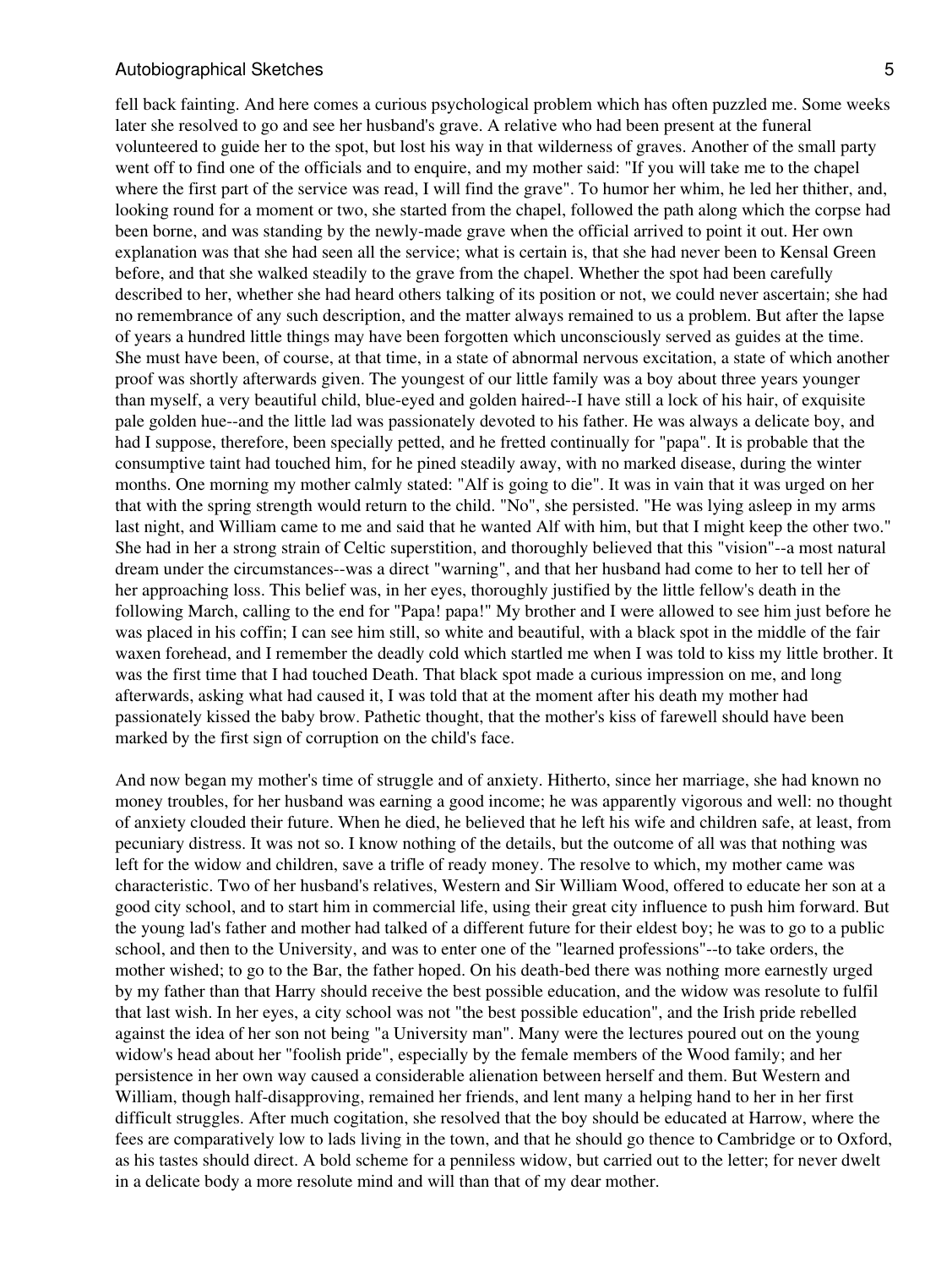fell back fainting. And here comes a curious psychological problem which has often puzzled me. Some weeks later she resolved to go and see her husband's grave. A relative who had been present at the funeral volunteered to guide her to the spot, but lost his way in that wilderness of graves. Another of the small party went off to find one of the officials and to enquire, and my mother said: "If you will take me to the chapel where the first part of the service was read, I will find the grave". To humor her whim, he led her thither, and, looking round for a moment or two, she started from the chapel, followed the path along which the corpse had been borne, and was standing by the newly-made grave when the official arrived to point it out. Her own explanation was that she had seen all the service; what is certain is, that she had never been to Kensal Green before, and that she walked steadily to the grave from the chapel. Whether the spot had been carefully described to her, whether she had heard others talking of its position or not, we could never ascertain; she had no remembrance of any such description, and the matter always remained to us a problem. But after the lapse of years a hundred little things may have been forgotten which unconsciously served as guides at the time. She must have been, of course, at that time, in a state of abnormal nervous excitation, a state of which another proof was shortly afterwards given. The youngest of our little family was a boy about three years younger than myself, a very beautiful child, blue-eyed and golden haired--I have still a lock of his hair, of exquisite pale golden hue--and the little lad was passionately devoted to his father. He was always a delicate boy, and had I suppose, therefore, been specially petted, and he fretted continually for "papa". It is probable that the consumptive taint had touched him, for he pined steadily away, with no marked disease, during the winter months. One morning my mother calmly stated: "Alf is going to die". It was in vain that it was urged on her that with the spring strength would return to the child. "No", she persisted. "He was lying asleep in my arms last night, and William came to me and said that he wanted Alf with him, but that I might keep the other two." She had in her a strong strain of Celtic superstition, and thoroughly believed that this "vision"--a most natural dream under the circumstances--was a direct "warning", and that her husband had come to her to tell her of her approaching loss. This belief was, in her eyes, thoroughly justified by the little fellow's death in the following March, calling to the end for "Papa! papa!" My brother and I were allowed to see him just before he was placed in his coffin; I can see him still, so white and beautiful, with a black spot in the middle of the fair waxen forehead, and I remember the deadly cold which startled me when I was told to kiss my little brother. It was the first time that I had touched Death. That black spot made a curious impression on me, and long afterwards, asking what had caused it, I was told that at the moment after his death my mother had passionately kissed the baby brow. Pathetic thought, that the mother's kiss of farewell should have been marked by the first sign of corruption on the child's face.

And now began my mother's time of struggle and of anxiety. Hitherto, since her marriage, she had known no money troubles, for her husband was earning a good income; he was apparently vigorous and well: no thought of anxiety clouded their future. When he died, he believed that he left his wife and children safe, at least, from pecuniary distress. It was not so. I know nothing of the details, but the outcome of all was that nothing was left for the widow and children, save a trifle of ready money. The resolve to which, my mother came was characteristic. Two of her husband's relatives, Western and Sir William Wood, offered to educate her son at a good city school, and to start him in commercial life, using their great city influence to push him forward. But the young lad's father and mother had talked of a different future for their eldest boy; he was to go to a public school, and then to the University, and was to enter one of the "learned professions"--to take orders, the mother wished; to go to the Bar, the father hoped. On his death-bed there was nothing more earnestly urged by my father than that Harry should receive the best possible education, and the widow was resolute to fulfil that last wish. In her eyes, a city school was not "the best possible education", and the Irish pride rebelled against the idea of her son not being "a University man". Many were the lectures poured out on the young widow's head about her "foolish pride", especially by the female members of the Wood family; and her persistence in her own way caused a considerable alienation between herself and them. But Western and William, though half-disapproving, remained her friends, and lent many a helping hand to her in her first difficult struggles. After much cogitation, she resolved that the boy should be educated at Harrow, where the fees are comparatively low to lads living in the town, and that he should go thence to Cambridge or to Oxford, as his tastes should direct. A bold scheme for a penniless widow, but carried out to the letter; for never dwelt in a delicate body a more resolute mind and will than that of my dear mother.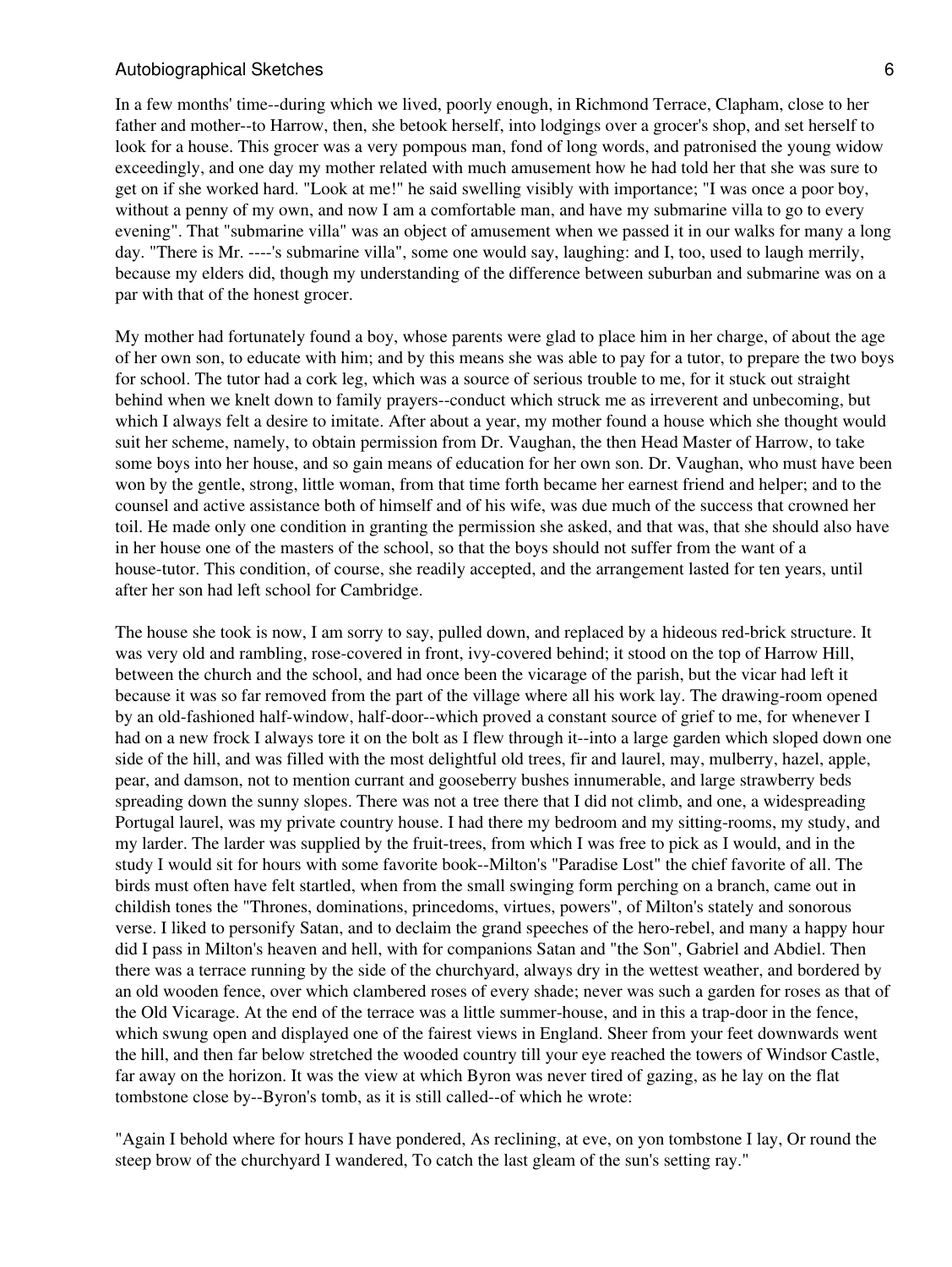In a few months' time--during which we lived, poorly enough, in Richmond Terrace, Clapham, close to her father and mother--to Harrow, then, she betook herself, into lodgings over a grocer's shop, and set herself to look for a house. This grocer was a very pompous man, fond of long words, and patronised the young widow exceedingly, and one day my mother related with much amusement how he had told her that she was sure to get on if she worked hard. "Look at me!" he said swelling visibly with importance; "I was once a poor boy, without a penny of my own, and now I am a comfortable man, and have my submarine villa to go to every evening". That "submarine villa" was an object of amusement when we passed it in our walks for many a long day. "There is Mr. ----'s submarine villa", some one would say, laughing: and I, too, used to laugh merrily, because my elders did, though my understanding of the difference between suburban and submarine was on a par with that of the honest grocer.

My mother had fortunately found a boy, whose parents were glad to place him in her charge, of about the age of her own son, to educate with him; and by this means she was able to pay for a tutor, to prepare the two boys for school. The tutor had a cork leg, which was a source of serious trouble to me, for it stuck out straight behind when we knelt down to family prayers--conduct which struck me as irreverent and unbecoming, but which I always felt a desire to imitate. After about a year, my mother found a house which she thought would suit her scheme, namely, to obtain permission from Dr. Vaughan, the then Head Master of Harrow, to take some boys into her house, and so gain means of education for her own son. Dr. Vaughan, who must have been won by the gentle, strong, little woman, from that time forth became her earnest friend and helper; and to the counsel and active assistance both of himself and of his wife, was due much of the success that crowned her toil. He made only one condition in granting the permission she asked, and that was, that she should also have in her house one of the masters of the school, so that the boys should not suffer from the want of a house-tutor. This condition, of course, she readily accepted, and the arrangement lasted for ten years, until after her son had left school for Cambridge.

The house she took is now, I am sorry to say, pulled down, and replaced by a hideous red-brick structure. It was very old and rambling, rose-covered in front, ivy-covered behind; it stood on the top of Harrow Hill, between the church and the school, and had once been the vicarage of the parish, but the vicar had left it because it was so far removed from the part of the village where all his work lay. The drawing-room opened by an old-fashioned half-window, half-door--which proved a constant source of grief to me, for whenever I had on a new frock I always tore it on the bolt as I flew through it--into a large garden which sloped down one side of the hill, and was filled with the most delightful old trees, fir and laurel, may, mulberry, hazel, apple, pear, and damson, not to mention currant and gooseberry bushes innumerable, and large strawberry beds spreading down the sunny slopes. There was not a tree there that I did not climb, and one, a widespreading Portugal laurel, was my private country house. I had there my bedroom and my sitting-rooms, my study, and my larder. The larder was supplied by the fruit-trees, from which I was free to pick as I would, and in the study I would sit for hours with some favorite book--Milton's "Paradise Lost" the chief favorite of all. The birds must often have felt startled, when from the small swinging form perching on a branch, came out in childish tones the "Thrones, dominations, princedoms, virtues, powers", of Milton's stately and sonorous verse. I liked to personify Satan, and to declaim the grand speeches of the hero-rebel, and many a happy hour did I pass in Milton's heaven and hell, with for companions Satan and "the Son", Gabriel and Abdiel. Then there was a terrace running by the side of the churchyard, always dry in the wettest weather, and bordered by an old wooden fence, over which clambered roses of every shade; never was such a garden for roses as that of the Old Vicarage. At the end of the terrace was a little summer-house, and in this a trap-door in the fence, which swung open and displayed one of the fairest views in England. Sheer from your feet downwards went the hill, and then far below stretched the wooded country till your eye reached the towers of Windsor Castle, far away on the horizon. It was the view at which Byron was never tired of gazing, as he lay on the flat tombstone close by--Byron's tomb, as it is still called--of which he wrote:

"Again I behold where for hours I have pondered, As reclining, at eve, on yon tombstone I lay, Or round the steep brow of the churchyard I wandered, To catch the last gleam of the sun's setting ray."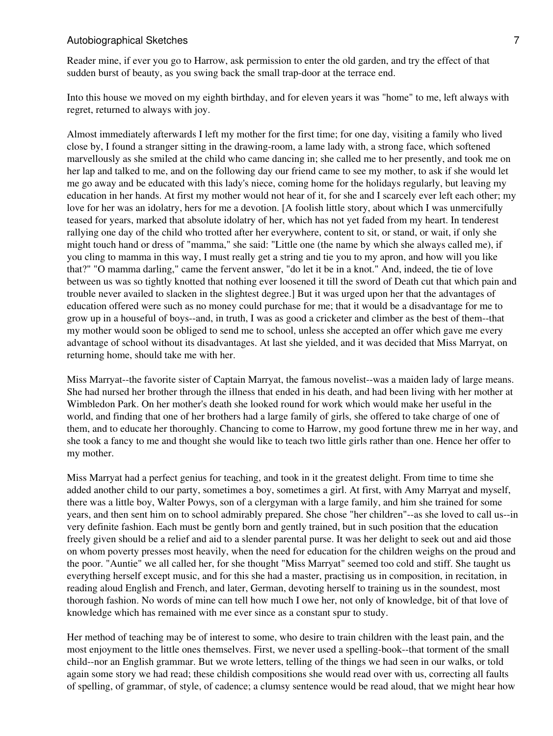Reader mine, if ever you go to Harrow, ask permission to enter the old garden, and try the effect of that sudden burst of beauty, as you swing back the small trap-door at the terrace end.

Into this house we moved on my eighth birthday, and for eleven years it was "home" to me, left always with regret, returned to always with joy.

Almost immediately afterwards I left my mother for the first time; for one day, visiting a family who lived close by, I found a stranger sitting in the drawing-room, a lame lady with, a strong face, which softened marvellously as she smiled at the child who came dancing in; she called me to her presently, and took me on her lap and talked to me, and on the following day our friend came to see my mother, to ask if she would let me go away and be educated with this lady's niece, coming home for the holidays regularly, but leaving my education in her hands. At first my mother would not hear of it, for she and I scarcely ever left each other; my love for her was an idolatry, hers for me a devotion. [A foolish little story, about which I was unmercifully teased for years, marked that absolute idolatry of her, which has not yet faded from my heart. In tenderest rallying one day of the child who trotted after her everywhere, content to sit, or stand, or wait, if only she might touch hand or dress of "mamma," she said: "Little one (the name by which she always called me), if you cling to mamma in this way, I must really get a string and tie you to my apron, and how will you like that?" "O mamma darling," came the fervent answer, "do let it be in a knot." And, indeed, the tie of love between us was so tightly knotted that nothing ever loosened it till the sword of Death cut that which pain and trouble never availed to slacken in the slightest degree.] But it was urged upon her that the advantages of education offered were such as no money could purchase for me; that it would be a disadvantage for me to grow up in a houseful of boys--and, in truth, I was as good a cricketer and climber as the best of them--that my mother would soon be obliged to send me to school, unless she accepted an offer which gave me every advantage of school without its disadvantages. At last she yielded, and it was decided that Miss Marryat, on returning home, should take me with her.

Miss Marryat--the favorite sister of Captain Marryat, the famous novelist--was a maiden lady of large means. She had nursed her brother through the illness that ended in his death, and had been living with her mother at Wimbledon Park. On her mother's death she looked round for work which would make her useful in the world, and finding that one of her brothers had a large family of girls, she offered to take charge of one of them, and to educate her thoroughly. Chancing to come to Harrow, my good fortune threw me in her way, and she took a fancy to me and thought she would like to teach two little girls rather than one. Hence her offer to my mother.

Miss Marryat had a perfect genius for teaching, and took in it the greatest delight. From time to time she added another child to our party, sometimes a boy, sometimes a girl. At first, with Amy Marryat and myself, there was a little boy, Walter Powys, son of a clergyman with a large family, and him she trained for some years, and then sent him on to school admirably prepared. She chose "her children"--as she loved to call us--in very definite fashion. Each must be gently born and gently trained, but in such position that the education freely given should be a relief and aid to a slender parental purse. It was her delight to seek out and aid those on whom poverty presses most heavily, when the need for education for the children weighs on the proud and the poor. "Auntie" we all called her, for she thought "Miss Marryat" seemed too cold and stiff. She taught us everything herself except music, and for this she had a master, practising us in composition, in recitation, in reading aloud English and French, and later, German, devoting herself to training us in the soundest, most thorough fashion. No words of mine can tell how much I owe her, not only of knowledge, bit of that love of knowledge which has remained with me ever since as a constant spur to study.

Her method of teaching may be of interest to some, who desire to train children with the least pain, and the most enjoyment to the little ones themselves. First, we never used a spelling-book--that torment of the small child--nor an English grammar. But we wrote letters, telling of the things we had seen in our walks, or told again some story we had read; these childish compositions she would read over with us, correcting all faults of spelling, of grammar, of style, of cadence; a clumsy sentence would be read aloud, that we might hear how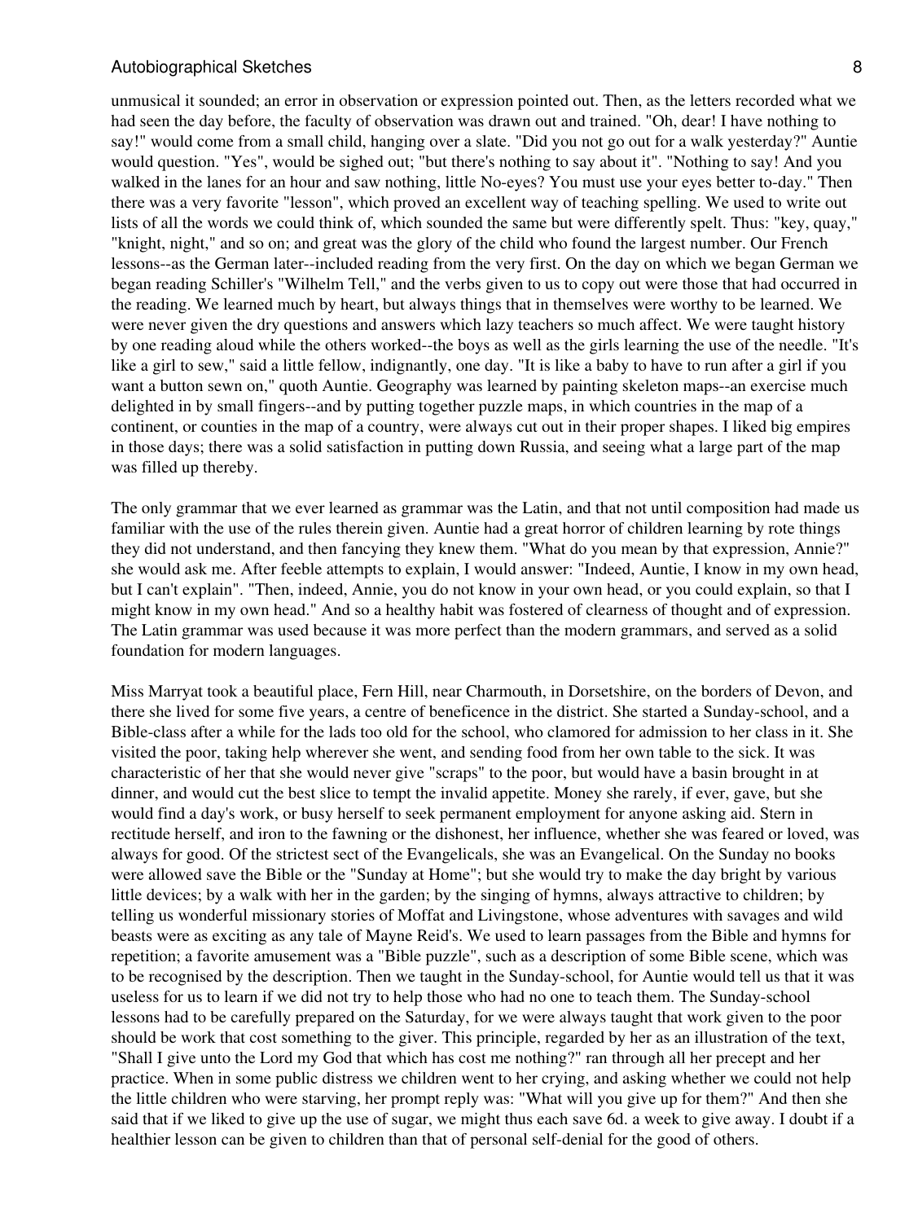unmusical it sounded; an error in observation or expression pointed out. Then, as the letters recorded what we had seen the day before, the faculty of observation was drawn out and trained. "Oh, dear! I have nothing to say!" would come from a small child, hanging over a slate. "Did you not go out for a walk yesterday?" Auntie would question. "Yes", would be sighed out; "but there's nothing to say about it". "Nothing to say! And you walked in the lanes for an hour and saw nothing, little No-eyes? You must use your eyes better to-day." Then there was a very favorite "lesson", which proved an excellent way of teaching spelling. We used to write out lists of all the words we could think of, which sounded the same but were differently spelt. Thus: "key, quay," "knight, night," and so on; and great was the glory of the child who found the largest number. Our French lessons--as the German later--included reading from the very first. On the day on which we began German we began reading Schiller's "Wilhelm Tell," and the verbs given to us to copy out were those that had occurred in the reading. We learned much by heart, but always things that in themselves were worthy to be learned. We were never given the dry questions and answers which lazy teachers so much affect. We were taught history by one reading aloud while the others worked--the boys as well as the girls learning the use of the needle. "It's like a girl to sew," said a little fellow, indignantly, one day. "It is like a baby to have to run after a girl if you want a button sewn on," quoth Auntie. Geography was learned by painting skeleton maps--an exercise much delighted in by small fingers--and by putting together puzzle maps, in which countries in the map of a continent, or counties in the map of a country, were always cut out in their proper shapes. I liked big empires in those days; there was a solid satisfaction in putting down Russia, and seeing what a large part of the map was filled up thereby.

The only grammar that we ever learned as grammar was the Latin, and that not until composition had made us familiar with the use of the rules therein given. Auntie had a great horror of children learning by rote things they did not understand, and then fancying they knew them. "What do you mean by that expression, Annie?" she would ask me. After feeble attempts to explain, I would answer: "Indeed, Auntie, I know in my own head, but I can't explain". "Then, indeed, Annie, you do not know in your own head, or you could explain, so that I might know in my own head." And so a healthy habit was fostered of clearness of thought and of expression. The Latin grammar was used because it was more perfect than the modern grammars, and served as a solid foundation for modern languages.

Miss Marryat took a beautiful place, Fern Hill, near Charmouth, in Dorsetshire, on the borders of Devon, and there she lived for some five years, a centre of beneficence in the district. She started a Sunday-school, and a Bible-class after a while for the lads too old for the school, who clamored for admission to her class in it. She visited the poor, taking help wherever she went, and sending food from her own table to the sick. It was characteristic of her that she would never give "scraps" to the poor, but would have a basin brought in at dinner, and would cut the best slice to tempt the invalid appetite. Money she rarely, if ever, gave, but she would find a day's work, or busy herself to seek permanent employment for anyone asking aid. Stern in rectitude herself, and iron to the fawning or the dishonest, her influence, whether she was feared or loved, was always for good. Of the strictest sect of the Evangelicals, she was an Evangelical. On the Sunday no books were allowed save the Bible or the "Sunday at Home"; but she would try to make the day bright by various little devices; by a walk with her in the garden; by the singing of hymns, always attractive to children; by telling us wonderful missionary stories of Moffat and Livingstone, whose adventures with savages and wild beasts were as exciting as any tale of Mayne Reid's. We used to learn passages from the Bible and hymns for repetition; a favorite amusement was a "Bible puzzle", such as a description of some Bible scene, which was to be recognised by the description. Then we taught in the Sunday-school, for Auntie would tell us that it was useless for us to learn if we did not try to help those who had no one to teach them. The Sunday-school lessons had to be carefully prepared on the Saturday, for we were always taught that work given to the poor should be work that cost something to the giver. This principle, regarded by her as an illustration of the text, "Shall I give unto the Lord my God that which has cost me nothing?" ran through all her precept and her practice. When in some public distress we children went to her crying, and asking whether we could not help the little children who were starving, her prompt reply was: "What will you give up for them?" And then she said that if we liked to give up the use of sugar, we might thus each save 6d. a week to give away. I doubt if a healthier lesson can be given to children than that of personal self-denial for the good of others.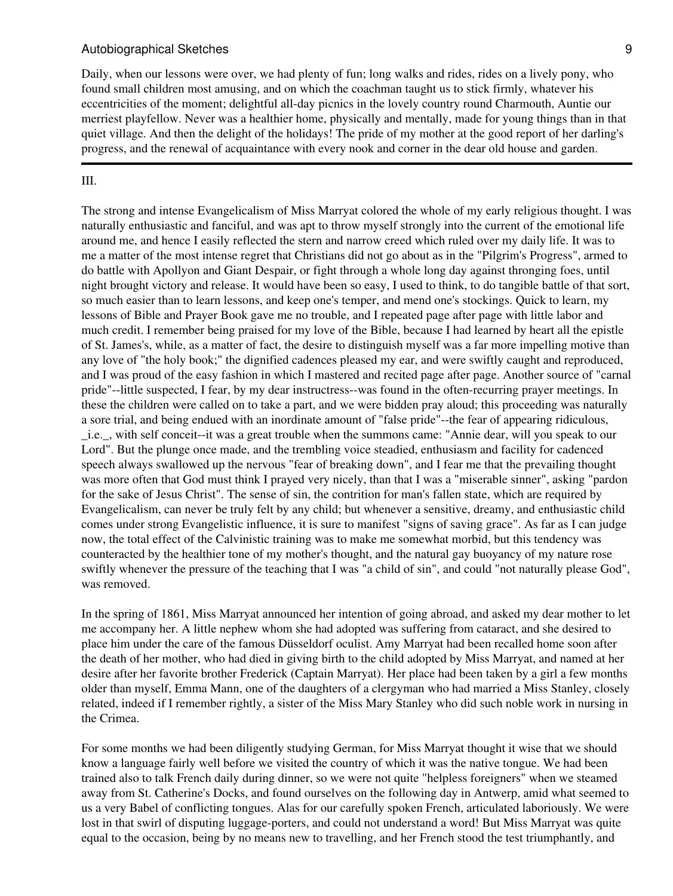Daily, when our lessons were over, we had plenty of fun; long walks and rides, rides on a lively pony, who found small children most amusing, and on which the coachman taught us to stick firmly, whatever his eccentricities of the moment; delightful all-day picnics in the lovely country round Charmouth, Auntie our merriest playfellow. Never was a healthier home, physically and mentally, made for young things than in that quiet village. And then the delight of the holidays! The pride of my mother at the good report of her darling's progress, and the renewal of acquaintance with every nook and corner in the dear old house and garden.

---

III.

The strong and intense Evangelicalism of Miss Marryat colored the whole of my early religious thought. I was naturally enthusiastic and fanciful, and was apt to throw myself strongly into the current of the emotional life around me, and hence I easily reflected the stern and narrow creed which ruled over my daily life. It was to me a matter of the most intense regret that Christians did not go about as in the "Pilgrim's Progress", armed to do battle with Apollyon and Giant Despair, or fight through a whole long day against thronging foes, until night brought victory and release. It would have been so easy, I used to think, to do tangible battle of that sort, so much easier than to learn lessons, and keep one's temper, and mend one's stockings. Quick to learn, my lessons of Bible and Prayer Book gave me no trouble, and I repeated page after page with little labor and much credit. I remember being praised for my love of the Bible, because I had learned by heart all the epistle of St. James's, while, as a matter of fact, the desire to distinguish myself was a far more impelling motive than any love of "the holy book;" the dignified cadences pleased my ear, and were swiftly caught and reproduced, and I was proud of the easy fashion in which I mastered and recited page after page. Another source of "carnal pride"--little suspected, I fear, by my dear instructress--was found in the often-recurring prayer meetings. In these the children were called on to take a part, and we were bidden pray aloud; this proceeding was naturally a sore trial, and being endued with an inordinate amount of "false pride"--the fear of appearing ridiculous, _i.e._, with self conceit--it was a great trouble when the summons came: "Annie dear, will you speak to our Lord". But the plunge once made, and the trembling voice steadied, enthusiasm and facility for cadenced speech always swallowed up the nervous "fear of breaking down", and I fear me that the prevailing thought was more often that God must think I prayed very nicely, than that I was a "miserable sinner", asking "pardon for the sake of Jesus Christ". The sense of sin, the contrition for man's fallen state, which are required by Evangelicalism, can never be truly felt by any child; but whenever a sensitive, dreamy, and enthusiastic child comes under strong Evangelistic influence, it is sure to manifest "signs of saving grace". As far as I can judge now, the total effect of the Calvinistic training was to make me somewhat morbid, but this tendency was counteracted by the healthier tone of my mother's thought, and the natural gay buoyancy of my nature rose swiftly whenever the pressure of the teaching that I was "a child of sin", and could "not naturally please God", was removed.

In the spring of 1861, Miss Marryat announced her intention of going abroad, and asked my dear mother to let me accompany her. A little nephew whom she had adopted was suffering from cataract, and she desired to place him under the care of the famous Düsseldorf oculist. Amy Marryat had been recalled home soon after the death of her mother, who had died in giving birth to the child adopted by Miss Marryat, and named at her desire after her favorite brother Frederick (Captain Marryat). Her place had been taken by a girl a few months older than myself, Emma Mann, one of the daughters of a clergyman who had married a Miss Stanley, closely related, indeed if I remember rightly, a sister of the Miss Mary Stanley who did such noble work in nursing in the Crimea.

For some months we had been diligently studying German, for Miss Marryat thought it wise that we should know a language fairly well before we visited the country of which it was the native tongue. We had been trained also to talk French daily during dinner, so we were not quite "helpless foreigners" when we steamed away from St. Catherine's Docks, and found ourselves on the following day in Antwerp, amid what seemed to us a very Babel of conflicting tongues. Alas for our carefully spoken French, articulated laboriously. We were lost in that swirl of disputing luggage-porters, and could not understand a word! But Miss Marryat was quite equal to the occasion, being by no means new to travelling, and her French stood the test triumphantly, and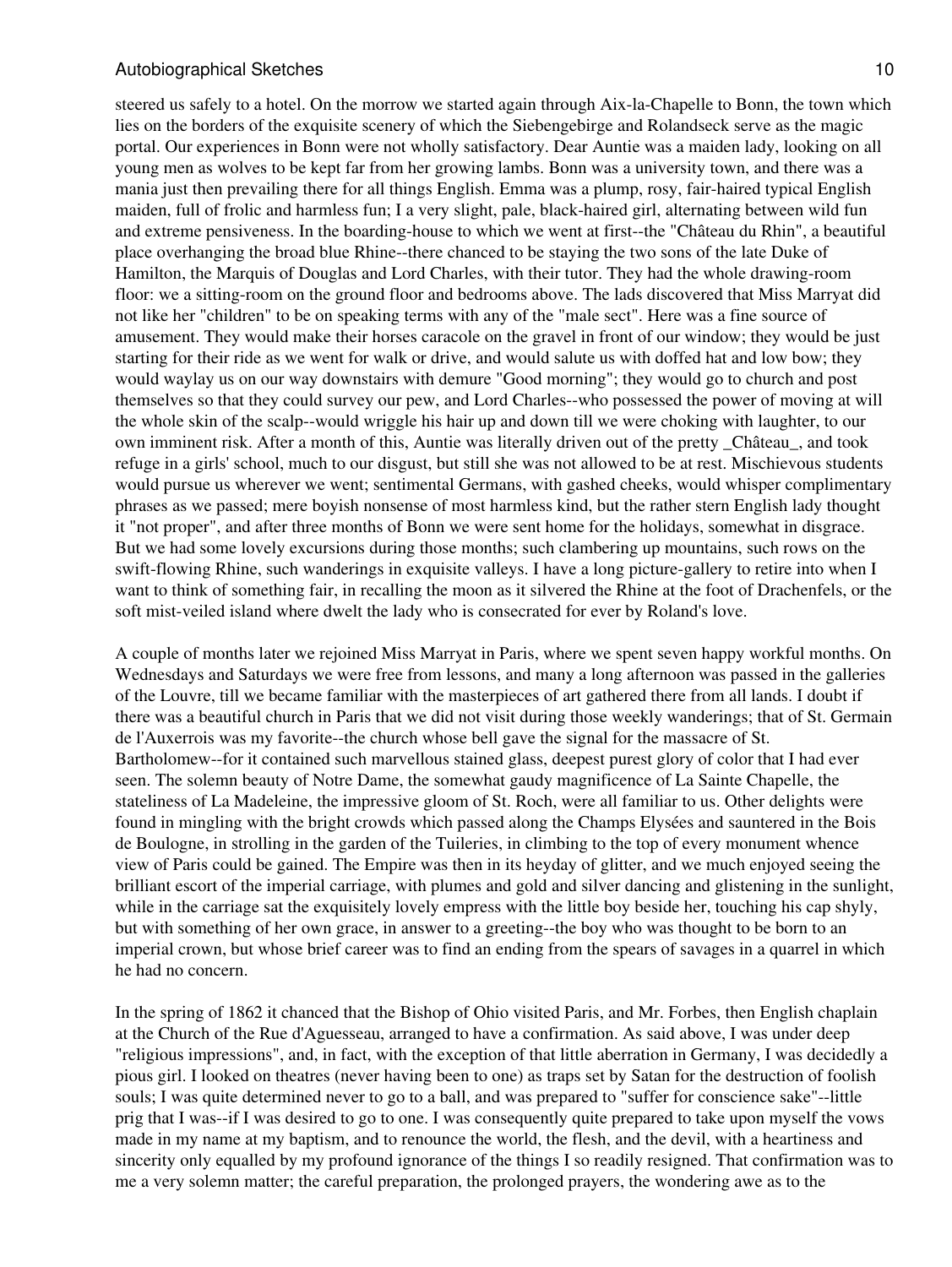steered us safely to a hotel. On the morrow we started again through Aix-la-Chapelle to Bonn, the town which lies on the borders of the exquisite scenery of which the Siebengebirge and Rolandseck serve as the magic portal. Our experiences in Bonn were not wholly satisfactory. Dear Auntie was a maiden lady, looking on all young men as wolves to be kept far from her growing lambs. Bonn was a university town, and there was a mania just then prevailing there for all things English. Emma was a plump, rosy, fair-haired typical English maiden, full of frolic and harmless fun; I a very slight, pale, black-haired girl, alternating between wild fun and extreme pensiveness. In the boarding-house to which we went at first--the "Château du Rhin", a beautiful place overhanging the broad blue Rhine--there chanced to be staying the two sons of the late Duke of Hamilton, the Marquis of Douglas and Lord Charles, with their tutor. They had the whole drawing-room floor: we a sitting-room on the ground floor and bedrooms above. The lads discovered that Miss Marryat did not like her "children" to be on speaking terms with any of the "male sect". Here was a fine source of amusement. They would make their horses caracole on the gravel in front of our window; they would be just starting for their ride as we went for walk or drive, and would salute us with doffed hat and low bow; they would waylay us on our way downstairs with demure "Good morning"; they would go to church and post themselves so that they could survey our pew, and Lord Charles--who possessed the power of moving at will the whole skin of the scalp--would wriggle his hair up and down till we were choking with laughter, to our own imminent risk. After a month of this, Auntie was literally driven out of the pretty _Château_, and took refuge in a girls' school, much to our disgust, but still she was not allowed to be at rest. Mischievous students would pursue us wherever we went; sentimental Germans, with gashed cheeks, would whisper complimentary phrases as we passed; mere boyish nonsense of most harmless kind, but the rather stern English lady thought it "not proper", and after three months of Bonn we were sent home for the holidays, somewhat in disgrace. But we had some lovely excursions during those months; such clambering up mountains, such rows on the swift-flowing Rhine, such wanderings in exquisite valleys. I have a long picture-gallery to retire into when I want to think of something fair, in recalling the moon as it silvered the Rhine at the foot of Drachenfels, or the soft mist-veiled island where dwelt the lady who is consecrated for ever by Roland's love.

A couple of months later we rejoined Miss Marryat in Paris, where we spent seven happy workful months. On Wednesdays and Saturdays we were free from lessons, and many a long afternoon was passed in the galleries of the Louvre, till we became familiar with the masterpieces of art gathered there from all lands. I doubt if there was a beautiful church in Paris that we did not visit during those weekly wanderings; that of St. Germain de l'Auxerrois was my favorite--the church whose bell gave the signal for the massacre of St. Bartholomew--for it contained such marvellous stained glass, deepest purest glory of color that I had ever seen. The solemn beauty of Notre Dame, the somewhat gaudy magnificence of La Sainte Chapelle, the stateliness of La Madeleine, the impressive gloom of St. Roch, were all familiar to us. Other delights were found in mingling with the bright crowds which passed along the Champs Elysées and sauntered in the Bois de Boulogne, in strolling in the garden of the Tuileries, in climbing to the top of every monument whence view of Paris could be gained. The Empire was then in its heyday of glitter, and we much enjoyed seeing the brilliant escort of the imperial carriage, with plumes and gold and silver dancing and glistening in the sunlight, while in the carriage sat the exquisitely lovely empress with the little boy beside her, touching his cap shyly, but with something of her own grace, in answer to a greeting--the boy who was thought to be born to an imperial crown, but whose brief career was to find an ending from the spears of savages in a quarrel in which he had no concern.

In the spring of 1862 it chanced that the Bishop of Ohio visited Paris, and Mr. Forbes, then English chaplain at the Church of the Rue d'Aguesseau, arranged to have a confirmation. As said above, I was under deep "religious impressions", and, in fact, with the exception of that little aberration in Germany, I was decidedly a pious girl. I looked on theatres (never having been to one) as traps set by Satan for the destruction of foolish souls; I was quite determined never to go to a ball, and was prepared to "suffer for conscience sake"--little prig that I was--if I was desired to go to one. I was consequently quite prepared to take upon myself the vows made in my name at my baptism, and to renounce the world, the flesh, and the devil, with a heartiness and sincerity only equalled by my profound ignorance of the things I so readily resigned. That confirmation was to me a very solemn matter; the careful preparation, the prolonged prayers, the wondering awe as to the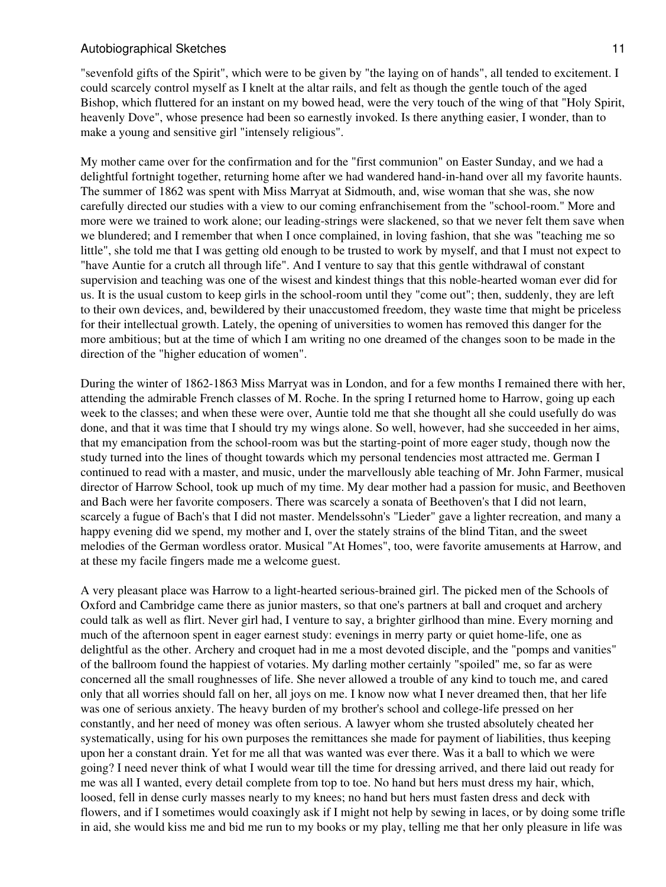"sevenfold gifts of the Spirit", which were to be given by "the laying on of hands", all tended to excitement. I could scarcely control myself as I knelt at the altar rails, and felt as though the gentle touch of the aged Bishop, which fluttered for an instant on my bowed head, were the very touch of the wing of that "Holy Spirit, heavenly Dove", whose presence had been so earnestly invoked. Is there anything easier, I wonder, than to make a young and sensitive girl "intensely religious".

My mother came over for the confirmation and for the "first communion" on Easter Sunday, and we had a delightful fortnight together, returning home after we had wandered hand-in-hand over all my favorite haunts. The summer of 1862 was spent with Miss Marryat at Sidmouth, and, wise woman that she was, she now carefully directed our studies with a view to our coming enfranchisement from the "school-room." More and more were we trained to work alone; our leading-strings were slackened, so that we never felt them save when we blundered; and I remember that when I once complained, in loving fashion, that she was "teaching me so little", she told me that I was getting old enough to be trusted to work by myself, and that I must not expect to "have Auntie for a crutch all through life". And I venture to say that this gentle withdrawal of constant supervision and teaching was one of the wisest and kindest things that this noble-hearted woman ever did for us. It is the usual custom to keep girls in the school-room until they "come out"; then, suddenly, they are left to their own devices, and, bewildered by their unaccustomed freedom, they waste time that might be priceless for their intellectual growth. Lately, the opening of universities to women has removed this danger for the more ambitious; but at the time of which I am writing no one dreamed of the changes soon to be made in the direction of the "higher education of women".

During the winter of 1862-1863 Miss Marryat was in London, and for a few months I remained there with her, attending the admirable French classes of M. Roche. In the spring I returned home to Harrow, going up each week to the classes; and when these were over, Auntie told me that she thought all she could usefully do was done, and that it was time that I should try my wings alone. So well, however, had she succeeded in her aims, that my emancipation from the school-room was but the starting-point of more eager study, though now the study turned into the lines of thought towards which my personal tendencies most attracted me. German I continued to read with a master, and music, under the marvellously able teaching of Mr. John Farmer, musical director of Harrow School, took up much of my time. My dear mother had a passion for music, and Beethoven and Bach were her favorite composers. There was scarcely a sonata of Beethoven's that I did not learn, scarcely a fugue of Bach's that I did not master. Mendelssohn's "Lieder" gave a lighter recreation, and many a happy evening did we spend, my mother and I, over the stately strains of the blind Titan, and the sweet melodies of the German wordless orator. Musical "At Homes", too, were favorite amusements at Harrow, and at these my facile fingers made me a welcome guest.

A very pleasant place was Harrow to a light-hearted serious-brained girl. The picked men of the Schools of Oxford and Cambridge came there as junior masters, so that one's partners at ball and croquet and archery could talk as well as flirt. Never girl had, I venture to say, a brighter girlhood than mine. Every morning and much of the afternoon spent in eager earnest study: evenings in merry party or quiet home-life, one as delightful as the other. Archery and croquet had in me a most devoted disciple, and the "pomps and vanities" of the ballroom found the happiest of votaries. My darling mother certainly "spoiled" me, so far as were concerned all the small roughnesses of life. She never allowed a trouble of any kind to touch me, and cared only that all worries should fall on her, all joys on me. I know now what I never dreamed then, that her life was one of serious anxiety. The heavy burden of my brother's school and college-life pressed on her constantly, and her need of money was often serious. A lawyer whom she trusted absolutely cheated her systematically, using for his own purposes the remittances she made for payment of liabilities, thus keeping upon her a constant drain. Yet for me all that was wanted was ever there. Was it a ball to which we were going? I need never think of what I would wear till the time for dressing arrived, and there laid out ready for me was all I wanted, every detail complete from top to toe. No hand but hers must dress my hair, which, loosed, fell in dense curly masses nearly to my knees; no hand but hers must fasten dress and deck with flowers, and if I sometimes would coaxingly ask if I might not help by sewing in laces, or by doing some trifle in aid, she would kiss me and bid me run to my books or my play, telling me that her only pleasure in life was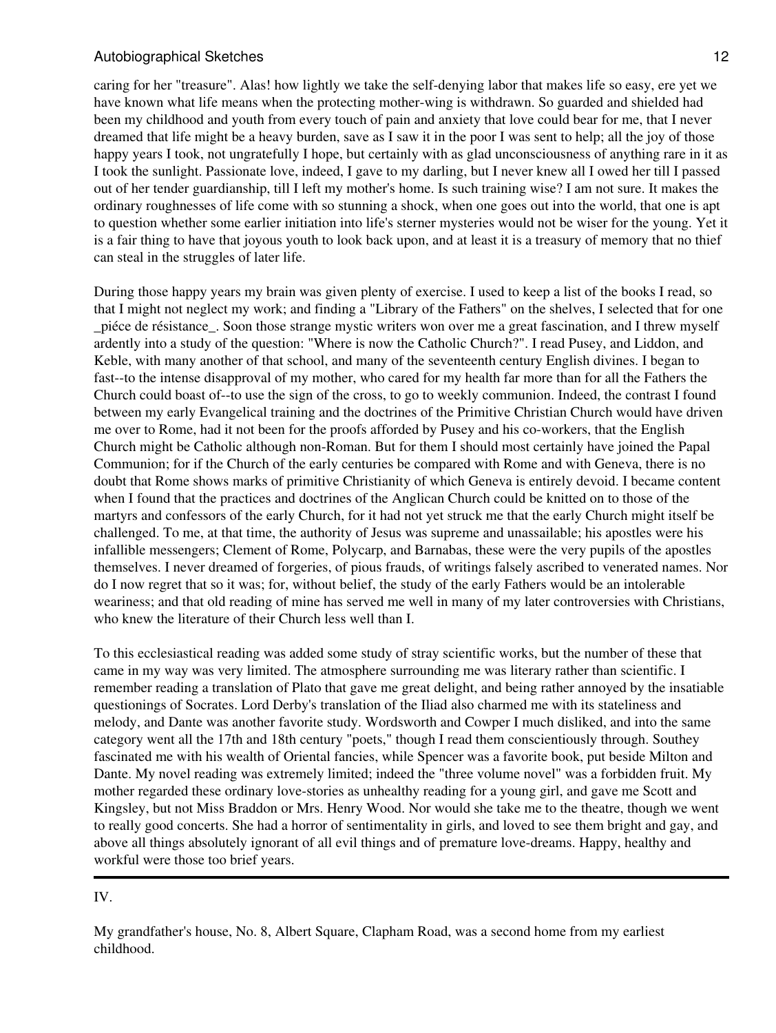caring for her "treasure". Alas! how lightly we take the self-denying labor that makes life so easy, ere yet we have known what life means when the protecting mother-wing is withdrawn. So guarded and shielded had been my childhood and youth from every touch of pain and anxiety that love could bear for me, that I never dreamed that life might be a heavy burden, save as I saw it in the poor I was sent to help; all the joy of those happy years I took, not ungratefully I hope, but certainly with as glad unconsciousness of anything rare in it as I took the sunlight. Passionate love, indeed, I gave to my darling, but I never knew all I owed her till I passed out of her tender guardianship, till I left my mother's home. Is such training wise? I am not sure. It makes the ordinary roughnesses of life come with so stunning a shock, when one goes out into the world, that one is apt to question whether some earlier initiation into life's sterner mysteries would not be wiser for the young. Yet it is a fair thing to have that joyous youth to look back upon, and at least it is a treasury of memory that no thief can steal in the struggles of later life.

During those happy years my brain was given plenty of exercise. I used to keep a list of the books I read, so that I might not neglect my work; and finding a "Library of the Fathers" on the shelves, I selected that for one _piéce de résistance_. Soon those strange mystic writers won over me a great fascination, and I threw myself ardently into a study of the question: "Where is now the Catholic Church?". I read Pusey, and Liddon, and Keble, with many another of that school, and many of the seventeenth century English divines. I began to fast--to the intense disapproval of my mother, who cared for my health far more than for all the Fathers the Church could boast of--to use the sign of the cross, to go to weekly communion. Indeed, the contrast I found between my early Evangelical training and the doctrines of the Primitive Christian Church would have driven me over to Rome, had it not been for the proofs afforded by Pusey and his co-workers, that the English Church might be Catholic although non-Roman. But for them I should most certainly have joined the Papal Communion; for if the Church of the early centuries be compared with Rome and with Geneva, there is no doubt that Rome shows marks of primitive Christianity of which Geneva is entirely devoid. I became content when I found that the practices and doctrines of the Anglican Church could be knitted on to those of the martyrs and confessors of the early Church, for it had not yet struck me that the early Church might itself be challenged. To me, at that time, the authority of Jesus was supreme and unassailable; his apostles were his infallible messengers; Clement of Rome, Polycarp, and Barnabas, these were the very pupils of the apostles themselves. I never dreamed of forgeries, of pious frauds, of writings falsely ascribed to venerated names. Nor do I now regret that so it was; for, without belief, the study of the early Fathers would be an intolerable weariness; and that old reading of mine has served me well in many of my later controversies with Christians, who knew the literature of their Church less well than I.

To this ecclesiastical reading was added some study of stray scientific works, but the number of these that came in my way was very limited. The atmosphere surrounding me was literary rather than scientific. I remember reading a translation of Plato that gave me great delight, and being rather annoyed by the insatiable questionings of Socrates. Lord Derby's translation of the Iliad also charmed me with its stateliness and melody, and Dante was another favorite study. Wordsworth and Cowper I much disliked, and into the same category went all the 17th and 18th century "poets," though I read them conscientiously through. Southey fascinated me with his wealth of Oriental fancies, while Spencer was a favorite book, put beside Milton and Dante. My novel reading was extremely limited; indeed the "three volume novel" was a forbidden fruit. My mother regarded these ordinary love-stories as unhealthy reading for a young girl, and gave me Scott and Kingsley, but not Miss Braddon or Mrs. Henry Wood. Nor would she take me to the theatre, though we went to really good concerts. She had a horror of sentimentality in girls, and loved to see them bright and gay, and above all things absolutely ignorant of all evil things and of premature love-dreams. Happy, healthy and workful were those too brief years.

---

## IV.

My grandfather's house, No. 8, Albert Square, Clapham Road, was a second home from my earliest childhood.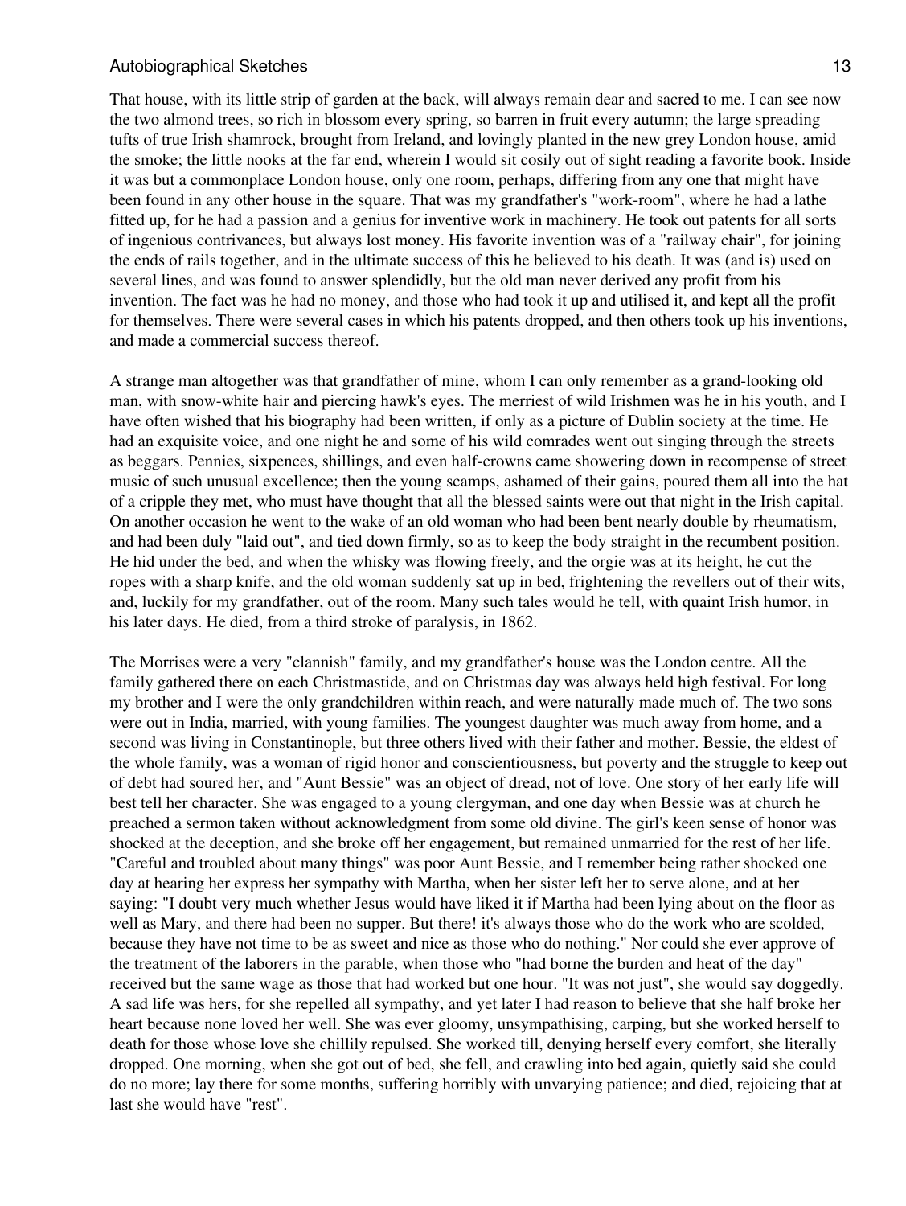That house, with its little strip of garden at the back, will always remain dear and sacred to me. I can see now the two almond trees, so rich in blossom every spring, so barren in fruit every autumn; the large spreading tufts of true Irish shamrock, brought from Ireland, and lovingly planted in the new grey London house, amid the smoke; the little nooks at the far end, wherein I would sit cosily out of sight reading a favorite book. Inside it was but a commonplace London house, only one room, perhaps, differing from any one that might have been found in any other house in the square. That was my grandfather's "work-room", where he had a lathe fitted up, for he had a passion and a genius for inventive work in machinery. He took out patents for all sorts of ingenious contrivances, but always lost money. His favorite invention was of a "railway chair", for joining the ends of rails together, and in the ultimate success of this he believed to his death. It was (and is) used on several lines, and was found to answer splendidly, but the old man never derived any profit from his invention. The fact was he had no money, and those who had took it up and utilised it, and kept all the profit for themselves. There were several cases in which his patents dropped, and then others took up his inventions, and made a commercial success thereof.

A strange man altogether was that grandfather of mine, whom I can only remember as a grand-looking old man, with snow-white hair and piercing hawk's eyes. The merriest of wild Irishmen was he in his youth, and I have often wished that his biography had been written, if only as a picture of Dublin society at the time. He had an exquisite voice, and one night he and some of his wild comrades went out singing through the streets as beggars. Pennies, sixpences, shillings, and even half-crowns came showering down in recompense of street music of such unusual excellence; then the young scamps, ashamed of their gains, poured them all into the hat of a cripple they met, who must have thought that all the blessed saints were out that night in the Irish capital. On another occasion he went to the wake of an old woman who had been bent nearly double by rheumatism, and had been duly "laid out", and tied down firmly, so as to keep the body straight in the recumbent position. He hid under the bed, and when the whisky was flowing freely, and the orgie was at its height, he cut the ropes with a sharp knife, and the old woman suddenly sat up in bed, frightening the revellers out of their wits, and, luckily for my grandfather, out of the room. Many such tales would he tell, with quaint Irish humor, in his later days. He died, from a third stroke of paralysis, in 1862.

The Morrises were a very "clannish" family, and my grandfather's house was the London centre. All the family gathered there on each Christmastide, and on Christmas day was always held high festival. For long my brother and I were the only grandchildren within reach, and were naturally made much of. The two sons were out in India, married, with young families. The youngest daughter was much away from home, and a second was living in Constantinople, but three others lived with their father and mother. Bessie, the eldest of the whole family, was a woman of rigid honor and conscientiousness, but poverty and the struggle to keep out of debt had soured her, and "Aunt Bessie" was an object of dread, not of love. One story of her early life will best tell her character. She was engaged to a young clergyman, and one day when Bessie was at church he preached a sermon taken without acknowledgment from some old divine. The girl's keen sense of honor was shocked at the deception, and she broke off her engagement, but remained unmarried for the rest of her life. "Careful and troubled about many things" was poor Aunt Bessie, and I remember being rather shocked one day at hearing her express her sympathy with Martha, when her sister left her to serve alone, and at her saying: "I doubt very much whether Jesus would have liked it if Martha had been lying about on the floor as well as Mary, and there had been no supper. But there! it's always those who do the work who are scolded, because they have not time to be as sweet and nice as those who do nothing." Nor could she ever approve of the treatment of the laborers in the parable, when those who "had borne the burden and heat of the day" received but the same wage as those that had worked but one hour. "It was not just", she would say doggedly. A sad life was hers, for she repelled all sympathy, and yet later I had reason to believe that she half broke her heart because none loved her well. She was ever gloomy, unsympathising, carping, but she worked herself to death for those whose love she chillily repulsed. She worked till, denying herself every comfort, she literally dropped. One morning, when she got out of bed, she fell, and crawling into bed again, quietly said she could do no more; lay there for some months, suffering horribly with unvarying patience; and died, rejoicing that at last she would have "rest".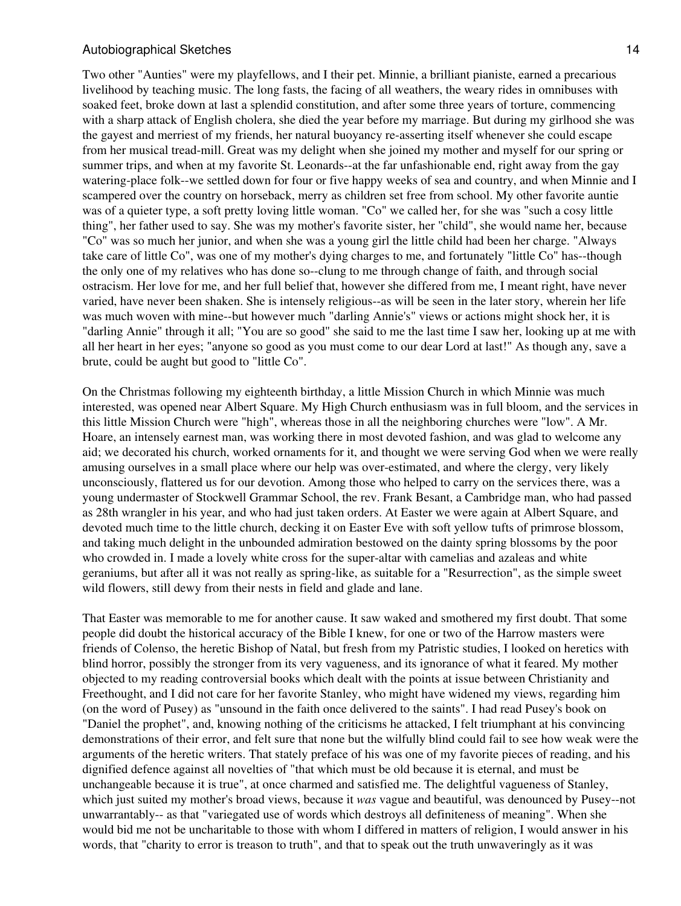Two other "Aunties" were my playfellows, and I their pet. Minnie, a brilliant pianiste, earned a precarious livelihood by teaching music. The long fasts, the facing of all weathers, the weary rides in omnibuses with soaked feet, broke down at last a splendid constitution, and after some three years of torture, commencing with a sharp attack of English cholera, she died the year before my marriage. But during my girlhood she was the gayest and merriest of my friends, her natural buoyancy re-asserting itself whenever she could escape from her musical tread-mill. Great was my delight when she joined my mother and myself for our spring or summer trips, and when at my favorite St. Leonards--at the far unfashionable end, right away from the gay watering-place folk--we settled down for four or five happy weeks of sea and country, and when Minnie and I scampered over the country on horseback, merry as children set free from school. My other favorite auntie was of a quieter type, a soft pretty loving little woman. "Co" we called her, for she was "such a cosy little thing", her father used to say. She was my mother's favorite sister, her "child", she would name her, because "Co" was so much her junior, and when she was a young girl the little child had been her charge. "Always take care of little Co", was one of my mother's dying charges to me, and fortunately "little Co" has--though the only one of my relatives who has done so--clung to me through change of faith, and through social ostracism. Her love for me, and her full belief that, however she differed from me, I meant right, have never varied, have never been shaken. She is intensely religious--as will be seen in the later story, wherein her life was much woven with mine--but however much "darling Annie's" views or actions might shock her, it is "darling Annie" through it all; "You are so good" she said to me the last time I saw her, looking up at me with all her heart in her eyes; "anyone so good as you must come to our dear Lord at last!" As though any, save a brute, could be aught but good to "little Co".

On the Christmas following my eighteenth birthday, a little Mission Church in which Minnie was much interested, was opened near Albert Square. My High Church enthusiasm was in full bloom, and the services in this little Mission Church were "high", whereas those in all the neighboring churches were "low". A Mr. Hoare, an intensely earnest man, was working there in most devoted fashion, and was glad to welcome any aid; we decorated his church, worked ornaments for it, and thought we were serving God when we were really amusing ourselves in a small place where our help was over-estimated, and where the clergy, very likely unconsciously, flattered us for our devotion. Among those who helped to carry on the services there, was a young undermaster of Stockwell Grammar School, the rev. Frank Besant, a Cambridge man, who had passed as 28th wrangler in his year, and who had just taken orders. At Easter we were again at Albert Square, and devoted much time to the little church, decking it on Easter Eve with soft yellow tufts of primrose blossom, and taking much delight in the unbounded admiration bestowed on the dainty spring blossoms by the poor who crowded in. I made a lovely white cross for the super-altar with camelias and azaleas and white geraniums, but after all it was not really as spring-like, as suitable for a "Resurrection", as the simple sweet wild flowers, still dewy from their nests in field and glade and lane.

That Easter was memorable to me for another cause. It saw waked and smothered my first doubt. That some people did doubt the historical accuracy of the Bible I knew, for one or two of the Harrow masters were friends of Colenso, the heretic Bishop of Natal, but fresh from my Patristic studies, I looked on heretics with blind horror, possibly the stronger from its very vagueness, and its ignorance of what it feared. My mother objected to my reading controversial books which dealt with the points at issue between Christianity and Freethought, and I did not care for her favorite Stanley, who might have widened my views, regarding him (on the word of Pusey) as "unsound in the faith once delivered to the saints". I had read Pusey's book on "Daniel the prophet", and, knowing nothing of the criticisms he attacked, I felt triumphant at his convincing demonstrations of their error, and felt sure that none but the wilfully blind could fail to see how weak were the arguments of the heretic writers. That stately preface of his was one of my favorite pieces of reading, and his dignified defence against all novelties of "that which must be old because it is eternal, and must be unchangeable because it is true", at once charmed and satisfied me. The delightful vagueness of Stanley, which just suited my mother's broad views, because it *was* vague and beautiful, was denounced by Pusey--not unwarrantably-- as that "variegated use of words which destroys all definiteness of meaning". When she would bid me not be uncharitable to those with whom I differed in matters of religion, I would answer in his words, that "charity to error is treason to truth", and that to speak out the truth unwaveringly as it was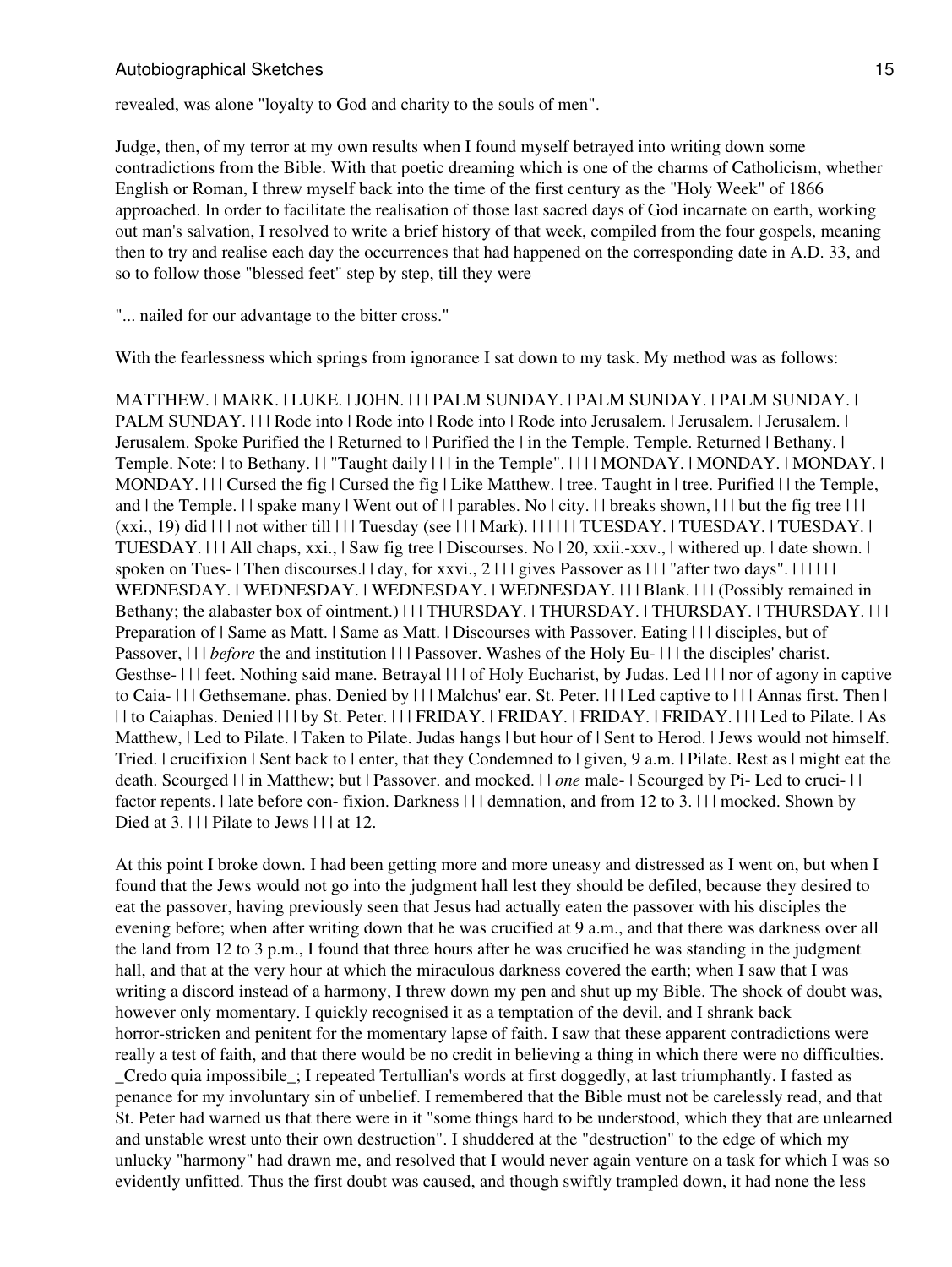revealed, was alone "loyalty to God and charity to the souls of men".

Judge, then, of my terror at my own results when I found myself betrayed into writing down some contradictions from the Bible. With that poetic dreaming which is one of the charms of Catholicism, whether English or Roman, I threw myself back into the time of the first century as the "Holy Week" of 1866 approached. In order to facilitate the realisation of those last sacred days of God incarnate on earth, working out man's salvation, I resolved to write a brief history of that week, compiled from the four gospels, meaning then to try and realise each day the occurrences that had happened on the corresponding date in A.D. 33, and so to follow those "blessed feet" step by step, till they were

"... nailed for our advantage to the bitter cross."

With the fearlessness which springs from ignorance I sat down to my task. My method was as follows:

MATTHEW. | MARK. | LUKE. | JOHN. | | | PALM SUNDAY. | PALM SUNDAY. | PALM SUNDAY. | PALM SUNDAY. | | | Rode into | Rode into | Rode into | Rode into Jerusalem. | Jerusalem. | Jerusalem. | Jerusalem. Spoke Purified the | Returned to | Purified the | in the Temple. Temple. Returned | Bethany. | Temple. Note: | to Bethany. | | "Taught daily | | | in the Temple". | | | | MONDAY. | MONDAY. | MONDAY. | MONDAY. | | | Cursed the fig | Cursed the fig | Like Matthew. | tree. Taught in | tree. Purified | | the Temple, and | the Temple. | | spake many | Went out of | | parables. No | city. | | breaks shown, | | | but the fig tree | | | (xxi., 19) did | | | not wither till | | | Tuesday (see | | | Mark). | | | | | | TUESDAY. | TUESDAY. | TUESDAY. | TUESDAY. | | | All chaps, xxi., | Saw fig tree | Discourses. No | 20, xxii.-xxv., | withered up. | date shown. | spoken on Tues- | Then discourses.| | day, for xxvi., 2 | | | gives Passover as | | | "after two days". | | | | | | WEDNESDAY. | WEDNESDAY. | WEDNESDAY. | WEDNESDAY. | | | Blank. | | | (Possibly remained in Bethany; the alabaster box of ointment.) | | | THURSDAY. | THURSDAY. | THURSDAY. | THURSDAY. | | | Preparation of | Same as Matt. | Same as Matt. | Discourses with Passover. Eating | | | disciples, but of Passover, | | | *before* the and institution | | | Passover. Washes of the Holy Eu- | | | the disciples' charist. Gesthse- | | | feet. Nothing said mane. Betrayal | | | of Holy Eucharist, by Judas. Led | | | nor of agony in captive to Caia- | | | Gethsemane. phas. Denied by | | | Malchus' ear. St. Peter. | | | Led captive to | | | Annas first. Then | | | to Caiaphas. Denied | | | by St. Peter. | | | FRIDAY. | FRIDAY. | FRIDAY. | FRIDAY. | | | Led to Pilate. | As Matthew, | Led to Pilate. | Taken to Pilate. Judas hangs | but hour of | Sent to Herod. | Jews would not himself. Tried. | crucifixion | Sent back to | enter, that they Condemned to | given, 9 a.m. | Pilate. Rest as | might eat the death. Scourged | | in Matthew; but | Passover. and mocked. | | *one* male- | Scourged by Pi- Led to cruci- | | factor repents. | late before con- fixion. Darkness | | | demnation, and from 12 to 3. | | | mocked. Shown by Died at 3. | | | Pilate to Jews | | | at 12.

At this point I broke down. I had been getting more and more uneasy and distressed as I went on, but when I found that the Jews would not go into the judgment hall lest they should be defiled, because they desired to eat the passover, having previously seen that Jesus had actually eaten the passover with his disciples the evening before; when after writing down that he was crucified at 9 a.m., and that there was darkness over all the land from 12 to 3 p.m., I found that three hours after he was crucified he was standing in the judgment hall, and that at the very hour at which the miraculous darkness covered the earth; when I saw that I was writing a discord instead of a harmony, I threw down my pen and shut up my Bible. The shock of doubt was, however only momentary. I quickly recognised it as a temptation of the devil, and I shrank back horror-stricken and penitent for the momentary lapse of faith. I saw that these apparent contradictions were really a test of faith, and that there would be no credit in believing a thing in which there were no difficulties. _Credo quia impossibile_; I repeated Tertullian's words at first doggedly, at last triumphantly. I fasted as penance for my involuntary sin of unbelief. I remembered that the Bible must not be carelessly read, and that St. Peter had warned us that there were in it "some things hard to be understood, which they that are unlearned and unstable wrest unto their own destruction". I shuddered at the "destruction" to the edge of which my unlucky "harmony" had drawn me, and resolved that I would never again venture on a task for which I was so evidently unfitted. Thus the first doubt was caused, and though swiftly trampled down, it had none the less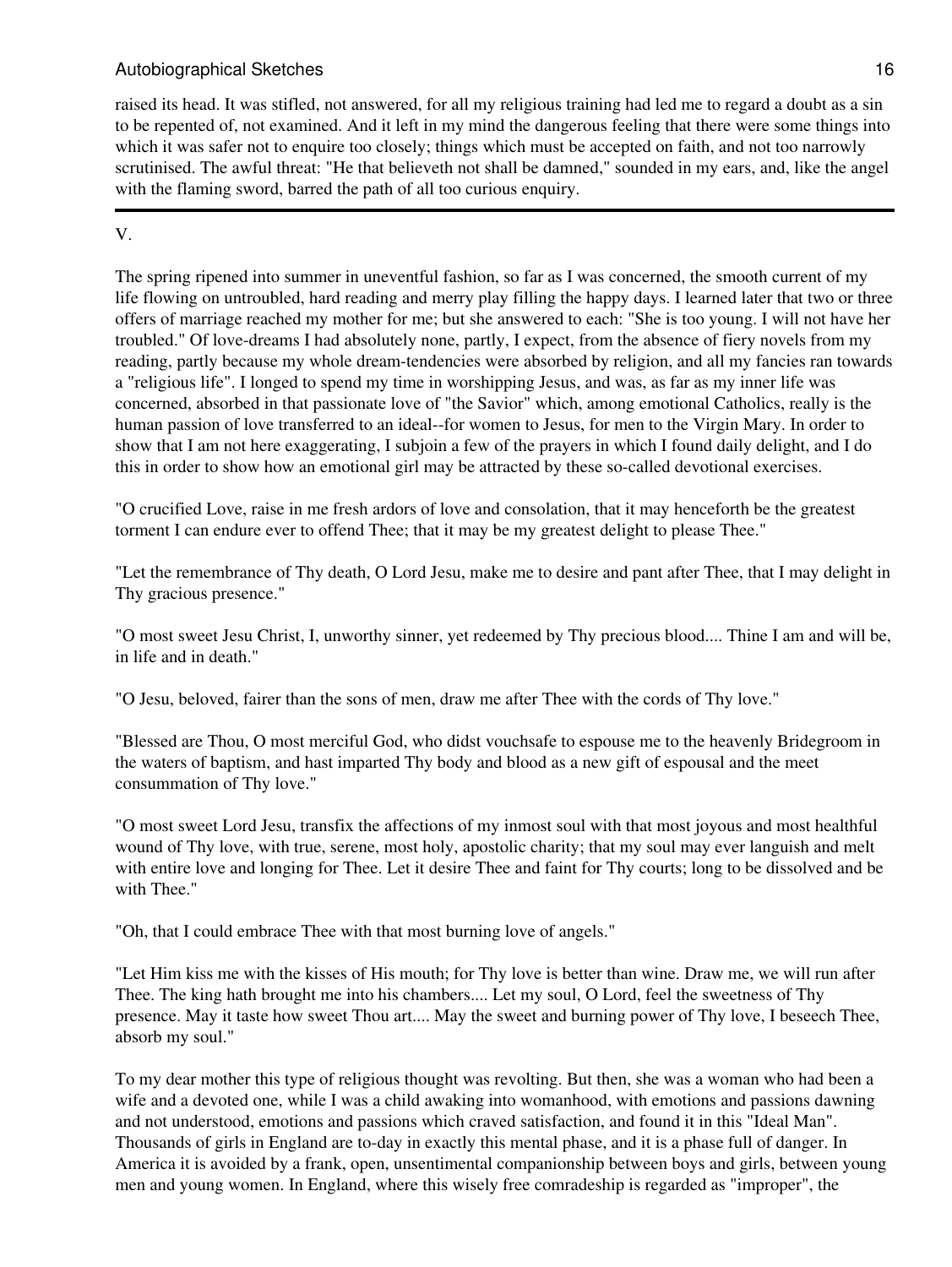raised its head. It was stifled, not answered, for all my religious training had led me to regard a doubt as a sin to be repented of, not examined. And it left in my mind the dangerous feeling that there were some things into which it was safer not to enquire too closely; things which must be accepted on faith, and not too narrowly scrutinised. The awful threat: "He that believeth not shall be damned," sounded in my ears, and, like the angel with the flaming sword, barred the path of all too curious enquiry.

---

V.

The spring ripened into summer in uneventful fashion, so far as I was concerned, the smooth current of my life flowing on untroubled, hard reading and merry play filling the happy days. I learned later that two or three offers of marriage reached my mother for me; but she answered to each: "She is too young. I will not have her troubled." Of love-dreams I had absolutely none, partly, I expect, from the absence of fiery novels from my reading, partly because my whole dream-tendencies were absorbed by religion, and all my fancies ran towards a "religious life". I longed to spend my time in worshipping Jesus, and was, as far as my inner life was concerned, absorbed in that passionate love of "the Savior" which, among emotional Catholics, really is the human passion of love transferred to an ideal--for women to Jesus, for men to the Virgin Mary. In order to show that I am not here exaggerating, I subjoin a few of the prayers in which I found daily delight, and I do this in order to show how an emotional girl may be attracted by these so-called devotional exercises.

"O crucified Love, raise in me fresh ardors of love and consolation, that it may henceforth be the greatest torment I can endure ever to offend Thee; that it may be my greatest delight to please Thee."

"Let the remembrance of Thy death, O Lord Jesu, make me to desire and pant after Thee, that I may delight in Thy gracious presence."

"O most sweet Jesu Christ, I, unworthy sinner, yet redeemed by Thy precious blood.... Thine I am and will be, in life and in death."

"O Jesu, beloved, fairer than the sons of men, draw me after Thee with the cords of Thy love."

"Blessed are Thou, O most merciful God, who didst vouchsafe to espouse me to the heavenly Bridegroom in the waters of baptism, and hast imparted Thy body and blood as a new gift of espousal and the meet consummation of Thy love."

"O most sweet Lord Jesu, transfix the affections of my inmost soul with that most joyous and most healthful wound of Thy love, with true, serene, most holy, apostolic charity; that my soul may ever languish and melt with entire love and longing for Thee. Let it desire Thee and faint for Thy courts; long to be dissolved and be with Thee."

"Oh, that I could embrace Thee with that most burning love of angels."

"Let Him kiss me with the kisses of His mouth; for Thy love is better than wine. Draw me, we will run after Thee. The king hath brought me into his chambers.... Let my soul, O Lord, feel the sweetness of Thy presence. May it taste how sweet Thou art.... May the sweet and burning power of Thy love, I beseech Thee, absorb my soul."

To my dear mother this type of religious thought was revolting. But then, she was a woman who had been a wife and a devoted one, while I was a child awaking into womanhood, with emotions and passions dawning and not understood, emotions and passions which craved satisfaction, and found it in this "Ideal Man". Thousands of girls in England are to-day in exactly this mental phase, and it is a phase full of danger. In America it is avoided by a frank, open, unsentimental companionship between boys and girls, between young men and young women. In England, where this wisely free comradeship is regarded as "improper", the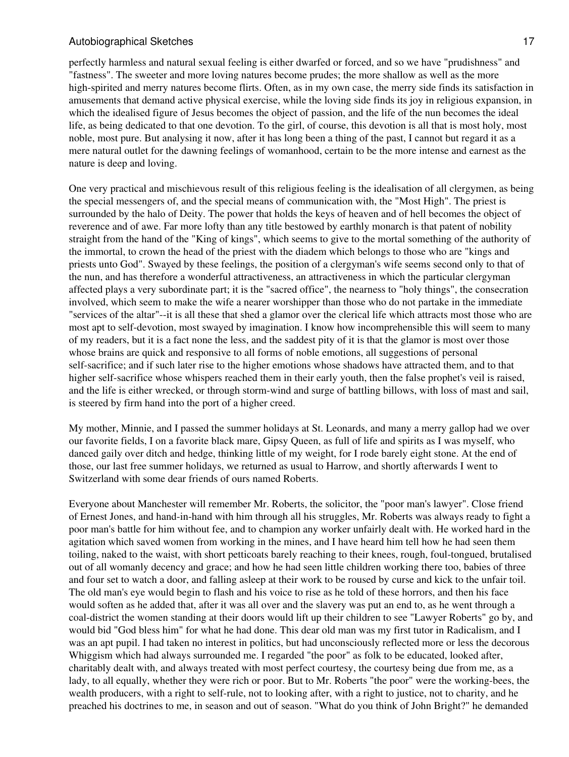perfectly harmless and natural sexual feeling is either dwarfed or forced, and so we have "prudishness" and "fastness". The sweeter and more loving natures become prudes; the more shallow as well as the more high-spirited and merry natures become flirts. Often, as in my own case, the merry side finds its satisfaction in amusements that demand active physical exercise, while the loving side finds its joy in religious expansion, in which the idealised figure of Jesus becomes the object of passion, and the life of the nun becomes the ideal life, as being dedicated to that one devotion. To the girl, of course, this devotion is all that is most holy, most noble, most pure. But analysing it now, after it has long been a thing of the past, I cannot but regard it as a mere natural outlet for the dawning feelings of womanhood, certain to be the more intense and earnest as the nature is deep and loving.

One very practical and mischievous result of this religious feeling is the idealisation of all clergymen, as being the special messengers of, and the special means of communication with, the "Most High". The priest is surrounded by the halo of Deity. The power that holds the keys of heaven and of hell becomes the object of reverence and of awe. Far more lofty than any title bestowed by earthly monarch is that patent of nobility straight from the hand of the "King of kings", which seems to give to the mortal something of the authority of the immortal, to crown the head of the priest with the diadem which belongs to those who are "kings and priests unto God". Swayed by these feelings, the position of a clergyman's wife seems second only to that of the nun, and has therefore a wonderful attractiveness, an attractiveness in which the particular clergyman affected plays a very subordinate part; it is the "sacred office", the nearness to "holy things", the consecration involved, which seem to make the wife a nearer worshipper than those who do not partake in the immediate "services of the altar"--it is all these that shed a glamor over the clerical life which attracts most those who are most apt to self-devotion, most swayed by imagination. I know how incomprehensible this will seem to many of my readers, but it is a fact none the less, and the saddest pity of it is that the glamor is most over those whose brains are quick and responsive to all forms of noble emotions, all suggestions of personal self-sacrifice; and if such later rise to the higher emotions whose shadows have attracted them, and to that higher self-sacrifice whose whispers reached them in their early youth, then the false prophet's veil is raised, and the life is either wrecked, or through storm-wind and surge of battling billows, with loss of mast and sail, is steered by firm hand into the port of a higher creed.

My mother, Minnie, and I passed the summer holidays at St. Leonards, and many a merry gallop had we over our favorite fields, I on a favorite black mare, Gipsy Queen, as full of life and spirits as I was myself, who danced gaily over ditch and hedge, thinking little of my weight, for I rode barely eight stone. At the end of those, our last free summer holidays, we returned as usual to Harrow, and shortly afterwards I went to Switzerland with some dear friends of ours named Roberts.

Everyone about Manchester will remember Mr. Roberts, the solicitor, the "poor man's lawyer". Close friend of Ernest Jones, and hand-in-hand with him through all his struggles, Mr. Roberts was always ready to fight a poor man's battle for him without fee, and to champion any worker unfairly dealt with. He worked hard in the agitation which saved women from working in the mines, and I have heard him tell how he had seen them toiling, naked to the waist, with short petticoats barely reaching to their knees, rough, foul-tongued, brutalised out of all womanly decency and grace; and how he had seen little children working there too, babies of three and four set to watch a door, and falling asleep at their work to be roused by curse and kick to the unfair toil. The old man's eye would begin to flash and his voice to rise as he told of these horrors, and then his face would soften as he added that, after it was all over and the slavery was put an end to, as he went through a coal-district the women standing at their doors would lift up their children to see "Lawyer Roberts" go by, and would bid "God bless him" for what he had done. This dear old man was my first tutor in Radicalism, and I was an apt pupil. I had taken no interest in politics, but had unconsciously reflected more or less the decorous Whiggism which had always surrounded me. I regarded "the poor" as folk to be educated, looked after, charitably dealt with, and always treated with most perfect courtesy, the courtesy being due from me, as a lady, to all equally, whether they were rich or poor. But to Mr. Roberts "the poor" were the working-bees, the wealth producers, with a right to self-rule, not to looking after, with a right to justice, not to charity, and he preached his doctrines to me, in season and out of season. "What do you think of John Bright?" he demanded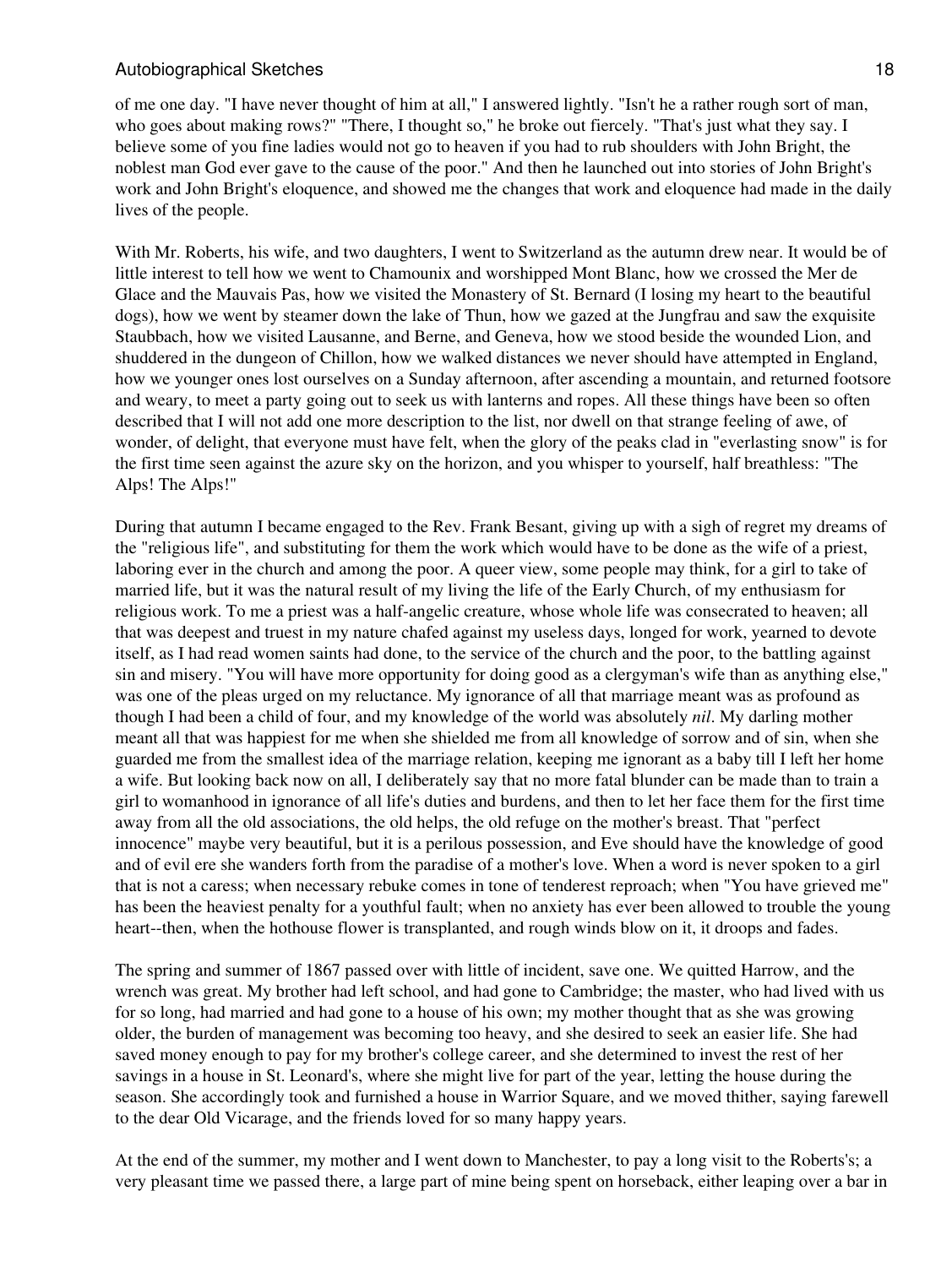of me one day. "I have never thought of him at all," I answered lightly. "Isn't he a rather rough sort of man, who goes about making rows?" "There, I thought so," he broke out fiercely. "That's just what they say. I believe some of you fine ladies would not go to heaven if you had to rub shoulders with John Bright, the noblest man God ever gave to the cause of the poor." And then he launched out into stories of John Bright's work and John Bright's eloquence, and showed me the changes that work and eloquence had made in the daily lives of the people.

With Mr. Roberts, his wife, and two daughters, I went to Switzerland as the autumn drew near. It would be of little interest to tell how we went to Chamounix and worshipped Mont Blanc, how we crossed the Mer de Glace and the Mauvais Pas, how we visited the Monastery of St. Bernard (I losing my heart to the beautiful dogs), how we went by steamer down the lake of Thun, how we gazed at the Jungfrau and saw the exquisite Staubbach, how we visited Lausanne, and Berne, and Geneva, how we stood beside the wounded Lion, and shuddered in the dungeon of Chillon, how we walked distances we never should have attempted in England, how we younger ones lost ourselves on a Sunday afternoon, after ascending a mountain, and returned footsore and weary, to meet a party going out to seek us with lanterns and ropes. All these things have been so often described that I will not add one more description to the list, nor dwell on that strange feeling of awe, of wonder, of delight, that everyone must have felt, when the glory of the peaks clad in "everlasting snow" is for the first time seen against the azure sky on the horizon, and you whisper to yourself, half breathless: "The Alps! The Alps!"

During that autumn I became engaged to the Rev. Frank Besant, giving up with a sigh of regret my dreams of the "religious life", and substituting for them the work which would have to be done as the wife of a priest, laboring ever in the church and among the poor. A queer view, some people may think, for a girl to take of married life, but it was the natural result of my living the life of the Early Church, of my enthusiasm for religious work. To me a priest was a half-angelic creature, whose whole life was consecrated to heaven; all that was deepest and truest in my nature chafed against my useless days, longed for work, yearned to devote itself, as I had read women saints had done, to the service of the church and the poor, to the battling against sin and misery. "You will have more opportunity for doing good as a clergyman's wife than as anything else," was one of the pleas urged on my reluctance. My ignorance of all that marriage meant was as profound as though I had been a child of four, and my knowledge of the world was absolutely *nil*. My darling mother meant all that was happiest for me when she shielded me from all knowledge of sorrow and of sin, when she guarded me from the smallest idea of the marriage relation, keeping me ignorant as a baby till I left her home a wife. But looking back now on all, I deliberately say that no more fatal blunder can be made than to train a girl to womanhood in ignorance of all life's duties and burdens, and then to let her face them for the first time away from all the old associations, the old helps, the old refuge on the mother's breast. That "perfect innocence" maybe very beautiful, but it is a perilous possession, and Eve should have the knowledge of good and of evil ere she wanders forth from the paradise of a mother's love. When a word is never spoken to a girl that is not a caress; when necessary rebuke comes in tone of tenderest reproach; when "You have grieved me" has been the heaviest penalty for a youthful fault; when no anxiety has ever been allowed to trouble the young heart--then, when the hothouse flower is transplanted, and rough winds blow on it, it droops and fades.

The spring and summer of 1867 passed over with little of incident, save one. We quitted Harrow, and the wrench was great. My brother had left school, and had gone to Cambridge; the master, who had lived with us for so long, had married and had gone to a house of his own; my mother thought that as she was growing older, the burden of management was becoming too heavy, and she desired to seek an easier life. She had saved money enough to pay for my brother's college career, and she determined to invest the rest of her savings in a house in St. Leonard's, where she might live for part of the year, letting the house during the season. She accordingly took and furnished a house in Warrior Square, and we moved thither, saying farewell to the dear Old Vicarage, and the friends loved for so many happy years.

At the end of the summer, my mother and I went down to Manchester, to pay a long visit to the Roberts's; a very pleasant time we passed there, a large part of mine being spent on horseback, either leaping over a bar in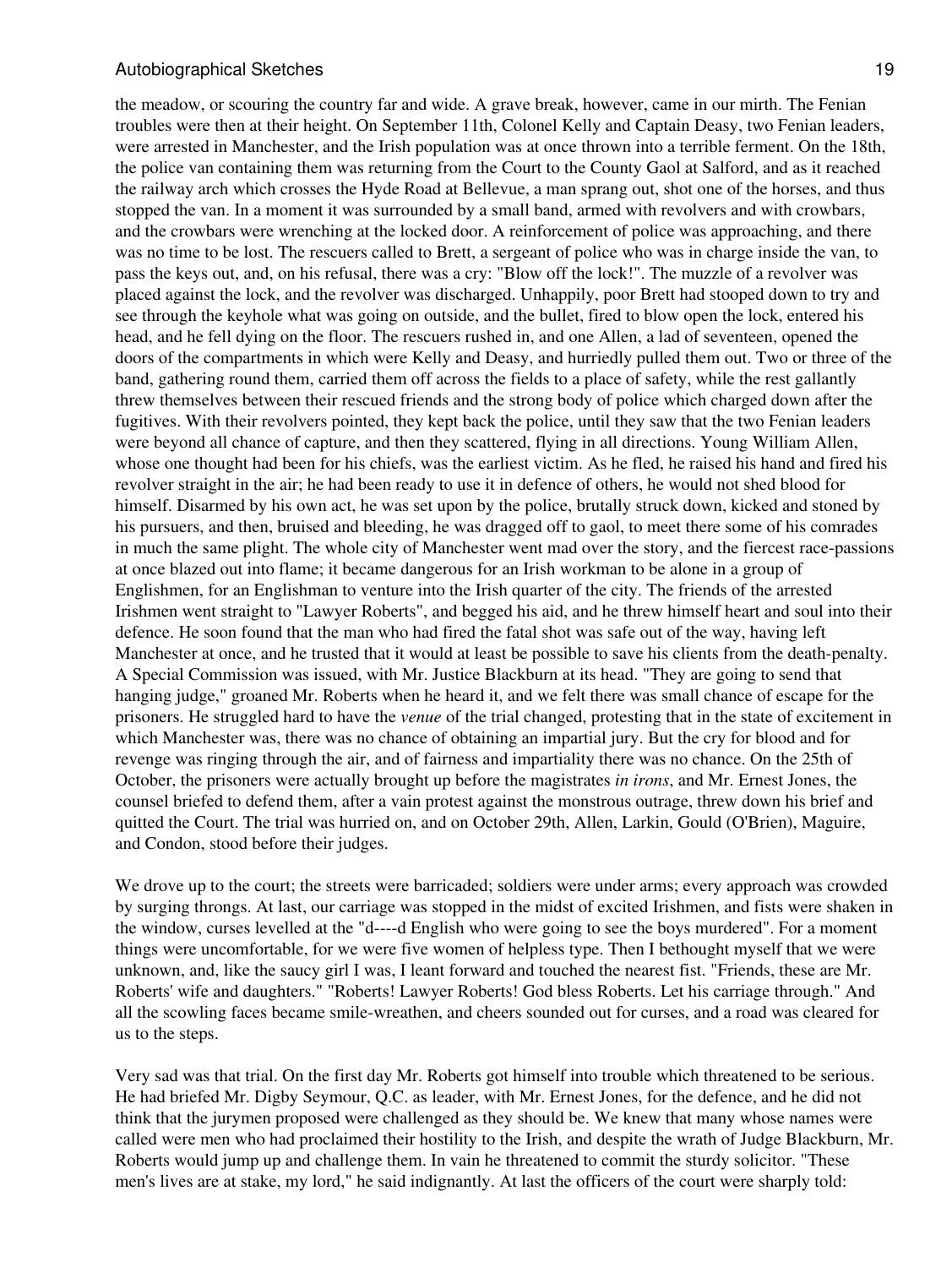the meadow, or scouring the country far and wide. A grave break, however, came in our mirth. The Fenian troubles were then at their height. On September 11th, Colonel Kelly and Captain Deasy, two Fenian leaders, were arrested in Manchester, and the Irish population was at once thrown into a terrible ferment. On the 18th, the police van containing them was returning from the Court to the County Gaol at Salford, and as it reached the railway arch which crosses the Hyde Road at Bellevue, a man sprang out, shot one of the horses, and thus stopped the van. In a moment it was surrounded by a small band, armed with revolvers and with crowbars, and the crowbars were wrenching at the locked door. A reinforcement of police was approaching, and there was no time to be lost. The rescuers called to Brett, a sergeant of police who was in charge inside the van, to pass the keys out, and, on his refusal, there was a cry: "Blow off the lock!". The muzzle of a revolver was placed against the lock, and the revolver was discharged. Unhappily, poor Brett had stooped down to try and see through the keyhole what was going on outside, and the bullet, fired to blow open the lock, entered his head, and he fell dying on the floor. The rescuers rushed in, and one Allen, a lad of seventeen, opened the doors of the compartments in which were Kelly and Deasy, and hurriedly pulled them out. Two or three of the band, gathering round them, carried them off across the fields to a place of safety, while the rest gallantly threw themselves between their rescued friends and the strong body of police which charged down after the fugitives. With their revolvers pointed, they kept back the police, until they saw that the two Fenian leaders were beyond all chance of capture, and then they scattered, flying in all directions. Young William Allen, whose one thought had been for his chiefs, was the earliest victim. As he fled, he raised his hand and fired his revolver straight in the air; he had been ready to use it in defence of others, he would not shed blood for himself. Disarmed by his own act, he was set upon by the police, brutally struck down, kicked and stoned by his pursuers, and then, bruised and bleeding, he was dragged off to gaol, to meet there some of his comrades in much the same plight. The whole city of Manchester went mad over the story, and the fiercest race-passions at once blazed out into flame; it became dangerous for an Irish workman to be alone in a group of Englishmen, for an Englishman to venture into the Irish quarter of the city. The friends of the arrested Irishmen went straight to "Lawyer Roberts", and begged his aid, and he threw himself heart and soul into their defence. He soon found that the man who had fired the fatal shot was safe out of the way, having left Manchester at once, and he trusted that it would at least be possible to save his clients from the death-penalty. A Special Commission was issued, with Mr. Justice Blackburn at its head. "They are going to send that hanging judge," groaned Mr. Roberts when he heard it, and we felt there was small chance of escape for the prisoners. He struggled hard to have the *venue* of the trial changed, protesting that in the state of excitement in which Manchester was, there was no chance of obtaining an impartial jury. But the cry for blood and for revenge was ringing through the air, and of fairness and impartiality there was no chance. On the 25th of October, the prisoners were actually brought up before the magistrates *in irons*, and Mr. Ernest Jones, the counsel briefed to defend them, after a vain protest against the monstrous outrage, threw down his brief and quitted the Court. The trial was hurried on, and on October 29th, Allen, Larkin, Gould (O'Brien), Maguire, and Condon, stood before their judges.

We drove up to the court; the streets were barricaded; soldiers were under arms; every approach was crowded by surging throngs. At last, our carriage was stopped in the midst of excited Irishmen, and fists were shaken in the window, curses levelled at the "d----d English who were going to see the boys murdered". For a moment things were uncomfortable, for we were five women of helpless type. Then I bethought myself that we were unknown, and, like the saucy girl I was, I leant forward and touched the nearest fist. "Friends, these are Mr. Roberts' wife and daughters." "Roberts! Lawyer Roberts! God bless Roberts. Let his carriage through." And all the scowling faces became smile-wreathen, and cheers sounded out for curses, and a road was cleared for us to the steps.

Very sad was that trial. On the first day Mr. Roberts got himself into trouble which threatened to be serious. He had briefed Mr. Digby Seymour, Q.C. as leader, with Mr. Ernest Jones, for the defence, and he did not think that the jurymen proposed were challenged as they should be. We knew that many whose names were called were men who had proclaimed their hostility to the Irish, and despite the wrath of Judge Blackburn, Mr. Roberts would jump up and challenge them. In vain he threatened to commit the sturdy solicitor. "These men's lives are at stake, my lord," he said indignantly. At last the officers of the court were sharply told: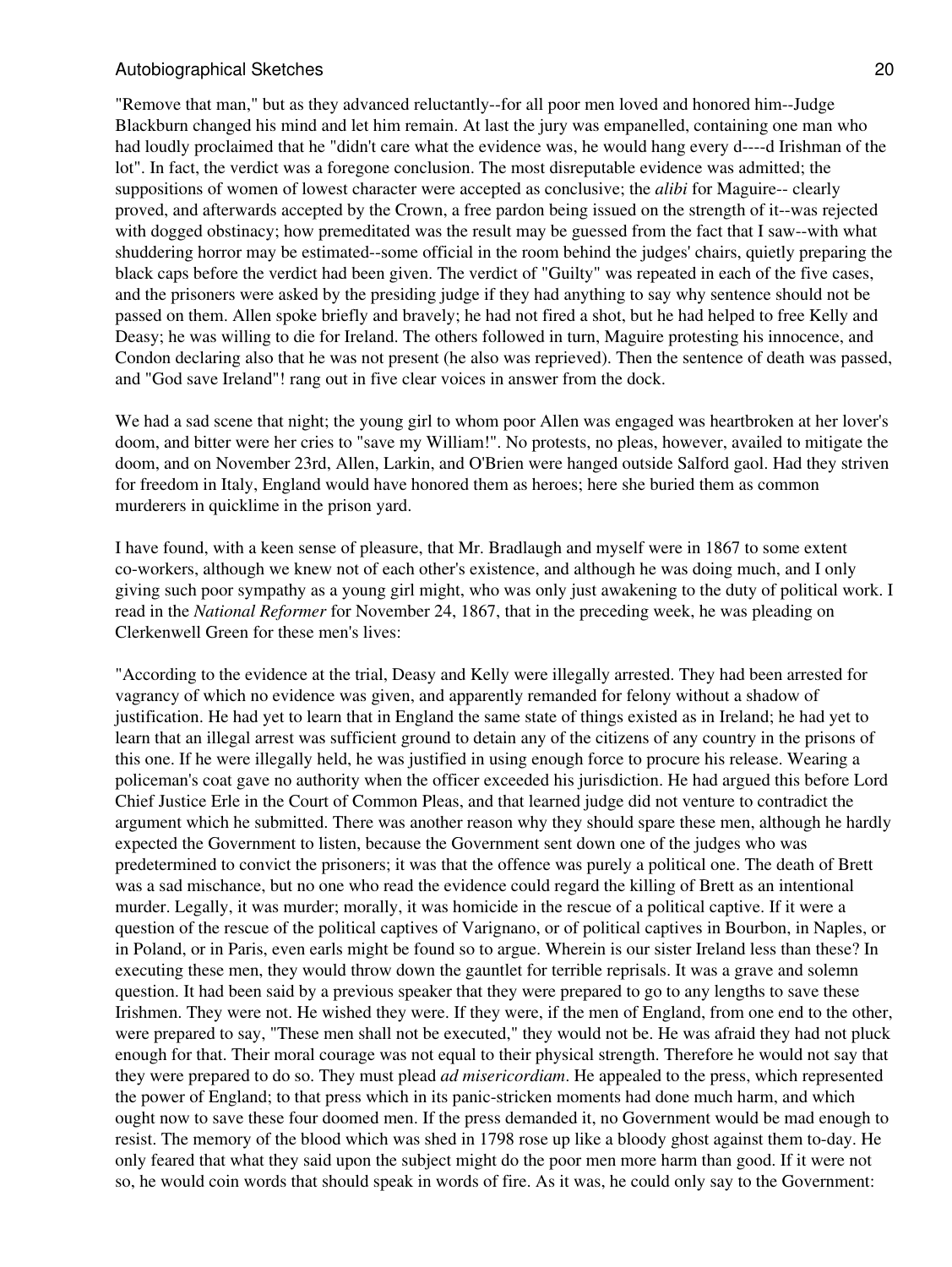"Remove that man," but as they advanced reluctantly--for all poor men loved and honored him--Judge Blackburn changed his mind and let him remain. At last the jury was empanelled, containing one man who had loudly proclaimed that he "didn't care what the evidence was, he would hang every d----d Irishman of the lot". In fact, the verdict was a foregone conclusion. The most disreputable evidence was admitted; the suppositions of women of lowest character were accepted as conclusive; the *alibi* for Maguire-- clearly proved, and afterwards accepted by the Crown, a free pardon being issued on the strength of it--was rejected with dogged obstinacy; how premeditated was the result may be guessed from the fact that I saw--with what shuddering horror may be estimated--some official in the room behind the judges' chairs, quietly preparing the black caps before the verdict had been given. The verdict of "Guilty" was repeated in each of the five cases, and the prisoners were asked by the presiding judge if they had anything to say why sentence should not be passed on them. Allen spoke briefly and bravely; he had not fired a shot, but he had helped to free Kelly and Deasy; he was willing to die for Ireland. The others followed in turn, Maguire protesting his innocence, and Condon declaring also that he was not present (he also was reprieved). Then the sentence of death was passed, and "God save Ireland"! rang out in five clear voices in answer from the dock.

We had a sad scene that night; the young girl to whom poor Allen was engaged was heartbroken at her lover's doom, and bitter were her cries to "save my William!". No protests, no pleas, however, availed to mitigate the doom, and on November 23rd, Allen, Larkin, and O'Brien were hanged outside Salford gaol. Had they striven for freedom in Italy, England would have honored them as heroes; here she buried them as common murderers in quicklime in the prison yard.

I have found, with a keen sense of pleasure, that Mr. Bradlaugh and myself were in 1867 to some extent co-workers, although we knew not of each other's existence, and although he was doing much, and I only giving such poor sympathy as a young girl might, who was only just awakening to the duty of political work. I read in the *National Reformer* for November 24, 1867, that in the preceding week, he was pleading on Clerkenwell Green for these men's lives:

"According to the evidence at the trial, Deasy and Kelly were illegally arrested. They had been arrested for vagrancy of which no evidence was given, and apparently remanded for felony without a shadow of justification. He had yet to learn that in England the same state of things existed as in Ireland; he had yet to learn that an illegal arrest was sufficient ground to detain any of the citizens of any country in the prisons of this one. If he were illegally held, he was justified in using enough force to procure his release. Wearing a policeman's coat gave no authority when the officer exceeded his jurisdiction. He had argued this before Lord Chief Justice Erle in the Court of Common Pleas, and that learned judge did not venture to contradict the argument which he submitted. There was another reason why they should spare these men, although he hardly expected the Government to listen, because the Government sent down one of the judges who was predetermined to convict the prisoners; it was that the offence was purely a political one. The death of Brett was a sad mischance, but no one who read the evidence could regard the killing of Brett as an intentional murder. Legally, it was murder; morally, it was homicide in the rescue of a political captive. If it were a question of the rescue of the political captives of Varignano, or of political captives in Bourbon, in Naples, or in Poland, or in Paris, even earls might be found so to argue. Wherein is our sister Ireland less than these? In executing these men, they would throw down the gauntlet for terrible reprisals. It was a grave and solemn question. It had been said by a previous speaker that they were prepared to go to any lengths to save these Irishmen. They were not. He wished they were. If they were, if the men of England, from one end to the other, were prepared to say, "These men shall not be executed," they would not be. He was afraid they had not pluck enough for that. Their moral courage was not equal to their physical strength. Therefore he would not say that they were prepared to do so. They must plead *ad misericordiam*. He appealed to the press, which represented the power of England; to that press which in its panic-stricken moments had done much harm, and which ought now to save these four doomed men. If the press demanded it, no Government would be mad enough to resist. The memory of the blood which was shed in 1798 rose up like a bloody ghost against them to-day. He only feared that what they said upon the subject might do the poor men more harm than good. If it were not so, he would coin words that should speak in words of fire. As it was, he could only say to the Government: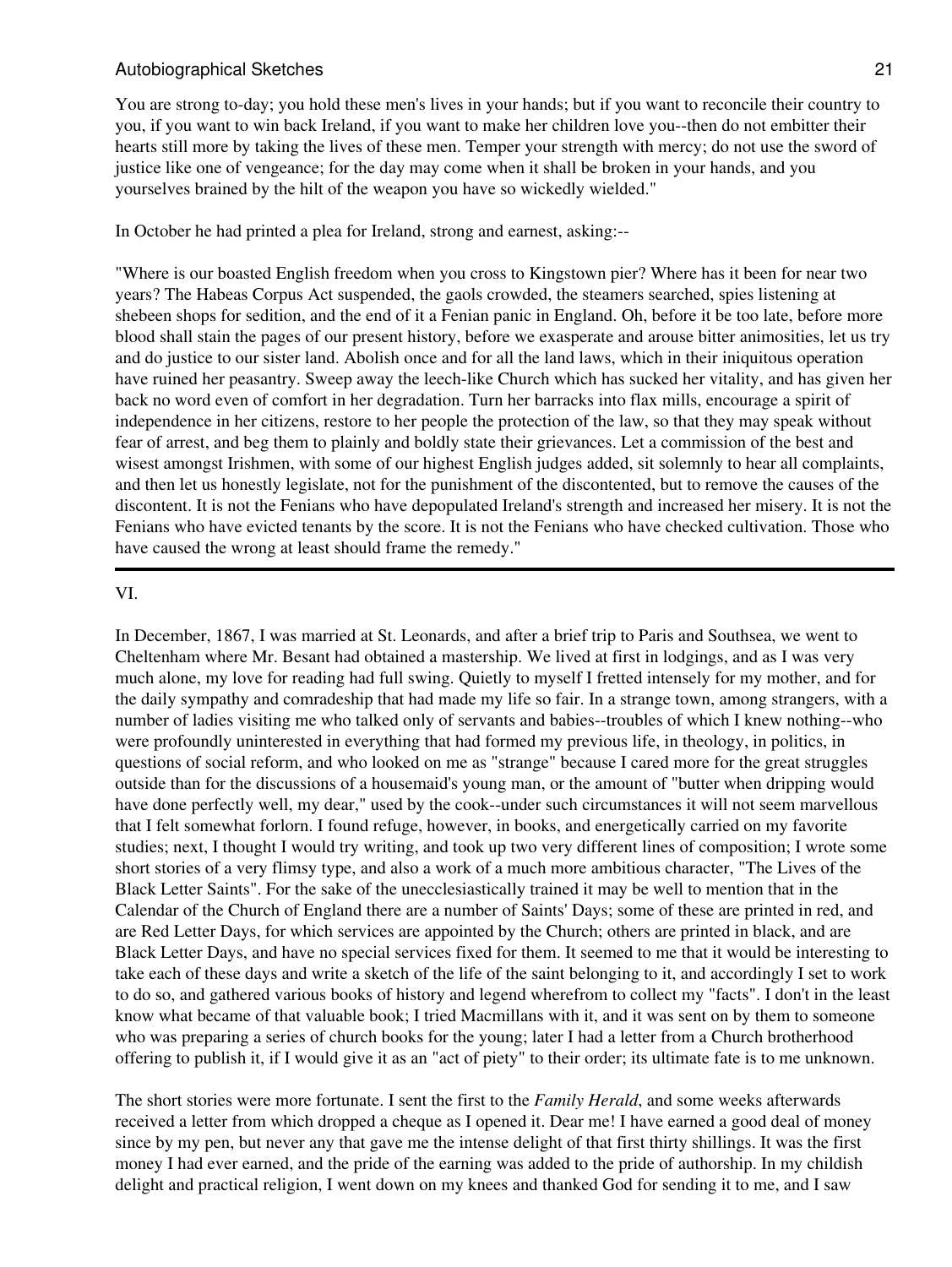You are strong to-day; you hold these men's lives in your hands; but if you want to reconcile their country to you, if you want to win back Ireland, if you want to make her children love you--then do not embitter their hearts still more by taking the lives of these men. Temper your strength with mercy; do not use the sword of justice like one of vengeance; for the day may come when it shall be broken in your hands, and you yourselves brained by the hilt of the weapon you have so wickedly wielded."

In October he had printed a plea for Ireland, strong and earnest, asking:--

"Where is our boasted English freedom when you cross to Kingstown pier? Where has it been for near two years? The Habeas Corpus Act suspended, the gaols crowded, the steamers searched, spies listening at shebeen shops for sedition, and the end of it a Fenian panic in England. Oh, before it be too late, before more blood shall stain the pages of our present history, before we exasperate and arouse bitter animosities, let us try and do justice to our sister land. Abolish once and for all the land laws, which in their iniquitous operation have ruined her peasantry. Sweep away the leech-like Church which has sucked her vitality, and has given her back no word even of comfort in her degradation. Turn her barracks into flax mills, encourage a spirit of independence in her citizens, restore to her people the protection of the law, so that they may speak without fear of arrest, and beg them to plainly and boldly state their grievances. Let a commission of the best and wisest amongst Irishmen, with some of our highest English judges added, sit solemnly to hear all complaints, and then let us honestly legislate, not for the punishment of the discontented, but to remove the causes of the discontent. It is not the Fenians who have depopulated Ireland's strength and increased her misery. It is not the Fenians who have evicted tenants by the score. It is not the Fenians who have checked cultivation. Those who have caused the wrong at least should frame the remedy."

---

VI.

In December, 1867, I was married at St. Leonards, and after a brief trip to Paris and Southsea, we went to Cheltenham where Mr. Besant had obtained a mastership. We lived at first in lodgings, and as I was very much alone, my love for reading had full swing. Quietly to myself I fretted intensely for my mother, and for the daily sympathy and comradeship that had made my life so fair. In a strange town, among strangers, with a number of ladies visiting me who talked only of servants and babies--troubles of which I knew nothing--who were profoundly uninterested in everything that had formed my previous life, in theology, in politics, in questions of social reform, and who looked on me as "strange" because I cared more for the great struggles outside than for the discussions of a housemaid's young man, or the amount of "butter when dripping would have done perfectly well, my dear," used by the cook--under such circumstances it will not seem marvellous that I felt somewhat forlorn. I found refuge, however, in books, and energetically carried on my favorite studies; next, I thought I would try writing, and took up two very different lines of composition; I wrote some short stories of a very flimsy type, and also a work of a much more ambitious character, "The Lives of the Black Letter Saints". For the sake of the unecclesiastically trained it may be well to mention that in the Calendar of the Church of England there are a number of Saints' Days; some of these are printed in red, and are Red Letter Days, for which services are appointed by the Church; others are printed in black, and are Black Letter Days, and have no special services fixed for them. It seemed to me that it would be interesting to take each of these days and write a sketch of the life of the saint belonging to it, and accordingly I set to work to do so, and gathered various books of history and legend wherefrom to collect my "facts". I don't in the least know what became of that valuable book; I tried Macmillans with it, and it was sent on by them to someone who was preparing a series of church books for the young; later I had a letter from a Church brotherhood offering to publish it, if I would give it as an "act of piety" to their order; its ultimate fate is to me unknown.

The short stories were more fortunate. I sent the first to the *Family Herald*, and some weeks afterwards received a letter from which dropped a cheque as I opened it. Dear me! I have earned a good deal of money since by my pen, but never any that gave me the intense delight of that first thirty shillings. It was the first money I had ever earned, and the pride of the earning was added to the pride of authorship. In my childish delight and practical religion, I went down on my knees and thanked God for sending it to me, and I saw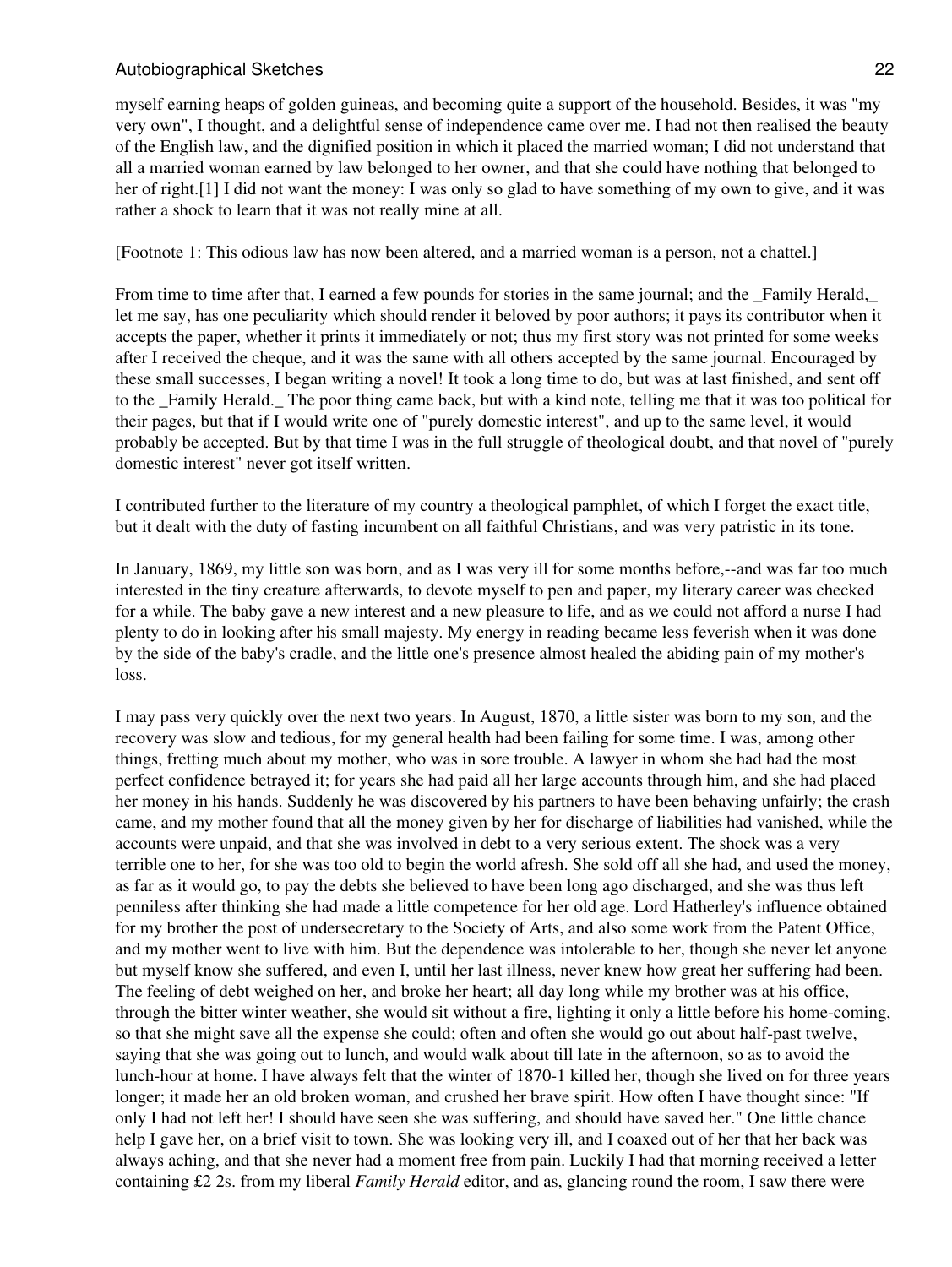myself earning heaps of golden guineas, and becoming quite a support of the household. Besides, it was "my very own", I thought, and a delightful sense of independence came over me. I had not then realised the beauty of the English law, and the dignified position in which it placed the married woman; I did not understand that all a married woman earned by law belonged to her owner, and that she could have nothing that belonged to her of right.[1] I did not want the money: I was only so glad to have something of my own to give, and it was rather a shock to learn that it was not really mine at all.

[Footnote 1: This odious law has now been altered, and a married woman is a person, not a chattel.]

From time to time after that, I earned a few pounds for stories in the same journal; and the _Family Herald,_ let me say, has one peculiarity which should render it beloved by poor authors; it pays its contributor when it accepts the paper, whether it prints it immediately or not; thus my first story was not printed for some weeks after I received the cheque, and it was the same with all others accepted by the same journal. Encouraged by these small successes, I began writing a novel! It took a long time to do, but was at last finished, and sent off to the _Family Herald._ The poor thing came back, but with a kind note, telling me that it was too political for their pages, but that if I would write one of "purely domestic interest", and up to the same level, it would probably be accepted. But by that time I was in the full struggle of theological doubt, and that novel of "purely domestic interest" never got itself written.

I contributed further to the literature of my country a theological pamphlet, of which I forget the exact title, but it dealt with the duty of fasting incumbent on all faithful Christians, and was very patristic in its tone.

In January, 1869, my little son was born, and as I was very ill for some months before,--and was far too much interested in the tiny creature afterwards, to devote myself to pen and paper, my literary career was checked for a while. The baby gave a new interest and a new pleasure to life, and as we could not afford a nurse I had plenty to do in looking after his small majesty. My energy in reading became less feverish when it was done by the side of the baby's cradle, and the little one's presence almost healed the abiding pain of my mother's loss.

I may pass very quickly over the next two years. In August, 1870, a little sister was born to my son, and the recovery was slow and tedious, for my general health had been failing for some time. I was, among other things, fretting much about my mother, who was in sore trouble. A lawyer in whom she had had the most perfect confidence betrayed it; for years she had paid all her large accounts through him, and she had placed her money in his hands. Suddenly he was discovered by his partners to have been behaving unfairly; the crash came, and my mother found that all the money given by her for discharge of liabilities had vanished, while the accounts were unpaid, and that she was involved in debt to a very serious extent. The shock was a very terrible one to her, for she was too old to begin the world afresh. She sold off all she had, and used the money, as far as it would go, to pay the debts she believed to have been long ago discharged, and she was thus left penniless after thinking she had made a little competence for her old age. Lord Hatherley's influence obtained for my brother the post of undersecretary to the Society of Arts, and also some work from the Patent Office, and my mother went to live with him. But the dependence was intolerable to her, though she never let anyone but myself know she suffered, and even I, until her last illness, never knew how great her suffering had been. The feeling of debt weighed on her, and broke her heart; all day long while my brother was at his office, through the bitter winter weather, she would sit without a fire, lighting it only a little before his home-coming, so that she might save all the expense she could; often and often she would go out about half-past twelve, saying that she was going out to lunch, and would walk about till late in the afternoon, so as to avoid the lunch-hour at home. I have always felt that the winter of 1870-1 killed her, though she lived on for three years longer; it made her an old broken woman, and crushed her brave spirit. How often I have thought since: "If only I had not left her! I should have seen she was suffering, and should have saved her." One little chance help I gave her, on a brief visit to town. She was looking very ill, and I coaxed out of her that her back was always aching, and that she never had a moment free from pain. Luckily I had that morning received a letter containing £2 2s. from my liberal *Family Herald* editor, and as, glancing round the room, I saw there were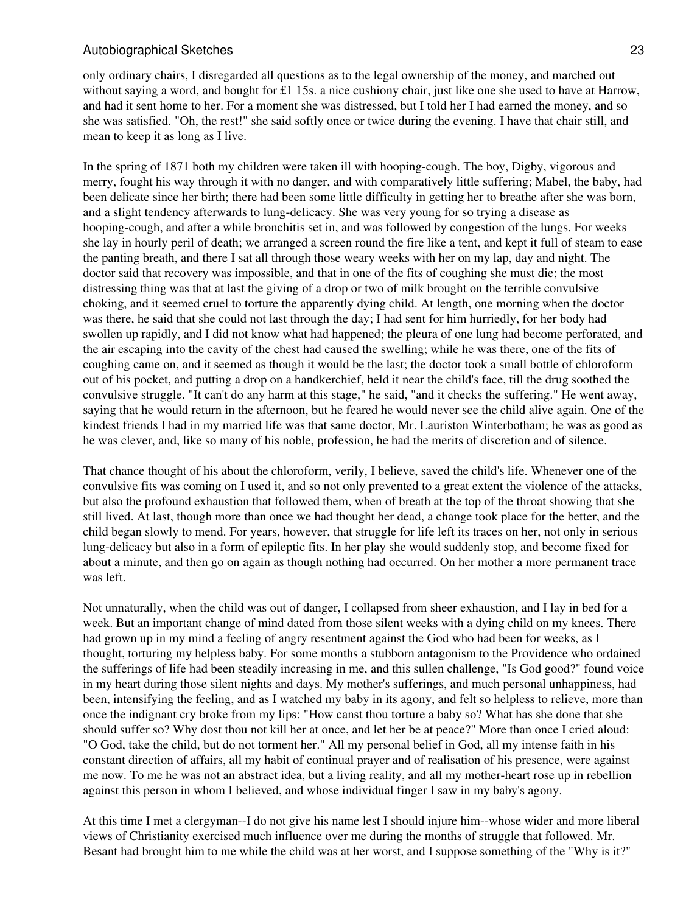only ordinary chairs, I disregarded all questions as to the legal ownership of the money, and marched out without saying a word, and bought for £1 15s. a nice cushiony chair, just like one she used to have at Harrow, and had it sent home to her. For a moment she was distressed, but I told her I had earned the money, and so she was satisfied. "Oh, the rest!" she said softly once or twice during the evening. I have that chair still, and mean to keep it as long as I live.

In the spring of 1871 both my children were taken ill with hooping-cough. The boy, Digby, vigorous and merry, fought his way through it with no danger, and with comparatively little suffering; Mabel, the baby, had been delicate since her birth; there had been some little difficulty in getting her to breathe after she was born, and a slight tendency afterwards to lung-delicacy. She was very young for so trying a disease as hooping-cough, and after a while bronchitis set in, and was followed by congestion of the lungs. For weeks she lay in hourly peril of death; we arranged a screen round the fire like a tent, and kept it full of steam to ease the panting breath, and there I sat all through those weary weeks with her on my lap, day and night. The doctor said that recovery was impossible, and that in one of the fits of coughing she must die; the most distressing thing was that at last the giving of a drop or two of milk brought on the terrible convulsive choking, and it seemed cruel to torture the apparently dying child. At length, one morning when the doctor was there, he said that she could not last through the day; I had sent for him hurriedly, for her body had swollen up rapidly, and I did not know what had happened; the pleura of one lung had become perforated, and the air escaping into the cavity of the chest had caused the swelling; while he was there, one of the fits of coughing came on, and it seemed as though it would be the last; the doctor took a small bottle of chloroform out of his pocket, and putting a drop on a handkerchief, held it near the child's face, till the drug soothed the convulsive struggle. "It can't do any harm at this stage," he said, "and it checks the suffering." He went away, saying that he would return in the afternoon, but he feared he would never see the child alive again. One of the kindest friends I had in my married life was that same doctor, Mr. Lauriston Winterbotham; he was as good as he was clever, and, like so many of his noble, profession, he had the merits of discretion and of silence.

That chance thought of his about the chloroform, verily, I believe, saved the child's life. Whenever one of the convulsive fits was coming on I used it, and so not only prevented to a great extent the violence of the attacks, but also the profound exhaustion that followed them, when of breath at the top of the throat showing that she still lived. At last, though more than once we had thought her dead, a change took place for the better, and the child began slowly to mend. For years, however, that struggle for life left its traces on her, not only in serious lung-delicacy but also in a form of epileptic fits. In her play she would suddenly stop, and become fixed for about a minute, and then go on again as though nothing had occurred. On her mother a more permanent trace was left.

Not unnaturally, when the child was out of danger, I collapsed from sheer exhaustion, and I lay in bed for a week. But an important change of mind dated from those silent weeks with a dying child on my knees. There had grown up in my mind a feeling of angry resentment against the God who had been for weeks, as I thought, torturing my helpless baby. For some months a stubborn antagonism to the Providence who ordained the sufferings of life had been steadily increasing in me, and this sullen challenge, "Is God good?" found voice in my heart during those silent nights and days. My mother's sufferings, and much personal unhappiness, had been, intensifying the feeling, and as I watched my baby in its agony, and felt so helpless to relieve, more than once the indignant cry broke from my lips: "How canst thou torture a baby so? What has she done that she should suffer so? Why dost thou not kill her at once, and let her be at peace?" More than once I cried aloud: "O God, take the child, but do not torment her." All my personal belief in God, all my intense faith in his constant direction of affairs, all my habit of continual prayer and of realisation of his presence, were against me now. To me he was not an abstract idea, but a living reality, and all my mother-heart rose up in rebellion against this person in whom I believed, and whose individual finger I saw in my baby's agony.

At this time I met a clergyman--I do not give his name lest I should injure him--whose wider and more liberal views of Christianity exercised much influence over me during the months of struggle that followed. Mr. Besant had brought him to me while the child was at her worst, and I suppose something of the "Why is it?"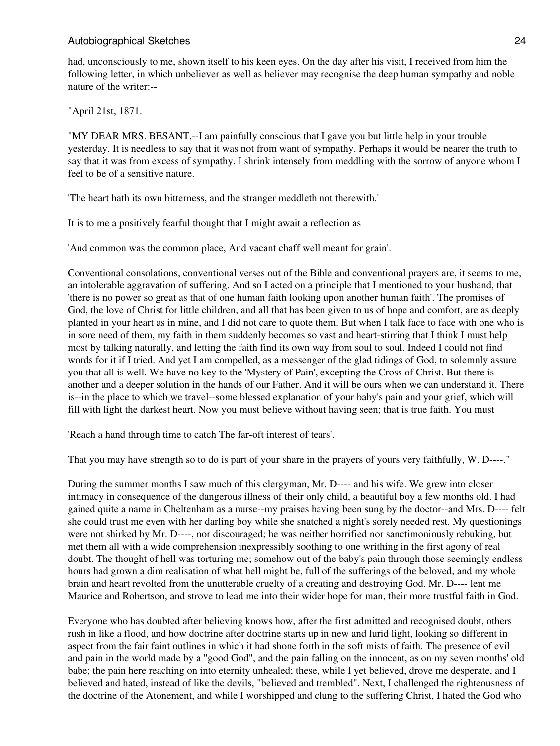had, unconsciously to me, shown itself to his keen eyes. On the day after his visit, I received from him the following letter, in which unbeliever as well as believer may recognise the deep human sympathy and noble nature of the writer:--

"April 21st, 1871.

"MY DEAR MRS. BESANT,--I am painfully conscious that I gave you but little help in your trouble yesterday. It is needless to say that it was not from want of sympathy. Perhaps it would be nearer the truth to say that it was from excess of sympathy. I shrink intensely from meddling with the sorrow of anyone whom I feel to be of a sensitive nature.

'The heart hath its own bitterness, and the stranger meddleth not therewith.'

It is to me a positively fearful thought that I might await a reflection as

'And common was the common place, And vacant chaff well meant for grain'.

Conventional consolations, conventional verses out of the Bible and conventional prayers are, it seems to me, an intolerable aggravation of suffering. And so I acted on a principle that I mentioned to your husband, that 'there is no power so great as that of one human faith looking upon another human faith'. The promises of God, the love of Christ for little children, and all that has been given to us of hope and comfort, are as deeply planted in your heart as in mine, and I did not care to quote them. But when I talk face to face with one who is in sore need of them, my faith in them suddenly becomes so vast and heart-stirring that I think I must help most by talking naturally, and letting the faith find its own way from soul to soul. Indeed I could not find words for it if I tried. And yet I am compelled, as a messenger of the glad tidings of God, to solemnly assure you that all is well. We have no key to the 'Mystery of Pain', excepting the Cross of Christ. But there is another and a deeper solution in the hands of our Father. And it will be ours when we can understand it. There is--in the place to which we travel--some blessed explanation of your baby's pain and your grief, which will fill with light the darkest heart. Now you must believe without having seen; that is true faith. You must

'Reach a hand through time to catch The far-oft interest of tears'.

That you may have strength so to do is part of your share in the prayers of yours very faithfully, W. D----."

During the summer months I saw much of this clergyman, Mr. D---- and his wife. We grew into closer intimacy in consequence of the dangerous illness of their only child, a beautiful boy a few months old. I had gained quite a name in Cheltenham as a nurse--my praises having been sung by the doctor--and Mrs. D---- felt she could trust me even with her darling boy while she snatched a night's sorely needed rest. My questionings were not shirked by Mr. D----, nor discouraged; he was neither horrified nor sanctimoniously rebuking, but met them all with a wide comprehension inexpressibly soothing to one writhing in the first agony of real doubt. The thought of hell was torturing me; somehow out of the baby's pain through those seemingly endless hours had grown a dim realisation of what hell might be, full of the sufferings of the beloved, and my whole brain and heart revolted from the unutterable cruelty of a creating and destroying God. Mr. D---- lent me Maurice and Robertson, and strove to lead me into their wider hope for man, their more trustful faith in God.

Everyone who has doubted after believing knows how, after the first admitted and recognised doubt, others rush in like a flood, and how doctrine after doctrine starts up in new and lurid light, looking so different in aspect from the fair faint outlines in which it had shone forth in the soft mists of faith. The presence of evil and pain in the world made by a "good God", and the pain falling on the innocent, as on my seven months' old babe; the pain here reaching on into eternity unhealed; these, while I yet believed, drove me desperate, and I believed and hated, instead of like the devils, "believed and trembled". Next, I challenged the righteousness of the doctrine of the Atonement, and while I worshipped and clung to the suffering Christ, I hated the God who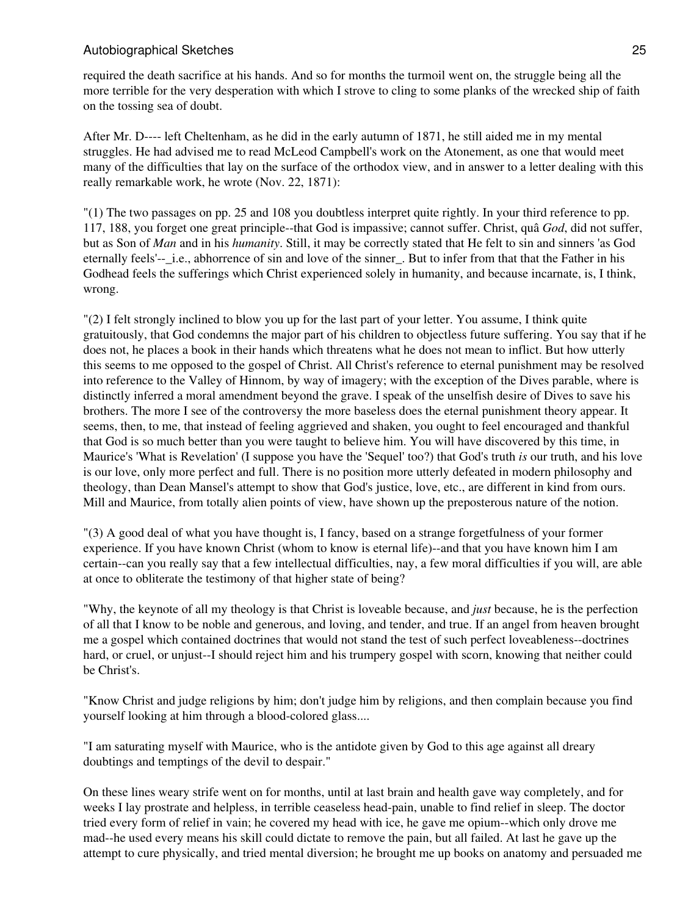required the death sacrifice at his hands. And so for months the turmoil went on, the struggle being all the more terrible for the very desperation with which I strove to cling to some planks of the wrecked ship of faith on the tossing sea of doubt.

After Mr. D---- left Cheltenham, as he did in the early autumn of 1871, he still aided me in my mental struggles. He had advised me to read McLeod Campbell's work on the Atonement, as one that would meet many of the difficulties that lay on the surface of the orthodox view, and in answer to a letter dealing with this really remarkable work, he wrote (Nov. 22, 1871):

"(1) The two passages on pp. 25 and 108 you doubtless interpret quite rightly. In your third reference to pp. 117, 188, you forget one great principle--that God is impassive; cannot suffer. Christ, quâ *God*, did not suffer, but as Son of *Man* and in his *humanity*. Still, it may be correctly stated that He felt to sin and sinners 'as God eternally feels'--_i.e., abhorrence of sin and love of the sinner_. But to infer from that that the Father in his Godhead feels the sufferings which Christ experienced solely in humanity, and because incarnate, is, I think, wrong.

"(2) I felt strongly inclined to blow you up for the last part of your letter. You assume, I think quite gratuitously, that God condemns the major part of his children to objectless future suffering. You say that if he does not, he places a book in their hands which threatens what he does not mean to inflict. But how utterly this seems to me opposed to the gospel of Christ. All Christ's reference to eternal punishment may be resolved into reference to the Valley of Hinnom, by way of imagery; with the exception of the Dives parable, where is distinctly inferred a moral amendment beyond the grave. I speak of the unselfish desire of Dives to save his brothers. The more I see of the controversy the more baseless does the eternal punishment theory appear. It seems, then, to me, that instead of feeling aggrieved and shaken, you ought to feel encouraged and thankful that God is so much better than you were taught to believe him. You will have discovered by this time, in Maurice's 'What is Revelation' (I suppose you have the 'Sequel' too?) that God's truth *is* our truth, and his love is our love, only more perfect and full. There is no position more utterly defeated in modern philosophy and theology, than Dean Mansel's attempt to show that God's justice, love, etc., are different in kind from ours. Mill and Maurice, from totally alien points of view, have shown up the preposterous nature of the notion.

"(3) A good deal of what you have thought is, I fancy, based on a strange forgetfulness of your former experience. If you have known Christ (whom to know is eternal life)--and that you have known him I am certain--can you really say that a few intellectual difficulties, nay, a few moral difficulties if you will, are able at once to obliterate the testimony of that higher state of being?

"Why, the keynote of all my theology is that Christ is loveable because, and *just* because, he is the perfection of all that I know to be noble and generous, and loving, and tender, and true. If an angel from heaven brought me a gospel which contained doctrines that would not stand the test of such perfect loveableness--doctrines hard, or cruel, or unjust--I should reject him and his trumpery gospel with scorn, knowing that neither could be Christ's.

"Know Christ and judge religions by him; don't judge him by religions, and then complain because you find yourself looking at him through a blood-colored glass....

"I am saturating myself with Maurice, who is the antidote given by God to this age against all dreary doubtings and temptings of the devil to despair."

On these lines weary strife went on for months, until at last brain and health gave way completely, and for weeks I lay prostrate and helpless, in terrible ceaseless head-pain, unable to find relief in sleep. The doctor tried every form of relief in vain; he covered my head with ice, he gave me opium--which only drove me mad--he used every means his skill could dictate to remove the pain, but all failed. At last he gave up the attempt to cure physically, and tried mental diversion; he brought me up books on anatomy and persuaded me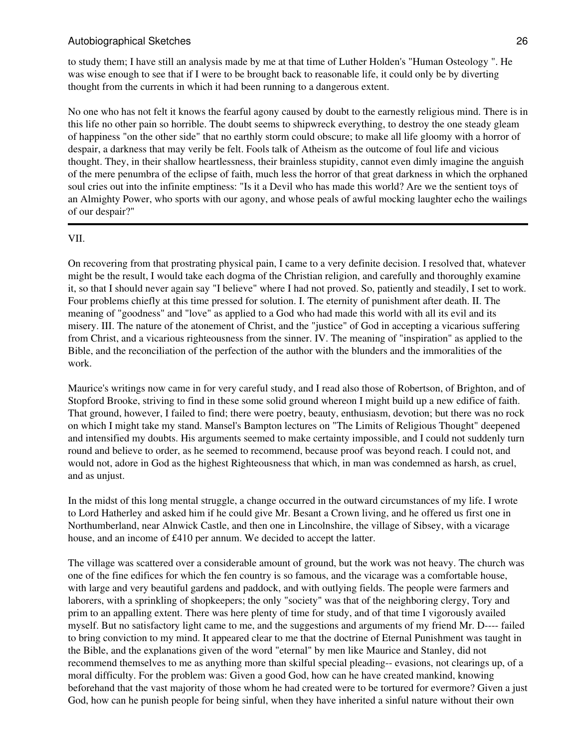to study them; I have still an analysis made by me at that time of Luther Holden's "Human Osteology ". He was wise enough to see that if I were to be brought back to reasonable life, it could only be by diverting thought from the currents in which it had been running to a dangerous extent.

No one who has not felt it knows the fearful agony caused by doubt to the earnestly religious mind. There is in this life no other pain so horrible. The doubt seems to shipwreck everything, to destroy the one steady gleam of happiness "on the other side" that no earthly storm could obscure; to make all life gloomy with a horror of despair, a darkness that may verily be felt. Fools talk of Atheism as the outcome of foul life and vicious thought. They, in their shallow heartlessness, their brainless stupidity, cannot even dimly imagine the anguish of the mere penumbra of the eclipse of faith, much less the horror of that great darkness in which the orphaned soul cries out into the infinite emptiness: "Is it a Devil who has made this world? Are we the sentient toys of an Almighty Power, who sports with our agony, and whose peals of awful mocking laughter echo the wailings of our despair?"

---

VII.

On recovering from that prostrating physical pain, I came to a very definite decision. I resolved that, whatever might be the result, I would take each dogma of the Christian religion, and carefully and thoroughly examine it, so that I should never again say "I believe" where I had not proved. So, patiently and steadily, I set to work. Four problems chiefly at this time pressed for solution. I. The eternity of punishment after death. II. The meaning of "goodness" and "love" as applied to a God who had made this world with all its evil and its misery. III. The nature of the atonement of Christ, and the "justice" of God in accepting a vicarious suffering from Christ, and a vicarious righteousness from the sinner. IV. The meaning of "inspiration" as applied to the Bible, and the reconciliation of the perfection of the author with the blunders and the immoralities of the work.

Maurice's writings now came in for very careful study, and I read also those of Robertson, of Brighton, and of Stopford Brooke, striving to find in these some solid ground whereon I might build up a new edifice of faith. That ground, however, I failed to find; there were poetry, beauty, enthusiasm, devotion; but there was no rock on which I might take my stand. Mansel's Bampton lectures on "The Limits of Religious Thought" deepened and intensified my doubts. His arguments seemed to make certainty impossible, and I could not suddenly turn round and believe to order, as he seemed to recommend, because proof was beyond reach. I could not, and would not, adore in God as the highest Righteousness that which, in man was condemned as harsh, as cruel, and as unjust.

In the midst of this long mental struggle, a change occurred in the outward circumstances of my life. I wrote to Lord Hatherley and asked him if he could give Mr. Besant a Crown living, and he offered us first one in Northumberland, near Alnwick Castle, and then one in Lincolnshire, the village of Sibsey, with a vicarage house, and an income of £410 per annum. We decided to accept the latter.

The village was scattered over a considerable amount of ground, but the work was not heavy. The church was one of the fine edifices for which the fen country is so famous, and the vicarage was a comfortable house, with large and very beautiful gardens and paddock, and with outlying fields. The people were farmers and laborers, with a sprinkling of shopkeepers; the only "society" was that of the neighboring clergy, Tory and prim to an appalling extent. There was here plenty of time for study, and of that time I vigorously availed myself. But no satisfactory light came to me, and the suggestions and arguments of my friend Mr. D---- failed to bring conviction to my mind. It appeared clear to me that the doctrine of Eternal Punishment was taught in the Bible, and the explanations given of the word "eternal" by men like Maurice and Stanley, did not recommend themselves to me as anything more than skilful special pleading-- evasions, not clearings up, of a moral difficulty. For the problem was: Given a good God, how can he have created mankind, knowing beforehand that the vast majority of those whom he had created were to be tortured for evermore? Given a just God, how can he punish people for being sinful, when they have inherited a sinful nature without their own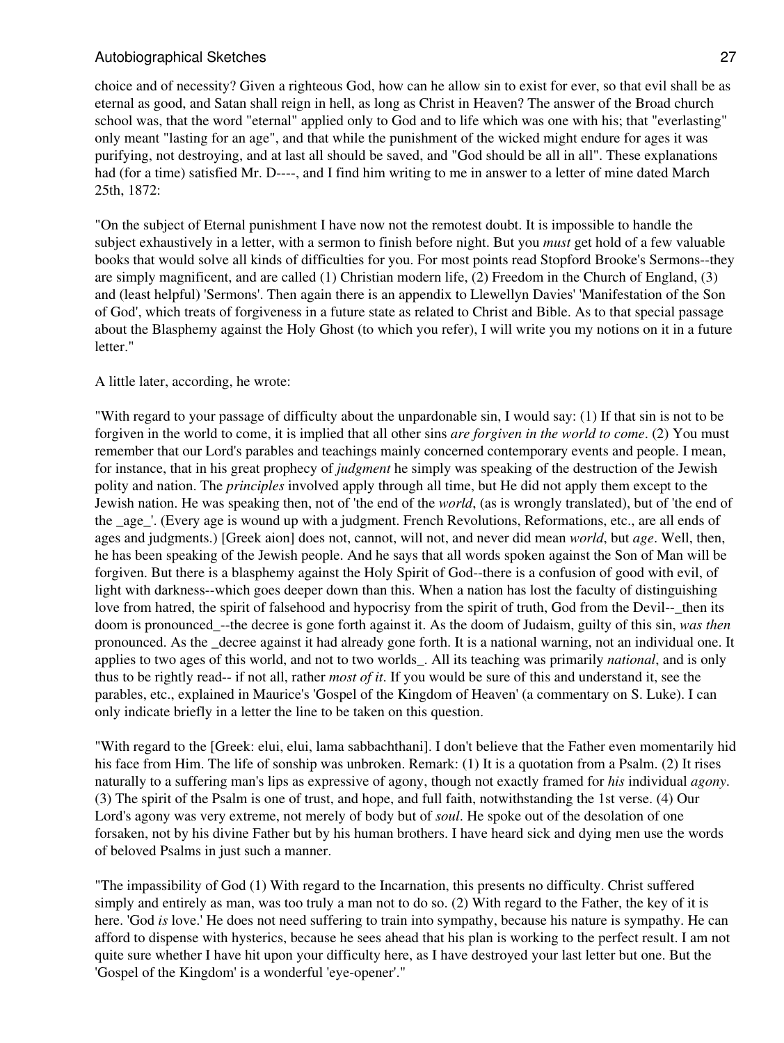choice and of necessity? Given a righteous God, how can he allow sin to exist for ever, so that evil shall be as eternal as good, and Satan shall reign in hell, as long as Christ in Heaven? The answer of the Broad church school was, that the word "eternal" applied only to God and to life which was one with his; that "everlasting" only meant "lasting for an age", and that while the punishment of the wicked might endure for ages it was purifying, not destroying, and at last all should be saved, and "God should be all in all". These explanations had (for a time) satisfied Mr. D----, and I find him writing to me in answer to a letter of mine dated March 25th, 1872:

"On the subject of Eternal punishment I have now not the remotest doubt. It is impossible to handle the subject exhaustively in a letter, with a sermon to finish before night. But you *must* get hold of a few valuable books that would solve all kinds of difficulties for you. For most points read Stopford Brooke's Sermons--they are simply magnificent, and are called (1) Christian modern life, (2) Freedom in the Church of England, (3) and (least helpful) 'Sermons'. Then again there is an appendix to Llewellyn Davies' 'Manifestation of the Son of God', which treats of forgiveness in a future state as related to Christ and Bible. As to that special passage about the Blasphemy against the Holy Ghost (to which you refer), I will write you my notions on it in a future letter."

A little later, according, he wrote:

"With regard to your passage of difficulty about the unpardonable sin, I would say: (1) If that sin is not to be forgiven in the world to come, it is implied that all other sins *are forgiven in the world to come*. (2) You must remember that our Lord's parables and teachings mainly concerned contemporary events and people. I mean, for instance, that in his great prophecy of *judgment* he simply was speaking of the destruction of the Jewish polity and nation. The *principles* involved apply through all time, but He did not apply them except to the Jewish nation. He was speaking then, not of 'the end of the *world*, (as is wrongly translated), but of 'the end of the _age_'. (Every age is wound up with a judgment. French Revolutions, Reformations, etc., are all ends of ages and judgments.) [Greek aion] does not, cannot, will not, and never did mean *world*, but *age*. Well, then, he has been speaking of the Jewish people. And he says that all words spoken against the Son of Man will be forgiven. But there is a blasphemy against the Holy Spirit of God--there is a confusion of good with evil, of light with darkness--which goes deeper down than this. When a nation has lost the faculty of distinguishing love from hatred, the spirit of falsehood and hypocrisy from the spirit of truth, God from the Devil--_then its doom is pronounced_--the decree is gone forth against it. As the doom of Judaism, guilty of this sin, *was then* pronounced. As the _decree against it had already gone forth. It is a national warning, not an individual one. It applies to two ages of this world, and not to two worlds_. All its teaching was primarily *national*, and is only thus to be rightly read-- if not all, rather *most of it*. If you would be sure of this and understand it, see the parables, etc., explained in Maurice's 'Gospel of the Kingdom of Heaven' (a commentary on S. Luke). I can only indicate briefly in a letter the line to be taken on this question.

"With regard to the [Greek: elui, elui, lama sabbachthani]. I don't believe that the Father even momentarily hid his face from Him. The life of sonship was unbroken. Remark: (1) It is a quotation from a Psalm. (2) It rises naturally to a suffering man's lips as expressive of agony, though not exactly framed for *his* individual *agony*. (3) The spirit of the Psalm is one of trust, and hope, and full faith, notwithstanding the 1st verse. (4) Our Lord's agony was very extreme, not merely of body but of *soul*. He spoke out of the desolation of one forsaken, not by his divine Father but by his human brothers. I have heard sick and dying men use the words of beloved Psalms in just such a manner.

"The impassibility of God (1) With regard to the Incarnation, this presents no difficulty. Christ suffered simply and entirely as man, was too truly a man not to do so. (2) With regard to the Father, the key of it is here. 'God *is* love.' He does not need suffering to train into sympathy, because his nature is sympathy. He can afford to dispense with hysterics, because he sees ahead that his plan is working to the perfect result. I am not quite sure whether I have hit upon your difficulty here, as I have destroyed your last letter but one. But the 'Gospel of the Kingdom' is a wonderful 'eye-opener'."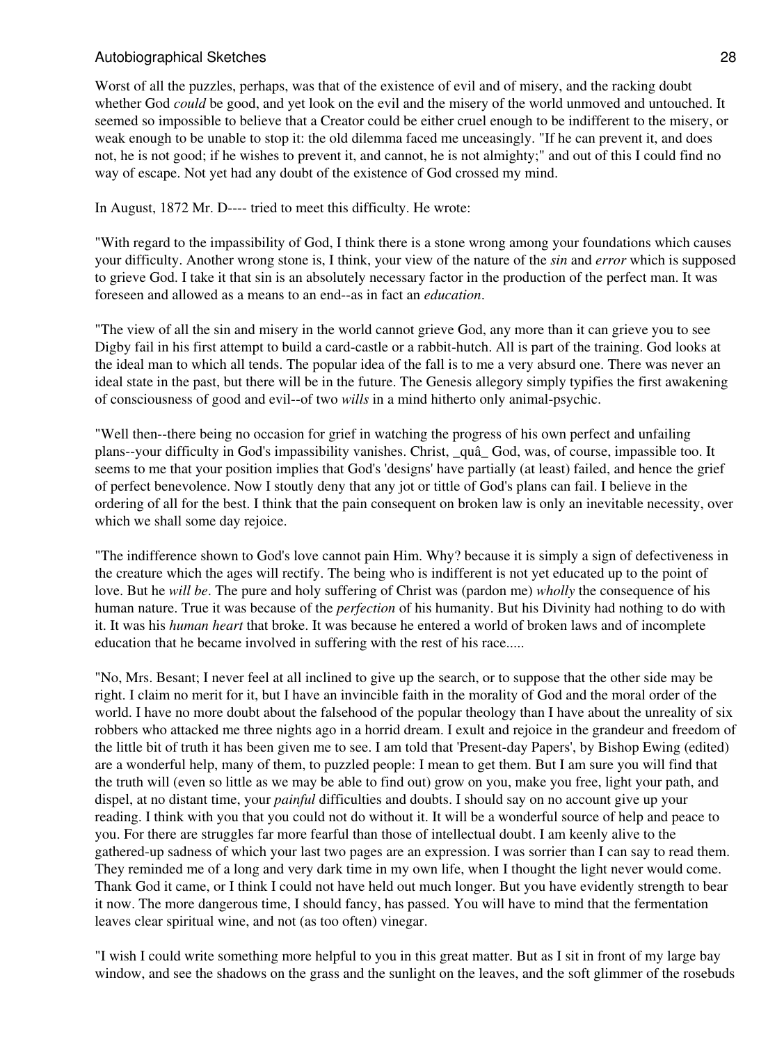Worst of all the puzzles, perhaps, was that of the existence of evil and of misery, and the racking doubt whether God *could* be good, and yet look on the evil and the misery of the world unmoved and untouched. It seemed so impossible to believe that a Creator could be either cruel enough to be indifferent to the misery, or weak enough to be unable to stop it: the old dilemma faced me unceasingly. "If he can prevent it, and does not, he is not good; if he wishes to prevent it, and cannot, he is not almighty;" and out of this I could find no way of escape. Not yet had any doubt of the existence of God crossed my mind.

In August, 1872 Mr. D---- tried to meet this difficulty. He wrote:

"With regard to the impassibility of God, I think there is a stone wrong among your foundations which causes your difficulty. Another wrong stone is, I think, your view of the nature of the *sin* and *error* which is supposed to grieve God. I take it that sin is an absolutely necessary factor in the production of the perfect man. It was foreseen and allowed as a means to an end--as in fact an *education*.

"The view of all the sin and misery in the world cannot grieve God, any more than it can grieve you to see Digby fail in his first attempt to build a card-castle or a rabbit-hutch. All is part of the training. God looks at the ideal man to which all tends. The popular idea of the fall is to me a very absurd one. There was never an ideal state in the past, but there will be in the future. The Genesis allegory simply typifies the first awakening of consciousness of good and evil--of two *wills* in a mind hitherto only animal-psychic.

"Well then--there being no occasion for grief in watching the progress of his own perfect and unfailing plans--your difficulty in God's impassibility vanishes. Christ, _quâ_ God, was, of course, impassible too. It seems to me that your position implies that God's 'designs' have partially (at least) failed, and hence the grief of perfect benevolence. Now I stoutly deny that any jot or tittle of God's plans can fail. I believe in the ordering of all for the best. I think that the pain consequent on broken law is only an inevitable necessity, over which we shall some day rejoice.

"The indifference shown to God's love cannot pain Him. Why? because it is simply a sign of defectiveness in the creature which the ages will rectify. The being who is indifferent is not yet educated up to the point of love. But he *will be*. The pure and holy suffering of Christ was (pardon me) *wholly* the consequence of his human nature. True it was because of the *perfection* of his humanity. But his Divinity had nothing to do with it. It was his *human heart* that broke. It was because he entered a world of broken laws and of incomplete education that he became involved in suffering with the rest of his race.....

"No, Mrs. Besant; I never feel at all inclined to give up the search, or to suppose that the other side may be right. I claim no merit for it, but I have an invincible faith in the morality of God and the moral order of the world. I have no more doubt about the falsehood of the popular theology than I have about the unreality of six robbers who attacked me three nights ago in a horrid dream. I exult and rejoice in the grandeur and freedom of the little bit of truth it has been given me to see. I am told that 'Present-day Papers', by Bishop Ewing (edited) are a wonderful help, many of them, to puzzled people: I mean to get them. But I am sure you will find that the truth will (even so little as we may be able to find out) grow on you, make you free, light your path, and dispel, at no distant time, your *painful* difficulties and doubts. I should say on no account give up your reading. I think with you that you could not do without it. It will be a wonderful source of help and peace to you. For there are struggles far more fearful than those of intellectual doubt. I am keenly alive to the gathered-up sadness of which your last two pages are an expression. I was sorrier than I can say to read them. They reminded me of a long and very dark time in my own life, when I thought the light never would come. Thank God it came, or I think I could not have held out much longer. But you have evidently strength to bear it now. The more dangerous time, I should fancy, has passed. You will have to mind that the fermentation leaves clear spiritual wine, and not (as too often) vinegar.

"I wish I could write something more helpful to you in this great matter. But as I sit in front of my large bay window, and see the shadows on the grass and the sunlight on the leaves, and the soft glimmer of the rosebuds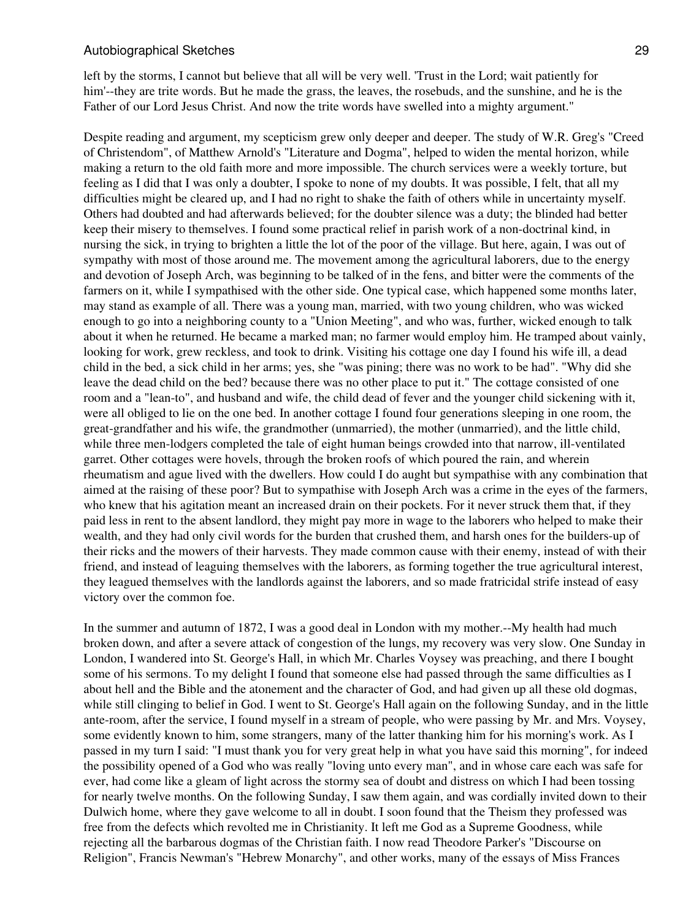left by the storms, I cannot but believe that all will be very well. 'Trust in the Lord; wait patiently for him'--they are trite words. But he made the grass, the leaves, the rosebuds, and the sunshine, and he is the Father of our Lord Jesus Christ. And now the trite words have swelled into a mighty argument."

Despite reading and argument, my scepticism grew only deeper and deeper. The study of W.R. Greg's "Creed of Christendom", of Matthew Arnold's "Literature and Dogma", helped to widen the mental horizon, while making a return to the old faith more and more impossible. The church services were a weekly torture, but feeling as I did that I was only a doubter, I spoke to none of my doubts. It was possible, I felt, that all my difficulties might be cleared up, and I had no right to shake the faith of others while in uncertainty myself. Others had doubted and had afterwards believed; for the doubter silence was a duty; the blinded had better keep their misery to themselves. I found some practical relief in parish work of a non-doctrinal kind, in nursing the sick, in trying to brighten a little the lot of the poor of the village. But here, again, I was out of sympathy with most of those around me. The movement among the agricultural laborers, due to the energy and devotion of Joseph Arch, was beginning to be talked of in the fens, and bitter were the comments of the farmers on it, while I sympathised with the other side. One typical case, which happened some months later, may stand as example of all. There was a young man, married, with two young children, who was wicked enough to go into a neighboring county to a "Union Meeting", and who was, further, wicked enough to talk about it when he returned. He became a marked man; no farmer would employ him. He tramped about vainly, looking for work, grew reckless, and took to drink. Visiting his cottage one day I found his wife ill, a dead child in the bed, a sick child in her arms; yes, she "was pining; there was no work to be had". "Why did she leave the dead child on the bed? because there was no other place to put it." The cottage consisted of one room and a "lean-to", and husband and wife, the child dead of fever and the younger child sickening with it, were all obliged to lie on the one bed. In another cottage I found four generations sleeping in one room, the great-grandfather and his wife, the grandmother (unmarried), the mother (unmarried), and the little child, while three men-lodgers completed the tale of eight human beings crowded into that narrow, ill-ventilated garret. Other cottages were hovels, through the broken roofs of which poured the rain, and wherein rheumatism and ague lived with the dwellers. How could I do aught but sympathise with any combination that aimed at the raising of these poor? But to sympathise with Joseph Arch was a crime in the eyes of the farmers, who knew that his agitation meant an increased drain on their pockets. For it never struck them that, if they paid less in rent to the absent landlord, they might pay more in wage to the laborers who helped to make their wealth, and they had only civil words for the burden that crushed them, and harsh ones for the builders-up of their ricks and the mowers of their harvests. They made common cause with their enemy, instead of with their friend, and instead of leaguing themselves with the laborers, as forming together the true agricultural interest, they leagued themselves with the landlords against the laborers, and so made fratricidal strife instead of easy victory over the common foe.

In the summer and autumn of 1872, I was a good deal in London with my mother.--My health had much broken down, and after a severe attack of congestion of the lungs, my recovery was very slow. One Sunday in London, I wandered into St. George's Hall, in which Mr. Charles Voysey was preaching, and there I bought some of his sermons. To my delight I found that someone else had passed through the same difficulties as I about hell and the Bible and the atonement and the character of God, and had given up all these old dogmas, while still clinging to belief in God. I went to St. George's Hall again on the following Sunday, and in the little ante-room, after the service, I found myself in a stream of people, who were passing by Mr. and Mrs. Voysey, some evidently known to him, some strangers, many of the latter thanking him for his morning's work. As I passed in my turn I said: "I must thank you for very great help in what you have said this morning", for indeed the possibility opened of a God who was really "loving unto every man", and in whose care each was safe for ever, had come like a gleam of light across the stormy sea of doubt and distress on which I had been tossing for nearly twelve months. On the following Sunday, I saw them again, and was cordially invited down to their Dulwich home, where they gave welcome to all in doubt. I soon found that the Theism they professed was free from the defects which revolted me in Christianity. It left me God as a Supreme Goodness, while rejecting all the barbarous dogmas of the Christian faith. I now read Theodore Parker's "Discourse on Religion", Francis Newman's "Hebrew Monarchy", and other works, many of the essays of Miss Frances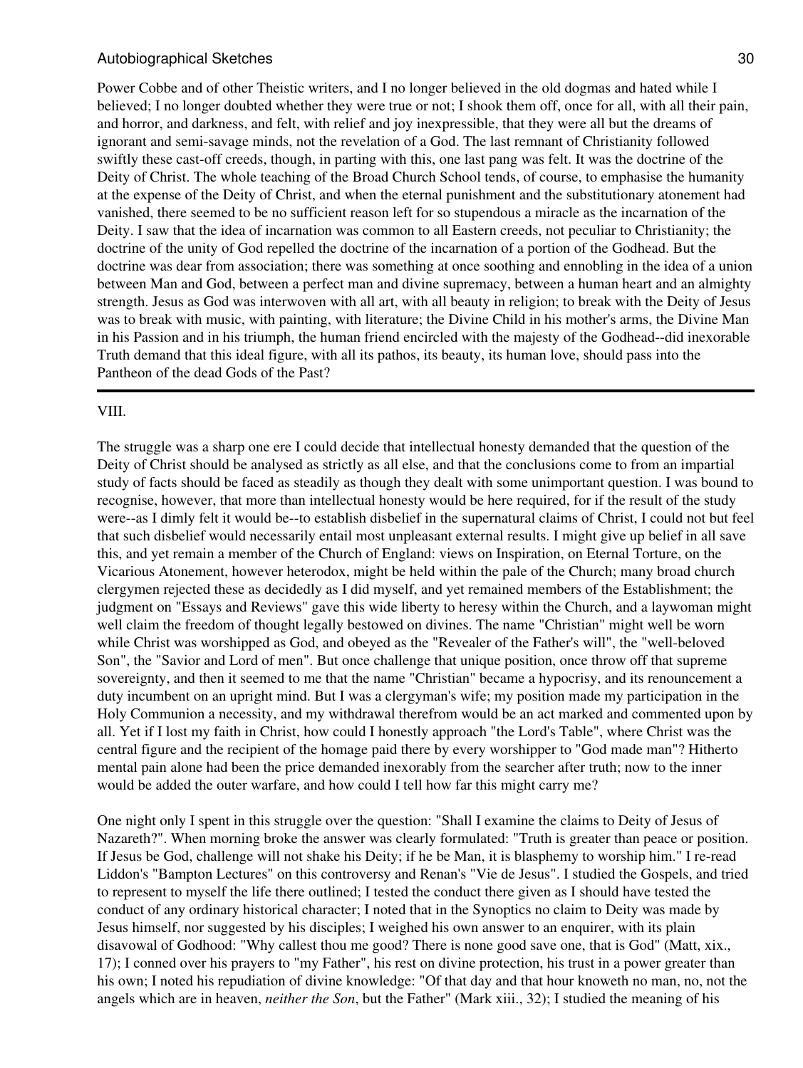Power Cobbe and of other Theistic writers, and I no longer believed in the old dogmas and hated while I believed; I no longer doubted whether they were true or not; I shook them off, once for all, with all their pain, and horror, and darkness, and felt, with relief and joy inexpressible, that they were all but the dreams of ignorant and semi-savage minds, not the revelation of a God. The last remnant of Christianity followed swiftly these cast-off creeds, though, in parting with this, one last pang was felt. It was the doctrine of the Deity of Christ. The whole teaching of the Broad Church School tends, of course, to emphasise the humanity at the expense of the Deity of Christ, and when the eternal punishment and the substitutionary atonement had vanished, there seemed to be no sufficient reason left for so stupendous a miracle as the incarnation of the Deity. I saw that the idea of incarnation was common to all Eastern creeds, not peculiar to Christianity; the doctrine of the unity of God repelled the doctrine of the incarnation of a portion of the Godhead. But the doctrine was dear from association; there was something at once soothing and ennobling in the idea of a union between Man and God, between a perfect man and divine supremacy, between a human heart and an almighty strength. Jesus as God was interwoven with all art, with all beauty in religion; to break with the Deity of Jesus was to break with music, with painting, with literature; the Divine Child in his mother's arms, the Divine Man in his Passion and in his triumph, the human friend encircled with the majesty of the Godhead--did inexorable Truth demand that this ideal figure, with all its pathos, its beauty, its human love, should pass into the Pantheon of the dead Gods of the Past?

---

VIII.

The struggle was a sharp one ere I could decide that intellectual honesty demanded that the question of the Deity of Christ should be analysed as strictly as all else, and that the conclusions come to from an impartial study of facts should be faced as steadily as though they dealt with some unimportant question. I was bound to recognise, however, that more than intellectual honesty would be here required, for if the result of the study were--as I dimly felt it would be--to establish disbelief in the supernatural claims of Christ, I could not but feel that such disbelief would necessarily entail most unpleasant external results. I might give up belief in all save this, and yet remain a member of the Church of England: views on Inspiration, on Eternal Torture, on the Vicarious Atonement, however heterodox, might be held within the pale of the Church; many broad church clergymen rejected these as decidedly as I did myself, and yet remained members of the Establishment; the judgment on "Essays and Reviews" gave this wide liberty to heresy within the Church, and a laywoman might well claim the freedom of thought legally bestowed on divines. The name "Christian" might well be worn while Christ was worshipped as God, and obeyed as the "Revealer of the Father's will", the "well-beloved Son", the "Savior and Lord of men". But once challenge that unique position, once throw off that supreme sovereignty, and then it seemed to me that the name "Christian" became a hypocrisy, and its renouncement a duty incumbent on an upright mind. But I was a clergyman's wife; my position made my participation in the Holy Communion a necessity, and my withdrawal therefrom would be an act marked and commented upon by all. Yet if I lost my faith in Christ, how could I honestly approach "the Lord's Table", where Christ was the central figure and the recipient of the homage paid there by every worshipper to "God made man"? Hitherto mental pain alone had been the price demanded inexorably from the searcher after truth; now to the inner would be added the outer warfare, and how could I tell how far this might carry me?

One night only I spent in this struggle over the question: "Shall I examine the claims to Deity of Jesus of Nazareth?". When morning broke the answer was clearly formulated: "Truth is greater than peace or position. If Jesus be God, challenge will not shake his Deity; if he be Man, it is blasphemy to worship him." I re-read Liddon's "Bampton Lectures" on this controversy and Renan's "Vie de Jesus". I studied the Gospels, and tried to represent to myself the life there outlined; I tested the conduct there given as I should have tested the conduct of any ordinary historical character; I noted that in the Synoptics no claim to Deity was made by Jesus himself, nor suggested by his disciples; I weighed his own answer to an enquirer, with its plain disavowal of Godhood: "Why callest thou me good? There is none good save one, that is God" (Matt, xix., 17); I conned over his prayers to "my Father", his rest on divine protection, his trust in a power greater than his own; I noted his repudiation of divine knowledge: "Of that day and that hour knoweth no man, no, not the angels which are in heaven, *neither the Son*, but the Father" (Mark xiii., 32); I studied the meaning of his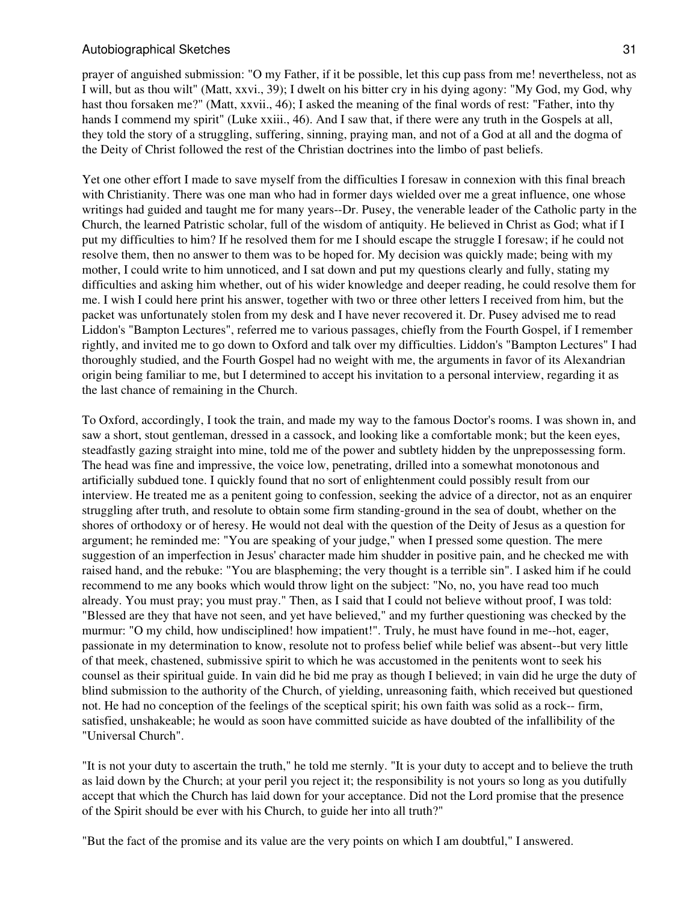prayer of anguished submission: "O my Father, if it be possible, let this cup pass from me! nevertheless, not as I will, but as thou wilt" (Matt, xxvi., 39); I dwelt on his bitter cry in his dying agony: "My God, my God, why hast thou forsaken me?" (Matt, xxvii., 46); I asked the meaning of the final words of rest: "Father, into thy hands I commend my spirit" (Luke xxiii., 46). And I saw that, if there were any truth in the Gospels at all, they told the story of a struggling, suffering, sinning, praying man, and not of a God at all and the dogma of the Deity of Christ followed the rest of the Christian doctrines into the limbo of past beliefs.

Yet one other effort I made to save myself from the difficulties I foresaw in connexion with this final breach with Christianity. There was one man who had in former days wielded over me a great influence, one whose writings had guided and taught me for many years--Dr. Pusey, the venerable leader of the Catholic party in the Church, the learned Patristic scholar, full of the wisdom of antiquity. He believed in Christ as God; what if I put my difficulties to him? If he resolved them for me I should escape the struggle I foresaw; if he could not resolve them, then no answer to them was to be hoped for. My decision was quickly made; being with my mother, I could write to him unnoticed, and I sat down and put my questions clearly and fully, stating my difficulties and asking him whether, out of his wider knowledge and deeper reading, he could resolve them for me. I wish I could here print his answer, together with two or three other letters I received from him, but the packet was unfortunately stolen from my desk and I have never recovered it. Dr. Pusey advised me to read Liddon's "Bampton Lectures", referred me to various passages, chiefly from the Fourth Gospel, if I remember rightly, and invited me to go down to Oxford and talk over my difficulties. Liddon's "Bampton Lectures" I had thoroughly studied, and the Fourth Gospel had no weight with me, the arguments in favor of its Alexandrian origin being familiar to me, but I determined to accept his invitation to a personal interview, regarding it as the last chance of remaining in the Church.

To Oxford, accordingly, I took the train, and made my way to the famous Doctor's rooms. I was shown in, and saw a short, stout gentleman, dressed in a cassock, and looking like a comfortable monk; but the keen eyes, steadfastly gazing straight into mine, told me of the power and subtlety hidden by the unprepossessing form. The head was fine and impressive, the voice low, penetrating, drilled into a somewhat monotonous and artificially subdued tone. I quickly found that no sort of enlightenment could possibly result from our interview. He treated me as a penitent going to confession, seeking the advice of a director, not as an enquirer struggling after truth, and resolute to obtain some firm standing-ground in the sea of doubt, whether on the shores of orthodoxy or of heresy. He would not deal with the question of the Deity of Jesus as a question for argument; he reminded me: "You are speaking of your judge," when I pressed some question. The mere suggestion of an imperfection in Jesus' character made him shudder in positive pain, and he checked me with raised hand, and the rebuke: "You are blaspheming; the very thought is a terrible sin". I asked him if he could recommend to me any books which would throw light on the subject: "No, no, you have read too much already. You must pray; you must pray." Then, as I said that I could not believe without proof, I was told: "Blessed are they that have not seen, and yet have believed," and my further questioning was checked by the murmur: "O my child, how undisciplined! how impatient!". Truly, he must have found in me--hot, eager, passionate in my determination to know, resolute not to profess belief while belief was absent--but very little of that meek, chastened, submissive spirit to which he was accustomed in the penitents wont to seek his counsel as their spiritual guide. In vain did he bid me pray as though I believed; in vain did he urge the duty of blind submission to the authority of the Church, of yielding, unreasoning faith, which received but questioned not. He had no conception of the feelings of the sceptical spirit; his own faith was solid as a rock-- firm, satisfied, unshakeable; he would as soon have committed suicide as have doubted of the infallibility of the "Universal Church".

"It is not your duty to ascertain the truth," he told me sternly. "It is your duty to accept and to believe the truth as laid down by the Church; at your peril you reject it; the responsibility is not yours so long as you dutifully accept that which the Church has laid down for your acceptance. Did not the Lord promise that the presence of the Spirit should be ever with his Church, to guide her into all truth?"

"But the fact of the promise and its value are the very points on which I am doubtful," I answered.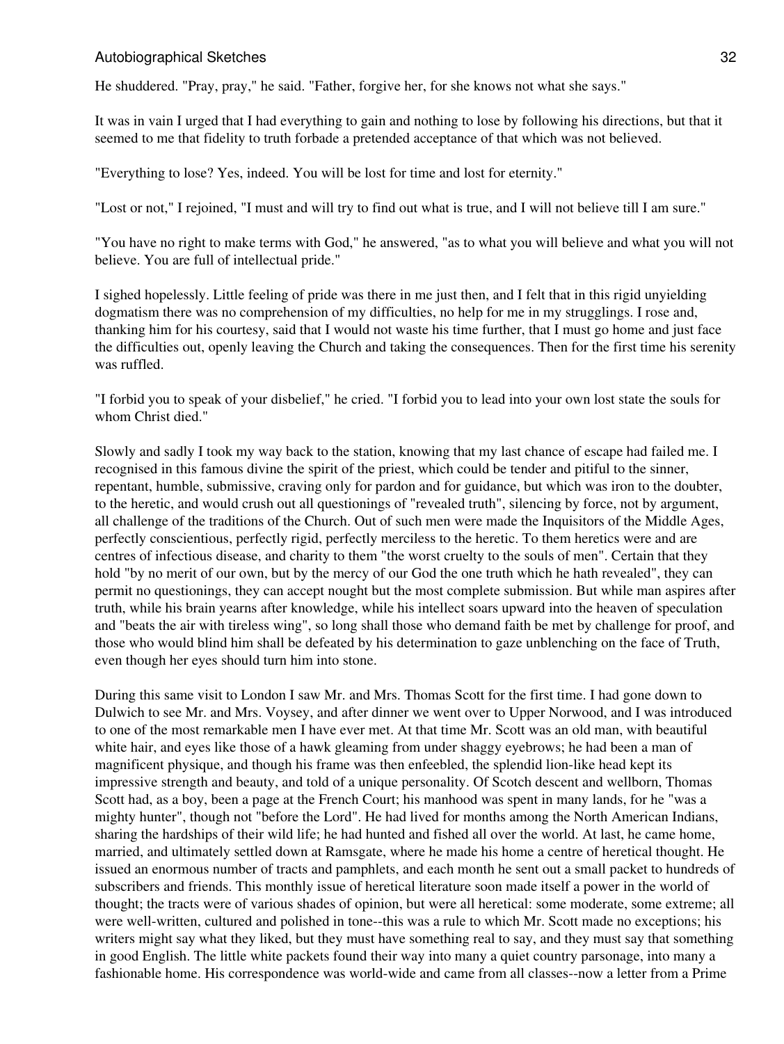He shuddered. "Pray, pray," he said. "Father, forgive her, for she knows not what she says."

It was in vain I urged that I had everything to gain and nothing to lose by following his directions, but that it seemed to me that fidelity to truth forbade a pretended acceptance of that which was not believed.

"Everything to lose? Yes, indeed. You will be lost for time and lost for eternity."

"Lost or not," I rejoined, "I must and will try to find out what is true, and I will not believe till I am sure."

"You have no right to make terms with God," he answered, "as to what you will believe and what you will not believe. You are full of intellectual pride."

I sighed hopelessly. Little feeling of pride was there in me just then, and I felt that in this rigid unyielding dogmatism there was no comprehension of my difficulties, no help for me in my strugglings. I rose and, thanking him for his courtesy, said that I would not waste his time further, that I must go home and just face the difficulties out, openly leaving the Church and taking the consequences. Then for the first time his serenity was ruffled.

"I forbid you to speak of your disbelief," he cried. "I forbid you to lead into your own lost state the souls for whom Christ died."

Slowly and sadly I took my way back to the station, knowing that my last chance of escape had failed me. I recognised in this famous divine the spirit of the priest, which could be tender and pitiful to the sinner, repentant, humble, submissive, craving only for pardon and for guidance, but which was iron to the doubter, to the heretic, and would crush out all questionings of "revealed truth", silencing by force, not by argument, all challenge of the traditions of the Church. Out of such men were made the Inquisitors of the Middle Ages, perfectly conscientious, perfectly rigid, perfectly merciless to the heretic. To them heretics were and are centres of infectious disease, and charity to them "the worst cruelty to the souls of men". Certain that they hold "by no merit of our own, but by the mercy of our God the one truth which he hath revealed", they can permit no questionings, they can accept nought but the most complete submission. But while man aspires after truth, while his brain yearns after knowledge, while his intellect soars upward into the heaven of speculation and "beats the air with tireless wing", so long shall those who demand faith be met by challenge for proof, and those who would blind him shall be defeated by his determination to gaze unblenching on the face of Truth, even though her eyes should turn him into stone.

During this same visit to London I saw Mr. and Mrs. Thomas Scott for the first time. I had gone down to Dulwich to see Mr. and Mrs. Voysey, and after dinner we went over to Upper Norwood, and I was introduced to one of the most remarkable men I have ever met. At that time Mr. Scott was an old man, with beautiful white hair, and eyes like those of a hawk gleaming from under shaggy eyebrows; he had been a man of magnificent physique, and though his frame was then enfeebled, the splendid lion-like head kept its impressive strength and beauty, and told of a unique personality. Of Scotch descent and wellborn, Thomas Scott had, as a boy, been a page at the French Court; his manhood was spent in many lands, for he "was a mighty hunter", though not "before the Lord". He had lived for months among the North American Indians, sharing the hardships of their wild life; he had hunted and fished all over the world. At last, he came home, married, and ultimately settled down at Ramsgate, where he made his home a centre of heretical thought. He issued an enormous number of tracts and pamphlets, and each month he sent out a small packet to hundreds of subscribers and friends. This monthly issue of heretical literature soon made itself a power in the world of thought; the tracts were of various shades of opinion, but were all heretical: some moderate, some extreme; all were well-written, cultured and polished in tone--this was a rule to which Mr. Scott made no exceptions; his writers might say what they liked, but they must have something real to say, and they must say that something in good English. The little white packets found their way into many a quiet country parsonage, into many a fashionable home. His correspondence was world-wide and came from all classes--now a letter from a Prime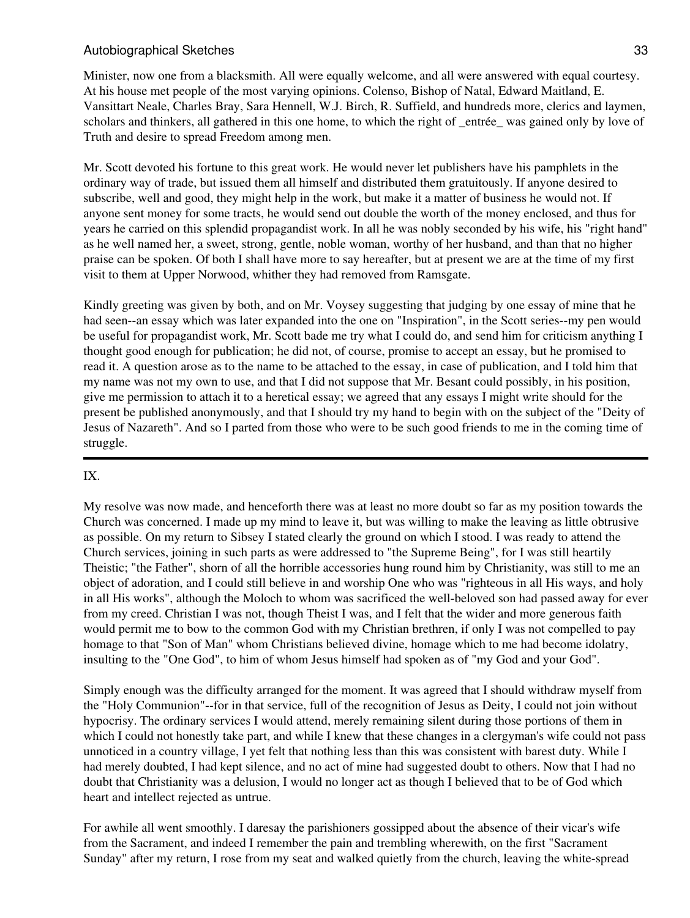Minister, now one from a blacksmith. All were equally welcome, and all were answered with equal courtesy. At his house met people of the most varying opinions. Colenso, Bishop of Natal, Edward Maitland, E. Vansittart Neale, Charles Bray, Sara Hennell, W.J. Birch, R. Suffield, and hundreds more, clerics and laymen, scholars and thinkers, all gathered in this one home, to which the right of _entrée_ was gained only by love of Truth and desire to spread Freedom among men.

Mr. Scott devoted his fortune to this great work. He would never let publishers have his pamphlets in the ordinary way of trade, but issued them all himself and distributed them gratuitously. If anyone desired to subscribe, well and good, they might help in the work, but make it a matter of business he would not. If anyone sent money for some tracts, he would send out double the worth of the money enclosed, and thus for years he carried on this splendid propagandist work. In all he was nobly seconded by his wife, his "right hand" as he well named her, a sweet, strong, gentle, noble woman, worthy of her husband, and than that no higher praise can be spoken. Of both I shall have more to say hereafter, but at present we are at the time of my first visit to them at Upper Norwood, whither they had removed from Ramsgate.

Kindly greeting was given by both, and on Mr. Voysey suggesting that judging by one essay of mine that he had seen--an essay which was later expanded into the one on "Inspiration", in the Scott series--my pen would be useful for propagandist work, Mr. Scott bade me try what I could do, and send him for criticism anything I thought good enough for publication; he did not, of course, promise to accept an essay, but he promised to read it. A question arose as to the name to be attached to the essay, in case of publication, and I told him that my name was not my own to use, and that I did not suppose that Mr. Besant could possibly, in his position, give me permission to attach it to a heretical essay; we agreed that any essays I might write should for the present be published anonymously, and that I should try my hand to begin with on the subject of the "Deity of Jesus of Nazareth". And so I parted from those who were to be such good friends to me in the coming time of struggle.

---

## IX.

My resolve was now made, and henceforth there was at least no more doubt so far as my position towards the Church was concerned. I made up my mind to leave it, but was willing to make the leaving as little obtrusive as possible. On my return to Sibsey I stated clearly the ground on which I stood. I was ready to attend the Church services, joining in such parts as were addressed to "the Supreme Being", for I was still heartily Theistic; "the Father", shorn of all the horrible accessories hung round him by Christianity, was still to me an object of adoration, and I could still believe in and worship One who was "righteous in all His ways, and holy in all His works", although the Moloch to whom was sacrificed the well-beloved son had passed away for ever from my creed. Christian I was not, though Theist I was, and I felt that the wider and more generous faith would permit me to bow to the common God with my Christian brethren, if only I was not compelled to pay homage to that "Son of Man" whom Christians believed divine, homage which to me had become idolatry, insulting to the "One God", to him of whom Jesus himself had spoken as of "my God and your God".

Simply enough was the difficulty arranged for the moment. It was agreed that I should withdraw myself from the "Holy Communion"--for in that service, full of the recognition of Jesus as Deity, I could not join without hypocrisy. The ordinary services I would attend, merely remaining silent during those portions of them in which I could not honestly take part, and while I knew that these changes in a clergyman's wife could not pass unnoticed in a country village, I yet felt that nothing less than this was consistent with barest duty. While I had merely doubted, I had kept silence, and no act of mine had suggested doubt to others. Now that I had no doubt that Christianity was a delusion, I would no longer act as though I believed that to be of God which heart and intellect rejected as untrue.

For awhile all went smoothly. I daresay the parishioners gossipped about the absence of their vicar's wife from the Sacrament, and indeed I remember the pain and trembling wherewith, on the first "Sacrament Sunday" after my return, I rose from my seat and walked quietly from the church, leaving the white-spread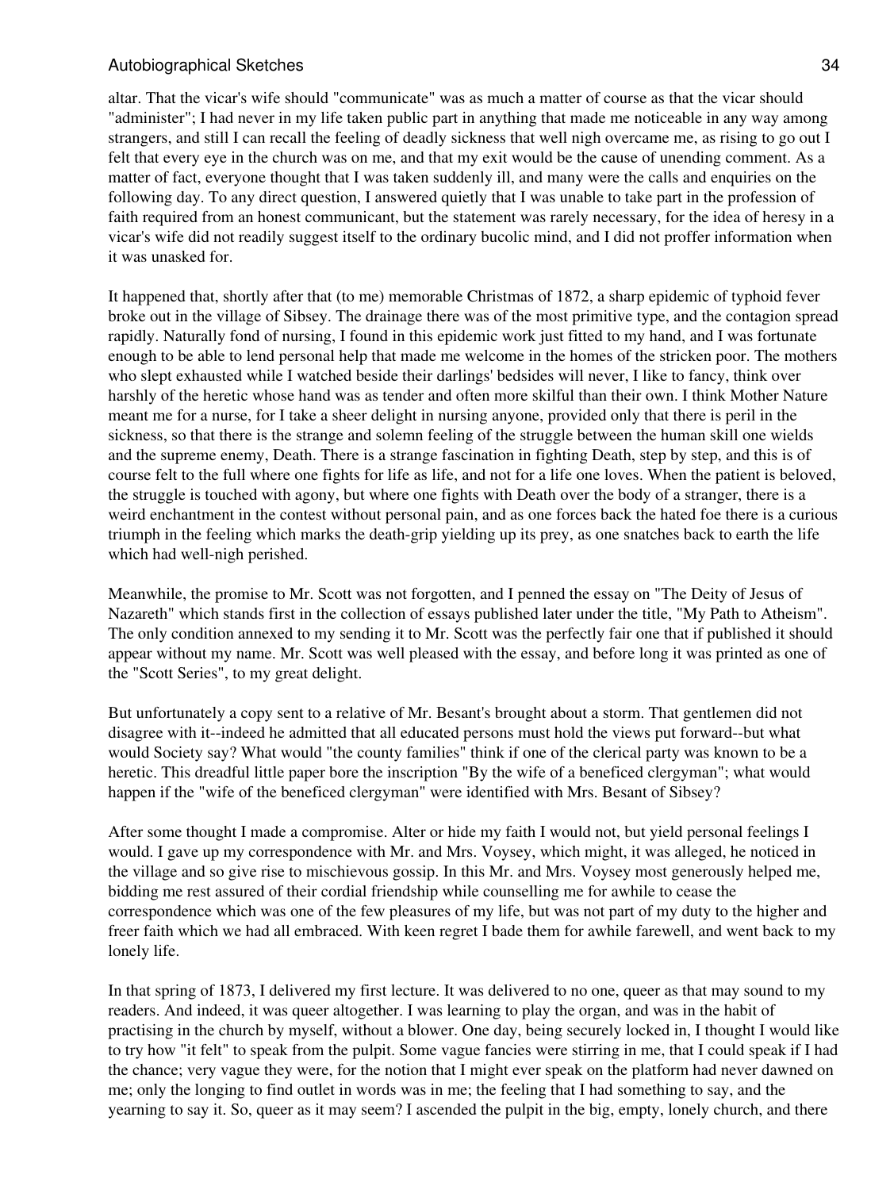altar. That the vicar's wife should "communicate" was as much a matter of course as that the vicar should "administer"; I had never in my life taken public part in anything that made me noticeable in any way among strangers, and still I can recall the feeling of deadly sickness that well nigh overcame me, as rising to go out I felt that every eye in the church was on me, and that my exit would be the cause of unending comment. As a matter of fact, everyone thought that I was taken suddenly ill, and many were the calls and enquiries on the following day. To any direct question, I answered quietly that I was unable to take part in the profession of faith required from an honest communicant, but the statement was rarely necessary, for the idea of heresy in a vicar's wife did not readily suggest itself to the ordinary bucolic mind, and I did not proffer information when it was unasked for.

It happened that, shortly after that (to me) memorable Christmas of 1872, a sharp epidemic of typhoid fever broke out in the village of Sibsey. The drainage there was of the most primitive type, and the contagion spread rapidly. Naturally fond of nursing, I found in this epidemic work just fitted to my hand, and I was fortunate enough to be able to lend personal help that made me welcome in the homes of the stricken poor. The mothers who slept exhausted while I watched beside their darlings' bedsides will never, I like to fancy, think over harshly of the heretic whose hand was as tender and often more skilful than their own. I think Mother Nature meant me for a nurse, for I take a sheer delight in nursing anyone, provided only that there is peril in the sickness, so that there is the strange and solemn feeling of the struggle between the human skill one wields and the supreme enemy, Death. There is a strange fascination in fighting Death, step by step, and this is of course felt to the full where one fights for life as life, and not for a life one loves. When the patient is beloved, the struggle is touched with agony, but where one fights with Death over the body of a stranger, there is a weird enchantment in the contest without personal pain, and as one forces back the hated foe there is a curious triumph in the feeling which marks the death-grip yielding up its prey, as one snatches back to earth the life which had well-nigh perished.

Meanwhile, the promise to Mr. Scott was not forgotten, and I penned the essay on "The Deity of Jesus of Nazareth" which stands first in the collection of essays published later under the title, "My Path to Atheism". The only condition annexed to my sending it to Mr. Scott was the perfectly fair one that if published it should appear without my name. Mr. Scott was well pleased with the essay, and before long it was printed as one of the "Scott Series", to my great delight.

But unfortunately a copy sent to a relative of Mr. Besant's brought about a storm. That gentlemen did not disagree with it--indeed he admitted that all educated persons must hold the views put forward--but what would Society say? What would "the county families" think if one of the clerical party was known to be a heretic. This dreadful little paper bore the inscription "By the wife of a beneficed clergyman"; what would happen if the "wife of the beneficed clergyman" were identified with Mrs. Besant of Sibsey?

After some thought I made a compromise. Alter or hide my faith I would not, but yield personal feelings I would. I gave up my correspondence with Mr. and Mrs. Voysey, which might, it was alleged, he noticed in the village and so give rise to mischievous gossip. In this Mr. and Mrs. Voysey most generously helped me, bidding me rest assured of their cordial friendship while counselling me for awhile to cease the correspondence which was one of the few pleasures of my life, but was not part of my duty to the higher and freer faith which we had all embraced. With keen regret I bade them for awhile farewell, and went back to my lonely life.

In that spring of 1873, I delivered my first lecture. It was delivered to no one, queer as that may sound to my readers. And indeed, it was queer altogether. I was learning to play the organ, and was in the habit of practising in the church by myself, without a blower. One day, being securely locked in, I thought I would like to try how "it felt" to speak from the pulpit. Some vague fancies were stirring in me, that I could speak if I had the chance; very vague they were, for the notion that I might ever speak on the platform had never dawned on me; only the longing to find outlet in words was in me; the feeling that I had something to say, and the yearning to say it. So, queer as it may seem? I ascended the pulpit in the big, empty, lonely church, and there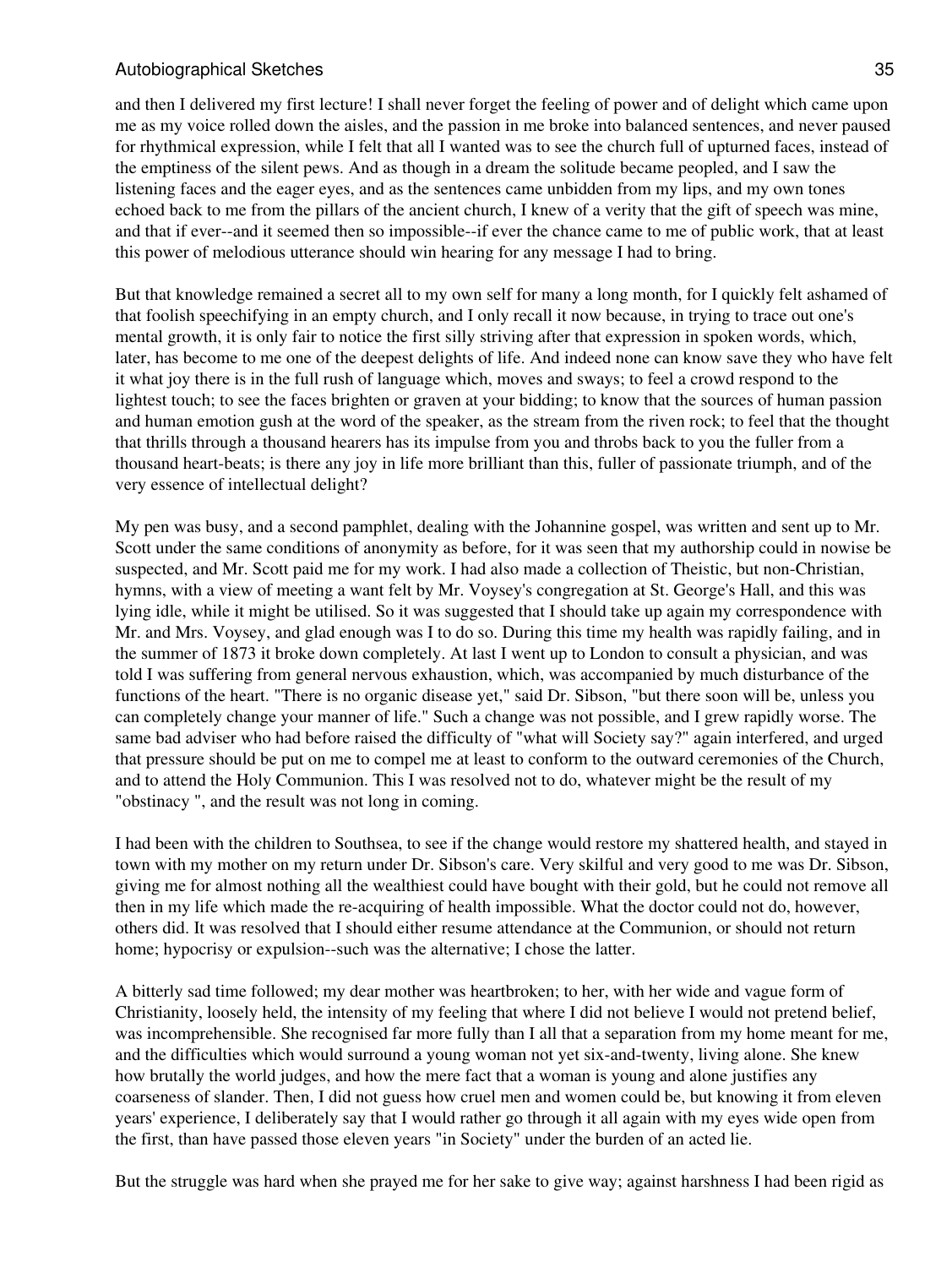and then I delivered my first lecture! I shall never forget the feeling of power and of delight which came upon me as my voice rolled down the aisles, and the passion in me broke into balanced sentences, and never paused for rhythmical expression, while I felt that all I wanted was to see the church full of upturned faces, instead of the emptiness of the silent pews. And as though in a dream the solitude became peopled, and I saw the listening faces and the eager eyes, and as the sentences came unbidden from my lips, and my own tones echoed back to me from the pillars of the ancient church, I knew of a verity that the gift of speech was mine, and that if ever--and it seemed then so impossible--if ever the chance came to me of public work, that at least this power of melodious utterance should win hearing for any message I had to bring.

But that knowledge remained a secret all to my own self for many a long month, for I quickly felt ashamed of that foolish speechifying in an empty church, and I only recall it now because, in trying to trace out one's mental growth, it is only fair to notice the first silly striving after that expression in spoken words, which, later, has become to me one of the deepest delights of life. And indeed none can know save they who have felt it what joy there is in the full rush of language which, moves and sways; to feel a crowd respond to the lightest touch; to see the faces brighten or graven at your bidding; to know that the sources of human passion and human emotion gush at the word of the speaker, as the stream from the riven rock; to feel that the thought that thrills through a thousand hearers has its impulse from you and throbs back to you the fuller from a thousand heart-beats; is there any joy in life more brilliant than this, fuller of passionate triumph, and of the very essence of intellectual delight?

My pen was busy, and a second pamphlet, dealing with the Johannine gospel, was written and sent up to Mr. Scott under the same conditions of anonymity as before, for it was seen that my authorship could in nowise be suspected, and Mr. Scott paid me for my work. I had also made a collection of Theistic, but non-Christian, hymns, with a view of meeting a want felt by Mr. Voysey's congregation at St. George's Hall, and this was lying idle, while it might be utilised. So it was suggested that I should take up again my correspondence with Mr. and Mrs. Voysey, and glad enough was I to do so. During this time my health was rapidly failing, and in the summer of 1873 it broke down completely. At last I went up to London to consult a physician, and was told I was suffering from general nervous exhaustion, which, was accompanied by much disturbance of the functions of the heart. "There is no organic disease yet," said Dr. Sibson, "but there soon will be, unless you can completely change your manner of life." Such a change was not possible, and I grew rapidly worse. The same bad adviser who had before raised the difficulty of "what will Society say?" again interfered, and urged that pressure should be put on me to compel me at least to conform to the outward ceremonies of the Church, and to attend the Holy Communion. This I was resolved not to do, whatever might be the result of my "obstinacy ", and the result was not long in coming.

I had been with the children to Southsea, to see if the change would restore my shattered health, and stayed in town with my mother on my return under Dr. Sibson's care. Very skilful and very good to me was Dr. Sibson, giving me for almost nothing all the wealthiest could have bought with their gold, but he could not remove all then in my life which made the re-acquiring of health impossible. What the doctor could not do, however, others did. It was resolved that I should either resume attendance at the Communion, or should not return home; hypocrisy or expulsion--such was the alternative; I chose the latter.

A bitterly sad time followed; my dear mother was heartbroken; to her, with her wide and vague form of Christianity, loosely held, the intensity of my feeling that where I did not believe I would not pretend belief, was incomprehensible. She recognised far more fully than I all that a separation from my home meant for me, and the difficulties which would surround a young woman not yet six-and-twenty, living alone. She knew how brutally the world judges, and how the mere fact that a woman is young and alone justifies any coarseness of slander. Then, I did not guess how cruel men and women could be, but knowing it from eleven years' experience, I deliberately say that I would rather go through it all again with my eyes wide open from the first, than have passed those eleven years "in Society" under the burden of an acted lie.

But the struggle was hard when she prayed me for her sake to give way; against harshness I had been rigid as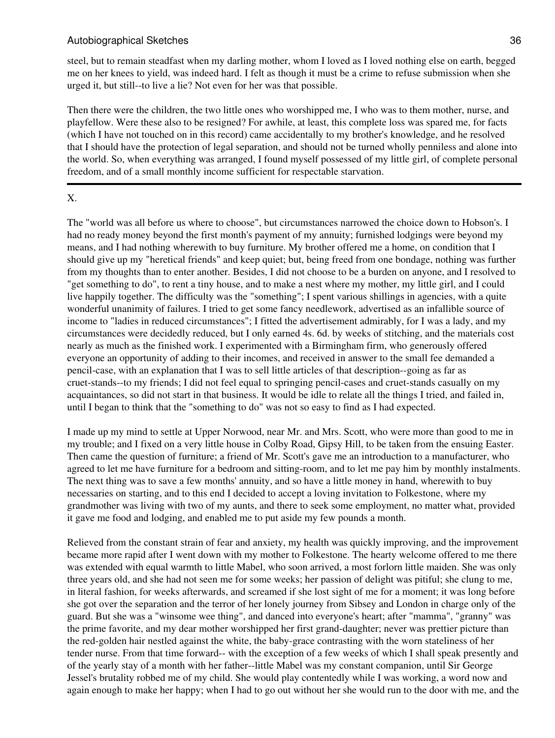steel, but to remain steadfast when my darling mother, whom I loved as I loved nothing else on earth, begged me on her knees to yield, was indeed hard. I felt as though it must be a crime to refuse submission when she urged it, but still--to live a lie? Not even for her was that possible.

Then there were the children, the two little ones who worshipped me, I who was to them mother, nurse, and playfellow. Were these also to be resigned? For awhile, at least, this complete loss was spared me, for facts (which I have not touched on in this record) came accidentally to my brother's knowledge, and he resolved that I should have the protection of legal separation, and should not be turned wholly penniless and alone into the world. So, when everything was arranged, I found myself possessed of my little girl, of complete personal freedom, and of a small monthly income sufficient for respectable starvation.

---

## X.

The "world was all before us where to choose", but circumstances narrowed the choice down to Hobson's. I had no ready money beyond the first month's payment of my annuity; furnished lodgings were beyond my means, and I had nothing wherewith to buy furniture. My brother offered me a home, on condition that I should give up my "heretical friends" and keep quiet; but, being freed from one bondage, nothing was further from my thoughts than to enter another. Besides, I did not choose to be a burden on anyone, and I resolved to "get something to do", to rent a tiny house, and to make a nest where my mother, my little girl, and I could live happily together. The difficulty was the "something"; I spent various shillings in agencies, with a quite wonderful unanimity of failures. I tried to get some fancy needlework, advertised as an infallible source of income to "ladies in reduced circumstances"; I fitted the advertisement admirably, for I was a lady, and my circumstances were decidedly reduced, but I only earned 4s. 6d. by weeks of stitching, and the materials cost nearly as much as the finished work. I experimented with a Birmingham firm, who generously offered everyone an opportunity of adding to their incomes, and received in answer to the small fee demanded a pencil-case, with an explanation that I was to sell little articles of that description--going as far as cruet-stands--to my friends; I did not feel equal to springing pencil-cases and cruet-stands casually on my acquaintances, so did not start in that business. It would be idle to relate all the things I tried, and failed in, until I began to think that the "something to do" was not so easy to find as I had expected.

I made up my mind to settle at Upper Norwood, near Mr. and Mrs. Scott, who were more than good to me in my trouble; and I fixed on a very little house in Colby Road, Gipsy Hill, to be taken from the ensuing Easter. Then came the question of furniture; a friend of Mr. Scott's gave me an introduction to a manufacturer, who agreed to let me have furniture for a bedroom and sitting-room, and to let me pay him by monthly instalments. The next thing was to save a few months' annuity, and so have a little money in hand, wherewith to buy necessaries on starting, and to this end I decided to accept a loving invitation to Folkestone, where my grandmother was living with two of my aunts, and there to seek some employment, no matter what, provided it gave me food and lodging, and enabled me to put aside my few pounds a month.

Relieved from the constant strain of fear and anxiety, my health was quickly improving, and the improvement became more rapid after I went down with my mother to Folkestone. The hearty welcome offered to me there was extended with equal warmth to little Mabel, who soon arrived, a most forlorn little maiden. She was only three years old, and she had not seen me for some weeks; her passion of delight was pitiful; she clung to me, in literal fashion, for weeks afterwards, and screamed if she lost sight of me for a moment; it was long before she got over the separation and the terror of her lonely journey from Sibsey and London in charge only of the guard. But she was a "winsome wee thing", and danced into everyone's heart; after "mamma", "granny" was the prime favorite, and my dear mother worshipped her first grand-daughter; never was prettier picture than the red-golden hair nestled against the white, the baby-grace contrasting with the worn stateliness of her tender nurse. From that time forward-- with the exception of a few weeks of which I shall speak presently and of the yearly stay of a month with her father--little Mabel was my constant companion, until Sir George Jessel's brutality robbed me of my child. She would play contentedly while I was working, a word now and again enough to make her happy; when I had to go out without her she would run to the door with me, and the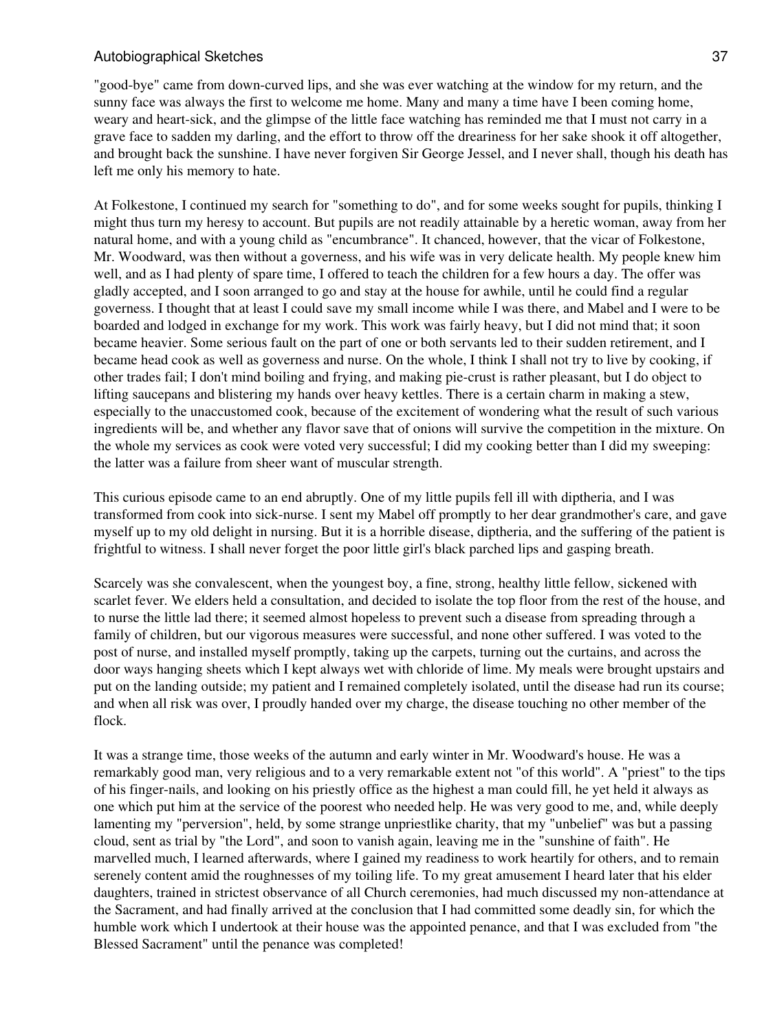"good-bye" came from down-curved lips, and she was ever watching at the window for my return, and the sunny face was always the first to welcome me home. Many and many a time have I been coming home, weary and heart-sick, and the glimpse of the little face watching has reminded me that I must not carry in a grave face to sadden my darling, and the effort to throw off the dreariness for her sake shook it off altogether, and brought back the sunshine. I have never forgiven Sir George Jessel, and I never shall, though his death has left me only his memory to hate.

At Folkestone, I continued my search for "something to do", and for some weeks sought for pupils, thinking I might thus turn my heresy to account. But pupils are not readily attainable by a heretic woman, away from her natural home, and with a young child as "encumbrance". It chanced, however, that the vicar of Folkestone, Mr. Woodward, was then without a governess, and his wife was in very delicate health. My people knew him well, and as I had plenty of spare time, I offered to teach the children for a few hours a day. The offer was gladly accepted, and I soon arranged to go and stay at the house for awhile, until he could find a regular governess. I thought that at least I could save my small income while I was there, and Mabel and I were to be boarded and lodged in exchange for my work. This work was fairly heavy, but I did not mind that; it soon became heavier. Some serious fault on the part of one or both servants led to their sudden retirement, and I became head cook as well as governess and nurse. On the whole, I think I shall not try to live by cooking, if other trades fail; I don't mind boiling and frying, and making pie-crust is rather pleasant, but I do object to lifting saucepans and blistering my hands over heavy kettles. There is a certain charm in making a stew, especially to the unaccustomed cook, because of the excitement of wondering what the result of such various ingredients will be, and whether any flavor save that of onions will survive the competition in the mixture. On the whole my services as cook were voted very successful; I did my cooking better than I did my sweeping: the latter was a failure from sheer want of muscular strength.

This curious episode came to an end abruptly. One of my little pupils fell ill with diptheria, and I was transformed from cook into sick-nurse. I sent my Mabel off promptly to her dear grandmother's care, and gave myself up to my old delight in nursing. But it is a horrible disease, diptheria, and the suffering of the patient is frightful to witness. I shall never forget the poor little girl's black parched lips and gasping breath.

Scarcely was she convalescent, when the youngest boy, a fine, strong, healthy little fellow, sickened with scarlet fever. We elders held a consultation, and decided to isolate the top floor from the rest of the house, and to nurse the little lad there; it seemed almost hopeless to prevent such a disease from spreading through a family of children, but our vigorous measures were successful, and none other suffered. I was voted to the post of nurse, and installed myself promptly, taking up the carpets, turning out the curtains, and across the door ways hanging sheets which I kept always wet with chloride of lime. My meals were brought upstairs and put on the landing outside; my patient and I remained completely isolated, until the disease had run its course; and when all risk was over, I proudly handed over my charge, the disease touching no other member of the flock.

It was a strange time, those weeks of the autumn and early winter in Mr. Woodward's house. He was a remarkably good man, very religious and to a very remarkable extent not "of this world". A "priest" to the tips of his finger-nails, and looking on his priestly office as the highest a man could fill, he yet held it always as one which put him at the service of the poorest who needed help. He was very good to me, and, while deeply lamenting my "perversion", held, by some strange unpriestlike charity, that my "unbelief" was but a passing cloud, sent as trial by "the Lord", and soon to vanish again, leaving me in the "sunshine of faith". He marvelled much, I learned afterwards, where I gained my readiness to work heartily for others, and to remain serenely content amid the roughnesses of my toiling life. To my great amusement I heard later that his elder daughters, trained in strictest observance of all Church ceremonies, had much discussed my non-attendance at the Sacrament, and had finally arrived at the conclusion that I had committed some deadly sin, for which the humble work which I undertook at their house was the appointed penance, and that I was excluded from "the Blessed Sacrament" until the penance was completed!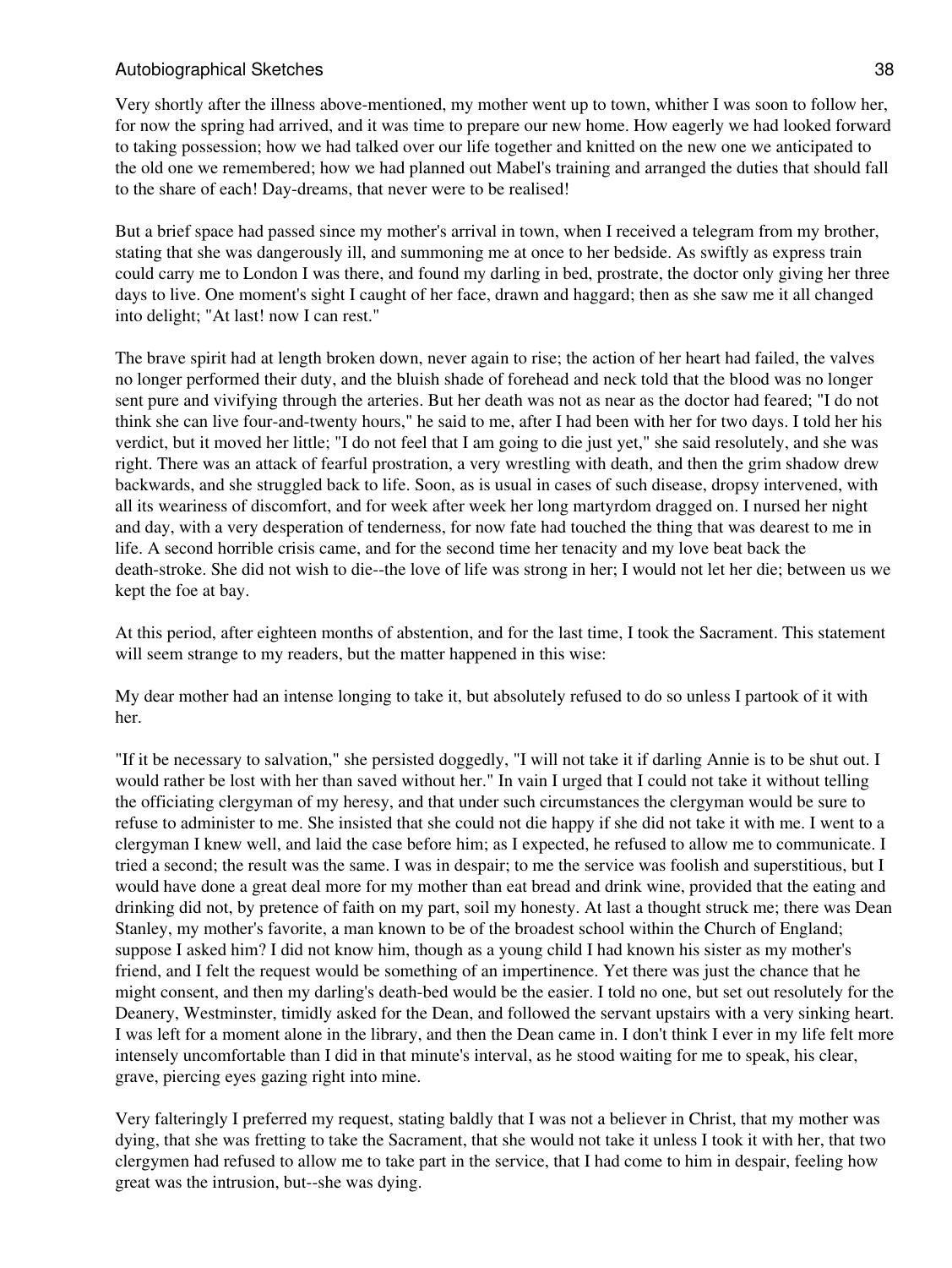Very shortly after the illness above-mentioned, my mother went up to town, whither I was soon to follow her, for now the spring had arrived, and it was time to prepare our new home. How eagerly we had looked forward to taking possession; how we had talked over our life together and knitted on the new one we anticipated to the old one we remembered; how we had planned out Mabel's training and arranged the duties that should fall to the share of each! Day-dreams, that never were to be realised!

But a brief space had passed since my mother's arrival in town, when I received a telegram from my brother, stating that she was dangerously ill, and summoning me at once to her bedside. As swiftly as express train could carry me to London I was there, and found my darling in bed, prostrate, the doctor only giving her three days to live. One moment's sight I caught of her face, drawn and haggard; then as she saw me it all changed into delight; "At last! now I can rest."

The brave spirit had at length broken down, never again to rise; the action of her heart had failed, the valves no longer performed their duty, and the bluish shade of forehead and neck told that the blood was no longer sent pure and vivifying through the arteries. But her death was not as near as the doctor had feared; "I do not think she can live four-and-twenty hours," he said to me, after I had been with her for two days. I told her his verdict, but it moved her little; "I do not feel that I am going to die just yet," she said resolutely, and she was right. There was an attack of fearful prostration, a very wrestling with death, and then the grim shadow drew backwards, and she struggled back to life. Soon, as is usual in cases of such disease, dropsy intervened, with all its weariness of discomfort, and for week after week her long martyrdom dragged on. I nursed her night and day, with a very desperation of tenderness, for now fate had touched the thing that was dearest to me in life. A second horrible crisis came, and for the second time her tenacity and my love beat back the death-stroke. She did not wish to die--the love of life was strong in her; I would not let her die; between us we kept the foe at bay.

At this period, after eighteen months of abstention, and for the last time, I took the Sacrament. This statement will seem strange to my readers, but the matter happened in this wise:

My dear mother had an intense longing to take it, but absolutely refused to do so unless I partook of it with her.

"If it be necessary to salvation," she persisted doggedly, "I will not take it if darling Annie is to be shut out. I would rather be lost with her than saved without her." In vain I urged that I could not take it without telling the officiating clergyman of my heresy, and that under such circumstances the clergyman would be sure to refuse to administer to me. She insisted that she could not die happy if she did not take it with me. I went to a clergyman I knew well, and laid the case before him; as I expected, he refused to allow me to communicate. I tried a second; the result was the same. I was in despair; to me the service was foolish and superstitious, but I would have done a great deal more for my mother than eat bread and drink wine, provided that the eating and drinking did not, by pretence of faith on my part, soil my honesty. At last a thought struck me; there was Dean Stanley, my mother's favorite, a man known to be of the broadest school within the Church of England; suppose I asked him? I did not know him, though as a young child I had known his sister as my mother's friend, and I felt the request would be something of an impertinence. Yet there was just the chance that he might consent, and then my darling's death-bed would be the easier. I told no one, but set out resolutely for the Deanery, Westminster, timidly asked for the Dean, and followed the servant upstairs with a very sinking heart. I was left for a moment alone in the library, and then the Dean came in. I don't think I ever in my life felt more intensely uncomfortable than I did in that minute's interval, as he stood waiting for me to speak, his clear, grave, piercing eyes gazing right into mine.

Very falteringly I preferred my request, stating baldly that I was not a believer in Christ, that my mother was dying, that she was fretting to take the Sacrament, that she would not take it unless I took it with her, that two clergymen had refused to allow me to take part in the service, that I had come to him in despair, feeling how great was the intrusion, but--she was dying.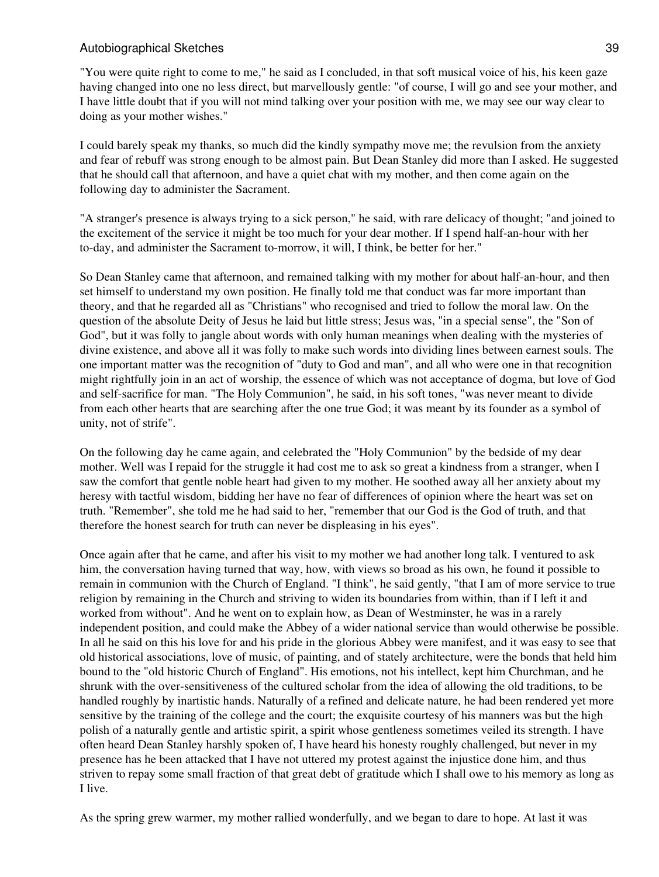"You were quite right to come to me," he said as I concluded, in that soft musical voice of his, his keen gaze having changed into one no less direct, but marvellously gentle: "of course, I will go and see your mother, and I have little doubt that if you will not mind talking over your position with me, we may see our way clear to doing as your mother wishes."

I could barely speak my thanks, so much did the kindly sympathy move me; the revulsion from the anxiety and fear of rebuff was strong enough to be almost pain. But Dean Stanley did more than I asked. He suggested that he should call that afternoon, and have a quiet chat with my mother, and then come again on the following day to administer the Sacrament.

"A stranger's presence is always trying to a sick person," he said, with rare delicacy of thought; "and joined to the excitement of the service it might be too much for your dear mother. If I spend half-an-hour with her to-day, and administer the Sacrament to-morrow, it will, I think, be better for her."

So Dean Stanley came that afternoon, and remained talking with my mother for about half-an-hour, and then set himself to understand my own position. He finally told me that conduct was far more important than theory, and that he regarded all as "Christians" who recognised and tried to follow the moral law. On the question of the absolute Deity of Jesus he laid but little stress; Jesus was, "in a special sense", the "Son of God", but it was folly to jangle about words with only human meanings when dealing with the mysteries of divine existence, and above all it was folly to make such words into dividing lines between earnest souls. The one important matter was the recognition of "duty to God and man", and all who were one in that recognition might rightfully join in an act of worship, the essence of which was not acceptance of dogma, but love of God and self-sacrifice for man. "The Holy Communion", he said, in his soft tones, "was never meant to divide from each other hearts that are searching after the one true God; it was meant by its founder as a symbol of unity, not of strife".

On the following day he came again, and celebrated the "Holy Communion" by the bedside of my dear mother. Well was I repaid for the struggle it had cost me to ask so great a kindness from a stranger, when I saw the comfort that gentle noble heart had given to my mother. He soothed away all her anxiety about my heresy with tactful wisdom, bidding her have no fear of differences of opinion where the heart was set on truth. "Remember", she told me he had said to her, "remember that our God is the God of truth, and that therefore the honest search for truth can never be displeasing in his eyes".

Once again after that he came, and after his visit to my mother we had another long talk. I ventured to ask him, the conversation having turned that way, how, with views so broad as his own, he found it possible to remain in communion with the Church of England. "I think", he said gently, "that I am of more service to true religion by remaining in the Church and striving to widen its boundaries from within, than if I left it and worked from without". And he went on to explain how, as Dean of Westminster, he was in a rarely independent position, and could make the Abbey of a wider national service than would otherwise be possible. In all he said on this his love for and his pride in the glorious Abbey were manifest, and it was easy to see that old historical associations, love of music, of painting, and of stately architecture, were the bonds that held him bound to the "old historic Church of England". His emotions, not his intellect, kept him Churchman, and he shrunk with the over-sensitiveness of the cultured scholar from the idea of allowing the old traditions, to be handled roughly by inartistic hands. Naturally of a refined and delicate nature, he had been rendered yet more sensitive by the training of the college and the court; the exquisite courtesy of his manners was but the high polish of a naturally gentle and artistic spirit, a spirit whose gentleness sometimes veiled its strength. I have often heard Dean Stanley harshly spoken of, I have heard his honesty roughly challenged, but never in my presence has he been attacked that I have not uttered my protest against the injustice done him, and thus striven to repay some small fraction of that great debt of gratitude which I shall owe to his memory as long as I live.

As the spring grew warmer, my mother rallied wonderfully, and we began to dare to hope. At last it was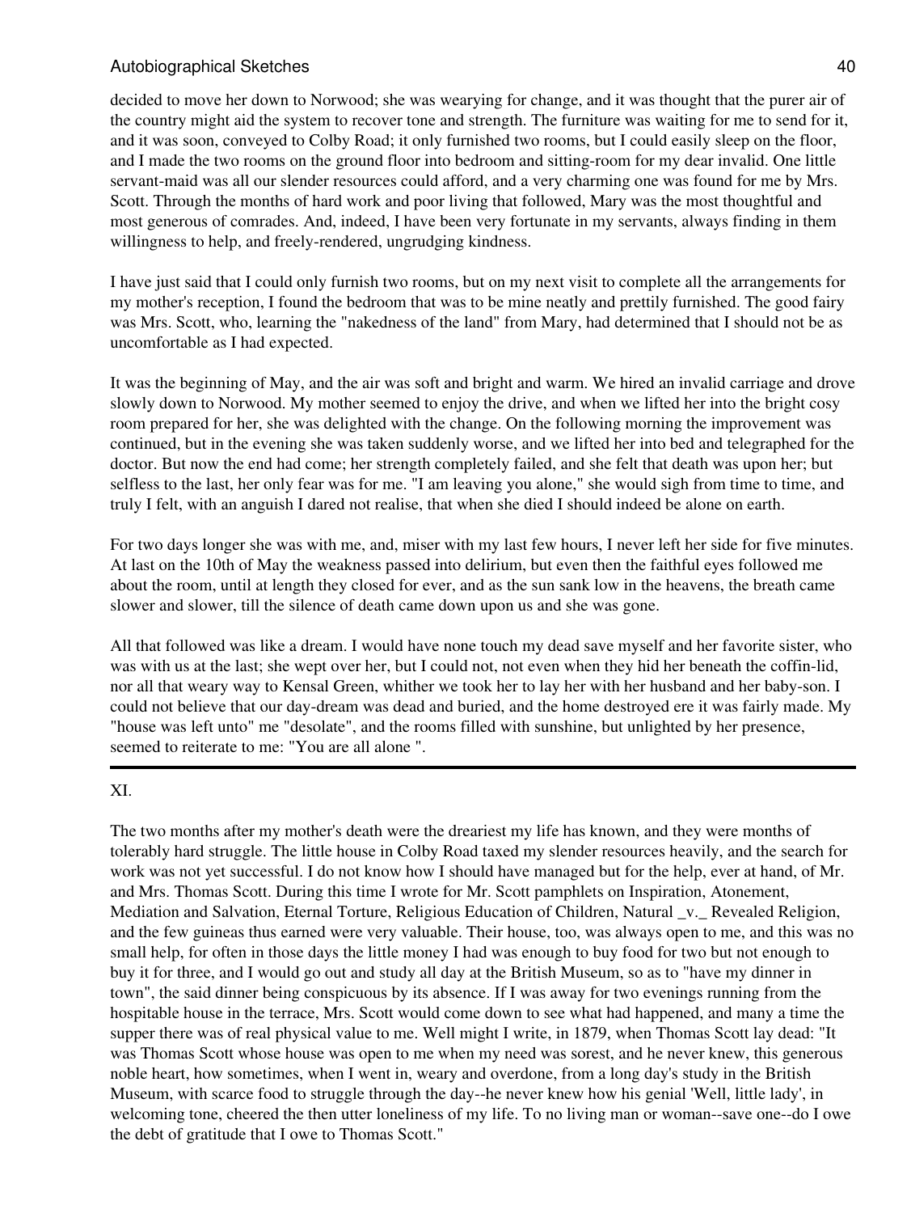decided to move her down to Norwood; she was wearying for change, and it was thought that the purer air of the country might aid the system to recover tone and strength. The furniture was waiting for me to send for it, and it was soon, conveyed to Colby Road; it only furnished two rooms, but I could easily sleep on the floor, and I made the two rooms on the ground floor into bedroom and sitting-room for my dear invalid. One little servant-maid was all our slender resources could afford, and a very charming one was found for me by Mrs. Scott. Through the months of hard work and poor living that followed, Mary was the most thoughtful and most generous of comrades. And, indeed, I have been very fortunate in my servants, always finding in them willingness to help, and freely-rendered, ungrudging kindness.

I have just said that I could only furnish two rooms, but on my next visit to complete all the arrangements for my mother's reception, I found the bedroom that was to be mine neatly and prettily furnished. The good fairy was Mrs. Scott, who, learning the "nakedness of the land" from Mary, had determined that I should not be as uncomfortable as I had expected.

It was the beginning of May, and the air was soft and bright and warm. We hired an invalid carriage and drove slowly down to Norwood. My mother seemed to enjoy the drive, and when we lifted her into the bright cosy room prepared for her, she was delighted with the change. On the following morning the improvement was continued, but in the evening she was taken suddenly worse, and we lifted her into bed and telegraphed for the doctor. But now the end had come; her strength completely failed, and she felt that death was upon her; but selfless to the last, her only fear was for me. "I am leaving you alone," she would sigh from time to time, and truly I felt, with an anguish I dared not realise, that when she died I should indeed be alone on earth.

For two days longer she was with me, and, miser with my last few hours, I never left her side for five minutes. At last on the 10th of May the weakness passed into delirium, but even then the faithful eyes followed me about the room, until at length they closed for ever, and as the sun sank low in the heavens, the breath came slower and slower, till the silence of death came down upon us and she was gone.

All that followed was like a dream. I would have none touch my dead save myself and her favorite sister, who was with us at the last; she wept over her, but I could not, not even when they hid her beneath the coffin-lid, nor all that weary way to Kensal Green, whither we took her to lay her with her husband and her baby-son. I could not believe that our day-dream was dead and buried, and the home destroyed ere it was fairly made. My "house was left unto" me "desolate", and the rooms filled with sunshine, but unlighted by her presence, seemed to reiterate to me: "You are all alone ".

---

XI.

The two months after my mother's death were the dreariest my life has known, and they were months of tolerably hard struggle. The little house in Colby Road taxed my slender resources heavily, and the search for work was not yet successful. I do not know how I should have managed but for the help, ever at hand, of Mr. and Mrs. Thomas Scott. During this time I wrote for Mr. Scott pamphlets on Inspiration, Atonement, Mediation and Salvation, Eternal Torture, Religious Education of Children, Natural _v._ Revealed Religion, and the few guineas thus earned were very valuable. Their house, too, was always open to me, and this was no small help, for often in those days the little money I had was enough to buy food for two but not enough to buy it for three, and I would go out and study all day at the British Museum, so as to "have my dinner in town", the said dinner being conspicuous by its absence. If I was away for two evenings running from the hospitable house in the terrace, Mrs. Scott would come down to see what had happened, and many a time the supper there was of real physical value to me. Well might I write, in 1879, when Thomas Scott lay dead: "It was Thomas Scott whose house was open to me when my need was sorest, and he never knew, this generous noble heart, how sometimes, when I went in, weary and overdone, from a long day's study in the British Museum, with scarce food to struggle through the day--he never knew how his genial 'Well, little lady', in welcoming tone, cheered the then utter loneliness of my life. To no living man or woman--save one--do I owe the debt of gratitude that I owe to Thomas Scott."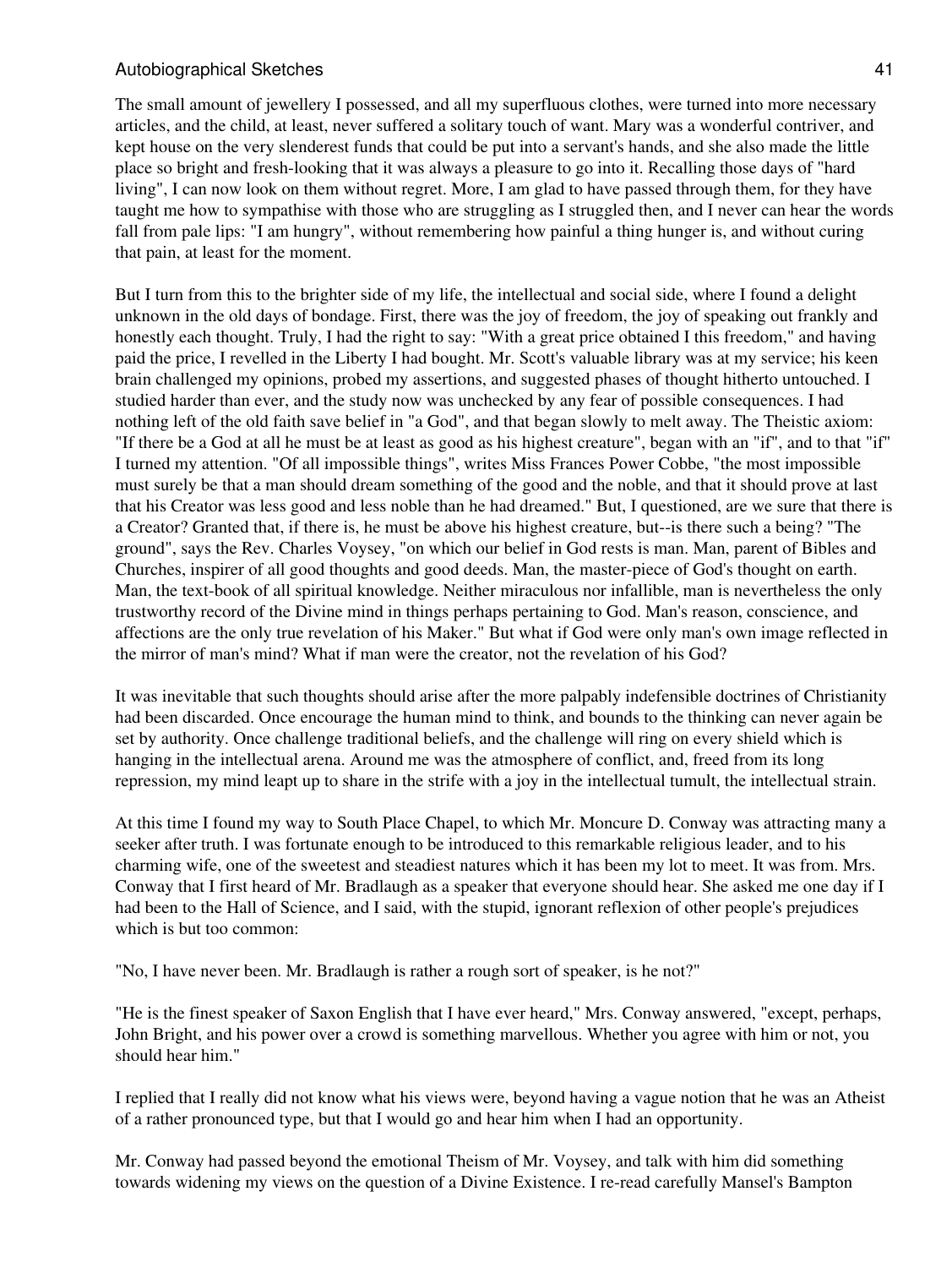The small amount of jewellery I possessed, and all my superfluous clothes, were turned into more necessary articles, and the child, at least, never suffered a solitary touch of want. Mary was a wonderful contriver, and kept house on the very slenderest funds that could be put into a servant's hands, and she also made the little place so bright and fresh-looking that it was always a pleasure to go into it. Recalling those days of "hard living", I can now look on them without regret. More, I am glad to have passed through them, for they have taught me how to sympathise with those who are struggling as I struggled then, and I never can hear the words fall from pale lips: "I am hungry", without remembering how painful a thing hunger is, and without curing that pain, at least for the moment.

But I turn from this to the brighter side of my life, the intellectual and social side, where I found a delight unknown in the old days of bondage. First, there was the joy of freedom, the joy of speaking out frankly and honestly each thought. Truly, I had the right to say: "With a great price obtained I this freedom," and having paid the price, I revelled in the Liberty I had bought. Mr. Scott's valuable library was at my service; his keen brain challenged my opinions, probed my assertions, and suggested phases of thought hitherto untouched. I studied harder than ever, and the study now was unchecked by any fear of possible consequences. I had nothing left of the old faith save belief in "a God", and that began slowly to melt away. The Theistic axiom: "If there be a God at all he must be at least as good as his highest creature", began with an "if", and to that "if" I turned my attention. "Of all impossible things", writes Miss Frances Power Cobbe, "the most impossible must surely be that a man should dream something of the good and the noble, and that it should prove at last that his Creator was less good and less noble than he had dreamed." But, I questioned, are we sure that there is a Creator? Granted that, if there is, he must be above his highest creature, but--is there such a being? "The ground", says the Rev. Charles Voysey, "on which our belief in God rests is man. Man, parent of Bibles and Churches, inspirer of all good thoughts and good deeds. Man, the master-piece of God's thought on earth. Man, the text-book of all spiritual knowledge. Neither miraculous nor infallible, man is nevertheless the only trustworthy record of the Divine mind in things perhaps pertaining to God. Man's reason, conscience, and affections are the only true revelation of his Maker." But what if God were only man's own image reflected in the mirror of man's mind? What if man were the creator, not the revelation of his God?

It was inevitable that such thoughts should arise after the more palpably indefensible doctrines of Christianity had been discarded. Once encourage the human mind to think, and bounds to the thinking can never again be set by authority. Once challenge traditional beliefs, and the challenge will ring on every shield which is hanging in the intellectual arena. Around me was the atmosphere of conflict, and, freed from its long repression, my mind leapt up to share in the strife with a joy in the intellectual tumult, the intellectual strain.

At this time I found my way to South Place Chapel, to which Mr. Moncure D. Conway was attracting many a seeker after truth. I was fortunate enough to be introduced to this remarkable religious leader, and to his charming wife, one of the sweetest and steadiest natures which it has been my lot to meet. It was from. Mrs. Conway that I first heard of Mr. Bradlaugh as a speaker that everyone should hear. She asked me one day if I had been to the Hall of Science, and I said, with the stupid, ignorant reflexion of other people's prejudices which is but too common:

"No, I have never been. Mr. Bradlaugh is rather a rough sort of speaker, is he not?"

"He is the finest speaker of Saxon English that I have ever heard," Mrs. Conway answered, "except, perhaps, John Bright, and his power over a crowd is something marvellous. Whether you agree with him or not, you should hear him."

I replied that I really did not know what his views were, beyond having a vague notion that he was an Atheist of a rather pronounced type, but that I would go and hear him when I had an opportunity.

Mr. Conway had passed beyond the emotional Theism of Mr. Voysey, and talk with him did something towards widening my views on the question of a Divine Existence. I re-read carefully Mansel's Bampton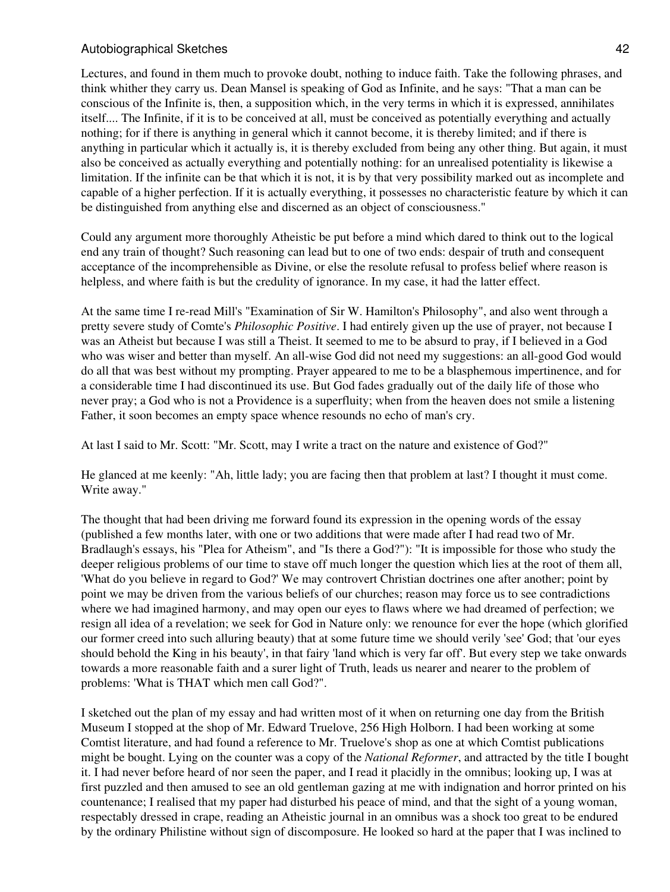Lectures, and found in them much to provoke doubt, nothing to induce faith. Take the following phrases, and think whither they carry us. Dean Mansel is speaking of God as Infinite, and he says: "That a man can be conscious of the Infinite is, then, a supposition which, in the very terms in which it is expressed, annihilates itself.... The Infinite, if it is to be conceived at all, must be conceived as potentially everything and actually nothing; for if there is anything in general which it cannot become, it is thereby limited; and if there is anything in particular which it actually is, it is thereby excluded from being any other thing. But again, it must also be conceived as actually everything and potentially nothing: for an unrealised potentiality is likewise a limitation. If the infinite can be that which it is not, it is by that very possibility marked out as incomplete and capable of a higher perfection. If it is actually everything, it possesses no characteristic feature by which it can be distinguished from anything else and discerned as an object of consciousness."

Could any argument more thoroughly Atheistic be put before a mind which dared to think out to the logical end any train of thought? Such reasoning can lead but to one of two ends: despair of truth and consequent acceptance of the incomprehensible as Divine, or else the resolute refusal to profess belief where reason is helpless, and where faith is but the credulity of ignorance. In my case, it had the latter effect.

At the same time I re-read Mill's "Examination of Sir W. Hamilton's Philosophy", and also went through a pretty severe study of Comte's *Philosophic Positive*. I had entirely given up the use of prayer, not because I was an Atheist but because I was still a Theist. It seemed to me to be absurd to pray, if I believed in a God who was wiser and better than myself. An all-wise God did not need my suggestions: an all-good God would do all that was best without my prompting. Prayer appeared to me to be a blasphemous impertinence, and for a considerable time I had discontinued its use. But God fades gradually out of the daily life of those who never pray; a God who is not a Providence is a superfluity; when from the heaven does not smile a listening Father, it soon becomes an empty space whence resounds no echo of man's cry.

At last I said to Mr. Scott: "Mr. Scott, may I write a tract on the nature and existence of God?"

He glanced at me keenly: "Ah, little lady; you are facing then that problem at last? I thought it must come. Write away."

The thought that had been driving me forward found its expression in the opening words of the essay (published a few months later, with one or two additions that were made after I had read two of Mr. Bradlaugh's essays, his "Plea for Atheism", and "Is there a God?"): "It is impossible for those who study the deeper religious problems of our time to stave off much longer the question which lies at the root of them all, 'What do you believe in regard to God?' We may controvert Christian doctrines one after another; point by point we may be driven from the various beliefs of our churches; reason may force us to see contradictions where we had imagined harmony, and may open our eyes to flaws where we had dreamed of perfection; we resign all idea of a revelation; we seek for God in Nature only: we renounce for ever the hope (which glorified our former creed into such alluring beauty) that at some future time we should verily 'see' God; that 'our eyes should behold the King in his beauty', in that fairy 'land which is very far off'. But every step we take onwards towards a more reasonable faith and a surer light of Truth, leads us nearer and nearer to the problem of problems: 'What is THAT which men call God?".

I sketched out the plan of my essay and had written most of it when on returning one day from the British Museum I stopped at the shop of Mr. Edward Truelove, 256 High Holborn. I had been working at some Comtist literature, and had found a reference to Mr. Truelove's shop as one at which Comtist publications might be bought. Lying on the counter was a copy of the *National Reformer*, and attracted by the title I bought it. I had never before heard of nor seen the paper, and I read it placidly in the omnibus; looking up, I was at first puzzled and then amused to see an old gentleman gazing at me with indignation and horror printed on his countenance; I realised that my paper had disturbed his peace of mind, and that the sight of a young woman, respectably dressed in crape, reading an Atheistic journal in an omnibus was a shock too great to be endured by the ordinary Philistine without sign of discomposure. He looked so hard at the paper that I was inclined to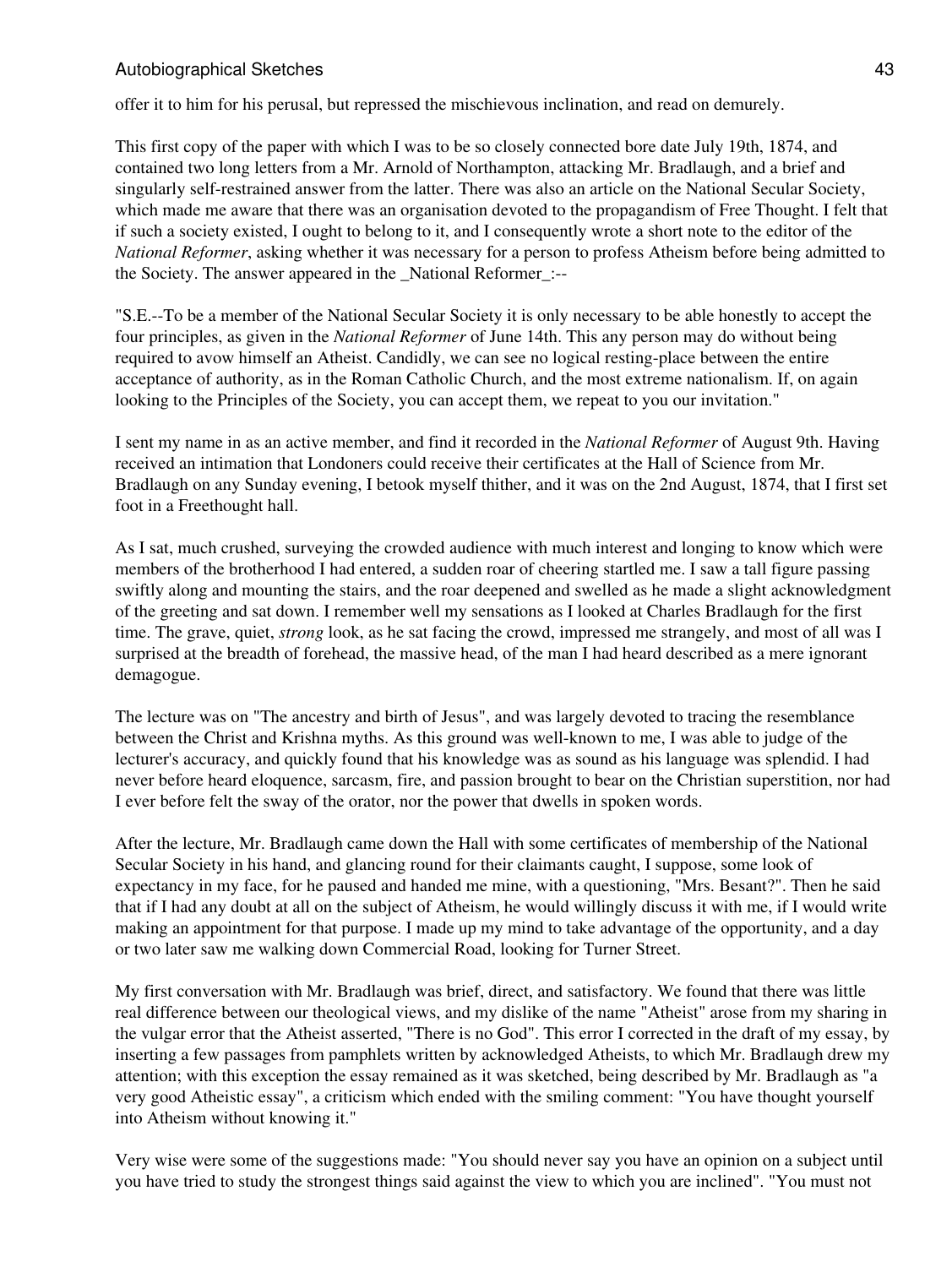offer it to him for his perusal, but repressed the mischievous inclination, and read on demurely.

This first copy of the paper with which I was to be so closely connected bore date July 19th, 1874, and contained two long letters from a Mr. Arnold of Northampton, attacking Mr. Bradlaugh, and a brief and singularly self-restrained answer from the latter. There was also an article on the National Secular Society, which made me aware that there was an organisation devoted to the propagandism of Free Thought. I felt that if such a society existed, I ought to belong to it, and I consequently wrote a short note to the editor of the *National Reformer*, asking whether it was necessary for a person to profess Atheism before being admitted to the Society. The answer appeared in the _National Reformer_:--

"S.E.--To be a member of the National Secular Society it is only necessary to be able honestly to accept the four principles, as given in the *National Reformer* of June 14th. This any person may do without being required to avow himself an Atheist. Candidly, we can see no logical resting-place between the entire acceptance of authority, as in the Roman Catholic Church, and the most extreme nationalism. If, on again looking to the Principles of the Society, you can accept them, we repeat to you our invitation."

I sent my name in as an active member, and find it recorded in the *National Reformer* of August 9th. Having received an intimation that Londoners could receive their certificates at the Hall of Science from Mr. Bradlaugh on any Sunday evening, I betook myself thither, and it was on the 2nd August, 1874, that I first set foot in a Freethought hall.

As I sat, much crushed, surveying the crowded audience with much interest and longing to know which were members of the brotherhood I had entered, a sudden roar of cheering startled me. I saw a tall figure passing swiftly along and mounting the stairs, and the roar deepened and swelled as he made a slight acknowledgment of the greeting and sat down. I remember well my sensations as I looked at Charles Bradlaugh for the first time. The grave, quiet, *strong* look, as he sat facing the crowd, impressed me strangely, and most of all was I surprised at the breadth of forehead, the massive head, of the man I had heard described as a mere ignorant demagogue.

The lecture was on "The ancestry and birth of Jesus", and was largely devoted to tracing the resemblance between the Christ and Krishna myths. As this ground was well-known to me, I was able to judge of the lecturer's accuracy, and quickly found that his knowledge was as sound as his language was splendid. I had never before heard eloquence, sarcasm, fire, and passion brought to bear on the Christian superstition, nor had I ever before felt the sway of the orator, nor the power that dwells in spoken words.

After the lecture, Mr. Bradlaugh came down the Hall with some certificates of membership of the National Secular Society in his hand, and glancing round for their claimants caught, I suppose, some look of expectancy in my face, for he paused and handed me mine, with a questioning, "Mrs. Besant?". Then he said that if I had any doubt at all on the subject of Atheism, he would willingly discuss it with me, if I would write making an appointment for that purpose. I made up my mind to take advantage of the opportunity, and a day or two later saw me walking down Commercial Road, looking for Turner Street.

My first conversation with Mr. Bradlaugh was brief, direct, and satisfactory. We found that there was little real difference between our theological views, and my dislike of the name "Atheist" arose from my sharing in the vulgar error that the Atheist asserted, "There is no God". This error I corrected in the draft of my essay, by inserting a few passages from pamphlets written by acknowledged Atheists, to which Mr. Bradlaugh drew my attention; with this exception the essay remained as it was sketched, being described by Mr. Bradlaugh as "a very good Atheistic essay", a criticism which ended with the smiling comment: "You have thought yourself into Atheism without knowing it."

Very wise were some of the suggestions made: "You should never say you have an opinion on a subject until you have tried to study the strongest things said against the view to which you are inclined". "You must not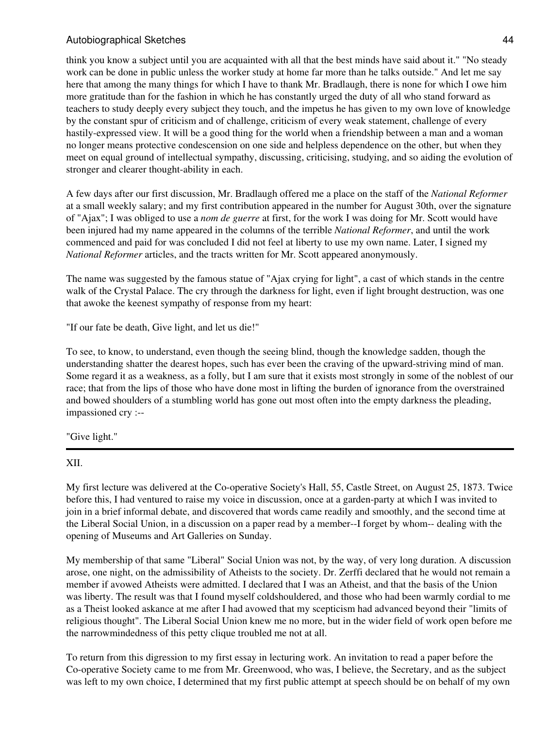think you know a subject until you are acquainted with all that the best minds have said about it." "No steady work can be done in public unless the worker study at home far more than he talks outside." And let me say here that among the many things for which I have to thank Mr. Bradlaugh, there is none for which I owe him more gratitude than for the fashion in which he has constantly urged the duty of all who stand forward as teachers to study deeply every subject they touch, and the impetus he has given to my own love of knowledge by the constant spur of criticism and of challenge, criticism of every weak statement, challenge of every hastily-expressed view. It will be a good thing for the world when a friendship between a man and a woman no longer means protective condescension on one side and helpless dependence on the other, but when they meet on equal ground of intellectual sympathy, discussing, criticising, studying, and so aiding the evolution of stronger and clearer thought-ability in each.

A few days after our first discussion, Mr. Bradlaugh offered me a place on the staff of the *National Reformer* at a small weekly salary; and my first contribution appeared in the number for August 30th, over the signature of "Ajax"; I was obliged to use a *nom de guerre* at first, for the work I was doing for Mr. Scott would have been injured had my name appeared in the columns of the terrible *National Reformer*, and until the work commenced and paid for was concluded I did not feel at liberty to use my own name. Later, I signed my *National Reformer* articles, and the tracts written for Mr. Scott appeared anonymously.

The name was suggested by the famous statue of "Ajax crying for light", a cast of which stands in the centre walk of the Crystal Palace. The cry through the darkness for light, even if light brought destruction, was one that awoke the keenest sympathy of response from my heart:

"If our fate be death, Give light, and let us die!"

To see, to know, to understand, even though the seeing blind, though the knowledge sadden, though the understanding shatter the dearest hopes, such has ever been the craving of the upward-striving mind of man. Some regard it as a weakness, as a folly, but I am sure that it exists most strongly in some of the noblest of our race; that from the lips of those who have done most in lifting the burden of ignorance from the overstrained and bowed shoulders of a stumbling world has gone out most often into the empty darkness the pleading, impassioned cry :--

"Give light."

---

XII.

My first lecture was delivered at the Co-operative Society's Hall, 55, Castle Street, on August 25, 1873. Twice before this, I had ventured to raise my voice in discussion, once at a garden-party at which I was invited to join in a brief informal debate, and discovered that words came readily and smoothly, and the second time at the Liberal Social Union, in a discussion on a paper read by a member--I forget by whom-- dealing with the opening of Museums and Art Galleries on Sunday.

My membership of that same "Liberal" Social Union was not, by the way, of very long duration. A discussion arose, one night, on the admissibility of Atheists to the society. Dr. Zerffi declared that he would not remain a member if avowed Atheists were admitted. I declared that I was an Atheist, and that the basis of the Union was liberty. The result was that I found myself coldshouldered, and those who had been warmly cordial to me as a Theist looked askance at me after I had avowed that my scepticism had advanced beyond their "limits of religious thought". The Liberal Social Union knew me no more, but in the wider field of work open before me the narrowmindedness of this petty clique troubled me not at all.

To return from this digression to my first essay in lecturing work. An invitation to read a paper before the Co-operative Society came to me from Mr. Greenwood, who was, I believe, the Secretary, and as the subject was left to my own choice, I determined that my first public attempt at speech should be on behalf of my own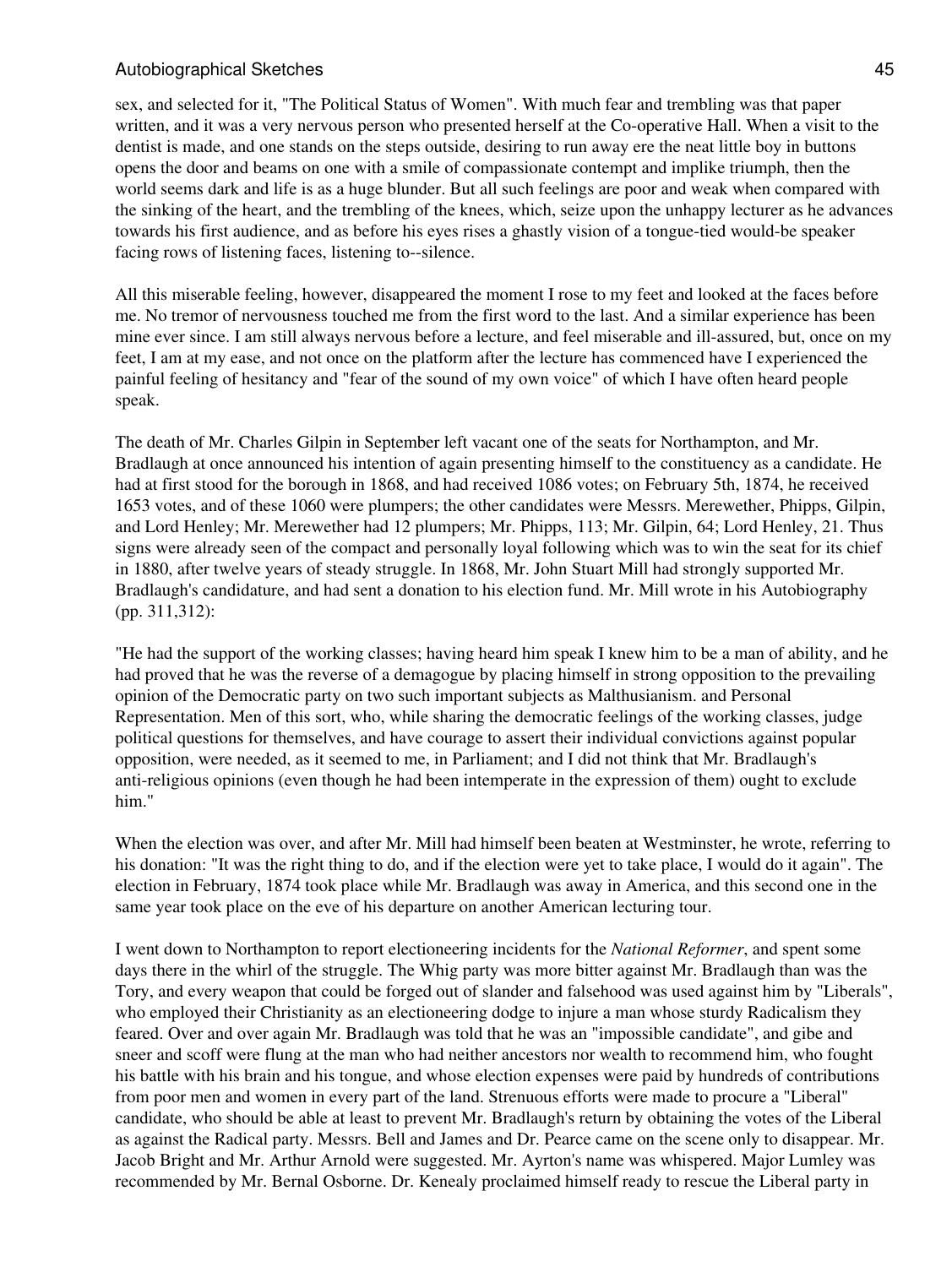sex, and selected for it, "The Political Status of Women". With much fear and trembling was that paper written, and it was a very nervous person who presented herself at the Co-operative Hall. When a visit to the dentist is made, and one stands on the steps outside, desiring to run away ere the neat little boy in buttons opens the door and beams on one with a smile of compassionate contempt and implike triumph, then the world seems dark and life is as a huge blunder. But all such feelings are poor and weak when compared with the sinking of the heart, and the trembling of the knees, which, seize upon the unhappy lecturer as he advances towards his first audience, and as before his eyes rises a ghastly vision of a tongue-tied would-be speaker facing rows of listening faces, listening to--silence.

All this miserable feeling, however, disappeared the moment I rose to my feet and looked at the faces before me. No tremor of nervousness touched me from the first word to the last. And a similar experience has been mine ever since. I am still always nervous before a lecture, and feel miserable and ill-assured, but, once on my feet, I am at my ease, and not once on the platform after the lecture has commenced have I experienced the painful feeling of hesitancy and "fear of the sound of my own voice" of which I have often heard people speak.

The death of Mr. Charles Gilpin in September left vacant one of the seats for Northampton, and Mr. Bradlaugh at once announced his intention of again presenting himself to the constituency as a candidate. He had at first stood for the borough in 1868, and had received 1086 votes; on February 5th, 1874, he received 1653 votes, and of these 1060 were plumpers; the other candidates were Messrs. Merewether, Phipps, Gilpin, and Lord Henley; Mr. Merewether had 12 plumpers; Mr. Phipps, 113; Mr. Gilpin, 64; Lord Henley, 21. Thus signs were already seen of the compact and personally loyal following which was to win the seat for its chief in 1880, after twelve years of steady struggle. In 1868, Mr. John Stuart Mill had strongly supported Mr. Bradlaugh's candidature, and had sent a donation to his election fund. Mr. Mill wrote in his Autobiography (pp. 311,312):

"He had the support of the working classes; having heard him speak I knew him to be a man of ability, and he had proved that he was the reverse of a demagogue by placing himself in strong opposition to the prevailing opinion of the Democratic party on two such important subjects as Malthusianism. and Personal Representation. Men of this sort, who, while sharing the democratic feelings of the working classes, judge political questions for themselves, and have courage to assert their individual convictions against popular opposition, were needed, as it seemed to me, in Parliament; and I did not think that Mr. Bradlaugh's anti-religious opinions (even though he had been intemperate in the expression of them) ought to exclude him."

When the election was over, and after Mr. Mill had himself been beaten at Westminster, he wrote, referring to his donation: "It was the right thing to do, and if the election were yet to take place, I would do it again". The election in February, 1874 took place while Mr. Bradlaugh was away in America, and this second one in the same year took place on the eve of his departure on another American lecturing tour.

I went down to Northampton to report electioneering incidents for the *National Reformer*, and spent some days there in the whirl of the struggle. The Whig party was more bitter against Mr. Bradlaugh than was the Tory, and every weapon that could be forged out of slander and falsehood was used against him by "Liberals", who employed their Christianity as an electioneering dodge to injure a man whose sturdy Radicalism they feared. Over and over again Mr. Bradlaugh was told that he was an "impossible candidate", and gibe and sneer and scoff were flung at the man who had neither ancestors nor wealth to recommend him, who fought his battle with his brain and his tongue, and whose election expenses were paid by hundreds of contributions from poor men and women in every part of the land. Strenuous efforts were made to procure a "Liberal" candidate, who should be able at least to prevent Mr. Bradlaugh's return by obtaining the votes of the Liberal as against the Radical party. Messrs. Bell and James and Dr. Pearce came on the scene only to disappear. Mr. Jacob Bright and Mr. Arthur Arnold were suggested. Mr. Ayrton's name was whispered. Major Lumley was recommended by Mr. Bernal Osborne. Dr. Kenealy proclaimed himself ready to rescue the Liberal party in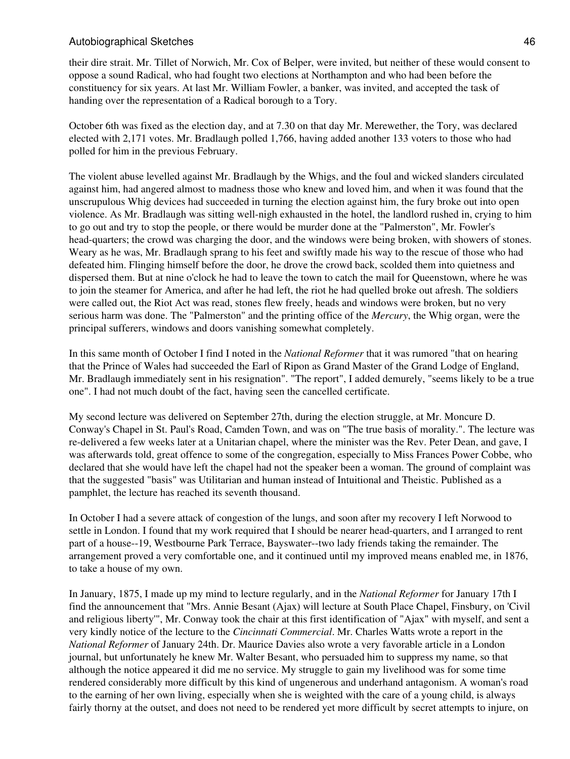their dire strait. Mr. Tillet of Norwich, Mr. Cox of Belper, were invited, but neither of these would consent to oppose a sound Radical, who had fought two elections at Northampton and who had been before the constituency for six years. At last Mr. William Fowler, a banker, was invited, and accepted the task of handing over the representation of a Radical borough to a Tory.

October 6th was fixed as the election day, and at 7.30 on that day Mr. Merewether, the Tory, was declared elected with 2,171 votes. Mr. Bradlaugh polled 1,766, having added another 133 voters to those who had polled for him in the previous February.

The violent abuse levelled against Mr. Bradlaugh by the Whigs, and the foul and wicked slanders circulated against him, had angered almost to madness those who knew and loved him, and when it was found that the unscrupulous Whig devices had succeeded in turning the election against him, the fury broke out into open violence. As Mr. Bradlaugh was sitting well-nigh exhausted in the hotel, the landlord rushed in, crying to him to go out and try to stop the people, or there would be murder done at the "Palmerston", Mr. Fowler's head-quarters; the crowd was charging the door, and the windows were being broken, with showers of stones. Weary as he was, Mr. Bradlaugh sprang to his feet and swiftly made his way to the rescue of those who had defeated him. Flinging himself before the door, he drove the crowd back, scolded them into quietness and dispersed them. But at nine o'clock he had to leave the town to catch the mail for Queenstown, where he was to join the steamer for America, and after he had left, the riot he had quelled broke out afresh. The soldiers were called out, the Riot Act was read, stones flew freely, heads and windows were broken, but no very serious harm was done. The "Palmerston" and the printing office of the *Mercury*, the Whig organ, were the principal sufferers, windows and doors vanishing somewhat completely.

In this same month of October I find I noted in the *National Reformer* that it was rumored "that on hearing that the Prince of Wales had succeeded the Earl of Ripon as Grand Master of the Grand Lodge of England, Mr. Bradlaugh immediately sent in his resignation". "The report", I added demurely, "seems likely to be a true one". I had not much doubt of the fact, having seen the cancelled certificate.

My second lecture was delivered on September 27th, during the election struggle, at Mr. Moncure D. Conway's Chapel in St. Paul's Road, Camden Town, and was on "The true basis of morality.". The lecture was re-delivered a few weeks later at a Unitarian chapel, where the minister was the Rev. Peter Dean, and gave, I was afterwards told, great offence to some of the congregation, especially to Miss Frances Power Cobbe, who declared that she would have left the chapel had not the speaker been a woman. The ground of complaint was that the suggested "basis" was Utilitarian and human instead of Intuitional and Theistic. Published as a pamphlet, the lecture has reached its seventh thousand.

In October I had a severe attack of congestion of the lungs, and soon after my recovery I left Norwood to settle in London. I found that my work required that I should be nearer head-quarters, and I arranged to rent part of a house--19, Westbourne Park Terrace, Bayswater--two lady friends taking the remainder. The arrangement proved a very comfortable one, and it continued until my improved means enabled me, in 1876, to take a house of my own.

In January, 1875, I made up my mind to lecture regularly, and in the *National Reformer* for January 17th I find the announcement that "Mrs. Annie Besant (Ajax) will lecture at South Place Chapel, Finsbury, on 'Civil and religious liberty'", Mr. Conway took the chair at this first identification of "Ajax" with myself, and sent a very kindly notice of the lecture to the *Cincinnati Commercial*. Mr. Charles Watts wrote a report in the *National Reformer* of January 24th. Dr. Maurice Davies also wrote a very favorable article in a London journal, but unfortunately he knew Mr. Walter Besant, who persuaded him to suppress my name, so that although the notice appeared it did me no service. My struggle to gain my livelihood was for some time rendered considerably more difficult by this kind of ungenerous and underhand antagonism. A woman's road to the earning of her own living, especially when she is weighted with the care of a young child, is always fairly thorny at the outset, and does not need to be rendered yet more difficult by secret attempts to injure, on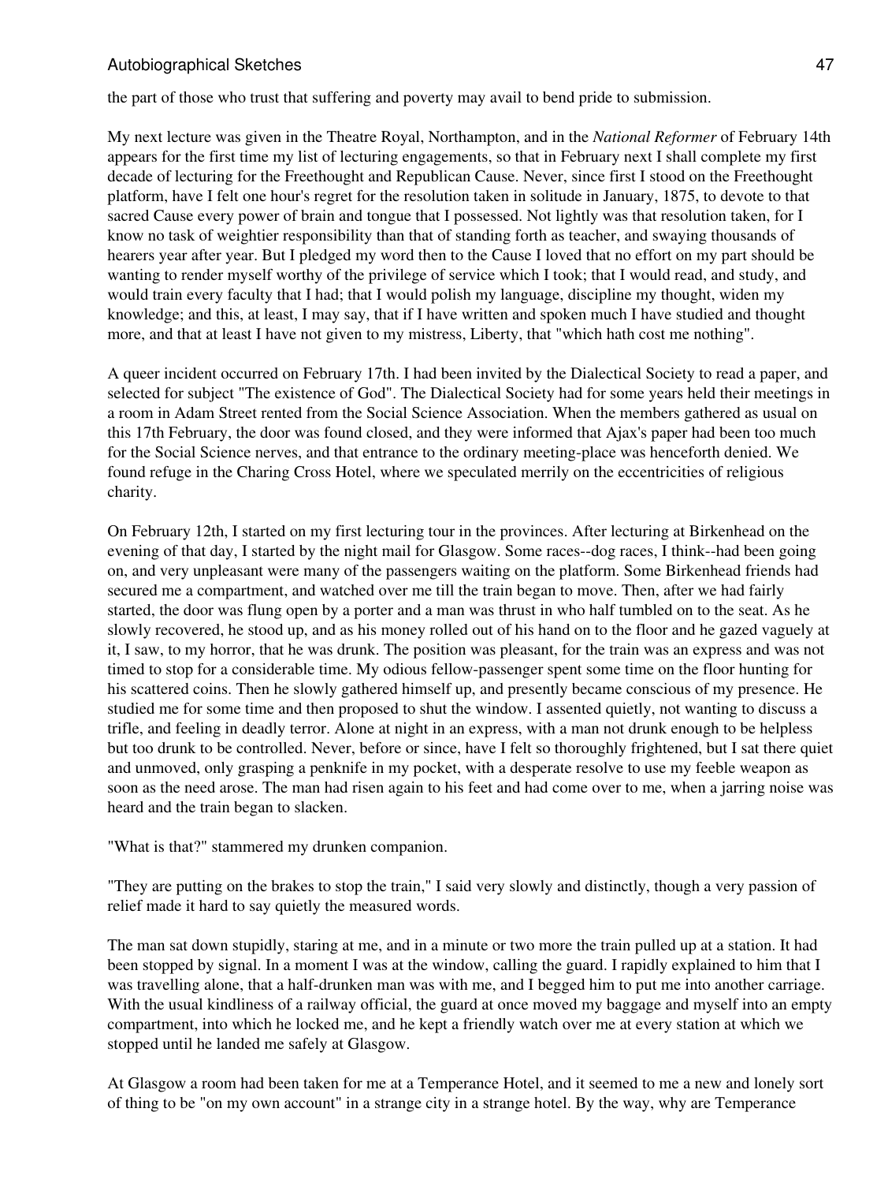the part of those who trust that suffering and poverty may avail to bend pride to submission.

My next lecture was given in the Theatre Royal, Northampton, and in the *National Reformer* of February 14th appears for the first time my list of lecturing engagements, so that in February next I shall complete my first decade of lecturing for the Freethought and Republican Cause. Never, since first I stood on the Freethought platform, have I felt one hour's regret for the resolution taken in solitude in January, 1875, to devote to that sacred Cause every power of brain and tongue that I possessed. Not lightly was that resolution taken, for I know no task of weightier responsibility than that of standing forth as teacher, and swaying thousands of hearers year after year. But I pledged my word then to the Cause I loved that no effort on my part should be wanting to render myself worthy of the privilege of service which I took; that I would read, and study, and would train every faculty that I had; that I would polish my language, discipline my thought, widen my knowledge; and this, at least, I may say, that if I have written and spoken much I have studied and thought more, and that at least I have not given to my mistress, Liberty, that "which hath cost me nothing".

A queer incident occurred on February 17th. I had been invited by the Dialectical Society to read a paper, and selected for subject "The existence of God". The Dialectical Society had for some years held their meetings in a room in Adam Street rented from the Social Science Association. When the members gathered as usual on this 17th February, the door was found closed, and they were informed that Ajax's paper had been too much for the Social Science nerves, and that entrance to the ordinary meeting-place was henceforth denied. We found refuge in the Charing Cross Hotel, where we speculated merrily on the eccentricities of religious charity.

On February 12th, I started on my first lecturing tour in the provinces. After lecturing at Birkenhead on the evening of that day, I started by the night mail for Glasgow. Some races--dog races, I think--had been going on, and very unpleasant were many of the passengers waiting on the platform. Some Birkenhead friends had secured me a compartment, and watched over me till the train began to move. Then, after we had fairly started, the door was flung open by a porter and a man was thrust in who half tumbled on to the seat. As he slowly recovered, he stood up, and as his money rolled out of his hand on to the floor and he gazed vaguely at it, I saw, to my horror, that he was drunk. The position was pleasant, for the train was an express and was not timed to stop for a considerable time. My odious fellow-passenger spent some time on the floor hunting for his scattered coins. Then he slowly gathered himself up, and presently became conscious of my presence. He studied me for some time and then proposed to shut the window. I assented quietly, not wanting to discuss a trifle, and feeling in deadly terror. Alone at night in an express, with a man not drunk enough to be helpless but too drunk to be controlled. Never, before or since, have I felt so thoroughly frightened, but I sat there quiet and unmoved, only grasping a penknife in my pocket, with a desperate resolve to use my feeble weapon as soon as the need arose. The man had risen again to his feet and had come over to me, when a jarring noise was heard and the train began to slacken.

"What is that?" stammered my drunken companion.

"They are putting on the brakes to stop the train," I said very slowly and distinctly, though a very passion of relief made it hard to say quietly the measured words.

The man sat down stupidly, staring at me, and in a minute or two more the train pulled up at a station. It had been stopped by signal. In a moment I was at the window, calling the guard. I rapidly explained to him that I was travelling alone, that a half-drunken man was with me, and I begged him to put me into another carriage. With the usual kindliness of a railway official, the guard at once moved my baggage and myself into an empty compartment, into which he locked me, and he kept a friendly watch over me at every station at which we stopped until he landed me safely at Glasgow.

At Glasgow a room had been taken for me at a Temperance Hotel, and it seemed to me a new and lonely sort of thing to be "on my own account" in a strange city in a strange hotel. By the way, why are Temperance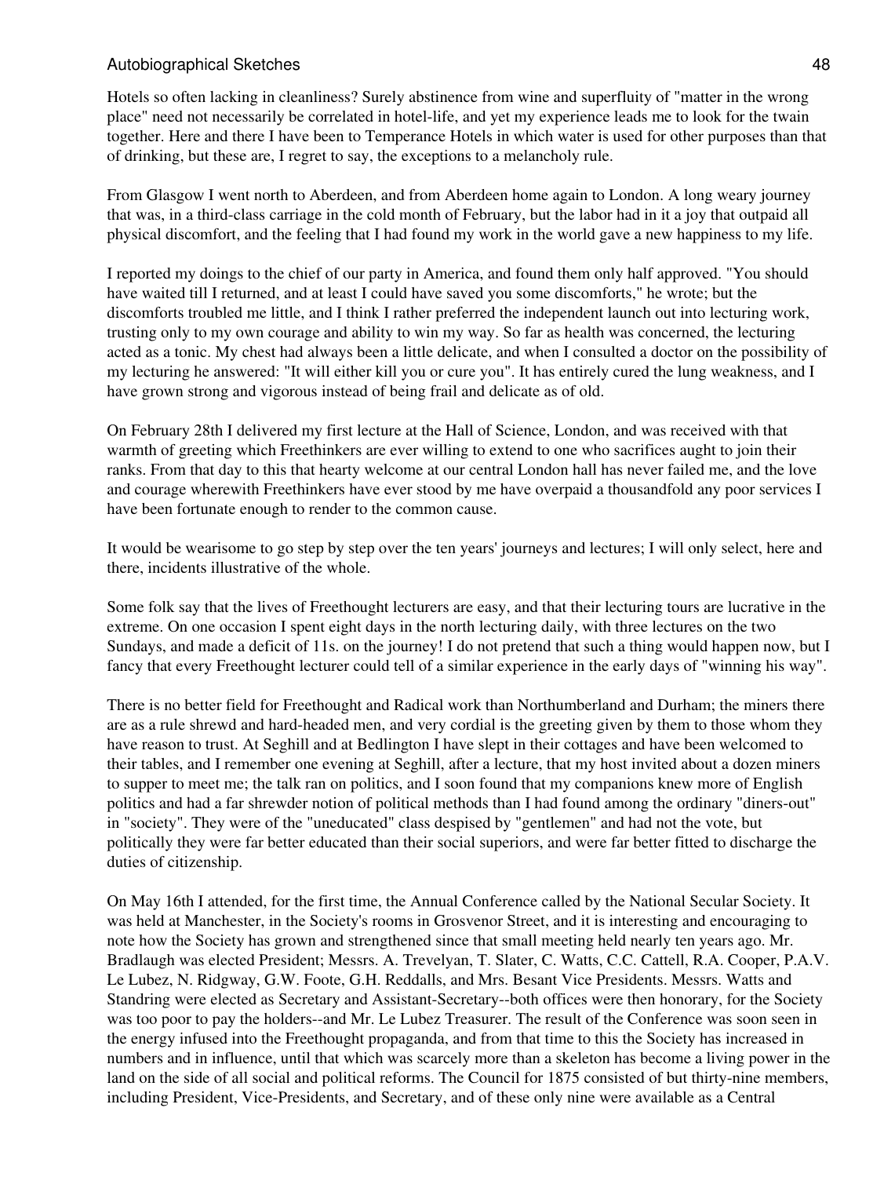Hotels so often lacking in cleanliness? Surely abstinence from wine and superfluity of "matter in the wrong place" need not necessarily be correlated in hotel-life, and yet my experience leads me to look for the twain together. Here and there I have been to Temperance Hotels in which water is used for other purposes than that of drinking, but these are, I regret to say, the exceptions to a melancholy rule.

From Glasgow I went north to Aberdeen, and from Aberdeen home again to London. A long weary journey that was, in a third-class carriage in the cold month of February, but the labor had in it a joy that outpaid all physical discomfort, and the feeling that I had found my work in the world gave a new happiness to my life.

I reported my doings to the chief of our party in America, and found them only half approved. "You should have waited till I returned, and at least I could have saved you some discomforts," he wrote; but the discomforts troubled me little, and I think I rather preferred the independent launch out into lecturing work, trusting only to my own courage and ability to win my way. So far as health was concerned, the lecturing acted as a tonic. My chest had always been a little delicate, and when I consulted a doctor on the possibility of my lecturing he answered: "It will either kill you or cure you". It has entirely cured the lung weakness, and I have grown strong and vigorous instead of being frail and delicate as of old.

On February 28th I delivered my first lecture at the Hall of Science, London, and was received with that warmth of greeting which Freethinkers are ever willing to extend to one who sacrifices aught to join their ranks. From that day to this that hearty welcome at our central London hall has never failed me, and the love and courage wherewith Freethinkers have ever stood by me have overpaid a thousandfold any poor services I have been fortunate enough to render to the common cause.

It would be wearisome to go step by step over the ten years' journeys and lectures; I will only select, here and there, incidents illustrative of the whole.

Some folk say that the lives of Freethought lecturers are easy, and that their lecturing tours are lucrative in the extreme. On one occasion I spent eight days in the north lecturing daily, with three lectures on the two Sundays, and made a deficit of 11s. on the journey! I do not pretend that such a thing would happen now, but I fancy that every Freethought lecturer could tell of a similar experience in the early days of "winning his way".

There is no better field for Freethought and Radical work than Northumberland and Durham; the miners there are as a rule shrewd and hard-headed men, and very cordial is the greeting given by them to those whom they have reason to trust. At Seghill and at Bedlington I have slept in their cottages and have been welcomed to their tables, and I remember one evening at Seghill, after a lecture, that my host invited about a dozen miners to supper to meet me; the talk ran on politics, and I soon found that my companions knew more of English politics and had a far shrewder notion of political methods than I had found among the ordinary "diners-out" in "society". They were of the "uneducated" class despised by "gentlemen" and had not the vote, but politically they were far better educated than their social superiors, and were far better fitted to discharge the duties of citizenship.

On May 16th I attended, for the first time, the Annual Conference called by the National Secular Society. It was held at Manchester, in the Society's rooms in Grosvenor Street, and it is interesting and encouraging to note how the Society has grown and strengthened since that small meeting held nearly ten years ago. Mr. Bradlaugh was elected President; Messrs. A. Trevelyan, T. Slater, C. Watts, C.C. Cattell, R.A. Cooper, P.A.V. Le Lubez, N. Ridgway, G.W. Foote, G.H. Reddalls, and Mrs. Besant Vice Presidents. Messrs. Watts and Standring were elected as Secretary and Assistant-Secretary--both offices were then honorary, for the Society was too poor to pay the holders--and Mr. Le Lubez Treasurer. The result of the Conference was soon seen in the energy infused into the Freethought propaganda, and from that time to this the Society has increased in numbers and in influence, until that which was scarcely more than a skeleton has become a living power in the land on the side of all social and political reforms. The Council for 1875 consisted of but thirty-nine members, including President, Vice-Presidents, and Secretary, and of these only nine were available as a Central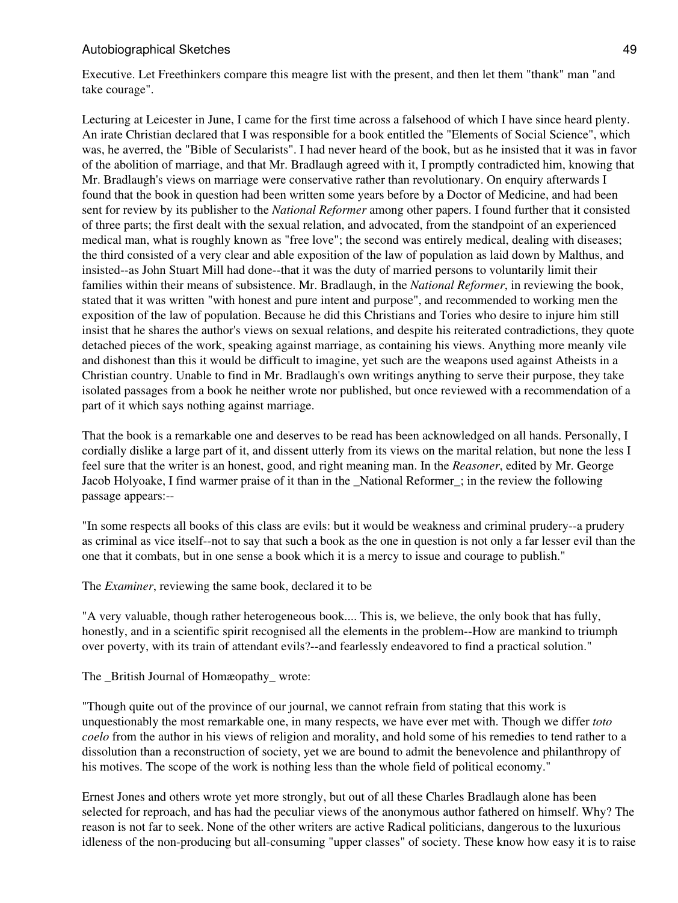Executive. Let Freethinkers compare this meagre list with the present, and then let them "thank" man "and take courage".

Lecturing at Leicester in June, I came for the first time across a falsehood of which I have since heard plenty. An irate Christian declared that I was responsible for a book entitled the "Elements of Social Science", which was, he averred, the "Bible of Secularists". I had never heard of the book, but as he insisted that it was in favor of the abolition of marriage, and that Mr. Bradlaugh agreed with it, I promptly contradicted him, knowing that Mr. Bradlaugh's views on marriage were conservative rather than revolutionary. On enquiry afterwards I found that the book in question had been written some years before by a Doctor of Medicine, and had been sent for review by its publisher to the *National Reformer* among other papers. I found further that it consisted of three parts; the first dealt with the sexual relation, and advocated, from the standpoint of an experienced medical man, what is roughly known as "free love"; the second was entirely medical, dealing with diseases; the third consisted of a very clear and able exposition of the law of population as laid down by Malthus, and insisted--as John Stuart Mill had done--that it was the duty of married persons to voluntarily limit their families within their means of subsistence. Mr. Bradlaugh, in the *National Reformer*, in reviewing the book, stated that it was written "with honest and pure intent and purpose", and recommended to working men the exposition of the law of population. Because he did this Christians and Tories who desire to injure him still insist that he shares the author's views on sexual relations, and despite his reiterated contradictions, they quote detached pieces of the work, speaking against marriage, as containing his views. Anything more meanly vile and dishonest than this it would be difficult to imagine, yet such are the weapons used against Atheists in a Christian country. Unable to find in Mr. Bradlaugh's own writings anything to serve their purpose, they take isolated passages from a book he neither wrote nor published, but once reviewed with a recommendation of a part of it which says nothing against marriage.

That the book is a remarkable one and deserves to be read has been acknowledged on all hands. Personally, I cordially dislike a large part of it, and dissent utterly from its views on the marital relation, but none the less I feel sure that the writer is an honest, good, and right meaning man. In the *Reasoner*, edited by Mr. George Jacob Holyoake, I find warmer praise of it than in the _National Reformer_; in the review the following passage appears:--

"In some respects all books of this class are evils: but it would be weakness and criminal prudery--a prudery as criminal as vice itself--not to say that such a book as the one in question is not only a far lesser evil than the one that it combats, but in one sense a book which it is a mercy to issue and courage to publish."

The *Examiner*, reviewing the same book, declared it to be

"A very valuable, though rather heterogeneous book.... This is, we believe, the only book that has fully, honestly, and in a scientific spirit recognised all the elements in the problem--How are mankind to triumph over poverty, with its train of attendant evils?--and fearlessly endeavored to find a practical solution."

The _British Journal of Homæopathy_ wrote:

"Though quite out of the province of our journal, we cannot refrain from stating that this work is unquestionably the most remarkable one, in many respects, we have ever met with. Though we differ *toto coelo* from the author in his views of religion and morality, and hold some of his remedies to tend rather to a dissolution than a reconstruction of society, yet we are bound to admit the benevolence and philanthropy of his motives. The scope of the work is nothing less than the whole field of political economy."

Ernest Jones and others wrote yet more strongly, but out of all these Charles Bradlaugh alone has been selected for reproach, and has had the peculiar views of the anonymous author fathered on himself. Why? The reason is not far to seek. None of the other writers are active Radical politicians, dangerous to the luxurious idleness of the non-producing but all-consuming "upper classes" of society. These know how easy it is to raise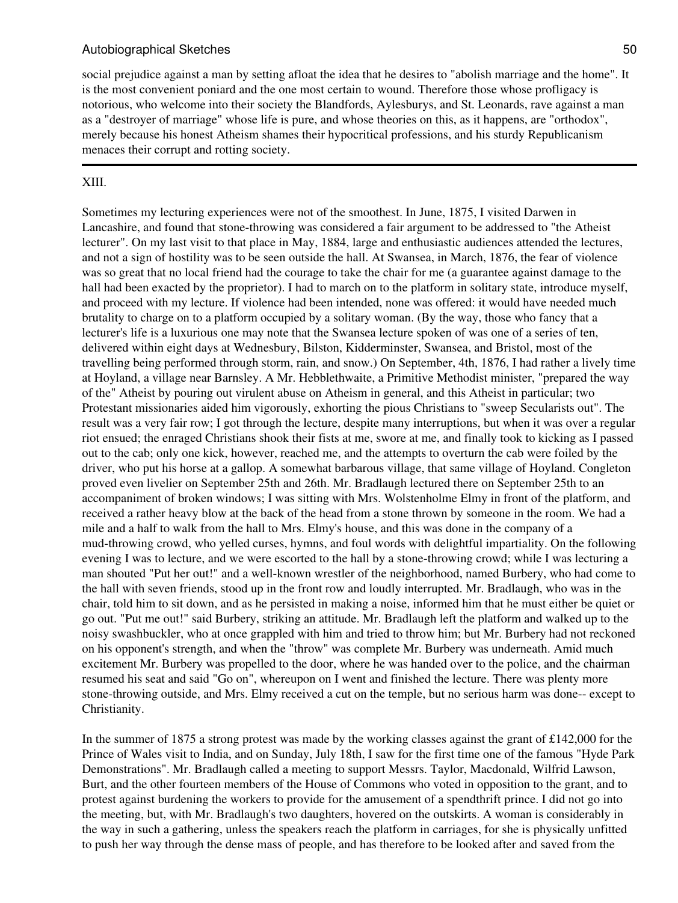social prejudice against a man by setting afloat the idea that he desires to "abolish marriage and the home". It is the most convenient poniard and the one most certain to wound. Therefore those whose profligacy is notorious, who welcome into their society the Blandfords, Aylesburys, and St. Leonards, rave against a man as a "destroyer of marriage" whose life is pure, and whose theories on this, as it happens, are "orthodox", merely because his honest Atheism shames their hypocritical professions, and his sturdy Republicanism menaces their corrupt and rotting society.

---

XIII.

Sometimes my lecturing experiences were not of the smoothest. In June, 1875, I visited Darwen in Lancashire, and found that stone-throwing was considered a fair argument to be addressed to "the Atheist lecturer". On my last visit to that place in May, 1884, large and enthusiastic audiences attended the lectures, and not a sign of hostility was to be seen outside the hall. At Swansea, in March, 1876, the fear of violence was so great that no local friend had the courage to take the chair for me (a guarantee against damage to the hall had been exacted by the proprietor). I had to march on to the platform in solitary state, introduce myself, and proceed with my lecture. If violence had been intended, none was offered: it would have needed much brutality to charge on to a platform occupied by a solitary woman. (By the way, those who fancy that a lecturer's life is a luxurious one may note that the Swansea lecture spoken of was one of a series of ten, delivered within eight days at Wednesbury, Bilston, Kidderminster, Swansea, and Bristol, most of the travelling being performed through storm, rain, and snow.) On September, 4th, 1876, I had rather a lively time at Hoyland, a village near Barnsley. A Mr. Hebblethwaite, a Primitive Methodist minister, "prepared the way of the" Atheist by pouring out virulent abuse on Atheism in general, and this Atheist in particular; two Protestant missionaries aided him vigorously, exhorting the pious Christians to "sweep Secularists out". The result was a very fair row; I got through the lecture, despite many interruptions, but when it was over a regular riot ensued; the enraged Christians shook their fists at me, swore at me, and finally took to kicking as I passed out to the cab; only one kick, however, reached me, and the attempts to overturn the cab were foiled by the driver, who put his horse at a gallop. A somewhat barbarous village, that same village of Hoyland. Congleton proved even livelier on September 25th and 26th. Mr. Bradlaugh lectured there on September 25th to an accompaniment of broken windows; I was sitting with Mrs. Wolstenholme Elmy in front of the platform, and received a rather heavy blow at the back of the head from a stone thrown by someone in the room. We had a mile and a half to walk from the hall to Mrs. Elmy's house, and this was done in the company of a mud-throwing crowd, who yelled curses, hymns, and foul words with delightful impartiality. On the following evening I was to lecture, and we were escorted to the hall by a stone-throwing crowd; while I was lecturing a man shouted "Put her out!" and a well-known wrestler of the neighborhood, named Burbery, who had come to the hall with seven friends, stood up in the front row and loudly interrupted. Mr. Bradlaugh, who was in the chair, told him to sit down, and as he persisted in making a noise, informed him that he must either be quiet or go out. "Put me out!" said Burbery, striking an attitude. Mr. Bradlaugh left the platform and walked up to the noisy swashbuckler, who at once grappled with him and tried to throw him; but Mr. Burbery had not reckoned on his opponent's strength, and when the "throw" was complete Mr. Burbery was underneath. Amid much excitement Mr. Burbery was propelled to the door, where he was handed over to the police, and the chairman resumed his seat and said "Go on", whereupon on I went and finished the lecture. There was plenty more stone-throwing outside, and Mrs. Elmy received a cut on the temple, but no serious harm was done-- except to Christianity.

In the summer of 1875 a strong protest was made by the working classes against the grant of £142,000 for the Prince of Wales visit to India, and on Sunday, July 18th, I saw for the first time one of the famous "Hyde Park Demonstrations". Mr. Bradlaugh called a meeting to support Messrs. Taylor, Macdonald, Wilfrid Lawson, Burt, and the other fourteen members of the House of Commons who voted in opposition to the grant, and to protest against burdening the workers to provide for the amusement of a spendthrift prince. I did not go into the meeting, but, with Mr. Bradlaugh's two daughters, hovered on the outskirts. A woman is considerably in the way in such a gathering, unless the speakers reach the platform in carriages, for she is physically unfitted to push her way through the dense mass of people, and has therefore to be looked after and saved from the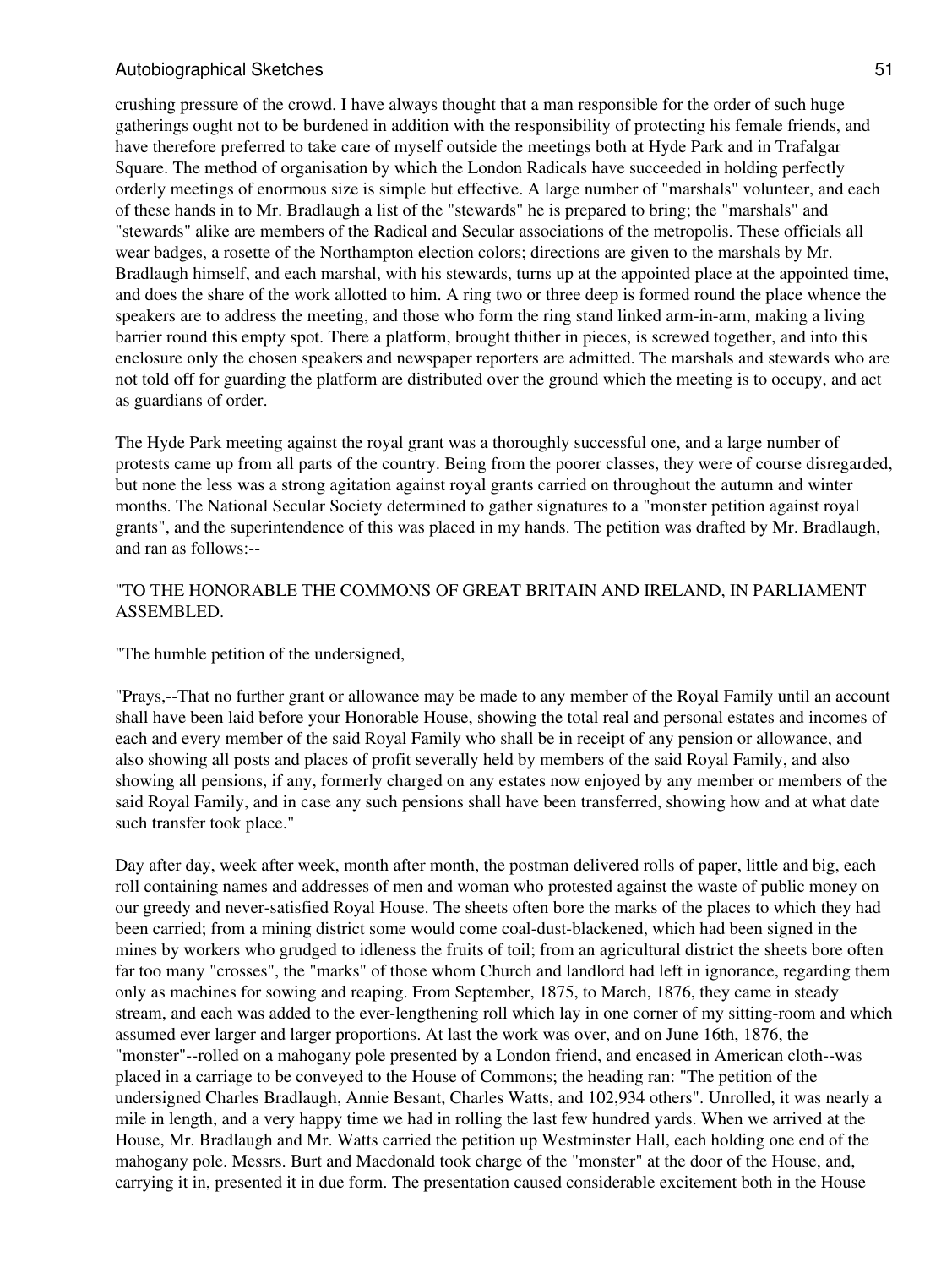crushing pressure of the crowd. I have always thought that a man responsible for the order of such huge gatherings ought not to be burdened in addition with the responsibility of protecting his female friends, and have therefore preferred to take care of myself outside the meetings both at Hyde Park and in Trafalgar Square. The method of organisation by which the London Radicals have succeeded in holding perfectly orderly meetings of enormous size is simple but effective. A large number of "marshals" volunteer, and each of these hands in to Mr. Bradlaugh a list of the "stewards" he is prepared to bring; the "marshals" and "stewards" alike are members of the Radical and Secular associations of the metropolis. These officials all wear badges, a rosette of the Northampton election colors; directions are given to the marshals by Mr. Bradlaugh himself, and each marshal, with his stewards, turns up at the appointed place at the appointed time, and does the share of the work allotted to him. A ring two or three deep is formed round the place whence the speakers are to address the meeting, and those who form the ring stand linked arm-in-arm, making a living barrier round this empty spot. There a platform, brought thither in pieces, is screwed together, and into this enclosure only the chosen speakers and newspaper reporters are admitted. The marshals and stewards who are not told off for guarding the platform are distributed over the ground which the meeting is to occupy, and act as guardians of order.

The Hyde Park meeting against the royal grant was a thoroughly successful one, and a large number of protests came up from all parts of the country. Being from the poorer classes, they were of course disregarded, but none the less was a strong agitation against royal grants carried on throughout the autumn and winter months. The National Secular Society determined to gather signatures to a "monster petition against royal grants", and the superintendence of this was placed in my hands. The petition was drafted by Mr. Bradlaugh, and ran as follows:--

"TO THE HONORABLE THE COMMONS OF GREAT BRITAIN AND IRELAND, IN PARLIAMENT ASSEMBLED.

"The humble petition of the undersigned,

"Prays,--That no further grant or allowance may be made to any member of the Royal Family until an account shall have been laid before your Honorable House, showing the total real and personal estates and incomes of each and every member of the said Royal Family who shall be in receipt of any pension or allowance, and also showing all posts and places of profit severally held by members of the said Royal Family, and also showing all pensions, if any, formerly charged on any estates now enjoyed by any member or members of the said Royal Family, and in case any such pensions shall have been transferred, showing how and at what date such transfer took place."

Day after day, week after week, month after month, the postman delivered rolls of paper, little and big, each roll containing names and addresses of men and woman who protested against the waste of public money on our greedy and never-satisfied Royal House. The sheets often bore the marks of the places to which they had been carried; from a mining district some would come coal-dust-blackened, which had been signed in the mines by workers who grudged to idleness the fruits of toil; from an agricultural district the sheets bore often far too many "crosses", the "marks" of those whom Church and landlord had left in ignorance, regarding them only as machines for sowing and reaping. From September, 1875, to March, 1876, they came in steady stream, and each was added to the ever-lengthening roll which lay in one corner of my sitting-room and which assumed ever larger and larger proportions. At last the work was over, and on June 16th, 1876, the "monster"--rolled on a mahogany pole presented by a London friend, and encased in American cloth--was placed in a carriage to be conveyed to the House of Commons; the heading ran: "The petition of the undersigned Charles Bradlaugh, Annie Besant, Charles Watts, and 102,934 others". Unrolled, it was nearly a mile in length, and a very happy time we had in rolling the last few hundred yards. When we arrived at the House, Mr. Bradlaugh and Mr. Watts carried the petition up Westminster Hall, each holding one end of the mahogany pole. Messrs. Burt and Macdonald took charge of the "monster" at the door of the House, and, carrying it in, presented it in due form. The presentation caused considerable excitement both in the House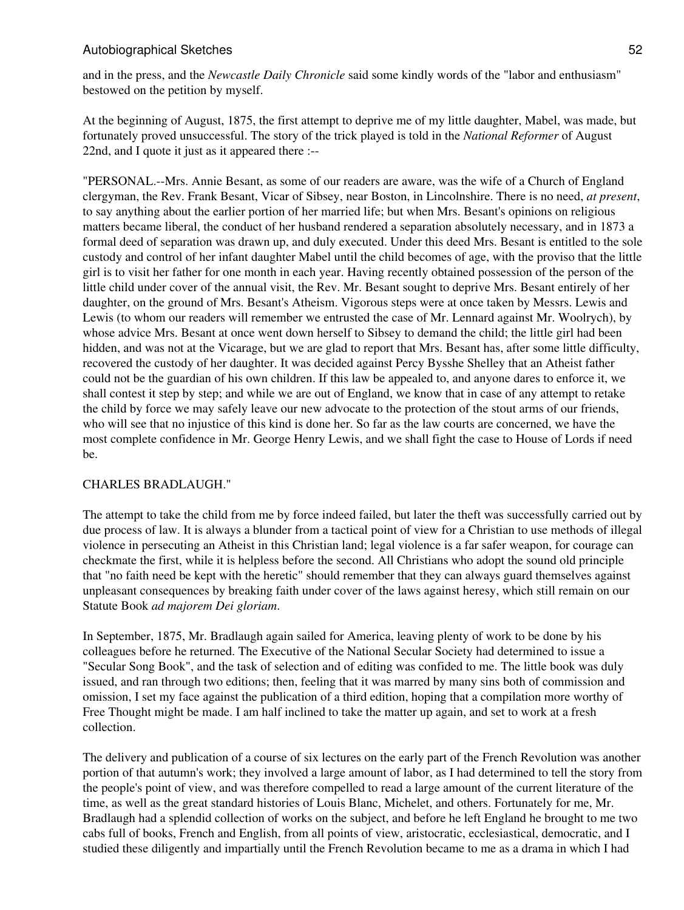and in the press, and the *Newcastle Daily Chronicle* said some kindly words of the "labor and enthusiasm" bestowed on the petition by myself.

At the beginning of August, 1875, the first attempt to deprive me of my little daughter, Mabel, was made, but fortunately proved unsuccessful. The story of the trick played is told in the *National Reformer* of August 22nd, and I quote it just as it appeared there :--

"PERSONAL.--Mrs. Annie Besant, as some of our readers are aware, was the wife of a Church of England clergyman, the Rev. Frank Besant, Vicar of Sibsey, near Boston, in Lincolnshire. There is no need, *at present*, to say anything about the earlier portion of her married life; but when Mrs. Besant's opinions on religious matters became liberal, the conduct of her husband rendered a separation absolutely necessary, and in 1873 a formal deed of separation was drawn up, and duly executed. Under this deed Mrs. Besant is entitled to the sole custody and control of her infant daughter Mabel until the child becomes of age, with the proviso that the little girl is to visit her father for one month in each year. Having recently obtained possession of the person of the little child under cover of the annual visit, the Rev. Mr. Besant sought to deprive Mrs. Besant entirely of her daughter, on the ground of Mrs. Besant's Atheism. Vigorous steps were at once taken by Messrs. Lewis and Lewis (to whom our readers will remember we entrusted the case of Mr. Lennard against Mr. Woolrych), by whose advice Mrs. Besant at once went down herself to Sibsey to demand the child; the little girl had been hidden, and was not at the Vicarage, but we are glad to report that Mrs. Besant has, after some little difficulty, recovered the custody of her daughter. It was decided against Percy Bysshe Shelley that an Atheist father could not be the guardian of his own children. If this law be appealed to, and anyone dares to enforce it, we shall contest it step by step; and while we are out of England, we know that in case of any attempt to retake the child by force we may safely leave our new advocate to the protection of the stout arms of our friends, who will see that no injustice of this kind is done her. So far as the law courts are concerned, we have the most complete confidence in Mr. George Henry Lewis, and we shall fight the case to House of Lords if need be.

CHARLES BRADLAUGH."

The attempt to take the child from me by force indeed failed, but later the theft was successfully carried out by due process of law. It is always a blunder from a tactical point of view for a Christian to use methods of illegal violence in persecuting an Atheist in this Christian land; legal violence is a far safer weapon, for courage can checkmate the first, while it is helpless before the second. All Christians who adopt the sound old principle that "no faith need be kept with the heretic" should remember that they can always guard themselves against unpleasant consequences by breaking faith under cover of the laws against heresy, which still remain on our Statute Book *ad majorem Dei gloriam*.

In September, 1875, Mr. Bradlaugh again sailed for America, leaving plenty of work to be done by his colleagues before he returned. The Executive of the National Secular Society had determined to issue a "Secular Song Book", and the task of selection and of editing was confided to me. The little book was duly issued, and ran through two editions; then, feeling that it was marred by many sins both of commission and omission, I set my face against the publication of a third edition, hoping that a compilation more worthy of Free Thought might be made. I am half inclined to take the matter up again, and set to work at a fresh collection.

The delivery and publication of a course of six lectures on the early part of the French Revolution was another portion of that autumn's work; they involved a large amount of labor, as I had determined to tell the story from the people's point of view, and was therefore compelled to read a large amount of the current literature of the time, as well as the great standard histories of Louis Blanc, Michelet, and others. Fortunately for me, Mr. Bradlaugh had a splendid collection of works on the subject, and before he left England he brought to me two cabs full of books, French and English, from all points of view, aristocratic, ecclesiastical, democratic, and I studied these diligently and impartially until the French Revolution became to me as a drama in which I had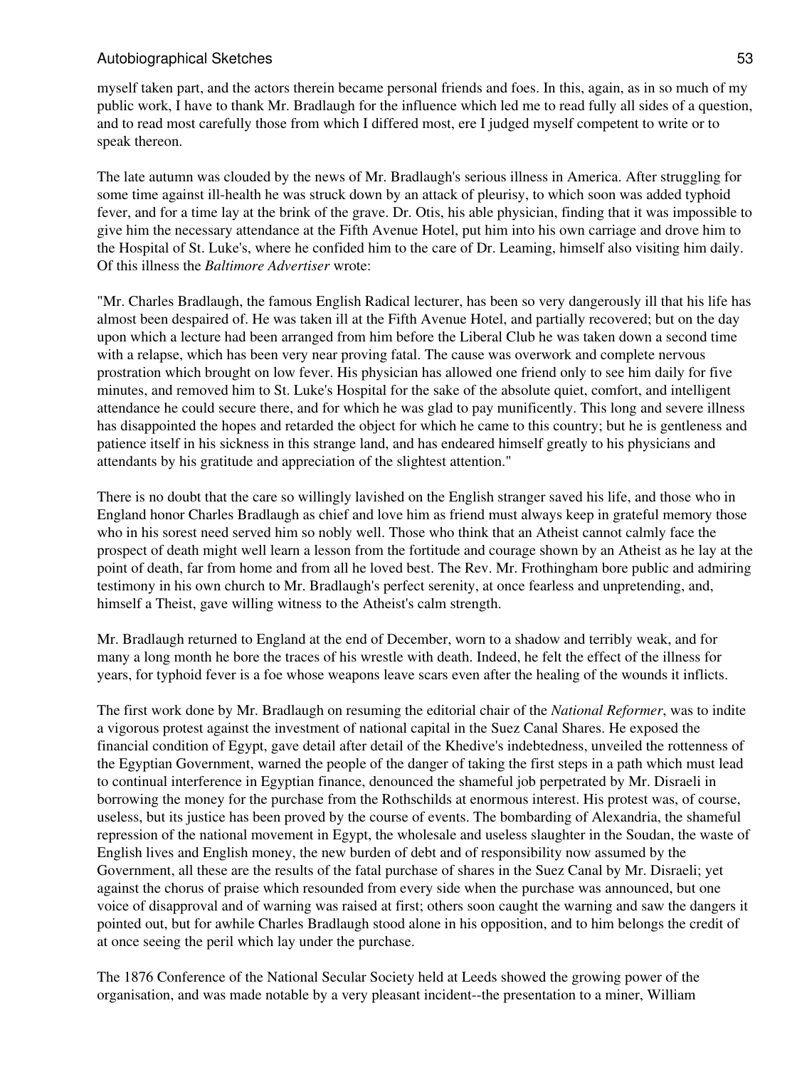myself taken part, and the actors therein became personal friends and foes. In this, again, as in so much of my public work, I have to thank Mr. Bradlaugh for the influence which led me to read fully all sides of a question, and to read most carefully those from which I differed most, ere I judged myself competent to write or to speak thereon.

The late autumn was clouded by the news of Mr. Bradlaugh's serious illness in America. After struggling for some time against ill-health he was struck down by an attack of pleurisy, to which soon was added typhoid fever, and for a time lay at the brink of the grave. Dr. Otis, his able physician, finding that it was impossible to give him the necessary attendance at the Fifth Avenue Hotel, put him into his own carriage and drove him to the Hospital of St. Luke's, where he confided him to the care of Dr. Leaming, himself also visiting him daily. Of this illness the *Baltimore Advertiser* wrote:

"Mr. Charles Bradlaugh, the famous English Radical lecturer, has been so very dangerously ill that his life has almost been despaired of. He was taken ill at the Fifth Avenue Hotel, and partially recovered; but on the day upon which a lecture had been arranged from him before the Liberal Club he was taken down a second time with a relapse, which has been very near proving fatal. The cause was overwork and complete nervous prostration which brought on low fever. His physician has allowed one friend only to see him daily for five minutes, and removed him to St. Luke's Hospital for the sake of the absolute quiet, comfort, and intelligent attendance he could secure there, and for which he was glad to pay munificently. This long and severe illness has disappointed the hopes and retarded the object for which he came to this country; but he is gentleness and patience itself in his sickness in this strange land, and has endeared himself greatly to his physicians and attendants by his gratitude and appreciation of the slightest attention."

There is no doubt that the care so willingly lavished on the English stranger saved his life, and those who in England honor Charles Bradlaugh as chief and love him as friend must always keep in grateful memory those who in his sorest need served him so nobly well. Those who think that an Atheist cannot calmly face the prospect of death might well learn a lesson from the fortitude and courage shown by an Atheist as he lay at the point of death, far from home and from all he loved best. The Rev. Mr. Frothingham bore public and admiring testimony in his own church to Mr. Bradlaugh's perfect serenity, at once fearless and unpretending, and, himself a Theist, gave willing witness to the Atheist's calm strength.

Mr. Bradlaugh returned to England at the end of December, worn to a shadow and terribly weak, and for many a long month he bore the traces of his wrestle with death. Indeed, he felt the effect of the illness for years, for typhoid fever is a foe whose weapons leave scars even after the healing of the wounds it inflicts.

The first work done by Mr. Bradlaugh on resuming the editorial chair of the *National Reformer*, was to indite a vigorous protest against the investment of national capital in the Suez Canal Shares. He exposed the financial condition of Egypt, gave detail after detail of the Khedive's indebtedness, unveiled the rottenness of the Egyptian Government, warned the people of the danger of taking the first steps in a path which must lead to continual interference in Egyptian finance, denounced the shameful job perpetrated by Mr. Disraeli in borrowing the money for the purchase from the Rothschilds at enormous interest. His protest was, of course, useless, but its justice has been proved by the course of events. The bombarding of Alexandria, the shameful repression of the national movement in Egypt, the wholesale and useless slaughter in the Soudan, the waste of English lives and English money, the new burden of debt and of responsibility now assumed by the Government, all these are the results of the fatal purchase of shares in the Suez Canal by Mr. Disraeli; yet against the chorus of praise which resounded from every side when the purchase was announced, but one voice of disapproval and of warning was raised at first; others soon caught the warning and saw the dangers it pointed out, but for awhile Charles Bradlaugh stood alone in his opposition, and to him belongs the credit of at once seeing the peril which lay under the purchase.

The 1876 Conference of the National Secular Society held at Leeds showed the growing power of the organisation, and was made notable by a very pleasant incident--the presentation to a miner, William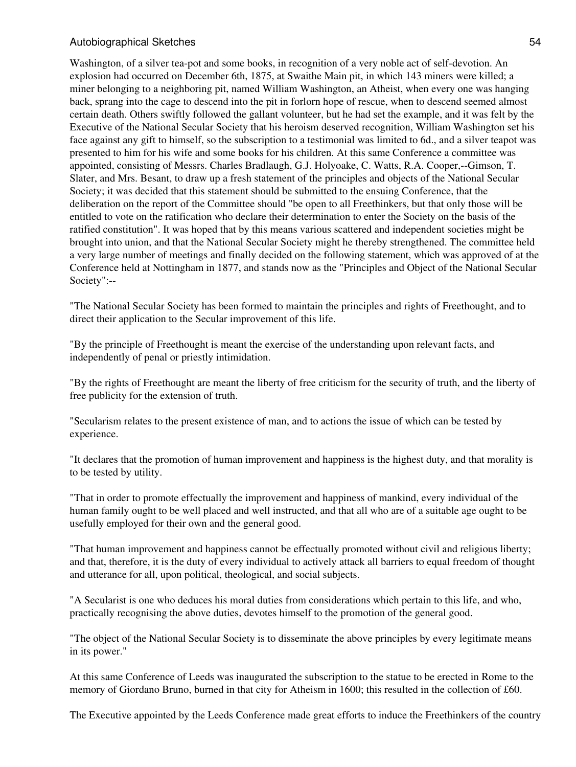Washington, of a silver tea-pot and some books, in recognition of a very noble act of self-devotion. An explosion had occurred on December 6th, 1875, at Swaithe Main pit, in which 143 miners were killed; a miner belonging to a neighboring pit, named William Washington, an Atheist, when every one was hanging back, sprang into the cage to descend into the pit in forlorn hope of rescue, when to descend seemed almost certain death. Others swiftly followed the gallant volunteer, but he had set the example, and it was felt by the Executive of the National Secular Society that his heroism deserved recognition, William Washington set his face against any gift to himself, so the subscription to a testimonial was limited to 6d., and a silver teapot was presented to him for his wife and some books for his children. At this same Conference a committee was appointed, consisting of Messrs. Charles Bradlaugh, G.J. Holyoake, C. Watts, R.A. Cooper,--Gimson, T. Slater, and Mrs. Besant, to draw up a fresh statement of the principles and objects of the National Secular Society; it was decided that this statement should be submitted to the ensuing Conference, that the deliberation on the report of the Committee should "be open to all Freethinkers, but that only those will be entitled to vote on the ratification who declare their determination to enter the Society on the basis of the ratified constitution". It was hoped that by this means various scattered and independent societies might be brought into union, and that the National Secular Society might he thereby strengthened. The committee held a very large number of meetings and finally decided on the following statement, which was approved of at the Conference held at Nottingham in 1877, and stands now as the "Principles and Object of the National Secular Society":--

"The National Secular Society has been formed to maintain the principles and rights of Freethought, and to direct their application to the Secular improvement of this life.

"By the principle of Freethought is meant the exercise of the understanding upon relevant facts, and independently of penal or priestly intimidation.

"By the rights of Freethought are meant the liberty of free criticism for the security of truth, and the liberty of free publicity for the extension of truth.

"Secularism relates to the present existence of man, and to actions the issue of which can be tested by experience.

"It declares that the promotion of human improvement and happiness is the highest duty, and that morality is to be tested by utility.

"That in order to promote effectually the improvement and happiness of mankind, every individual of the human family ought to be well placed and well instructed, and that all who are of a suitable age ought to be usefully employed for their own and the general good.

"That human improvement and happiness cannot be effectually promoted without civil and religious liberty; and that, therefore, it is the duty of every individual to actively attack all barriers to equal freedom of thought and utterance for all, upon political, theological, and social subjects.

"A Secularist is one who deduces his moral duties from considerations which pertain to this life, and who, practically recognising the above duties, devotes himself to the promotion of the general good.

"The object of the National Secular Society is to disseminate the above principles by every legitimate means in its power."

At this same Conference of Leeds was inaugurated the subscription to the statue to be erected in Rome to the memory of Giordano Bruno, burned in that city for Atheism in 1600; this resulted in the collection of £60.

The Executive appointed by the Leeds Conference made great efforts to induce the Freethinkers of the country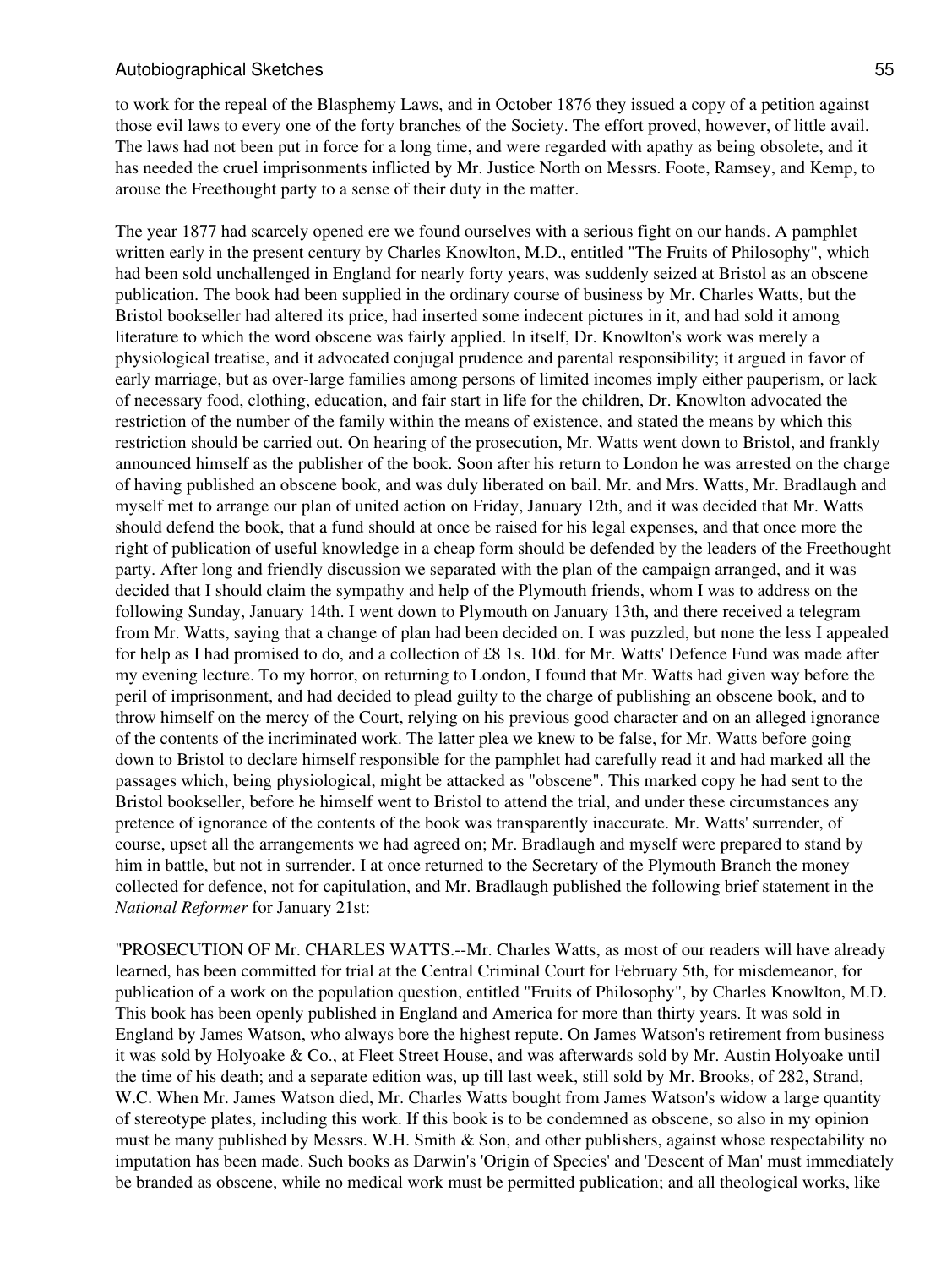to work for the repeal of the Blasphemy Laws, and in October 1876 they issued a copy of a petition against those evil laws to every one of the forty branches of the Society. The effort proved, however, of little avail. The laws had not been put in force for a long time, and were regarded with apathy as being obsolete, and it has needed the cruel imprisonments inflicted by Mr. Justice North on Messrs. Foote, Ramsey, and Kemp, to arouse the Freethought party to a sense of their duty in the matter.

The year 1877 had scarcely opened ere we found ourselves with a serious fight on our hands. A pamphlet written early in the present century by Charles Knowlton, M.D., entitled "The Fruits of Philosophy", which had been sold unchallenged in England for nearly forty years, was suddenly seized at Bristol as an obscene publication. The book had been supplied in the ordinary course of business by Mr. Charles Watts, but the Bristol bookseller had altered its price, had inserted some indecent pictures in it, and had sold it among literature to which the word obscene was fairly applied. In itself, Dr. Knowlton's work was merely a physiological treatise, and it advocated conjugal prudence and parental responsibility; it argued in favor of early marriage, but as over-large families among persons of limited incomes imply either pauperism, or lack of necessary food, clothing, education, and fair start in life for the children, Dr. Knowlton advocated the restriction of the number of the family within the means of existence, and stated the means by which this restriction should be carried out. On hearing of the prosecution, Mr. Watts went down to Bristol, and frankly announced himself as the publisher of the book. Soon after his return to London he was arrested on the charge of having published an obscene book, and was duly liberated on bail. Mr. and Mrs. Watts, Mr. Bradlaugh and myself met to arrange our plan of united action on Friday, January 12th, and it was decided that Mr. Watts should defend the book, that a fund should at once be raised for his legal expenses, and that once more the right of publication of useful knowledge in a cheap form should be defended by the leaders of the Freethought party. After long and friendly discussion we separated with the plan of the campaign arranged, and it was decided that I should claim the sympathy and help of the Plymouth friends, whom I was to address on the following Sunday, January 14th. I went down to Plymouth on January 13th, and there received a telegram from Mr. Watts, saying that a change of plan had been decided on. I was puzzled, but none the less I appealed for help as I had promised to do, and a collection of £8 1s. 10d. for Mr. Watts' Defence Fund was made after my evening lecture. To my horror, on returning to London, I found that Mr. Watts had given way before the peril of imprisonment, and had decided to plead guilty to the charge of publishing an obscene book, and to throw himself on the mercy of the Court, relying on his previous good character and on an alleged ignorance of the contents of the incriminated work. The latter plea we knew to be false, for Mr. Watts before going down to Bristol to declare himself responsible for the pamphlet had carefully read it and had marked all the passages which, being physiological, might be attacked as "obscene". This marked copy he had sent to the Bristol bookseller, before he himself went to Bristol to attend the trial, and under these circumstances any pretence of ignorance of the contents of the book was transparently inaccurate. Mr. Watts' surrender, of course, upset all the arrangements we had agreed on; Mr. Bradlaugh and myself were prepared to stand by him in battle, but not in surrender. I at once returned to the Secretary of the Plymouth Branch the money collected for defence, not for capitulation, and Mr. Bradlaugh published the following brief statement in the *National Reformer* for January 21st:

"PROSECUTION OF Mr. CHARLES WATTS.--Mr. Charles Watts, as most of our readers will have already learned, has been committed for trial at the Central Criminal Court for February 5th, for misdemeanor, for publication of a work on the population question, entitled "Fruits of Philosophy", by Charles Knowlton, M.D. This book has been openly published in England and America for more than thirty years. It was sold in England by James Watson, who always bore the highest repute. On James Watson's retirement from business it was sold by Holyoake & Co., at Fleet Street House, and was afterwards sold by Mr. Austin Holyoake until the time of his death; and a separate edition was, up till last week, still sold by Mr. Brooks, of 282, Strand, W.C. When Mr. James Watson died, Mr. Charles Watts bought from James Watson's widow a large quantity of stereotype plates, including this work. If this book is to be condemned as obscene, so also in my opinion must be many published by Messrs. W.H. Smith & Son, and other publishers, against whose respectability no imputation has been made. Such books as Darwin's 'Origin of Species' and 'Descent of Man' must immediately be branded as obscene, while no medical work must be permitted publication; and all theological works, like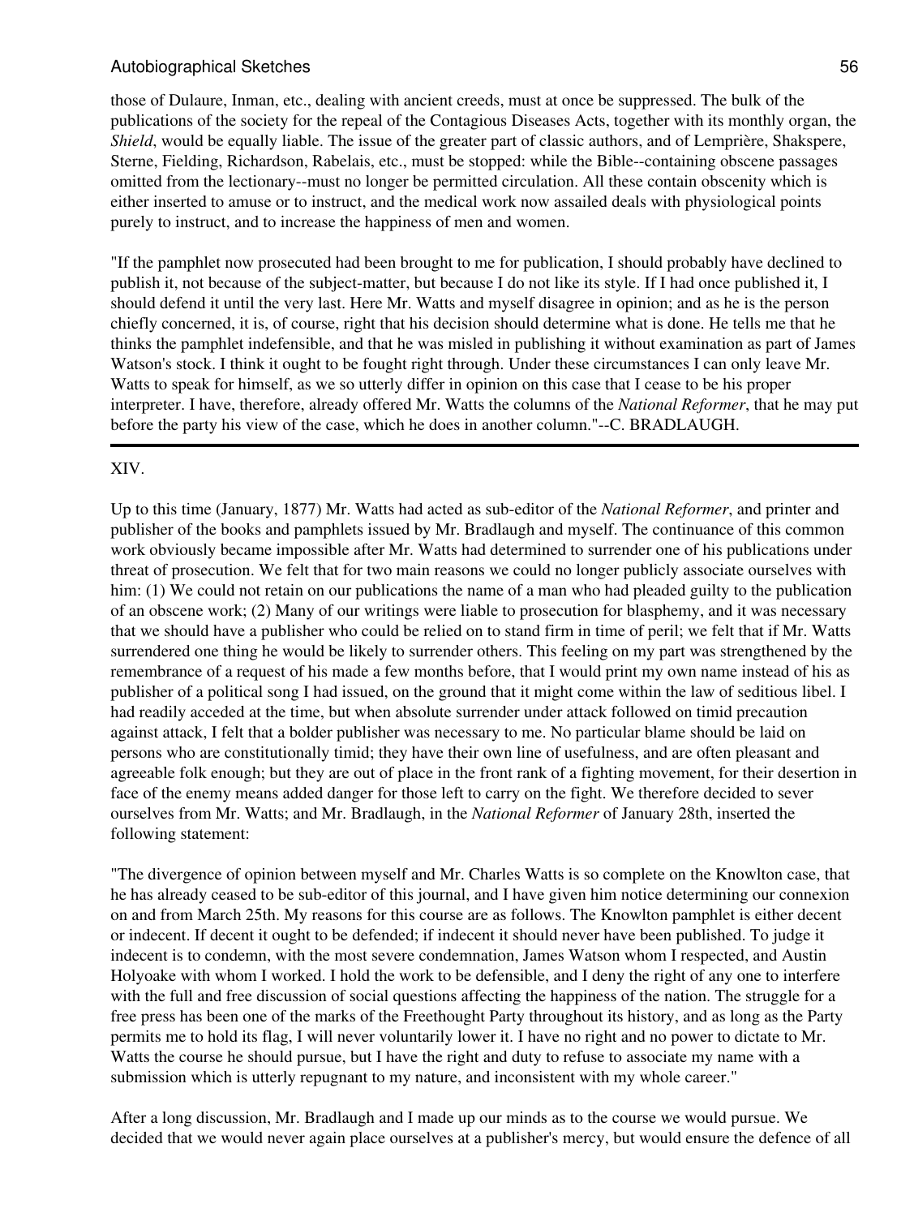those of Dulaure, Inman, etc., dealing with ancient creeds, must at once be suppressed. The bulk of the publications of the society for the repeal of the Contagious Diseases Acts, together with its monthly organ, the *Shield*, would be equally liable. The issue of the greater part of classic authors, and of Lemprière, Shakspere, Sterne, Fielding, Richardson, Rabelais, etc., must be stopped: while the Bible--containing obscene passages omitted from the lectionary--must no longer be permitted circulation. All these contain obscenity which is either inserted to amuse or to instruct, and the medical work now assailed deals with physiological points purely to instruct, and to increase the happiness of men and women.

"If the pamphlet now prosecuted had been brought to me for publication, I should probably have declined to publish it, not because of the subject-matter, but because I do not like its style. If I had once published it, I should defend it until the very last. Here Mr. Watts and myself disagree in opinion; and as he is the person chiefly concerned, it is, of course, right that his decision should determine what is done. He tells me that he thinks the pamphlet indefensible, and that he was misled in publishing it without examination as part of James Watson's stock. I think it ought to be fought right through. Under these circumstances I can only leave Mr. Watts to speak for himself, as we so utterly differ in opinion on this case that I cease to be his proper interpreter. I have, therefore, already offered Mr. Watts the columns of the *National Reformer*, that he may put before the party his view of the case, which he does in another column."--C. BRADLAUGH.

---

XIV.

Up to this time (January, 1877) Mr. Watts had acted as sub-editor of the *National Reformer*, and printer and publisher of the books and pamphlets issued by Mr. Bradlaugh and myself. The continuance of this common work obviously became impossible after Mr. Watts had determined to surrender one of his publications under threat of prosecution. We felt that for two main reasons we could no longer publicly associate ourselves with him: (1) We could not retain on our publications the name of a man who had pleaded guilty to the publication of an obscene work; (2) Many of our writings were liable to prosecution for blasphemy, and it was necessary that we should have a publisher who could be relied on to stand firm in time of peril; we felt that if Mr. Watts surrendered one thing he would be likely to surrender others. This feeling on my part was strengthened by the remembrance of a request of his made a few months before, that I would print my own name instead of his as publisher of a political song I had issued, on the ground that it might come within the law of seditious libel. I had readily acceded at the time, but when absolute surrender under attack followed on timid precaution against attack, I felt that a bolder publisher was necessary to me. No particular blame should be laid on persons who are constitutionally timid; they have their own line of usefulness, and are often pleasant and agreeable folk enough; but they are out of place in the front rank of a fighting movement, for their desertion in face of the enemy means added danger for those left to carry on the fight. We therefore decided to sever ourselves from Mr. Watts; and Mr. Bradlaugh, in the *National Reformer* of January 28th, inserted the following statement:

"The divergence of opinion between myself and Mr. Charles Watts is so complete on the Knowlton case, that he has already ceased to be sub-editor of this journal, and I have given him notice determining our connexion on and from March 25th. My reasons for this course are as follows. The Knowlton pamphlet is either decent or indecent. If decent it ought to be defended; if indecent it should never have been published. To judge it indecent is to condemn, with the most severe condemnation, James Watson whom I respected, and Austin Holyoake with whom I worked. I hold the work to be defensible, and I deny the right of any one to interfere with the full and free discussion of social questions affecting the happiness of the nation. The struggle for a free press has been one of the marks of the Freethought Party throughout its history, and as long as the Party permits me to hold its flag, I will never voluntarily lower it. I have no right and no power to dictate to Mr. Watts the course he should pursue, but I have the right and duty to refuse to associate my name with a submission which is utterly repugnant to my nature, and inconsistent with my whole career."

After a long discussion, Mr. Bradlaugh and I made up our minds as to the course we would pursue. We decided that we would never again place ourselves at a publisher's mercy, but would ensure the defence of all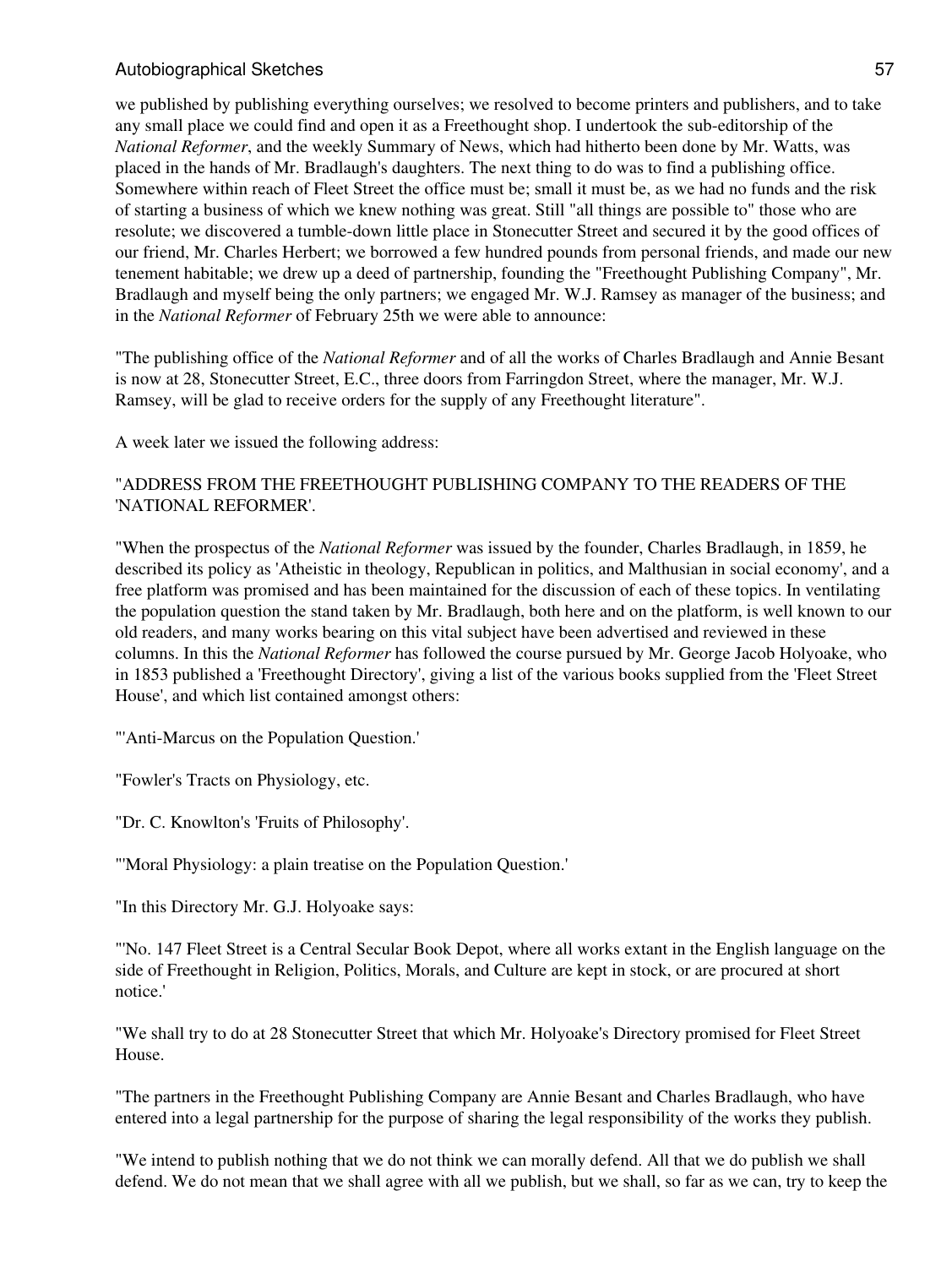we published by publishing everything ourselves; we resolved to become printers and publishers, and to take any small place we could find and open it as a Freethought shop. I undertook the sub-editorship of the *National Reformer*, and the weekly Summary of News, which had hitherto been done by Mr. Watts, was placed in the hands of Mr. Bradlaugh's daughters. The next thing to do was to find a publishing office. Somewhere within reach of Fleet Street the office must be; small it must be, as we had no funds and the risk of starting a business of which we knew nothing was great. Still "all things are possible to" those who are resolute; we discovered a tumble-down little place in Stonecutter Street and secured it by the good offices of our friend, Mr. Charles Herbert; we borrowed a few hundred pounds from personal friends, and made our new tenement habitable; we drew up a deed of partnership, founding the "Freethought Publishing Company", Mr. Bradlaugh and myself being the only partners; we engaged Mr. W.J. Ramsey as manager of the business; and in the *National Reformer* of February 25th we were able to announce:

"The publishing office of the *National Reformer* and of all the works of Charles Bradlaugh and Annie Besant is now at 28, Stonecutter Street, E.C., three doors from Farringdon Street, where the manager, Mr. W.J. Ramsey, will be glad to receive orders for the supply of any Freethought literature".

A week later we issued the following address:

"ADDRESS FROM THE FREETHOUGHT PUBLISHING COMPANY TO THE READERS OF THE 'NATIONAL REFORMER'.

"When the prospectus of the *National Reformer* was issued by the founder, Charles Bradlaugh, in 1859, he described its policy as 'Atheistic in theology, Republican in politics, and Malthusian in social economy', and a free platform was promised and has been maintained for the discussion of each of these topics. In ventilating the population question the stand taken by Mr. Bradlaugh, both here and on the platform, is well known to our old readers, and many works bearing on this vital subject have been advertised and reviewed in these columns. In this the *National Reformer* has followed the course pursued by Mr. George Jacob Holyoake, who in 1853 published a 'Freethought Directory', giving a list of the various books supplied from the 'Fleet Street House', and which list contained amongst others:

"'Anti-Marcus on the Population Question.'

"Fowler's Tracts on Physiology, etc.

"Dr. C. Knowlton's 'Fruits of Philosophy'.

"'Moral Physiology: a plain treatise on the Population Question.'

"In this Directory Mr. G.J. Holyoake says:

"'No. 147 Fleet Street is a Central Secular Book Depot, where all works extant in the English language on the side of Freethought in Religion, Politics, Morals, and Culture are kept in stock, or are procured at short notice.'

"We shall try to do at 28 Stonecutter Street that which Mr. Holyoake's Directory promised for Fleet Street House.

"The partners in the Freethought Publishing Company are Annie Besant and Charles Bradlaugh, who have entered into a legal partnership for the purpose of sharing the legal responsibility of the works they publish.

"We intend to publish nothing that we do not think we can morally defend. All that we do publish we shall defend. We do not mean that we shall agree with all we publish, but we shall, so far as we can, try to keep the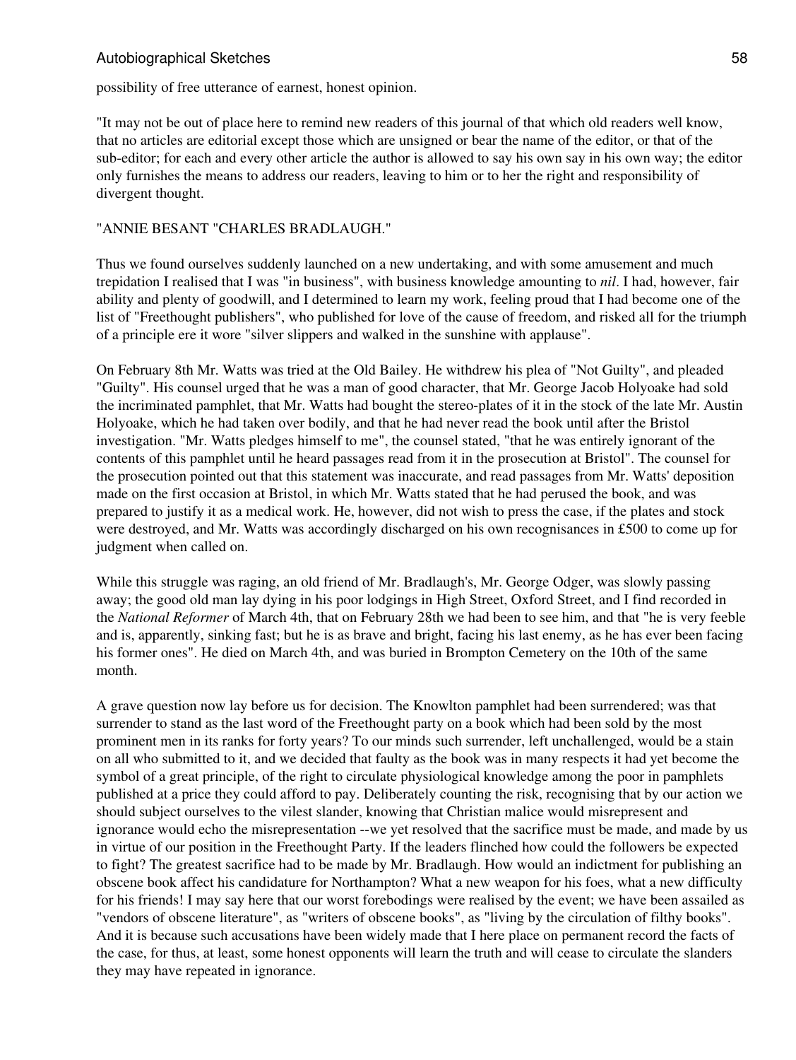possibility of free utterance of earnest, honest opinion.

"It may not be out of place here to remind new readers of this journal of that which old readers well know, that no articles are editorial except those which are unsigned or bear the name of the editor, or that of the sub-editor; for each and every other article the author is allowed to say his own say in his own way; the editor only furnishes the means to address our readers, leaving to him or to her the right and responsibility of divergent thought.

"ANNIE BESANT "CHARLES BRADLAUGH."

Thus we found ourselves suddenly launched on a new undertaking, and with some amusement and much trepidation I realised that I was "in business", with business knowledge amounting to *nil*. I had, however, fair ability and plenty of goodwill, and I determined to learn my work, feeling proud that I had become one of the list of "Freethought publishers", who published for love of the cause of freedom, and risked all for the triumph of a principle ere it wore "silver slippers and walked in the sunshine with applause".

On February 8th Mr. Watts was tried at the Old Bailey. He withdrew his plea of "Not Guilty", and pleaded "Guilty". His counsel urged that he was a man of good character, that Mr. George Jacob Holyoake had sold the incriminated pamphlet, that Mr. Watts had bought the stereo-plates of it in the stock of the late Mr. Austin Holyoake, which he had taken over bodily, and that he had never read the book until after the Bristol investigation. "Mr. Watts pledges himself to me", the counsel stated, "that he was entirely ignorant of the contents of this pamphlet until he heard passages read from it in the prosecution at Bristol". The counsel for the prosecution pointed out that this statement was inaccurate, and read passages from Mr. Watts' deposition made on the first occasion at Bristol, in which Mr. Watts stated that he had perused the book, and was prepared to justify it as a medical work. He, however, did not wish to press the case, if the plates and stock were destroyed, and Mr. Watts was accordingly discharged on his own recognisances in £500 to come up for judgment when called on.

While this struggle was raging, an old friend of Mr. Bradlaugh's, Mr. George Odger, was slowly passing away; the good old man lay dying in his poor lodgings in High Street, Oxford Street, and I find recorded in the *National Reformer* of March 4th, that on February 28th we had been to see him, and that "he is very feeble and is, apparently, sinking fast; but he is as brave and bright, facing his last enemy, as he has ever been facing his former ones". He died on March 4th, and was buried in Brompton Cemetery on the 10th of the same month.

A grave question now lay before us for decision. The Knowlton pamphlet had been surrendered; was that surrender to stand as the last word of the Freethought party on a book which had been sold by the most prominent men in its ranks for forty years? To our minds such surrender, left unchallenged, would be a stain on all who submitted to it, and we decided that faulty as the book was in many respects it had yet become the symbol of a great principle, of the right to circulate physiological knowledge among the poor in pamphlets published at a price they could afford to pay. Deliberately counting the risk, recognising that by our action we should subject ourselves to the vilest slander, knowing that Christian malice would misrepresent and ignorance would echo the misrepresentation --we yet resolved that the sacrifice must be made, and made by us in virtue of our position in the Freethought Party. If the leaders flinched how could the followers be expected to fight? The greatest sacrifice had to be made by Mr. Bradlaugh. How would an indictment for publishing an obscene book affect his candidature for Northampton? What a new weapon for his foes, what a new difficulty for his friends! I may say here that our worst forebodings were realised by the event; we have been assailed as "vendors of obscene literature", as "writers of obscene books", as "living by the circulation of filthy books". And it is because such accusations have been widely made that I here place on permanent record the facts of the case, for thus, at least, some honest opponents will learn the truth and will cease to circulate the slanders they may have repeated in ignorance.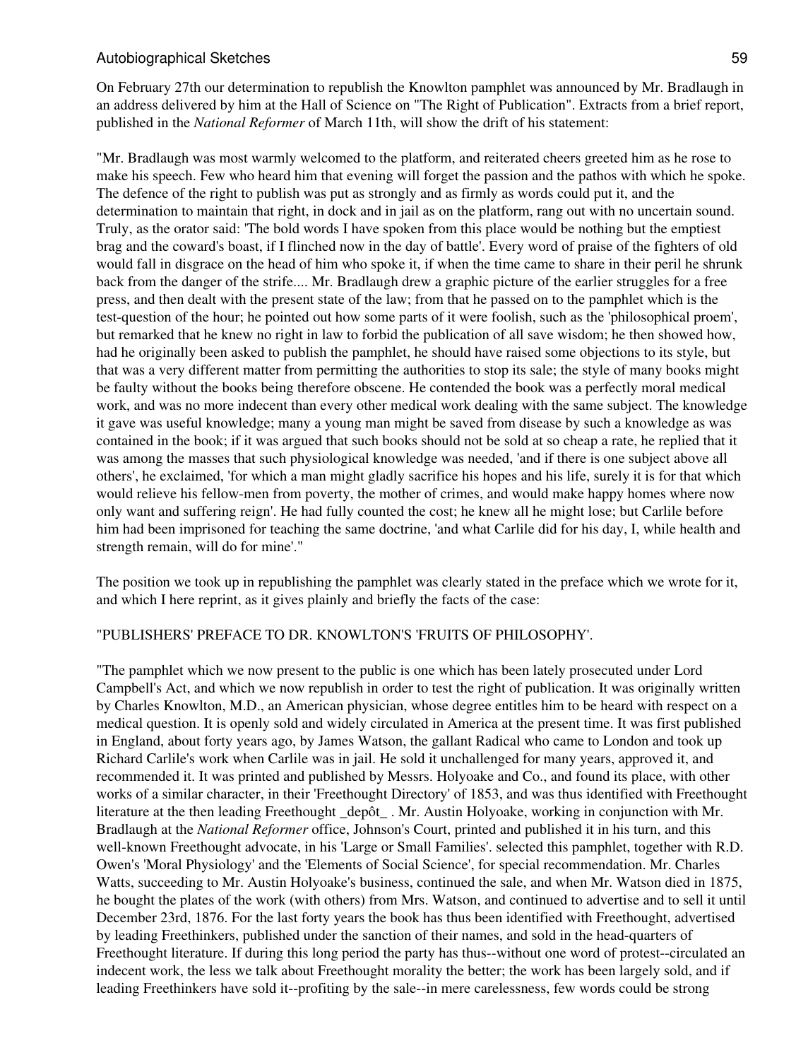On February 27th our determination to republish the Knowlton pamphlet was announced by Mr. Bradlaugh in an address delivered by him at the Hall of Science on "The Right of Publication". Extracts from a brief report, published in the *National Reformer* of March 11th, will show the drift of his statement:

"Mr. Bradlaugh was most warmly welcomed to the platform, and reiterated cheers greeted him as he rose to make his speech. Few who heard him that evening will forget the passion and the pathos with which he spoke. The defence of the right to publish was put as strongly and as firmly as words could put it, and the determination to maintain that right, in dock and in jail as on the platform, rang out with no uncertain sound. Truly, as the orator said: 'The bold words I have spoken from this place would be nothing but the emptiest brag and the coward's boast, if I flinched now in the day of battle'. Every word of praise of the fighters of old would fall in disgrace on the head of him who spoke it, if when the time came to share in their peril he shrunk back from the danger of the strife.... Mr. Bradlaugh drew a graphic picture of the earlier struggles for a free press, and then dealt with the present state of the law; from that he passed on to the pamphlet which is the test-question of the hour; he pointed out how some parts of it were foolish, such as the 'philosophical proem', but remarked that he knew no right in law to forbid the publication of all save wisdom; he then showed how, had he originally been asked to publish the pamphlet, he should have raised some objections to its style, but that was a very different matter from permitting the authorities to stop its sale; the style of many books might be faulty without the books being therefore obscene. He contended the book was a perfectly moral medical work, and was no more indecent than every other medical work dealing with the same subject. The knowledge it gave was useful knowledge; many a young man might be saved from disease by such a knowledge as was contained in the book; if it was argued that such books should not be sold at so cheap a rate, he replied that it was among the masses that such physiological knowledge was needed, 'and if there is one subject above all others', he exclaimed, 'for which a man might gladly sacrifice his hopes and his life, surely it is for that which would relieve his fellow-men from poverty, the mother of crimes, and would make happy homes where now only want and suffering reign'. He had fully counted the cost; he knew all he might lose; but Carlile before him had been imprisoned for teaching the same doctrine, 'and what Carlile did for his day, I, while health and strength remain, will do for mine'."

The position we took up in republishing the pamphlet was clearly stated in the preface which we wrote for it, and which I here reprint, as it gives plainly and briefly the facts of the case:

"PUBLISHERS' PREFACE TO DR. KNOWLTON'S 'FRUITS OF PHILOSOPHY'.

"The pamphlet which we now present to the public is one which has been lately prosecuted under Lord Campbell's Act, and which we now republish in order to test the right of publication. It was originally written by Charles Knowlton, M.D., an American physician, whose degree entitles him to be heard with respect on a medical question. It is openly sold and widely circulated in America at the present time. It was first published in England, about forty years ago, by James Watson, the gallant Radical who came to London and took up Richard Carlile's work when Carlile was in jail. He sold it unchallenged for many years, approved it, and recommended it. It was printed and published by Messrs. Holyoake and Co., and found its place, with other works of a similar character, in their 'Freethought Directory' of 1853, and was thus identified with Freethought literature at the then leading Freethought _depôt_ . Mr. Austin Holyoake, working in conjunction with Mr. Bradlaugh at the *National Reformer* office, Johnson's Court, printed and published it in his turn, and this well-known Freethought advocate, in his 'Large or Small Families'. selected this pamphlet, together with R.D. Owen's 'Moral Physiology' and the 'Elements of Social Science', for special recommendation. Mr. Charles Watts, succeeding to Mr. Austin Holyoake's business, continued the sale, and when Mr. Watson died in 1875, he bought the plates of the work (with others) from Mrs. Watson, and continued to advertise and to sell it until December 23rd, 1876. For the last forty years the book has thus been identified with Freethought, advertised by leading Freethinkers, published under the sanction of their names, and sold in the head-quarters of Freethought literature. If during this long period the party has thus--without one word of protest--circulated an indecent work, the less we talk about Freethought morality the better; the work has been largely sold, and if leading Freethinkers have sold it--profiting by the sale--in mere carelessness, few words could be strong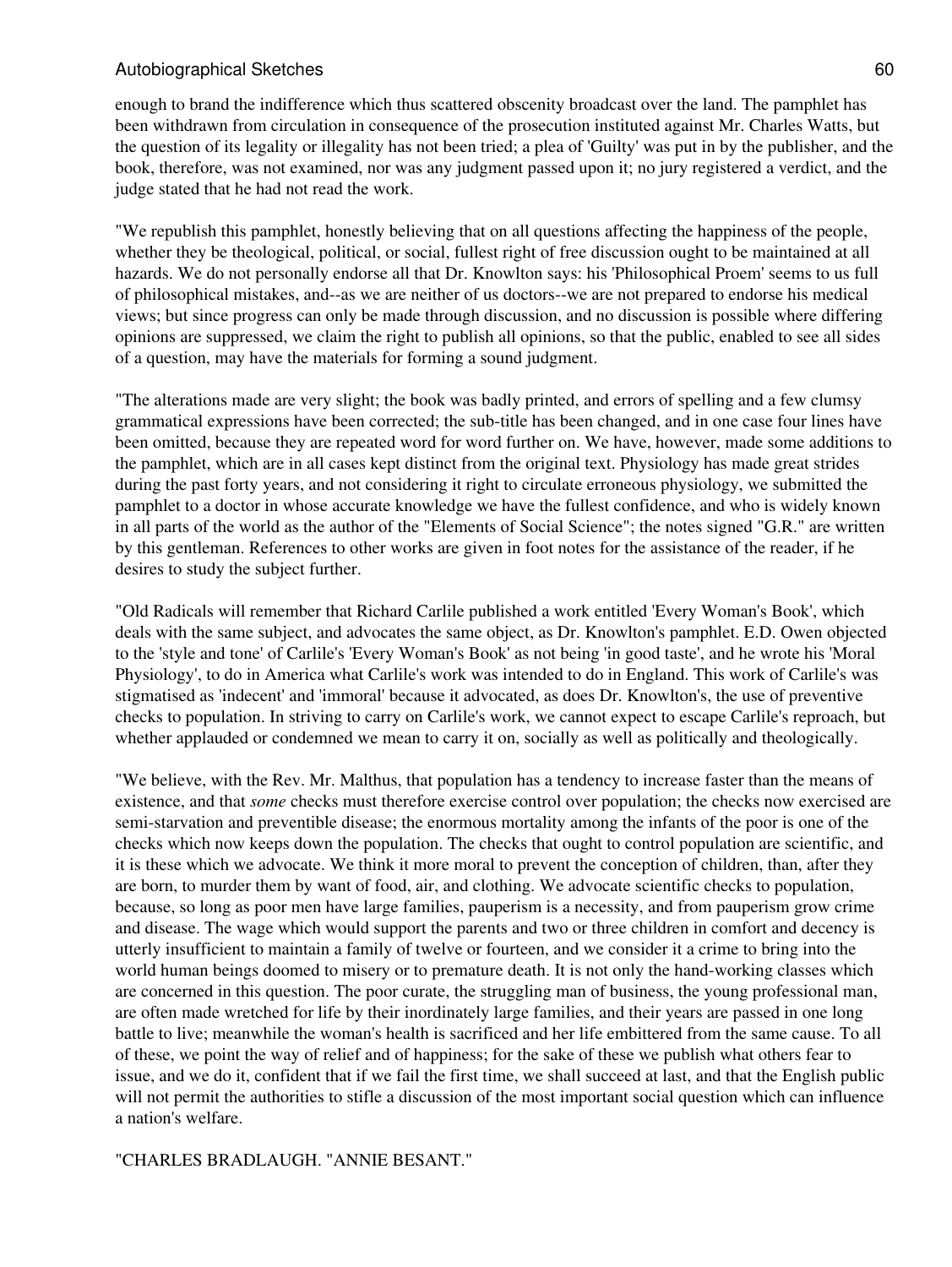enough to brand the indifference which thus scattered obscenity broadcast over the land. The pamphlet has been withdrawn from circulation in consequence of the prosecution instituted against Mr. Charles Watts, but the question of its legality or illegality has not been tried; a plea of 'Guilty' was put in by the publisher, and the book, therefore, was not examined, nor was any judgment passed upon it; no jury registered a verdict, and the judge stated that he had not read the work.

"We republish this pamphlet, honestly believing that on all questions affecting the happiness of the people, whether they be theological, political, or social, fullest right of free discussion ought to be maintained at all hazards. We do not personally endorse all that Dr. Knowlton says: his 'Philosophical Proem' seems to us full of philosophical mistakes, and--as we are neither of us doctors--we are not prepared to endorse his medical views; but since progress can only be made through discussion, and no discussion is possible where differing opinions are suppressed, we claim the right to publish all opinions, so that the public, enabled to see all sides of a question, may have the materials for forming a sound judgment.

"The alterations made are very slight; the book was badly printed, and errors of spelling and a few clumsy grammatical expressions have been corrected; the sub-title has been changed, and in one case four lines have been omitted, because they are repeated word for word further on. We have, however, made some additions to the pamphlet, which are in all cases kept distinct from the original text. Physiology has made great strides during the past forty years, and not considering it right to circulate erroneous physiology, we submitted the pamphlet to a doctor in whose accurate knowledge we have the fullest confidence, and who is widely known in all parts of the world as the author of the "Elements of Social Science"; the notes signed "G.R." are written by this gentleman. References to other works are given in foot notes for the assistance of the reader, if he desires to study the subject further.

"Old Radicals will remember that Richard Carlile published a work entitled 'Every Woman's Book', which deals with the same subject, and advocates the same object, as Dr. Knowlton's pamphlet. E.D. Owen objected to the 'style and tone' of Carlile's 'Every Woman's Book' as not being 'in good taste', and he wrote his 'Moral Physiology', to do in America what Carlile's work was intended to do in England. This work of Carlile's was stigmatised as 'indecent' and 'immoral' because it advocated, as does Dr. Knowlton's, the use of preventive checks to population. In striving to carry on Carlile's work, we cannot expect to escape Carlile's reproach, but whether applauded or condemned we mean to carry it on, socially as well as politically and theologically.

"We believe, with the Rev. Mr. Malthus, that population has a tendency to increase faster than the means of existence, and that *some* checks must therefore exercise control over population; the checks now exercised are semi-starvation and preventible disease; the enormous mortality among the infants of the poor is one of the checks which now keeps down the population. The checks that ought to control population are scientific, and it is these which we advocate. We think it more moral to prevent the conception of children, than, after they are born, to murder them by want of food, air, and clothing. We advocate scientific checks to population, because, so long as poor men have large families, pauperism is a necessity, and from pauperism grow crime and disease. The wage which would support the parents and two or three children in comfort and decency is utterly insufficient to maintain a family of twelve or fourteen, and we consider it a crime to bring into the world human beings doomed to misery or to premature death. It is not only the hand-working classes which are concerned in this question. The poor curate, the struggling man of business, the young professional man, are often made wretched for life by their inordinately large families, and their years are passed in one long battle to live; meanwhile the woman's health is sacrificed and her life embittered from the same cause. To all of these, we point the way of relief and of happiness; for the sake of these we publish what others fear to issue, and we do it, confident that if we fail the first time, we shall succeed at last, and that the English public will not permit the authorities to stifle a discussion of the most important social question which can influence a nation's welfare.

"CHARLES BRADLAUGH. "ANNIE BESANT."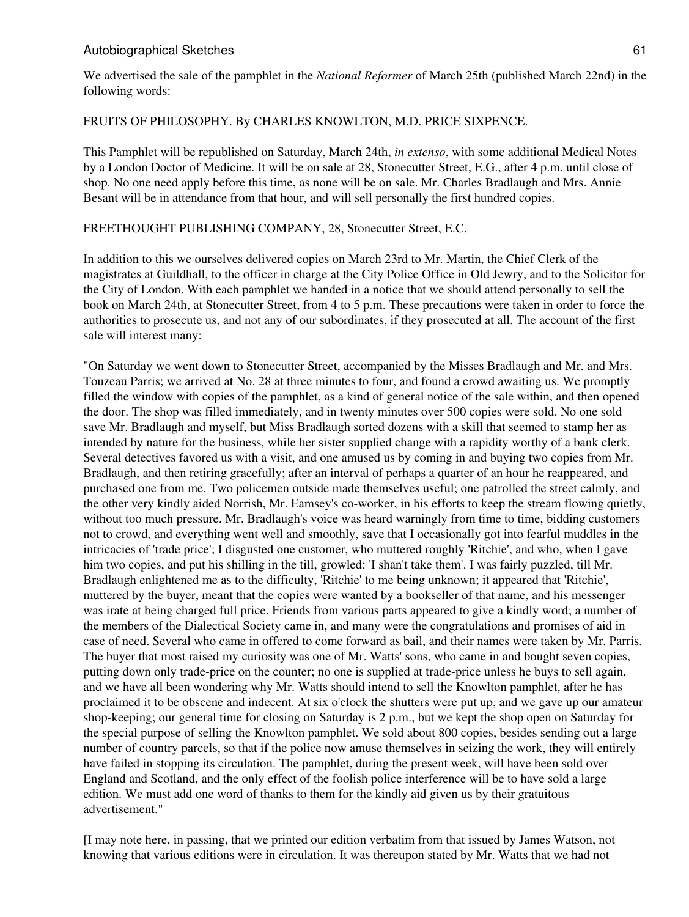We advertised the sale of the pamphlet in the *National Reformer* of March 25th (published March 22nd) in the following words:

FRUITS OF PHILOSOPHY. By CHARLES KNOWLTON, M.D. PRICE SIXPENCE.

This Pamphlet will be republished on Saturday, March 24th, *in extenso*, with some additional Medical Notes by a London Doctor of Medicine. It will be on sale at 28, Stonecutter Street, E.G., after 4 p.m. until close of shop. No one need apply before this time, as none will be on sale. Mr. Charles Bradlaugh and Mrs. Annie Besant will be in attendance from that hour, and will sell personally the first hundred copies.

FREETHOUGHT PUBLISHING COMPANY, 28, Stonecutter Street, E.C.

In addition to this we ourselves delivered copies on March 23rd to Mr. Martin, the Chief Clerk of the magistrates at Guildhall, to the officer in charge at the City Police Office in Old Jewry, and to the Solicitor for the City of London. With each pamphlet we handed in a notice that we should attend personally to sell the book on March 24th, at Stonecutter Street, from 4 to 5 p.m. These precautions were taken in order to force the authorities to prosecute us, and not any of our subordinates, if they prosecuted at all. The account of the first sale will interest many:

"On Saturday we went down to Stonecutter Street, accompanied by the Misses Bradlaugh and Mr. and Mrs. Touzeau Parris; we arrived at No. 28 at three minutes to four, and found a crowd awaiting us. We promptly filled the window with copies of the pamphlet, as a kind of general notice of the sale within, and then opened the door. The shop was filled immediately, and in twenty minutes over 500 copies were sold. No one sold save Mr. Bradlaugh and myself, but Miss Bradlaugh sorted dozens with a skill that seemed to stamp her as intended by nature for the business, while her sister supplied change with a rapidity worthy of a bank clerk. Several detectives favored us with a visit, and one amused us by coming in and buying two copies from Mr. Bradlaugh, and then retiring gracefully; after an interval of perhaps a quarter of an hour he reappeared, and purchased one from me. Two policemen outside made themselves useful; one patrolled the street calmly, and the other very kindly aided Norrish, Mr. Eamsey's co-worker, in his efforts to keep the stream flowing quietly, without too much pressure. Mr. Bradlaugh's voice was heard warningly from time to time, bidding customers not to crowd, and everything went well and smoothly, save that I occasionally got into fearful muddles in the intricacies of 'trade price'; I disgusted one customer, who muttered roughly 'Ritchie', and who, when I gave him two copies, and put his shilling in the till, growled: 'I shan't take them'. I was fairly puzzled, till Mr. Bradlaugh enlightened me as to the difficulty, 'Ritchie' to me being unknown; it appeared that 'Ritchie', muttered by the buyer, meant that the copies were wanted by a bookseller of that name, and his messenger was irate at being charged full price. Friends from various parts appeared to give a kindly word; a number of the members of the Dialectical Society came in, and many were the congratulations and promises of aid in case of need. Several who came in offered to come forward as bail, and their names were taken by Mr. Parris. The buyer that most raised my curiosity was one of Mr. Watts' sons, who came in and bought seven copies, putting down only trade-price on the counter; no one is supplied at trade-price unless he buys to sell again, and we have all been wondering why Mr. Watts should intend to sell the Knowlton pamphlet, after he has proclaimed it to be obscene and indecent. At six o'clock the shutters were put up, and we gave up our amateur shop-keeping; our general time for closing on Saturday is 2 p.m., but we kept the shop open on Saturday for the special purpose of selling the Knowlton pamphlet. We sold about 800 copies, besides sending out a large number of country parcels, so that if the police now amuse themselves in seizing the work, they will entirely have failed in stopping its circulation. The pamphlet, during the present week, will have been sold over England and Scotland, and the only effect of the foolish police interference will be to have sold a large edition. We must add one word of thanks to them for the kindly aid given us by their gratuitous advertisement."

[I may note here, in passing, that we printed our edition verbatim from that issued by James Watson, not knowing that various editions were in circulation. It was thereupon stated by Mr. Watts that we had not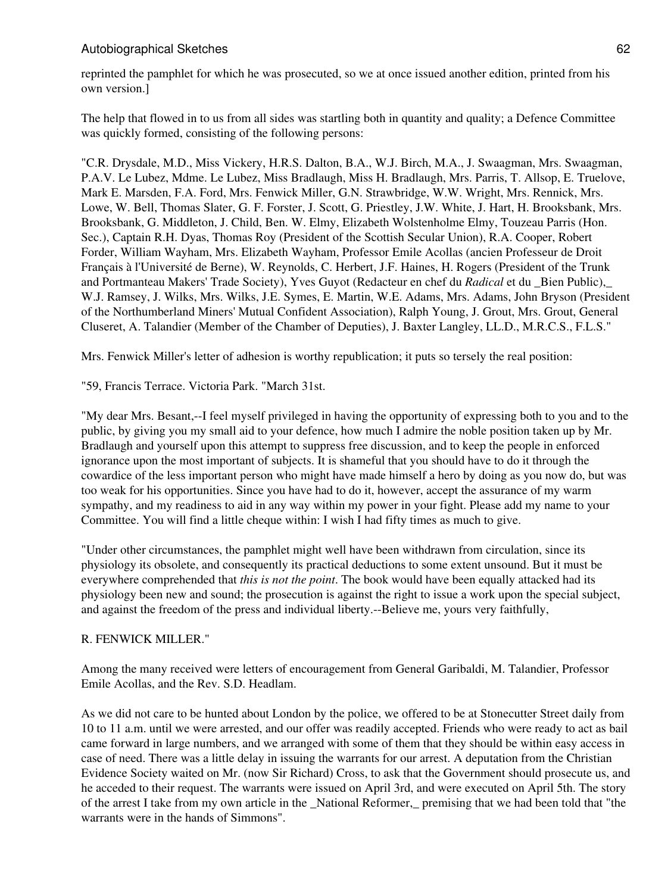reprinted the pamphlet for which he was prosecuted, so we at once issued another edition, printed from his own version.]

The help that flowed in to us from all sides was startling both in quantity and quality; a Defence Committee was quickly formed, consisting of the following persons:

"C.R. Drysdale, M.D., Miss Vickery, H.R.S. Dalton, B.A., W.J. Birch, M.A., J. Swaagman, Mrs. Swaagman, P.A.V. Le Lubez, Mdme. Le Lubez, Miss Bradlaugh, Miss H. Bradlaugh, Mrs. Parris, T. Allsop, E. Truelove, Mark E. Marsden, F.A. Ford, Mrs. Fenwick Miller, G.N. Strawbridge, W.W. Wright, Mrs. Rennick, Mrs. Lowe, W. Bell, Thomas Slater, G. F. Forster, J. Scott, G. Priestley, J.W. White, J. Hart, H. Brooksbank, Mrs. Brooksbank, G. Middleton, J. Child, Ben. W. Elmy, Elizabeth Wolstenholme Elmy, Touzeau Parris (Hon. Sec.), Captain R.H. Dyas, Thomas Roy (President of the Scottish Secular Union), R.A. Cooper, Robert Forder, William Wayham, Mrs. Elizabeth Wayham, Professor Emile Acollas (ancien Professeur de Droit Français à l'Université de Berne), W. Reynolds, C. Herbert, J.F. Haines, H. Rogers (President of the Trunk and Portmanteau Makers' Trade Society), Yves Guyot (Redacteur en chef du *Radical* et du _Bien Public),_ W.J. Ramsey, J. Wilks, Mrs. Wilks, J.E. Symes, E. Martin, W.E. Adams, Mrs. Adams, John Bryson (President of the Northumberland Miners' Mutual Confident Association), Ralph Young, J. Grout, Mrs. Grout, General Cluseret, A. Talandier (Member of the Chamber of Deputies), J. Baxter Langley, LL.D., M.R.C.S., F.L.S."

Mrs. Fenwick Miller's letter of adhesion is worthy republication; it puts so tersely the real position:

"59, Francis Terrace. Victoria Park. "March 31st.

"My dear Mrs. Besant,--I feel myself privileged in having the opportunity of expressing both to you and to the public, by giving you my small aid to your defence, how much I admire the noble position taken up by Mr. Bradlaugh and yourself upon this attempt to suppress free discussion, and to keep the people in enforced ignorance upon the most important of subjects. It is shameful that you should have to do it through the cowardice of the less important person who might have made himself a hero by doing as you now do, but was too weak for his opportunities. Since you have had to do it, however, accept the assurance of my warm sympathy, and my readiness to aid in any way within my power in your fight. Please add my name to your Committee. You will find a little cheque within: I wish I had fifty times as much to give.

"Under other circumstances, the pamphlet might well have been withdrawn from circulation, since its physiology its obsolete, and consequently its practical deductions to some extent unsound. But it must be everywhere comprehended that *this is not the point*. The book would have been equally attacked had its physiology been new and sound; the prosecution is against the right to issue a work upon the special subject, and against the freedom of the press and individual liberty.--Believe me, yours very faithfully,

R. FENWICK MILLER."

Among the many received were letters of encouragement from General Garibaldi, M. Talandier, Professor Emile Acollas, and the Rev. S.D. Headlam.

As we did not care to be hunted about London by the police, we offered to be at Stonecutter Street daily from 10 to 11 a.m. until we were arrested, and our offer was readily accepted. Friends who were ready to act as bail came forward in large numbers, and we arranged with some of them that they should be within easy access in case of need. There was a little delay in issuing the warrants for our arrest. A deputation from the Christian Evidence Society waited on Mr. (now Sir Richard) Cross, to ask that the Government should prosecute us, and he acceded to their request. The warrants were issued on April 3rd, and were executed on April 5th. The story of the arrest I take from my own article in the _National Reformer,_ premising that we had been told that "the warrants were in the hands of Simmons".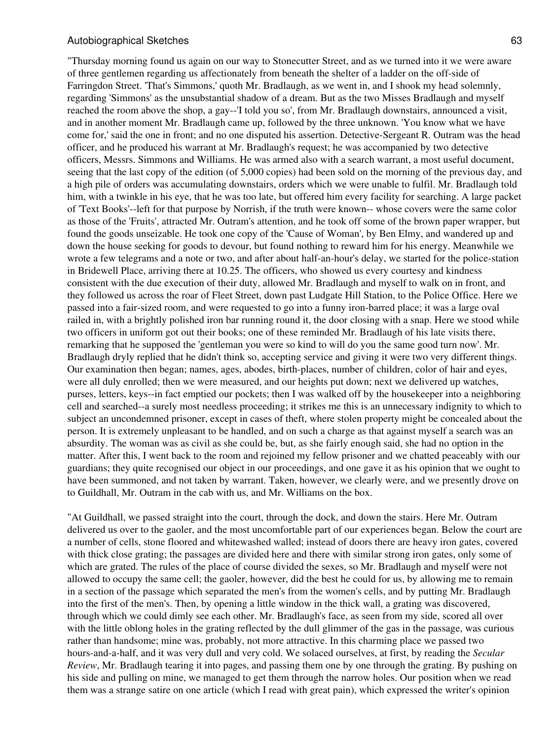"Thursday morning found us again on our way to Stonecutter Street, and as we turned into it we were aware of three gentlemen regarding us affectionately from beneath the shelter of a ladder on the off-side of Farringdon Street. 'That's Simmons,' quoth Mr. Bradlaugh, as we went in, and I shook my head solemnly, regarding 'Simmons' as the unsubstantial shadow of a dream. But as the two Misses Bradlaugh and myself reached the room above the shop, a gay--'I told you so', from Mr. Bradlaugh downstairs, announced a visit, and in another moment Mr. Bradlaugh came up, followed by the three unknown. 'You know what we have come for,' said the one in front; and no one disputed his assertion. Detective-Sergeant R. Outram was the head officer, and he produced his warrant at Mr. Bradlaugh's request; he was accompanied by two detective officers, Messrs. Simmons and Williams. He was armed also with a search warrant, a most useful document, seeing that the last copy of the edition (of 5,000 copies) had been sold on the morning of the previous day, and a high pile of orders was accumulating downstairs, orders which we were unable to fulfil. Mr. Bradlaugh told him, with a twinkle in his eye, that he was too late, but offered him every facility for searching. A large packet of 'Text Books'--left for that purpose by Norrish, if the truth were known-- whose covers were the same color as those of the 'Fruits', attracted Mr. Outram's attention, and he took off some of the brown paper wrapper, but found the goods unseizable. He took one copy of the 'Cause of Woman', by Ben Elmy, and wandered up and down the house seeking for goods to devour, but found nothing to reward him for his energy. Meanwhile we wrote a few telegrams and a note or two, and after about half-an-hour's delay, we started for the police-station in Bridewell Place, arriving there at 10.25. The officers, who showed us every courtesy and kindness consistent with the due execution of their duty, allowed Mr. Bradlaugh and myself to walk on in front, and they followed us across the roar of Fleet Street, down past Ludgate Hill Station, to the Police Office. Here we passed into a fair-sized room, and were requested to go into a funny iron-barred place; it was a large oval railed in, with a brightly polished iron bar running round it, the door closing with a snap. Here we stood while two officers in uniform got out their books; one of these reminded Mr. Bradlaugh of his late visits there, remarking that he supposed the 'gentleman you were so kind to will do you the same good turn now'. Mr. Bradlaugh dryly replied that he didn't think so, accepting service and giving it were two very different things. Our examination then began; names, ages, abodes, birth-places, number of children, color of hair and eyes, were all duly enrolled; then we were measured, and our heights put down; next we delivered up watches, purses, letters, keys--in fact emptied our pockets; then I was walked off by the housekeeper into a neighboring cell and searched--a surely most needless proceeding; it strikes me this is an unnecessary indignity to which to subject an uncondemned prisoner, except in cases of theft, where stolen property might be concealed about the person. It is extremely unpleasant to be handled, and on such a charge as that against myself a search was an absurdity. The woman was as civil as she could be, but, as she fairly enough said, she had no option in the matter. After this, I went back to the room and rejoined my fellow prisoner and we chatted peaceably with our guardians; they quite recognised our object in our proceedings, and one gave it as his opinion that we ought to have been summoned, and not taken by warrant. Taken, however, we clearly were, and we presently drove on to Guildhall, Mr. Outram in the cab with us, and Mr. Williams on the box.

"At Guildhall, we passed straight into the court, through the dock, and down the stairs. Here Mr. Outram delivered us over to the gaoler, and the most uncomfortable part of our experiences began. Below the court are a number of cells, stone floored and whitewashed walled; instead of doors there are heavy iron gates, covered with thick close grating; the passages are divided here and there with similar strong iron gates, only some of which are grated. The rules of the place of course divided the sexes, so Mr. Bradlaugh and myself were not allowed to occupy the same cell; the gaoler, however, did the best he could for us, by allowing me to remain in a section of the passage which separated the men's from the women's cells, and by putting Mr. Bradlaugh into the first of the men's. Then, by opening a little window in the thick wall, a grating was discovered, through which we could dimly see each other. Mr. Bradlaugh's face, as seen from my side, scored all over with the little oblong holes in the grating reflected by the dull glimmer of the gas in the passage, was curious rather than handsome; mine was, probably, not more attractive. In this charming place we passed two hours-and-a-half, and it was very dull and very cold. We solaced ourselves, at first, by reading the *Secular Review*, Mr. Bradlaugh tearing it into pages, and passing them one by one through the grating. By pushing on his side and pulling on mine, we managed to get them through the narrow holes. Our position when we read them was a strange satire on one article (which I read with great pain), which expressed the writer's opinion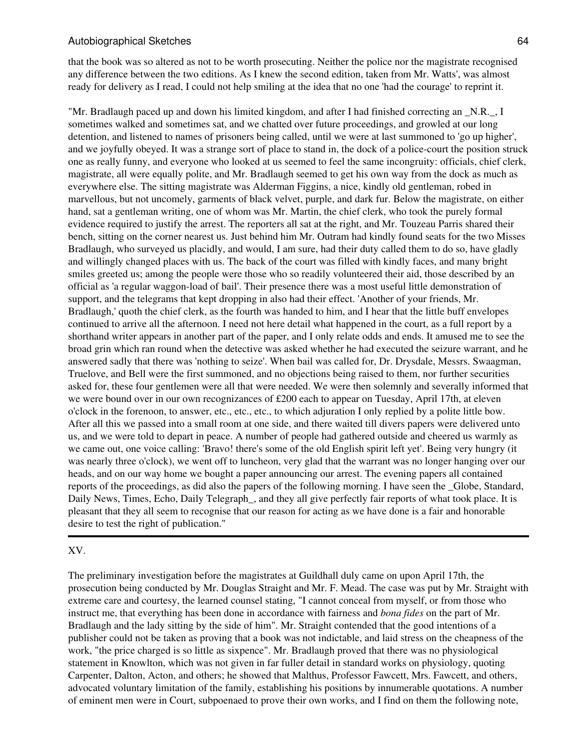that the book was so altered as not to be worth prosecuting. Neither the police nor the magistrate recognised any difference between the two editions. As I knew the second edition, taken from Mr. Watts', was almost ready for delivery as I read, I could not help smiling at the idea that no one 'had the courage' to reprint it.

"Mr. Bradlaugh paced up and down his limited kingdom, and after I had finished correcting an _N.R._, I sometimes walked and sometimes sat, and we chatted over future proceedings, and growled at our long detention, and listened to names of prisoners being called, until we were at last summoned to 'go up higher', and we joyfully obeyed. It was a strange sort of place to stand in, the dock of a police-court the position struck one as really funny, and everyone who looked at us seemed to feel the same incongruity: officials, chief clerk, magistrate, all were equally polite, and Mr. Bradlaugh seemed to get his own way from the dock as much as everywhere else. The sitting magistrate was Alderman Figgins, a nice, kindly old gentleman, robed in marvellous, but not uncomely, garments of black velvet, purple, and dark fur. Below the magistrate, on either hand, sat a gentleman writing, one of whom was Mr. Martin, the chief clerk, who took the purely formal evidence required to justify the arrest. The reporters all sat at the right, and Mr. Touzeau Parris shared their bench, sitting on the corner nearest us. Just behind him Mr. Outram had kindly found seats for the two Misses Bradlaugh, who surveyed us placidly, and would, I am sure, had their duty called them to do so, have gladly and willingly changed places with us. The back of the court was filled with kindly faces, and many bright smiles greeted us; among the people were those who so readily volunteered their aid, those described by an official as 'a regular waggon-load of bail'. Their presence there was a most useful little demonstration of support, and the telegrams that kept dropping in also had their effect. 'Another of your friends, Mr. Bradlaugh,' quoth the chief clerk, as the fourth was handed to him, and I hear that the little buff envelopes continued to arrive all the afternoon. I need not here detail what happened in the court, as a full report by a shorthand writer appears in another part of the paper, and I only relate odds and ends. It amused me to see the broad grin which ran round when the detective was asked whether he had executed the seizure warrant, and he answered sadly that there was 'nothing to seize'. When bail was called for, Dr. Drysdale, Messrs. Swaagman, Truelove, and Bell were the first summoned, and no objections being raised to them, nor further securities asked for, these four gentlemen were all that were needed. We were then solemnly and severally informed that we were bound over in our own recognizances of £200 each to appear on Tuesday, April 17th, at eleven o'clock in the forenoon, to answer, etc., etc., etc., to which adjuration I only replied by a polite little bow. After all this we passed into a small room at one side, and there waited till divers papers were delivered unto us, and we were told to depart in peace. A number of people had gathered outside and cheered us warmly as we came out, one voice calling: 'Bravo! there's some of the old English spirit left yet'. Being very hungry (it was nearly three o'clock), we went off to luncheon, very glad that the warrant was no longer hanging over our heads, and on our way home we bought a paper announcing our arrest. The evening papers all contained reports of the proceedings, as did also the papers of the following morning. I have seen the _Globe, Standard, Daily News, Times, Echo, Daily Telegraph_, and they all give perfectly fair reports of what took place. It is pleasant that they all seem to recognise that our reason for acting as we have done is a fair and honorable desire to test the right of publication."

---

XV.

The preliminary investigation before the magistrates at Guildhall duly came on upon April 17th, the prosecution being conducted by Mr. Douglas Straight and Mr. F. Mead. The case was put by Mr. Straight with extreme care and courtesy, the learned counsel stating, "I cannot conceal from myself, or from those who instruct me, that everything has been done in accordance with fairness and *bona fides* on the part of Mr. Bradlaugh and the lady sitting by the side of him". Mr. Straight contended that the good intentions of a publisher could not be taken as proving that a book was not indictable, and laid stress on the cheapness of the work, "the price charged is so little as sixpence". Mr. Bradlaugh proved that there was no physiological statement in Knowlton, which was not given in far fuller detail in standard works on physiology, quoting Carpenter, Dalton, Acton, and others; he showed that Malthus, Professor Fawcett, Mrs. Fawcett, and others, advocated voluntary limitation of the family, establishing his positions by innumerable quotations. A number of eminent men were in Court, subpoenaed to prove their own works, and I find on them the following note,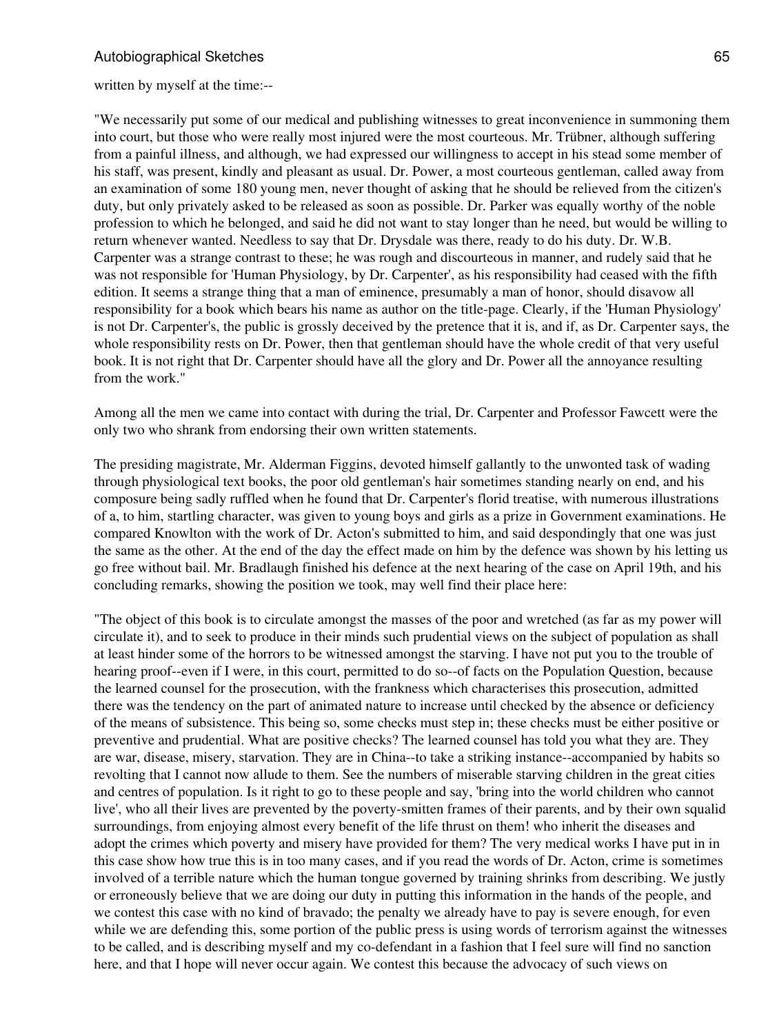written by myself at the time:--

"We necessarily put some of our medical and publishing witnesses to great inconvenience in summoning them into court, but those who were really most injured were the most courteous. Mr. Trübner, although suffering from a painful illness, and although, we had expressed our willingness to accept in his stead some member of his staff, was present, kindly and pleasant as usual. Dr. Power, a most courteous gentleman, called away from an examination of some 180 young men, never thought of asking that he should be relieved from the citizen's duty, but only privately asked to be released as soon as possible. Dr. Parker was equally worthy of the noble profession to which he belonged, and said he did not want to stay longer than he need, but would be willing to return whenever wanted. Needless to say that Dr. Drysdale was there, ready to do his duty. Dr. W.B. Carpenter was a strange contrast to these; he was rough and discourteous in manner, and rudely said that he was not responsible for 'Human Physiology, by Dr. Carpenter', as his responsibility had ceased with the fifth edition. It seems a strange thing that a man of eminence, presumably a man of honor, should disavow all responsibility for a book which bears his name as author on the title-page. Clearly, if the 'Human Physiology' is not Dr. Carpenter's, the public is grossly deceived by the pretence that it is, and if, as Dr. Carpenter says, the whole responsibility rests on Dr. Power, then that gentleman should have the whole credit of that very useful book. It is not right that Dr. Carpenter should have all the glory and Dr. Power all the annoyance resulting from the work."

Among all the men we came into contact with during the trial, Dr. Carpenter and Professor Fawcett were the only two who shrank from endorsing their own written statements.

The presiding magistrate, Mr. Alderman Figgins, devoted himself gallantly to the unwonted task of wading through physiological text books, the poor old gentleman's hair sometimes standing nearly on end, and his composure being sadly ruffled when he found that Dr. Carpenter's florid treatise, with numerous illustrations of a, to him, startling character, was given to young boys and girls as a prize in Government examinations. He compared Knowlton with the work of Dr. Acton's submitted to him, and said despondingly that one was just the same as the other. At the end of the day the effect made on him by the defence was shown by his letting us go free without bail. Mr. Bradlaugh finished his defence at the next hearing of the case on April 19th, and his concluding remarks, showing the position we took, may well find their place here:

"The object of this book is to circulate amongst the masses of the poor and wretched (as far as my power will circulate it), and to seek to produce in their minds such prudential views on the subject of population as shall at least hinder some of the horrors to be witnessed amongst the starving. I have not put you to the trouble of hearing proof--even if I were, in this court, permitted to do so--of facts on the Population Question, because the learned counsel for the prosecution, with the frankness which characterises this prosecution, admitted there was the tendency on the part of animated nature to increase until checked by the absence or deficiency of the means of subsistence. This being so, some checks must step in; these checks must be either positive or preventive and prudential. What are positive checks? The learned counsel has told you what they are. They are war, disease, misery, starvation. They are in China--to take a striking instance--accompanied by habits so revolting that I cannot now allude to them. See the numbers of miserable starving children in the great cities and centres of population. Is it right to go to these people and say, 'bring into the world children who cannot live', who all their lives are prevented by the poverty-smitten frames of their parents, and by their own squalid surroundings, from enjoying almost every benefit of the life thrust on them! who inherit the diseases and adopt the crimes which poverty and misery have provided for them? The very medical works I have put in in this case show how true this is in too many cases, and if you read the words of Dr. Acton, crime is sometimes involved of a terrible nature which the human tongue governed by training shrinks from describing. We justly or erroneously believe that we are doing our duty in putting this information in the hands of the people, and we contest this case with no kind of bravado; the penalty we already have to pay is severe enough, for even while we are defending this, some portion of the public press is using words of terrorism against the witnesses to be called, and is describing myself and my co-defendant in a fashion that I feel sure will find no sanction here, and that I hope will never occur again. We contest this because the advocacy of such views on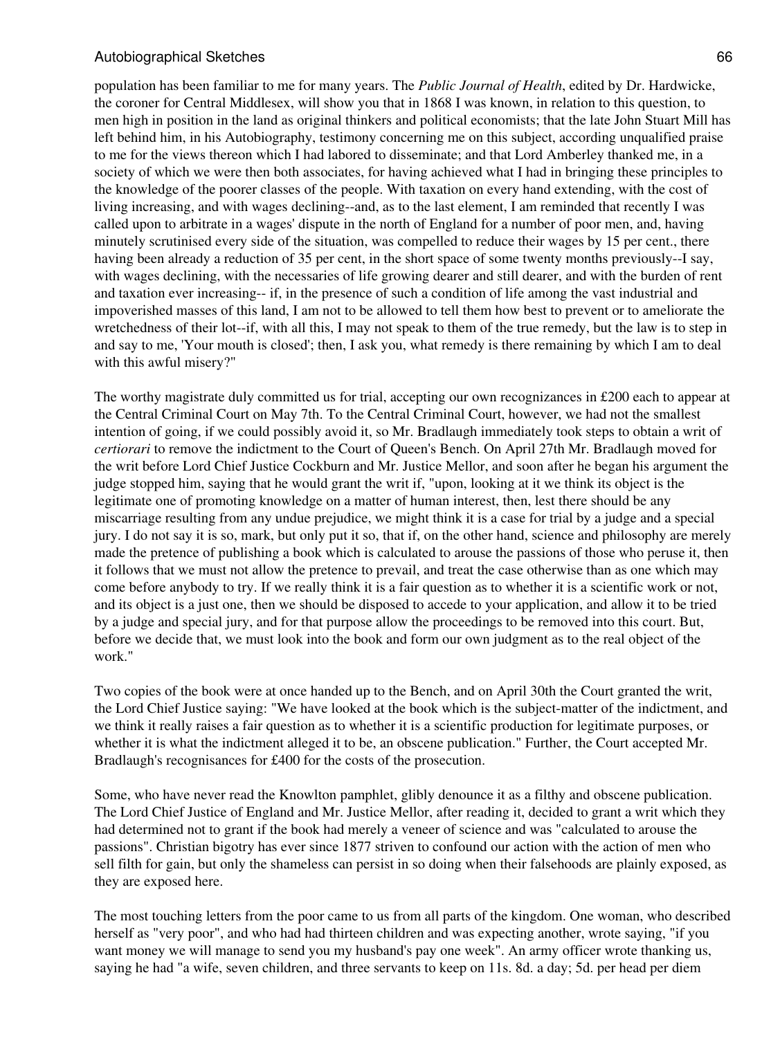population has been familiar to me for many years. The *Public Journal of Health*, edited by Dr. Hardwicke, the coroner for Central Middlesex, will show you that in 1868 I was known, in relation to this question, to men high in position in the land as original thinkers and political economists; that the late John Stuart Mill has left behind him, in his Autobiography, testimony concerning me on this subject, according unqualified praise to me for the views thereon which I had labored to disseminate; and that Lord Amberley thanked me, in a society of which we were then both associates, for having achieved what I had in bringing these principles to the knowledge of the poorer classes of the people. With taxation on every hand extending, with the cost of living increasing, and with wages declining--and, as to the last element, I am reminded that recently I was called upon to arbitrate in a wages' dispute in the north of England for a number of poor men, and, having minutely scrutinised every side of the situation, was compelled to reduce their wages by 15 per cent., there having been already a reduction of 35 per cent, in the short space of some twenty months previously--I say, with wages declining, with the necessaries of life growing dearer and still dearer, and with the burden of rent and taxation ever increasing-- if, in the presence of such a condition of life among the vast industrial and impoverished masses of this land, I am not to be allowed to tell them how best to prevent or to ameliorate the wretchedness of their lot--if, with all this, I may not speak to them of the true remedy, but the law is to step in and say to me, 'Your mouth is closed'; then, I ask you, what remedy is there remaining by which I am to deal with this awful misery?"

The worthy magistrate duly committed us for trial, accepting our own recognizances in £200 each to appear at the Central Criminal Court on May 7th. To the Central Criminal Court, however, we had not the smallest intention of going, if we could possibly avoid it, so Mr. Bradlaugh immediately took steps to obtain a writ of *certiorari* to remove the indictment to the Court of Queen's Bench. On April 27th Mr. Bradlaugh moved for the writ before Lord Chief Justice Cockburn and Mr. Justice Mellor, and soon after he began his argument the judge stopped him, saying that he would grant the writ if, "upon, looking at it we think its object is the legitimate one of promoting knowledge on a matter of human interest, then, lest there should be any miscarriage resulting from any undue prejudice, we might think it is a case for trial by a judge and a special jury. I do not say it is so, mark, but only put it so, that if, on the other hand, science and philosophy are merely made the pretence of publishing a book which is calculated to arouse the passions of those who peruse it, then it follows that we must not allow the pretence to prevail, and treat the case otherwise than as one which may come before anybody to try. If we really think it is a fair question as to whether it is a scientific work or not, and its object is a just one, then we should be disposed to accede to your application, and allow it to be tried by a judge and special jury, and for that purpose allow the proceedings to be removed into this court. But, before we decide that, we must look into the book and form our own judgment as to the real object of the work."

Two copies of the book were at once handed up to the Bench, and on April 30th the Court granted the writ, the Lord Chief Justice saying: "We have looked at the book which is the subject-matter of the indictment, and we think it really raises a fair question as to whether it is a scientific production for legitimate purposes, or whether it is what the indictment alleged it to be, an obscene publication." Further, the Court accepted Mr. Bradlaugh's recognisances for £400 for the costs of the prosecution.

Some, who have never read the Knowlton pamphlet, glibly denounce it as a filthy and obscene publication. The Lord Chief Justice of England and Mr. Justice Mellor, after reading it, decided to grant a writ which they had determined not to grant if the book had merely a veneer of science and was "calculated to arouse the passions". Christian bigotry has ever since 1877 striven to confound our action with the action of men who sell filth for gain, but only the shameless can persist in so doing when their falsehoods are plainly exposed, as they are exposed here.

The most touching letters from the poor came to us from all parts of the kingdom. One woman, who described herself as "very poor", and who had had thirteen children and was expecting another, wrote saying, "if you want money we will manage to send you my husband's pay one week". An army officer wrote thanking us, saying he had "a wife, seven children, and three servants to keep on 11s. 8d. a day; 5d. per head per diem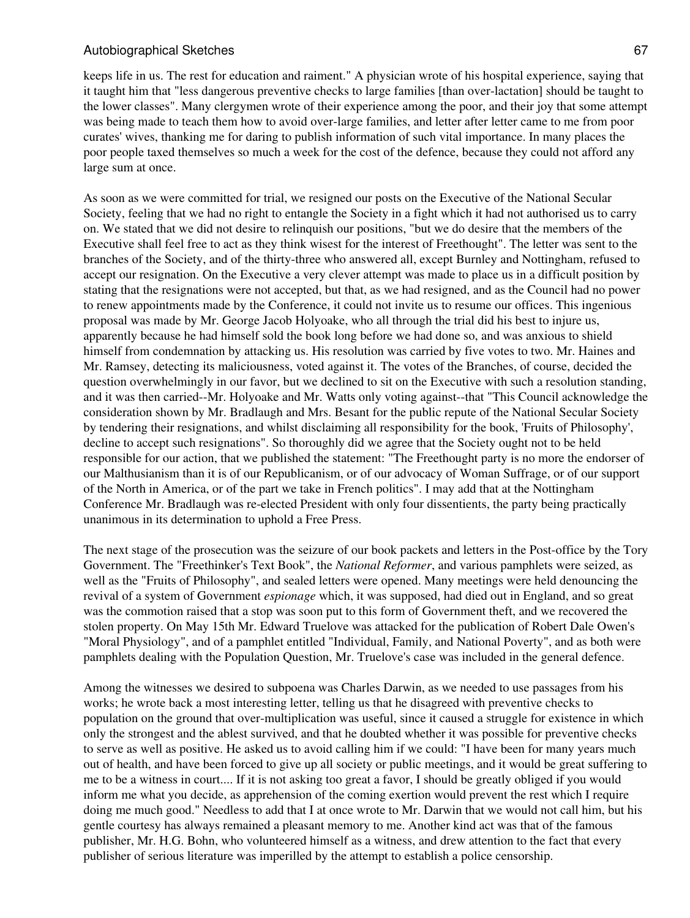keeps life in us. The rest for education and raiment." A physician wrote of his hospital experience, saying that it taught him that "less dangerous preventive checks to large families [than over-lactation] should be taught to the lower classes". Many clergymen wrote of their experience among the poor, and their joy that some attempt was being made to teach them how to avoid over-large families, and letter after letter came to me from poor curates' wives, thanking me for daring to publish information of such vital importance. In many places the poor people taxed themselves so much a week for the cost of the defence, because they could not afford any large sum at once.

As soon as we were committed for trial, we resigned our posts on the Executive of the National Secular Society, feeling that we had no right to entangle the Society in a fight which it had not authorised us to carry on. We stated that we did not desire to relinquish our positions, "but we do desire that the members of the Executive shall feel free to act as they think wisest for the interest of Freethought". The letter was sent to the branches of the Society, and of the thirty-three who answered all, except Burnley and Nottingham, refused to accept our resignation. On the Executive a very clever attempt was made to place us in a difficult position by stating that the resignations were not accepted, but that, as we had resigned, and as the Council had no power to renew appointments made by the Conference, it could not invite us to resume our offices. This ingenious proposal was made by Mr. George Jacob Holyoake, who all through the trial did his best to injure us, apparently because he had himself sold the book long before we had done so, and was anxious to shield himself from condemnation by attacking us. His resolution was carried by five votes to two. Mr. Haines and Mr. Ramsey, detecting its maliciousness, voted against it. The votes of the Branches, of course, decided the question overwhelmingly in our favor, but we declined to sit on the Executive with such a resolution standing, and it was then carried--Mr. Holyoake and Mr. Watts only voting against--that "This Council acknowledge the consideration shown by Mr. Bradlaugh and Mrs. Besant for the public repute of the National Secular Society by tendering their resignations, and whilst disclaiming all responsibility for the book, 'Fruits of Philosophy', decline to accept such resignations". So thoroughly did we agree that the Society ought not to be held responsible for our action, that we published the statement: "The Freethought party is no more the endorser of our Malthusianism than it is of our Republicanism, or of our advocacy of Woman Suffrage, or of our support of the North in America, or of the part we take in French politics". I may add that at the Nottingham Conference Mr. Bradlaugh was re-elected President with only four dissentients, the party being practically unanimous in its determination to uphold a Free Press.

The next stage of the prosecution was the seizure of our book packets and letters in the Post-office by the Tory Government. The "Freethinker's Text Book", the *National Reformer*, and various pamphlets were seized, as well as the "Fruits of Philosophy", and sealed letters were opened. Many meetings were held denouncing the revival of a system of Government *espionage* which, it was supposed, had died out in England, and so great was the commotion raised that a stop was soon put to this form of Government theft, and we recovered the stolen property. On May 15th Mr. Edward Truelove was attacked for the publication of Robert Dale Owen's "Moral Physiology", and of a pamphlet entitled "Individual, Family, and National Poverty", and as both were pamphlets dealing with the Population Question, Mr. Truelove's case was included in the general defence.

Among the witnesses we desired to subpoena was Charles Darwin, as we needed to use passages from his works; he wrote back a most interesting letter, telling us that he disagreed with preventive checks to population on the ground that over-multiplication was useful, since it caused a struggle for existence in which only the strongest and the ablest survived, and that he doubted whether it was possible for preventive checks to serve as well as positive. He asked us to avoid calling him if we could: "I have been for many years much out of health, and have been forced to give up all society or public meetings, and it would be great suffering to me to be a witness in court.... If it is not asking too great a favor, I should be greatly obliged if you would inform me what you decide, as apprehension of the coming exertion would prevent the rest which I require doing me much good." Needless to add that I at once wrote to Mr. Darwin that we would not call him, but his gentle courtesy has always remained a pleasant memory to me. Another kind act was that of the famous publisher, Mr. H.G. Bohn, who volunteered himself as a witness, and drew attention to the fact that every publisher of serious literature was imperilled by the attempt to establish a police censorship.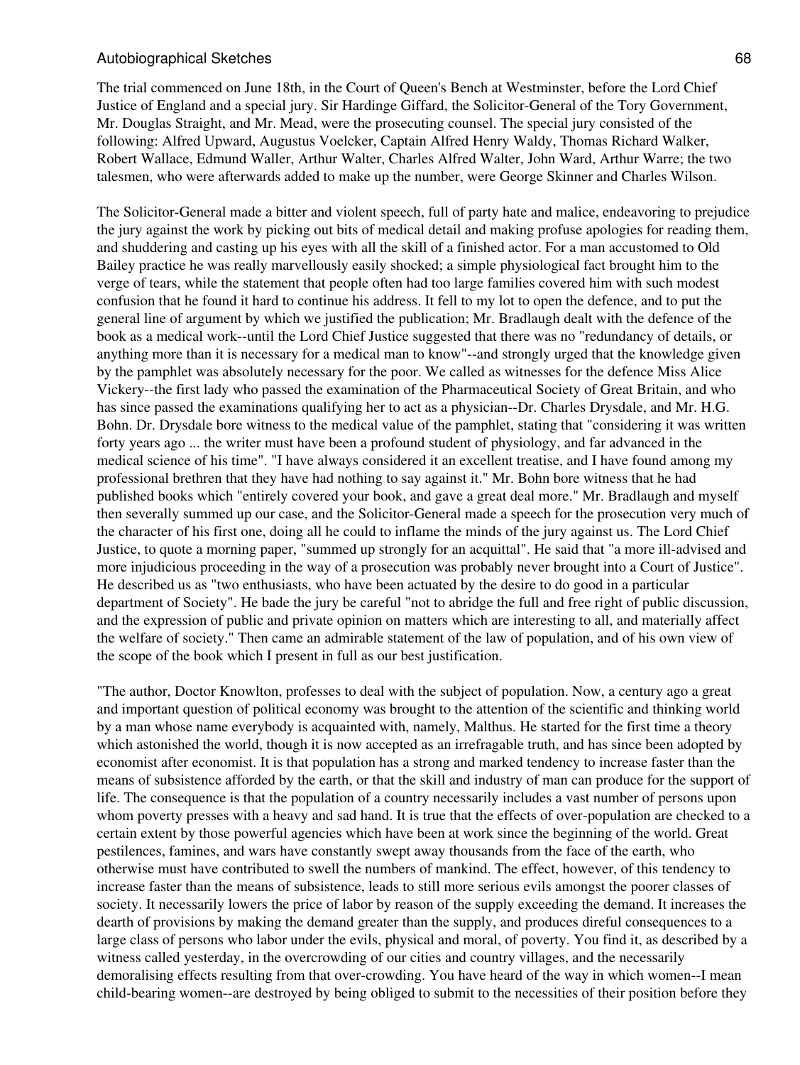The trial commenced on June 18th, in the Court of Queen's Bench at Westminster, before the Lord Chief Justice of England and a special jury. Sir Hardinge Giffard, the Solicitor-General of the Tory Government, Mr. Douglas Straight, and Mr. Mead, were the prosecuting counsel. The special jury consisted of the following: Alfred Upward, Augustus Voelcker, Captain Alfred Henry Waldy, Thomas Richard Walker, Robert Wallace, Edmund Waller, Arthur Walter, Charles Alfred Walter, John Ward, Arthur Warre; the two talesmen, who were afterwards added to make up the number, were George Skinner and Charles Wilson.

The Solicitor-General made a bitter and violent speech, full of party hate and malice, endeavoring to prejudice the jury against the work by picking out bits of medical detail and making profuse apologies for reading them, and shuddering and casting up his eyes with all the skill of a finished actor. For a man accustomed to Old Bailey practice he was really marvellously easily shocked; a simple physiological fact brought him to the verge of tears, while the statement that people often had too large families covered him with such modest confusion that he found it hard to continue his address. It fell to my lot to open the defence, and to put the general line of argument by which we justified the publication; Mr. Bradlaugh dealt with the defence of the book as a medical work--until the Lord Chief Justice suggested that there was no "redundancy of details, or anything more than it is necessary for a medical man to know"--and strongly urged that the knowledge given by the pamphlet was absolutely necessary for the poor. We called as witnesses for the defence Miss Alice Vickery--the first lady who passed the examination of the Pharmaceutical Society of Great Britain, and who has since passed the examinations qualifying her to act as a physician--Dr. Charles Drysdale, and Mr. H.G. Bohn. Dr. Drysdale bore witness to the medical value of the pamphlet, stating that "considering it was written forty years ago ... the writer must have been a profound student of physiology, and far advanced in the medical science of his time". "I have always considered it an excellent treatise, and I have found among my professional brethren that they have had nothing to say against it." Mr. Bohn bore witness that he had published books which "entirely covered your book, and gave a great deal more." Mr. Bradlaugh and myself then severally summed up our case, and the Solicitor-General made a speech for the prosecution very much of the character of his first one, doing all he could to inflame the minds of the jury against us. The Lord Chief Justice, to quote a morning paper, "summed up strongly for an acquittal". He said that "a more ill-advised and more injudicious proceeding in the way of a prosecution was probably never brought into a Court of Justice". He described us as "two enthusiasts, who have been actuated by the desire to do good in a particular department of Society". He bade the jury be careful "not to abridge the full and free right of public discussion, and the expression of public and private opinion on matters which are interesting to all, and materially affect the welfare of society." Then came an admirable statement of the law of population, and of his own view of the scope of the book which I present in full as our best justification.

"The author, Doctor Knowlton, professes to deal with the subject of population. Now, a century ago a great and important question of political economy was brought to the attention of the scientific and thinking world by a man whose name everybody is acquainted with, namely, Malthus. He started for the first time a theory which astonished the world, though it is now accepted as an irrefragable truth, and has since been adopted by economist after economist. It is that population has a strong and marked tendency to increase faster than the means of subsistence afforded by the earth, or that the skill and industry of man can produce for the support of life. The consequence is that the population of a country necessarily includes a vast number of persons upon whom poverty presses with a heavy and sad hand. It is true that the effects of over-population are checked to a certain extent by those powerful agencies which have been at work since the beginning of the world. Great pestilences, famines, and wars have constantly swept away thousands from the face of the earth, who otherwise must have contributed to swell the numbers of mankind. The effect, however, of this tendency to increase faster than the means of subsistence, leads to still more serious evils amongst the poorer classes of society. It necessarily lowers the price of labor by reason of the supply exceeding the demand. It increases the dearth of provisions by making the demand greater than the supply, and produces direful consequences to a large class of persons who labor under the evils, physical and moral, of poverty. You find it, as described by a witness called yesterday, in the overcrowding of our cities and country villages, and the necessarily demoralising effects resulting from that over-crowding. You have heard of the way in which women--I mean child-bearing women--are destroyed by being obliged to submit to the necessities of their position before they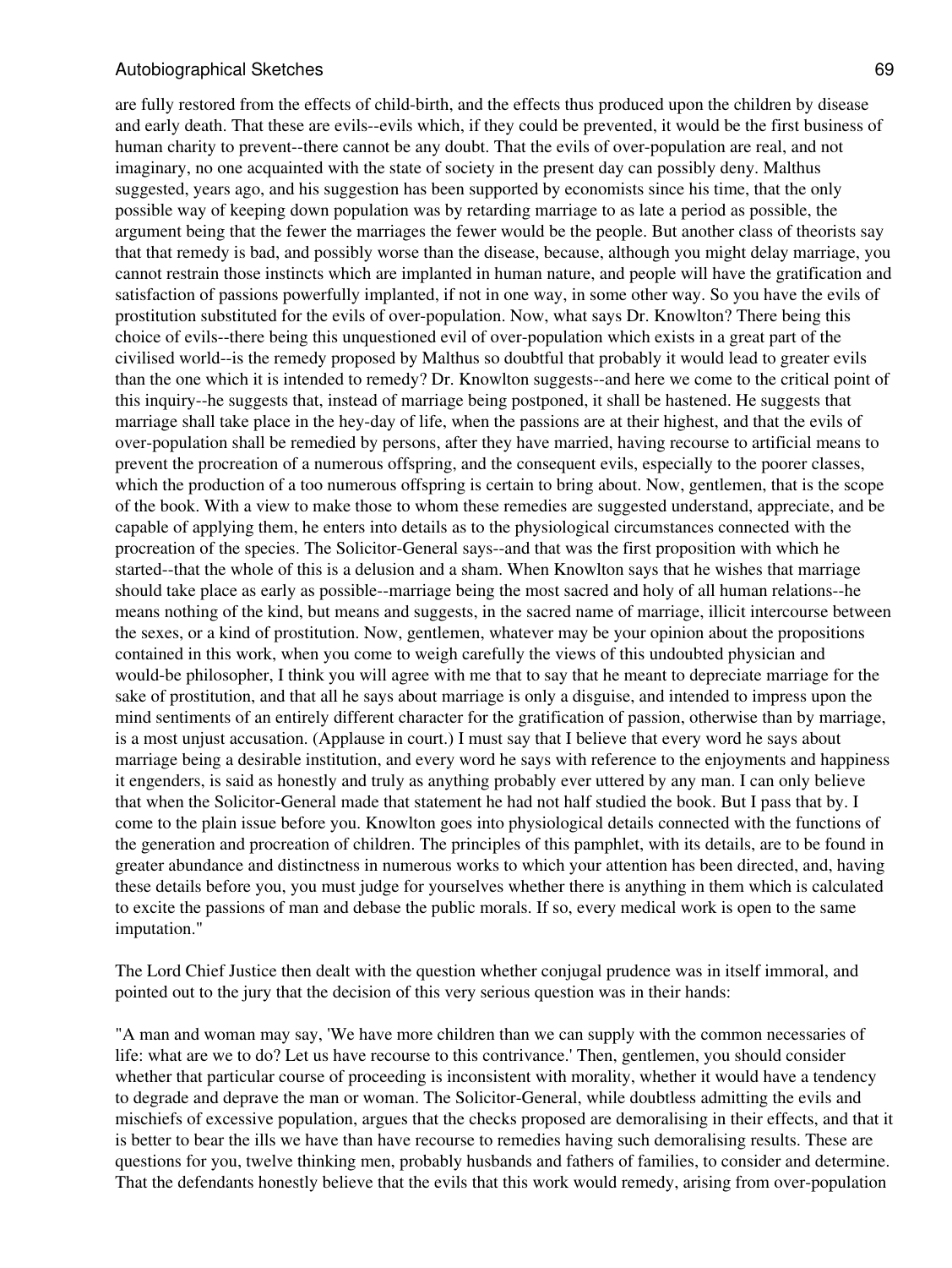are fully restored from the effects of child-birth, and the effects thus produced upon the children by disease and early death. That these are evils--evils which, if they could be prevented, it would be the first business of human charity to prevent--there cannot be any doubt. That the evils of over-population are real, and not imaginary, no one acquainted with the state of society in the present day can possibly deny. Malthus suggested, years ago, and his suggestion has been supported by economists since his time, that the only possible way of keeping down population was by retarding marriage to as late a period as possible, the argument being that the fewer the marriages the fewer would be the people. But another class of theorists say that that remedy is bad, and possibly worse than the disease, because, although you might delay marriage, you cannot restrain those instincts which are implanted in human nature, and people will have the gratification and satisfaction of passions powerfully implanted, if not in one way, in some other way. So you have the evils of prostitution substituted for the evils of over-population. Now, what says Dr. Knowlton? There being this choice of evils--there being this unquestioned evil of over-population which exists in a great part of the civilised world--is the remedy proposed by Malthus so doubtful that probably it would lead to greater evils than the one which it is intended to remedy? Dr. Knowlton suggests--and here we come to the critical point of this inquiry--he suggests that, instead of marriage being postponed, it shall be hastened. He suggests that marriage shall take place in the hey-day of life, when the passions are at their highest, and that the evils of over-population shall be remedied by persons, after they have married, having recourse to artificial means to prevent the procreation of a numerous offspring, and the consequent evils, especially to the poorer classes, which the production of a too numerous offspring is certain to bring about. Now, gentlemen, that is the scope of the book. With a view to make those to whom these remedies are suggested understand, appreciate, and be capable of applying them, he enters into details as to the physiological circumstances connected with the procreation of the species. The Solicitor-General says--and that was the first proposition with which he started--that the whole of this is a delusion and a sham. When Knowlton says that he wishes that marriage should take place as early as possible--marriage being the most sacred and holy of all human relations--he means nothing of the kind, but means and suggests, in the sacred name of marriage, illicit intercourse between the sexes, or a kind of prostitution. Now, gentlemen, whatever may be your opinion about the propositions contained in this work, when you come to weigh carefully the views of this undoubted physician and would-be philosopher, I think you will agree with me that to say that he meant to depreciate marriage for the sake of prostitution, and that all he says about marriage is only a disguise, and intended to impress upon the mind sentiments of an entirely different character for the gratification of passion, otherwise than by marriage, is a most unjust accusation. (Applause in court.) I must say that I believe that every word he says about marriage being a desirable institution, and every word he says with reference to the enjoyments and happiness it engenders, is said as honestly and truly as anything probably ever uttered by any man. I can only believe that when the Solicitor-General made that statement he had not half studied the book. But I pass that by. I come to the plain issue before you. Knowlton goes into physiological details connected with the functions of the generation and procreation of children. The principles of this pamphlet, with its details, are to be found in greater abundance and distinctness in numerous works to which your attention has been directed, and, having these details before you, you must judge for yourselves whether there is anything in them which is calculated to excite the passions of man and debase the public morals. If so, every medical work is open to the same imputation."

The Lord Chief Justice then dealt with the question whether conjugal prudence was in itself immoral, and pointed out to the jury that the decision of this very serious question was in their hands:

"A man and woman may say, 'We have more children than we can supply with the common necessaries of life: what are we to do? Let us have recourse to this contrivance.' Then, gentlemen, you should consider whether that particular course of proceeding is inconsistent with morality, whether it would have a tendency to degrade and deprave the man or woman. The Solicitor-General, while doubtless admitting the evils and mischiefs of excessive population, argues that the checks proposed are demoralising in their effects, and that it is better to bear the ills we have than have recourse to remedies having such demoralising results. These are questions for you, twelve thinking men, probably husbands and fathers of families, to consider and determine. That the defendants honestly believe that the evils that this work would remedy, arising from over-population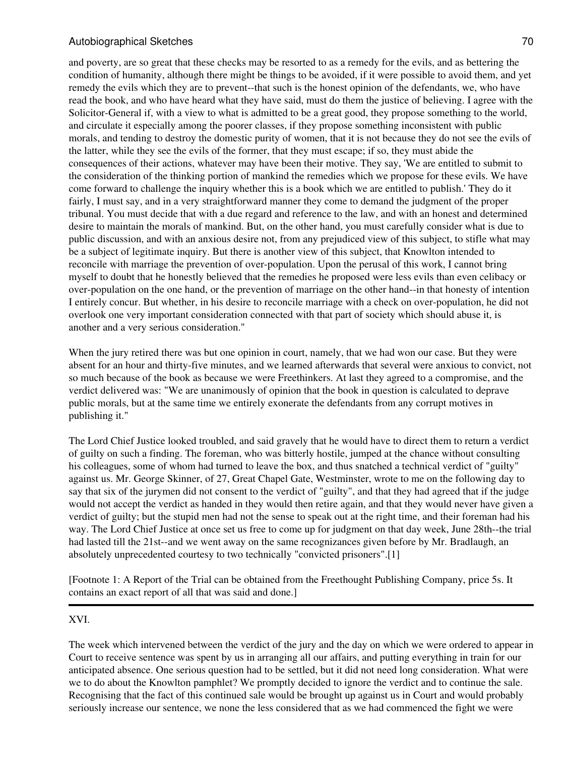and poverty, are so great that these checks may be resorted to as a remedy for the evils, and as bettering the condition of humanity, although there might be things to be avoided, if it were possible to avoid them, and yet remedy the evils which they are to prevent--that such is the honest opinion of the defendants, we, who have read the book, and who have heard what they have said, must do them the justice of believing. I agree with the Solicitor-General if, with a view to what is admitted to be a great good, they propose something to the world, and circulate it especially among the poorer classes, if they propose something inconsistent with public morals, and tending to destroy the domestic purity of women, that it is not because they do not see the evils of the latter, while they see the evils of the former, that they must escape; if so, they must abide the consequences of their actions, whatever may have been their motive. They say, 'We are entitled to submit to the consideration of the thinking portion of mankind the remedies which we propose for these evils. We have come forward to challenge the inquiry whether this is a book which we are entitled to publish.' They do it fairly, I must say, and in a very straightforward manner they come to demand the judgment of the proper tribunal. You must decide that with a due regard and reference to the law, and with an honest and determined desire to maintain the morals of mankind. But, on the other hand, you must carefully consider what is due to public discussion, and with an anxious desire not, from any prejudiced view of this subject, to stifle what may be a subject of legitimate inquiry. But there is another view of this subject, that Knowlton intended to reconcile with marriage the prevention of over-population. Upon the perusal of this work, I cannot bring myself to doubt that he honestly believed that the remedies he proposed were less evils than even celibacy or over-population on the one hand, or the prevention of marriage on the other hand--in that honesty of intention I entirely concur. But whether, in his desire to reconcile marriage with a check on over-population, he did not overlook one very important consideration connected with that part of society which should abuse it, is another and a very serious consideration."

When the jury retired there was but one opinion in court, namely, that we had won our case. But they were absent for an hour and thirty-five minutes, and we learned afterwards that several were anxious to convict, not so much because of the book as because we were Freethinkers. At last they agreed to a compromise, and the verdict delivered was: "We are unanimously of opinion that the book in question is calculated to deprave public morals, but at the same time we entirely exonerate the defendants from any corrupt motives in publishing it."

The Lord Chief Justice looked troubled, and said gravely that he would have to direct them to return a verdict of guilty on such a finding. The foreman, who was bitterly hostile, jumped at the chance without consulting his colleagues, some of whom had turned to leave the box, and thus snatched a technical verdict of "guilty" against us. Mr. George Skinner, of 27, Great Chapel Gate, Westminster, wrote to me on the following day to say that six of the jurymen did not consent to the verdict of "guilty", and that they had agreed that if the judge would not accept the verdict as handed in they would then retire again, and that they would never have given a verdict of guilty; but the stupid men had not the sense to speak out at the right time, and their foreman had his way. The Lord Chief Justice at once set us free to come up for judgment on that day week, June 28th--the trial had lasted till the 21st--and we went away on the same recognizances given before by Mr. Bradlaugh, an absolutely unprecedented courtesy to two technically "convicted prisoners".[1]

[Footnote 1: A Report of the Trial can be obtained from the Freethought Publishing Company, price 5s. It contains an exact report of all that was said and done.]

---

## XVI.

The week which intervened between the verdict of the jury and the day on which we were ordered to appear in Court to receive sentence was spent by us in arranging all our affairs, and putting everything in train for our anticipated absence. One serious question had to be settled, but it did not need long consideration. What were we to do about the Knowlton pamphlet? We promptly decided to ignore the verdict and to continue the sale. Recognising that the fact of this continued sale would be brought up against us in Court and would probably seriously increase our sentence, we none the less considered that as we had commenced the fight we were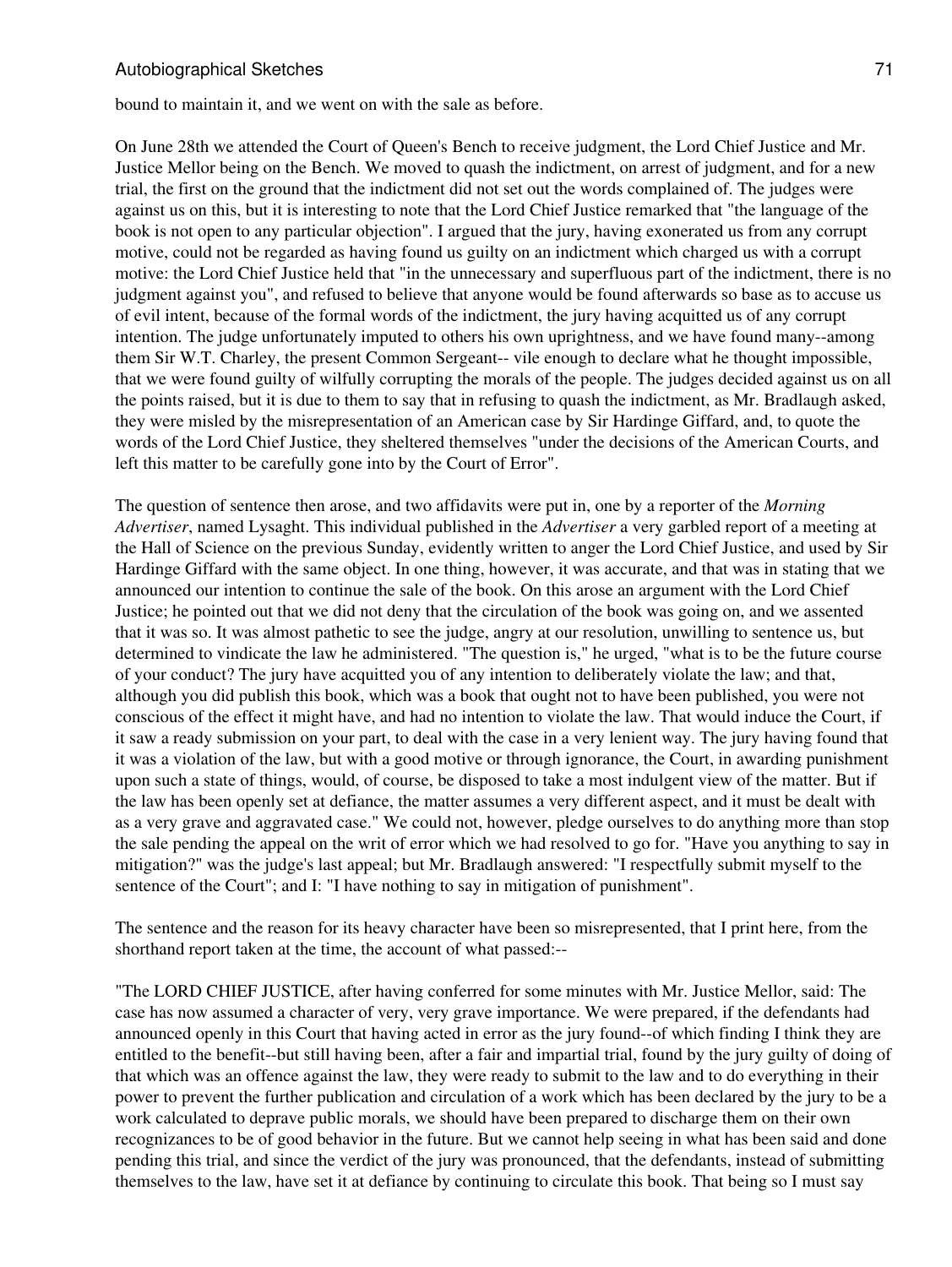bound to maintain it, and we went on with the sale as before.

On June 28th we attended the Court of Queen's Bench to receive judgment, the Lord Chief Justice and Mr. Justice Mellor being on the Bench. We moved to quash the indictment, on arrest of judgment, and for a new trial, the first on the ground that the indictment did not set out the words complained of. The judges were against us on this, but it is interesting to note that the Lord Chief Justice remarked that "the language of the book is not open to any particular objection". I argued that the jury, having exonerated us from any corrupt motive, could not be regarded as having found us guilty on an indictment which charged us with a corrupt motive: the Lord Chief Justice held that "in the unnecessary and superfluous part of the indictment, there is no judgment against you", and refused to believe that anyone would be found afterwards so base as to accuse us of evil intent, because of the formal words of the indictment, the jury having acquitted us of any corrupt intention. The judge unfortunately imputed to others his own uprightness, and we have found many--among them Sir W.T. Charley, the present Common Sergeant-- vile enough to declare what he thought impossible, that we were found guilty of wilfully corrupting the morals of the people. The judges decided against us on all the points raised, but it is due to them to say that in refusing to quash the indictment, as Mr. Bradlaugh asked, they were misled by the misrepresentation of an American case by Sir Hardinge Giffard, and, to quote the words of the Lord Chief Justice, they sheltered themselves "under the decisions of the American Courts, and left this matter to be carefully gone into by the Court of Error".

The question of sentence then arose, and two affidavits were put in, one by a reporter of the *Morning Advertiser*, named Lysaght. This individual published in the *Advertiser* a very garbled report of a meeting at the Hall of Science on the previous Sunday, evidently written to anger the Lord Chief Justice, and used by Sir Hardinge Giffard with the same object. In one thing, however, it was accurate, and that was in stating that we announced our intention to continue the sale of the book. On this arose an argument with the Lord Chief Justice; he pointed out that we did not deny that the circulation of the book was going on, and we assented that it was so. It was almost pathetic to see the judge, angry at our resolution, unwilling to sentence us, but determined to vindicate the law he administered. "The question is," he urged, "what is to be the future course of your conduct? The jury have acquitted you of any intention to deliberately violate the law; and that, although you did publish this book, which was a book that ought not to have been published, you were not conscious of the effect it might have, and had no intention to violate the law. That would induce the Court, if it saw a ready submission on your part, to deal with the case in a very lenient way. The jury having found that it was a violation of the law, but with a good motive or through ignorance, the Court, in awarding punishment upon such a state of things, would, of course, be disposed to take a most indulgent view of the matter. But if the law has been openly set at defiance, the matter assumes a very different aspect, and it must be dealt with as a very grave and aggravated case." We could not, however, pledge ourselves to do anything more than stop the sale pending the appeal on the writ of error which we had resolved to go for. "Have you anything to say in mitigation?" was the judge's last appeal; but Mr. Bradlaugh answered: "I respectfully submit myself to the sentence of the Court"; and I: "I have nothing to say in mitigation of punishment".

The sentence and the reason for its heavy character have been so misrepresented, that I print here, from the shorthand report taken at the time, the account of what passed:--

"The LORD CHIEF JUSTICE, after having conferred for some minutes with Mr. Justice Mellor, said: The case has now assumed a character of very, very grave importance. We were prepared, if the defendants had announced openly in this Court that having acted in error as the jury found--of which finding I think they are entitled to the benefit--but still having been, after a fair and impartial trial, found by the jury guilty of doing of that which was an offence against the law, they were ready to submit to the law and to do everything in their power to prevent the further publication and circulation of a work which has been declared by the jury to be a work calculated to deprave public morals, we should have been prepared to discharge them on their own recognizances to be of good behavior in the future. But we cannot help seeing in what has been said and done pending this trial, and since the verdict of the jury was pronounced, that the defendants, instead of submitting themselves to the law, have set it at defiance by continuing to circulate this book. That being so I must say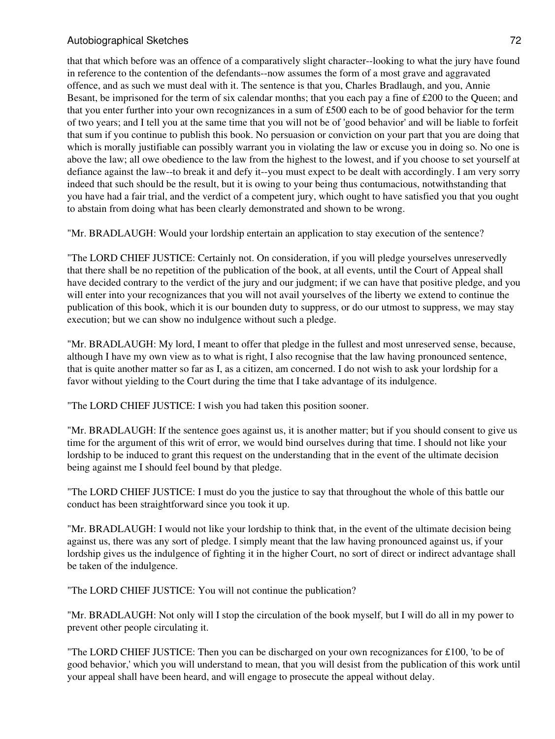that that which before was an offence of a comparatively slight character--looking to what the jury have found in reference to the contention of the defendants--now assumes the form of a most grave and aggravated offence, and as such we must deal with it. The sentence is that you, Charles Bradlaugh, and you, Annie Besant, be imprisoned for the term of six calendar months; that you each pay a fine of £200 to the Queen; and that you enter further into your own recognizances in a sum of £500 each to be of good behavior for the term of two years; and I tell you at the same time that you will not be of 'good behavior' and will be liable to forfeit that sum if you continue to publish this book. No persuasion or conviction on your part that you are doing that which is morally justifiable can possibly warrant you in violating the law or excuse you in doing so. No one is above the law; all owe obedience to the law from the highest to the lowest, and if you choose to set yourself at defiance against the law--to break it and defy it--you must expect to be dealt with accordingly. I am very sorry indeed that such should be the result, but it is owing to your being thus contumacious, notwithstanding that you have had a fair trial, and the verdict of a competent jury, which ought to have satisfied you that you ought to abstain from doing what has been clearly demonstrated and shown to be wrong.

"Mr. BRADLAUGH: Would your lordship entertain an application to stay execution of the sentence?

"The LORD CHIEF JUSTICE: Certainly not. On consideration, if you will pledge yourselves unreservedly that there shall be no repetition of the publication of the book, at all events, until the Court of Appeal shall have decided contrary to the verdict of the jury and our judgment; if we can have that positive pledge, and you will enter into your recognizances that you will not avail yourselves of the liberty we extend to continue the publication of this book, which it is our bounden duty to suppress, or do our utmost to suppress, we may stay execution; but we can show no indulgence without such a pledge.

"Mr. BRADLAUGH: My lord, I meant to offer that pledge in the fullest and most unreserved sense, because, although I have my own view as to what is right, I also recognise that the law having pronounced sentence, that is quite another matter so far as I, as a citizen, am concerned. I do not wish to ask your lordship for a favor without yielding to the Court during the time that I take advantage of its indulgence.

"The LORD CHIEF JUSTICE: I wish you had taken this position sooner.

"Mr. BRADLAUGH: If the sentence goes against us, it is another matter; but if you should consent to give us time for the argument of this writ of error, we would bind ourselves during that time. I should not like your lordship to be induced to grant this request on the understanding that in the event of the ultimate decision being against me I should feel bound by that pledge.

"The LORD CHIEF JUSTICE: I must do you the justice to say that throughout the whole of this battle our conduct has been straightforward since you took it up.

"Mr. BRADLAUGH: I would not like your lordship to think that, in the event of the ultimate decision being against us, there was any sort of pledge. I simply meant that the law having pronounced against us, if your lordship gives us the indulgence of fighting it in the higher Court, no sort of direct or indirect advantage shall be taken of the indulgence.

"The LORD CHIEF JUSTICE: You will not continue the publication?

"Mr. BRADLAUGH: Not only will I stop the circulation of the book myself, but I will do all in my power to prevent other people circulating it.

"The LORD CHIEF JUSTICE: Then you can be discharged on your own recognizances for £100, 'to be of good behavior,' which you will understand to mean, that you will desist from the publication of this work until your appeal shall have been heard, and will engage to prosecute the appeal without delay.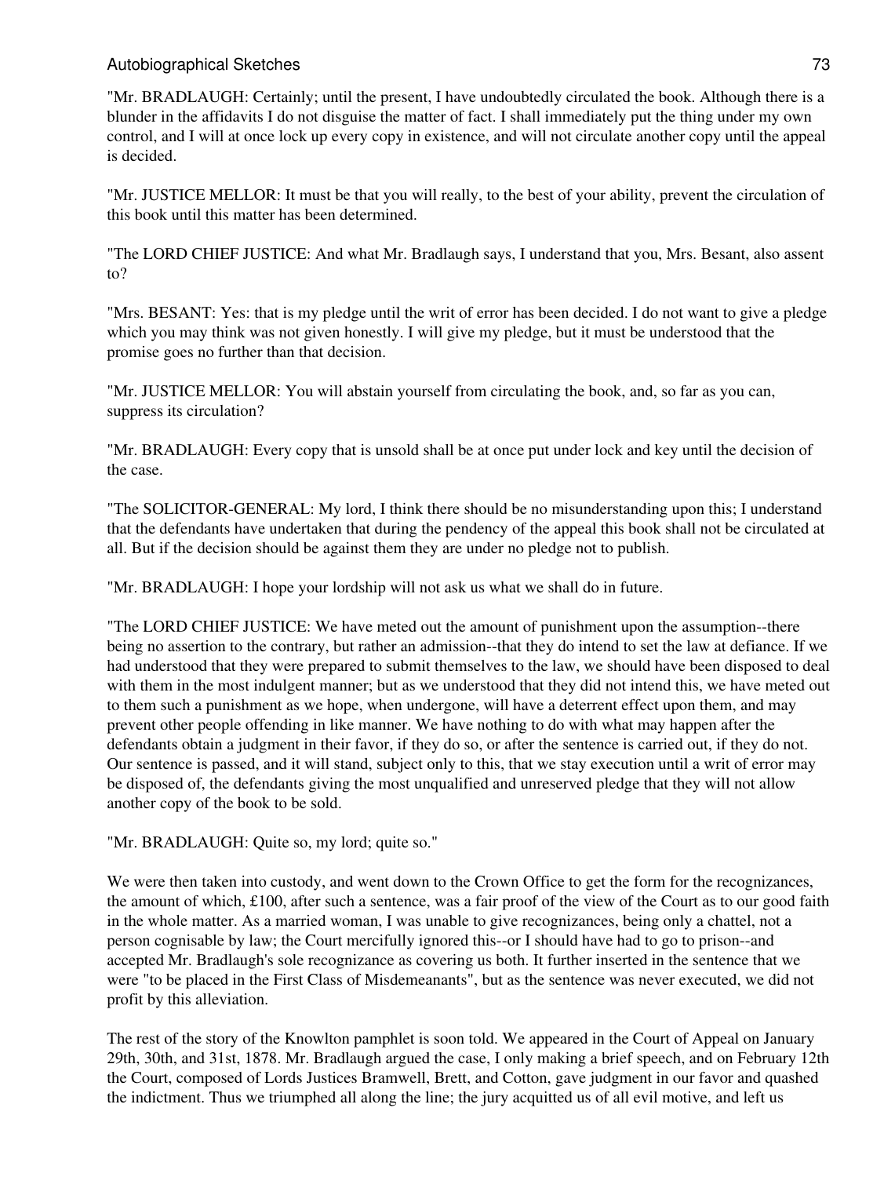"Mr. BRADLAUGH: Certainly; until the present, I have undoubtedly circulated the book. Although there is a blunder in the affidavits I do not disguise the matter of fact. I shall immediately put the thing under my own control, and I will at once lock up every copy in existence, and will not circulate another copy until the appeal is decided.

"Mr. JUSTICE MELLOR: It must be that you will really, to the best of your ability, prevent the circulation of this book until this matter has been determined.

"The LORD CHIEF JUSTICE: And what Mr. Bradlaugh says, I understand that you, Mrs. Besant, also assent to?

"Mrs. BESANT: Yes: that is my pledge until the writ of error has been decided. I do not want to give a pledge which you may think was not given honestly. I will give my pledge, but it must be understood that the promise goes no further than that decision.

"Mr. JUSTICE MELLOR: You will abstain yourself from circulating the book, and, so far as you can, suppress its circulation?

"Mr. BRADLAUGH: Every copy that is unsold shall be at once put under lock and key until the decision of the case.

"The SOLICITOR-GENERAL: My lord, I think there should be no misunderstanding upon this; I understand that the defendants have undertaken that during the pendency of the appeal this book shall not be circulated at all. But if the decision should be against them they are under no pledge not to publish.

"Mr. BRADLAUGH: I hope your lordship will not ask us what we shall do in future.

"The LORD CHIEF JUSTICE: We have meted out the amount of punishment upon the assumption--there being no assertion to the contrary, but rather an admission--that they do intend to set the law at defiance. If we had understood that they were prepared to submit themselves to the law, we should have been disposed to deal with them in the most indulgent manner; but as we understood that they did not intend this, we have meted out to them such a punishment as we hope, when undergone, will have a deterrent effect upon them, and may prevent other people offending in like manner. We have nothing to do with what may happen after the defendants obtain a judgment in their favor, if they do so, or after the sentence is carried out, if they do not. Our sentence is passed, and it will stand, subject only to this, that we stay execution until a writ of error may be disposed of, the defendants giving the most unqualified and unreserved pledge that they will not allow another copy of the book to be sold.

"Mr. BRADLAUGH: Quite so, my lord; quite so."

We were then taken into custody, and went down to the Crown Office to get the form for the recognizances, the amount of which, £100, after such a sentence, was a fair proof of the view of the Court as to our good faith in the whole matter. As a married woman, I was unable to give recognizances, being only a chattel, not a person cognisable by law; the Court mercifully ignored this--or I should have had to go to prison--and accepted Mr. Bradlaugh's sole recognizance as covering us both. It further inserted in the sentence that we were "to be placed in the First Class of Misdemeanants", but as the sentence was never executed, we did not profit by this alleviation.

The rest of the story of the Knowlton pamphlet is soon told. We appeared in the Court of Appeal on January 29th, 30th, and 31st, 1878. Mr. Bradlaugh argued the case, I only making a brief speech, and on February 12th the Court, composed of Lords Justices Bramwell, Brett, and Cotton, gave judgment in our favor and quashed the indictment. Thus we triumphed all along the line; the jury acquitted us of all evil motive, and left us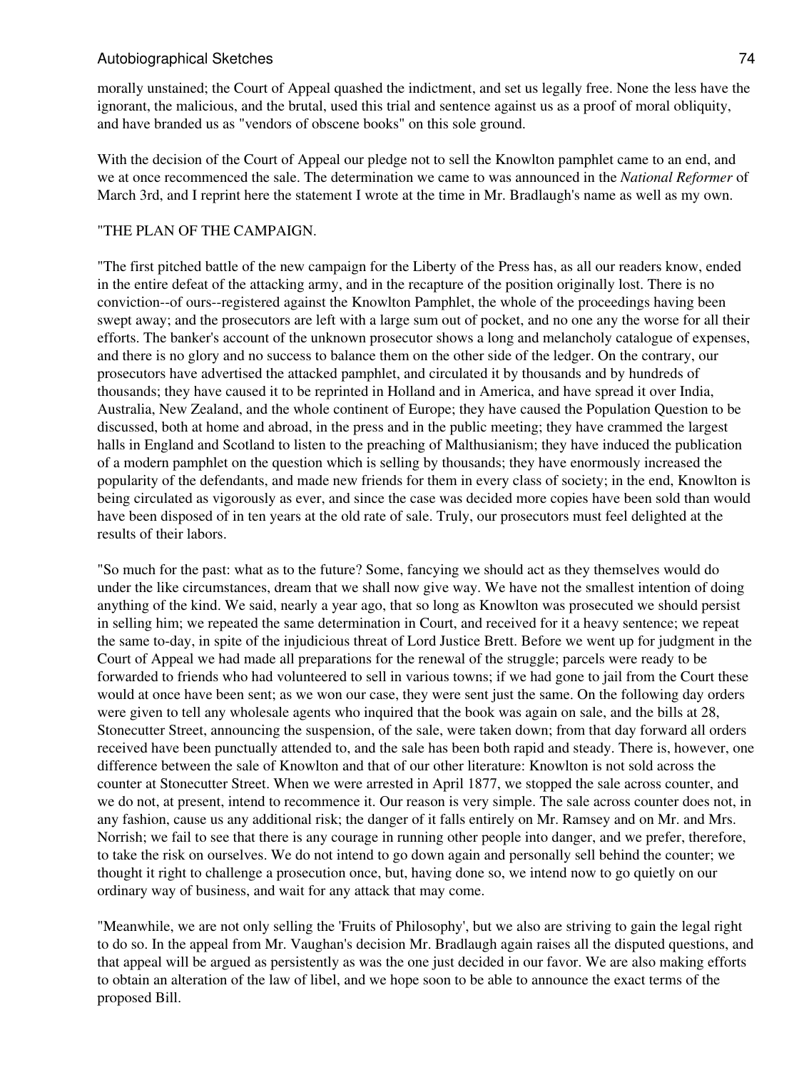morally unstained; the Court of Appeal quashed the indictment, and set us legally free. None the less have the ignorant, the malicious, and the brutal, used this trial and sentence against us as a proof of moral obliquity, and have branded us as "vendors of obscene books" on this sole ground.

With the decision of the Court of Appeal our pledge not to sell the Knowlton pamphlet came to an end, and we at once recommenced the sale. The determination we came to was announced in the *National Reformer* of March 3rd, and I reprint here the statement I wrote at the time in Mr. Bradlaugh's name as well as my own.

"THE PLAN OF THE CAMPAIGN.

"The first pitched battle of the new campaign for the Liberty of the Press has, as all our readers know, ended in the entire defeat of the attacking army, and in the recapture of the position originally lost. There is no conviction--of ours--registered against the Knowlton Pamphlet, the whole of the proceedings having been swept away; and the prosecutors are left with a large sum out of pocket, and no one any the worse for all their efforts. The banker's account of the unknown prosecutor shows a long and melancholy catalogue of expenses, and there is no glory and no success to balance them on the other side of the ledger. On the contrary, our prosecutors have advertised the attacked pamphlet, and circulated it by thousands and by hundreds of thousands; they have caused it to be reprinted in Holland and in America, and have spread it over India, Australia, New Zealand, and the whole continent of Europe; they have caused the Population Question to be discussed, both at home and abroad, in the press and in the public meeting; they have crammed the largest halls in England and Scotland to listen to the preaching of Malthusianism; they have induced the publication of a modern pamphlet on the question which is selling by thousands; they have enormously increased the popularity of the defendants, and made new friends for them in every class of society; in the end, Knowlton is being circulated as vigorously as ever, and since the case was decided more copies have been sold than would have been disposed of in ten years at the old rate of sale. Truly, our prosecutors must feel delighted at the results of their labors.

"So much for the past: what as to the future? Some, fancying we should act as they themselves would do under the like circumstances, dream that we shall now give way. We have not the smallest intention of doing anything of the kind. We said, nearly a year ago, that so long as Knowlton was prosecuted we should persist in selling him; we repeated the same determination in Court, and received for it a heavy sentence; we repeat the same to-day, in spite of the injudicious threat of Lord Justice Brett. Before we went up for judgment in the Court of Appeal we had made all preparations for the renewal of the struggle; parcels were ready to be forwarded to friends who had volunteered to sell in various towns; if we had gone to jail from the Court these would at once have been sent; as we won our case, they were sent just the same. On the following day orders were given to tell any wholesale agents who inquired that the book was again on sale, and the bills at 28, Stonecutter Street, announcing the suspension, of the sale, were taken down; from that day forward all orders received have been punctually attended to, and the sale has been both rapid and steady. There is, however, one difference between the sale of Knowlton and that of our other literature: Knowlton is not sold across the counter at Stonecutter Street. When we were arrested in April 1877, we stopped the sale across counter, and we do not, at present, intend to recommence it. Our reason is very simple. The sale across counter does not, in any fashion, cause us any additional risk; the danger of it falls entirely on Mr. Ramsey and on Mr. and Mrs. Norrish; we fail to see that there is any courage in running other people into danger, and we prefer, therefore, to take the risk on ourselves. We do not intend to go down again and personally sell behind the counter; we thought it right to challenge a prosecution once, but, having done so, we intend now to go quietly on our ordinary way of business, and wait for any attack that may come.

"Meanwhile, we are not only selling the 'Fruits of Philosophy', but we also are striving to gain the legal right to do so. In the appeal from Mr. Vaughan's decision Mr. Bradlaugh again raises all the disputed questions, and that appeal will be argued as persistently as was the one just decided in our favor. We are also making efforts to obtain an alteration of the law of libel, and we hope soon to be able to announce the exact terms of the proposed Bill.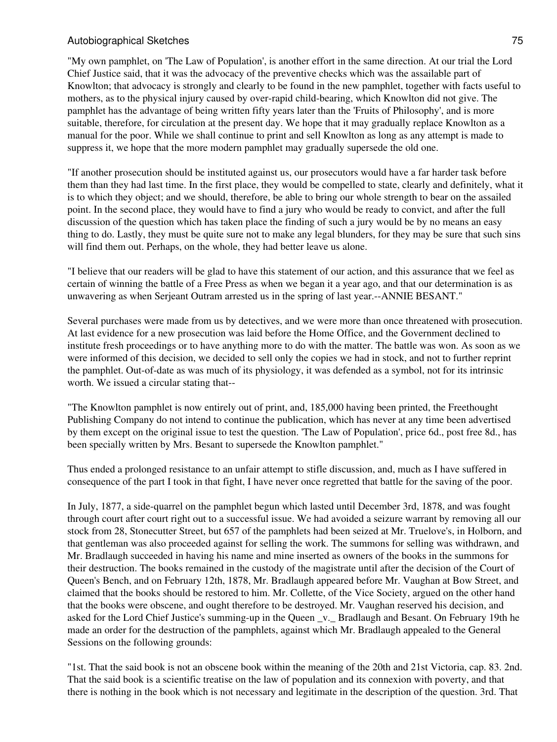"My own pamphlet, on 'The Law of Population', is another effort in the same direction. At our trial the Lord Chief Justice said, that it was the advocacy of the preventive checks which was the assailable part of Knowlton; that advocacy is strongly and clearly to be found in the new pamphlet, together with facts useful to mothers, as to the physical injury caused by over-rapid child-bearing, which Knowlton did not give. The pamphlet has the advantage of being written fifty years later than the 'Fruits of Philosophy', and is more suitable, therefore, for circulation at the present day. We hope that it may gradually replace Knowlton as a manual for the poor. While we shall continue to print and sell Knowlton as long as any attempt is made to suppress it, we hope that the more modern pamphlet may gradually supersede the old one.

"If another prosecution should be instituted against us, our prosecutors would have a far harder task before them than they had last time. In the first place, they would be compelled to state, clearly and definitely, what it is to which they object; and we should, therefore, be able to bring our whole strength to bear on the assailed point. In the second place, they would have to find a jury who would be ready to convict, and after the full discussion of the question which has taken place the finding of such a jury would be by no means an easy thing to do. Lastly, they must be quite sure not to make any legal blunders, for they may be sure that such sins will find them out. Perhaps, on the whole, they had better leave us alone.

"I believe that our readers will be glad to have this statement of our action, and this assurance that we feel as certain of winning the battle of a Free Press as when we began it a year ago, and that our determination is as unwavering as when Serjeant Outram arrested us in the spring of last year.--ANNIE BESANT."

Several purchases were made from us by detectives, and we were more than once threatened with prosecution. At last evidence for a new prosecution was laid before the Home Office, and the Government declined to institute fresh proceedings or to have anything more to do with the matter. The battle was won. As soon as we were informed of this decision, we decided to sell only the copies we had in stock, and not to further reprint the pamphlet. Out-of-date as was much of its physiology, it was defended as a symbol, not for its intrinsic worth. We issued a circular stating that--

"The Knowlton pamphlet is now entirely out of print, and, 185,000 having been printed, the Freethought Publishing Company do not intend to continue the publication, which has never at any time been advertised by them except on the original issue to test the question. 'The Law of Population', price 6d., post free 8d., has been specially written by Mrs. Besant to supersede the Knowlton pamphlet."

Thus ended a prolonged resistance to an unfair attempt to stifle discussion, and, much as I have suffered in consequence of the part I took in that fight, I have never once regretted that battle for the saving of the poor.

In July, 1877, a side-quarrel on the pamphlet begun which lasted until December 3rd, 1878, and was fought through court after court right out to a successful issue. We had avoided a seizure warrant by removing all our stock from 28, Stonecutter Street, but 657 of the pamphlets had been seized at Mr. Truelove's, in Holborn, and that gentleman was also proceeded against for selling the work. The summons for selling was withdrawn, and Mr. Bradlaugh succeeded in having his name and mine inserted as owners of the books in the summons for their destruction. The books remained in the custody of the magistrate until after the decision of the Court of Queen's Bench, and on February 12th, 1878, Mr. Bradlaugh appeared before Mr. Vaughan at Bow Street, and claimed that the books should be restored to him. Mr. Collette, of the Vice Society, argued on the other hand that the books were obscene, and ought therefore to be destroyed. Mr. Vaughan reserved his decision, and asked for the Lord Chief Justice's summing-up in the Queen _v._ Bradlaugh and Besant. On February 19th he made an order for the destruction of the pamphlets, against which Mr. Bradlaugh appealed to the General Sessions on the following grounds:

"1st. That the said book is not an obscene book within the meaning of the 20th and 21st Victoria, cap. 83. 2nd. That the said book is a scientific treatise on the law of population and its connexion with poverty, and that there is nothing in the book which is not necessary and legitimate in the description of the question. 3rd. That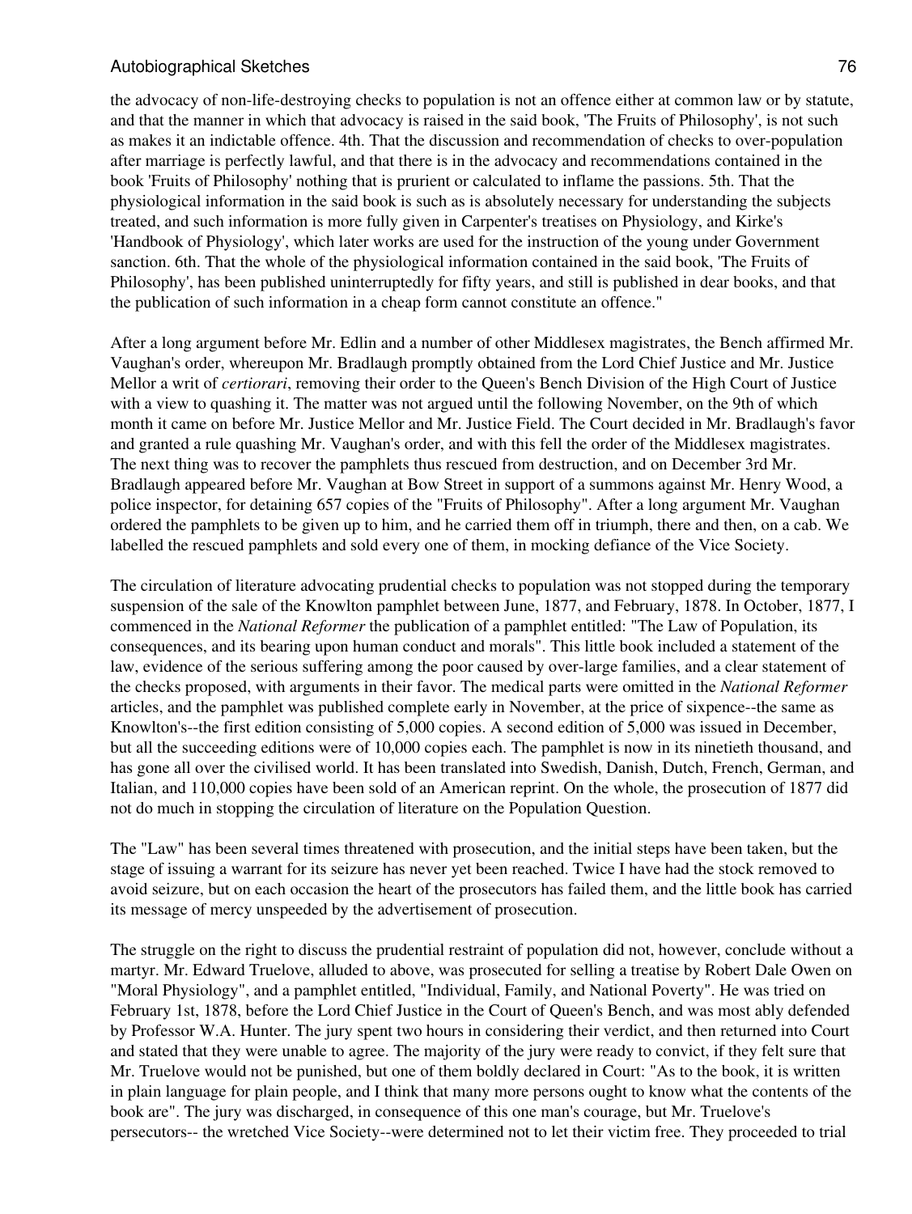the advocacy of non-life-destroying checks to population is not an offence either at common law or by statute, and that the manner in which that advocacy is raised in the said book, 'The Fruits of Philosophy', is not such as makes it an indictable offence. 4th. That the discussion and recommendation of checks to over-population after marriage is perfectly lawful, and that there is in the advocacy and recommendations contained in the book 'Fruits of Philosophy' nothing that is prurient or calculated to inflame the passions. 5th. That the physiological information in the said book is such as is absolutely necessary for understanding the subjects treated, and such information is more fully given in Carpenter's treatises on Physiology, and Kirke's 'Handbook of Physiology', which later works are used for the instruction of the young under Government sanction. 6th. That the whole of the physiological information contained in the said book, 'The Fruits of Philosophy', has been published uninterruptedly for fifty years, and still is published in dear books, and that the publication of such information in a cheap form cannot constitute an offence."

After a long argument before Mr. Edlin and a number of other Middlesex magistrates, the Bench affirmed Mr. Vaughan's order, whereupon Mr. Bradlaugh promptly obtained from the Lord Chief Justice and Mr. Justice Mellor a writ of *certiorari*, removing their order to the Queen's Bench Division of the High Court of Justice with a view to quashing it. The matter was not argued until the following November, on the 9th of which month it came on before Mr. Justice Mellor and Mr. Justice Field. The Court decided in Mr. Bradlaugh's favor and granted a rule quashing Mr. Vaughan's order, and with this fell the order of the Middlesex magistrates. The next thing was to recover the pamphlets thus rescued from destruction, and on December 3rd Mr. Bradlaugh appeared before Mr. Vaughan at Bow Street in support of a summons against Mr. Henry Wood, a police inspector, for detaining 657 copies of the "Fruits of Philosophy". After a long argument Mr. Vaughan ordered the pamphlets to be given up to him, and he carried them off in triumph, there and then, on a cab. We labelled the rescued pamphlets and sold every one of them, in mocking defiance of the Vice Society.

The circulation of literature advocating prudential checks to population was not stopped during the temporary suspension of the sale of the Knowlton pamphlet between June, 1877, and February, 1878. In October, 1877, I commenced in the *National Reformer* the publication of a pamphlet entitled: "The Law of Population, its consequences, and its bearing upon human conduct and morals". This little book included a statement of the law, evidence of the serious suffering among the poor caused by over-large families, and a clear statement of the checks proposed, with arguments in their favor. The medical parts were omitted in the *National Reformer* articles, and the pamphlet was published complete early in November, at the price of sixpence--the same as Knowlton's--the first edition consisting of 5,000 copies. A second edition of 5,000 was issued in December, but all the succeeding editions were of 10,000 copies each. The pamphlet is now in its ninetieth thousand, and has gone all over the civilised world. It has been translated into Swedish, Danish, Dutch, French, German, and Italian, and 110,000 copies have been sold of an American reprint. On the whole, the prosecution of 1877 did not do much in stopping the circulation of literature on the Population Question.

The "Law" has been several times threatened with prosecution, and the initial steps have been taken, but the stage of issuing a warrant for its seizure has never yet been reached. Twice I have had the stock removed to avoid seizure, but on each occasion the heart of the prosecutors has failed them, and the little book has carried its message of mercy unspeeded by the advertisement of prosecution.

The struggle on the right to discuss the prudential restraint of population did not, however, conclude without a martyr. Mr. Edward Truelove, alluded to above, was prosecuted for selling a treatise by Robert Dale Owen on "Moral Physiology", and a pamphlet entitled, "Individual, Family, and National Poverty". He was tried on February 1st, 1878, before the Lord Chief Justice in the Court of Queen's Bench, and was most ably defended by Professor W.A. Hunter. The jury spent two hours in considering their verdict, and then returned into Court and stated that they were unable to agree. The majority of the jury were ready to convict, if they felt sure that Mr. Truelove would not be punished, but one of them boldly declared in Court: "As to the book, it is written in plain language for plain people, and I think that many more persons ought to know what the contents of the book are". The jury was discharged, in consequence of this one man's courage, but Mr. Truelove's persecutors-- the wretched Vice Society--were determined not to let their victim free. They proceeded to trial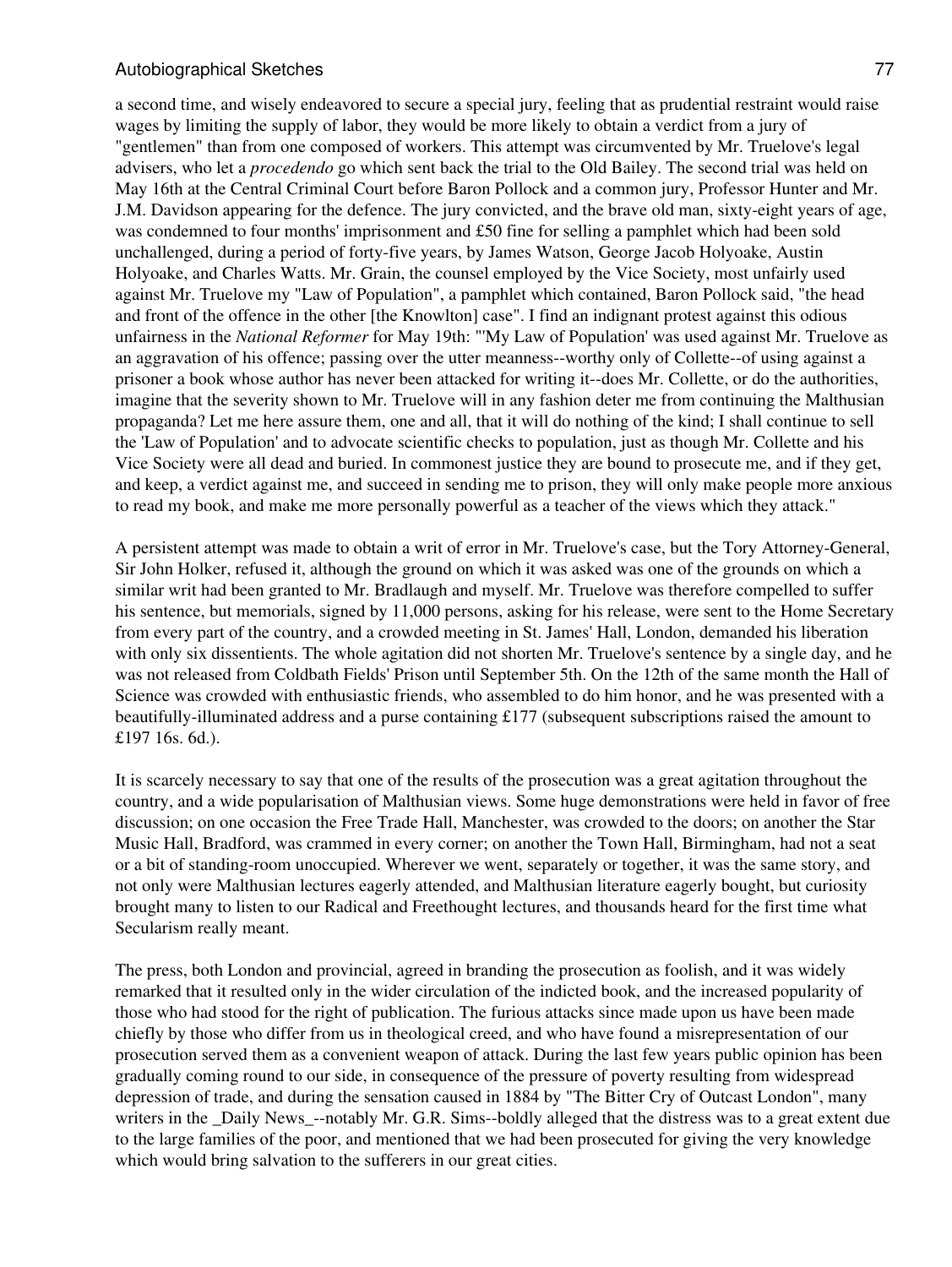a second time, and wisely endeavored to secure a special jury, feeling that as prudential restraint would raise wages by limiting the supply of labor, they would be more likely to obtain a verdict from a jury of "gentlemen" than from one composed of workers. This attempt was circumvented by Mr. Truelove's legal advisers, who let a *procedendo* go which sent back the trial to the Old Bailey. The second trial was held on May 16th at the Central Criminal Court before Baron Pollock and a common jury, Professor Hunter and Mr. J.M. Davidson appearing for the defence. The jury convicted, and the brave old man, sixty-eight years of age, was condemned to four months' imprisonment and £50 fine for selling a pamphlet which had been sold unchallenged, during a period of forty-five years, by James Watson, George Jacob Holyoake, Austin Holyoake, and Charles Watts. Mr. Grain, the counsel employed by the Vice Society, most unfairly used against Mr. Truelove my "Law of Population", a pamphlet which contained, Baron Pollock said, "the head and front of the offence in the other [the Knowlton] case". I find an indignant protest against this odious unfairness in the *National Reformer* for May 19th: "'My Law of Population' was used against Mr. Truelove as an aggravation of his offence; passing over the utter meanness--worthy only of Collette--of using against a prisoner a book whose author has never been attacked for writing it--does Mr. Collette, or do the authorities, imagine that the severity shown to Mr. Truelove will in any fashion deter me from continuing the Malthusian propaganda? Let me here assure them, one and all, that it will do nothing of the kind; I shall continue to sell the 'Law of Population' and to advocate scientific checks to population, just as though Mr. Collette and his Vice Society were all dead and buried. In commonest justice they are bound to prosecute me, and if they get, and keep, a verdict against me, and succeed in sending me to prison, they will only make people more anxious to read my book, and make me more personally powerful as a teacher of the views which they attack."

A persistent attempt was made to obtain a writ of error in Mr. Truelove's case, but the Tory Attorney-General, Sir John Holker, refused it, although the ground on which it was asked was one of the grounds on which a similar writ had been granted to Mr. Bradlaugh and myself. Mr. Truelove was therefore compelled to suffer his sentence, but memorials, signed by 11,000 persons, asking for his release, were sent to the Home Secretary from every part of the country, and a crowded meeting in St. James' Hall, London, demanded his liberation with only six dissentients. The whole agitation did not shorten Mr. Truelove's sentence by a single day, and he was not released from Coldbath Fields' Prison until September 5th. On the 12th of the same month the Hall of Science was crowded with enthusiastic friends, who assembled to do him honor, and he was presented with a beautifully-illuminated address and a purse containing £177 (subsequent subscriptions raised the amount to £197 16s. 6d.).

It is scarcely necessary to say that one of the results of the prosecution was a great agitation throughout the country, and a wide popularisation of Malthusian views. Some huge demonstrations were held in favor of free discussion; on one occasion the Free Trade Hall, Manchester, was crowded to the doors; on another the Star Music Hall, Bradford, was crammed in every corner; on another the Town Hall, Birmingham, had not a seat or a bit of standing-room unoccupied. Wherever we went, separately or together, it was the same story, and not only were Malthusian lectures eagerly attended, and Malthusian literature eagerly bought, but curiosity brought many to listen to our Radical and Freethought lectures, and thousands heard for the first time what Secularism really meant.

The press, both London and provincial, agreed in branding the prosecution as foolish, and it was widely remarked that it resulted only in the wider circulation of the indicted book, and the increased popularity of those who had stood for the right of publication. The furious attacks since made upon us have been made chiefly by those who differ from us in theological creed, and who have found a misrepresentation of our prosecution served them as a convenient weapon of attack. During the last few years public opinion has been gradually coming round to our side, in consequence of the pressure of poverty resulting from widespread depression of trade, and during the sensation caused in 1884 by "The Bitter Cry of Outcast London", many writers in the _Daily News_--notably Mr. G.R. Sims--boldly alleged that the distress was to a great extent due to the large families of the poor, and mentioned that we had been prosecuted for giving the very knowledge which would bring salvation to the sufferers in our great cities.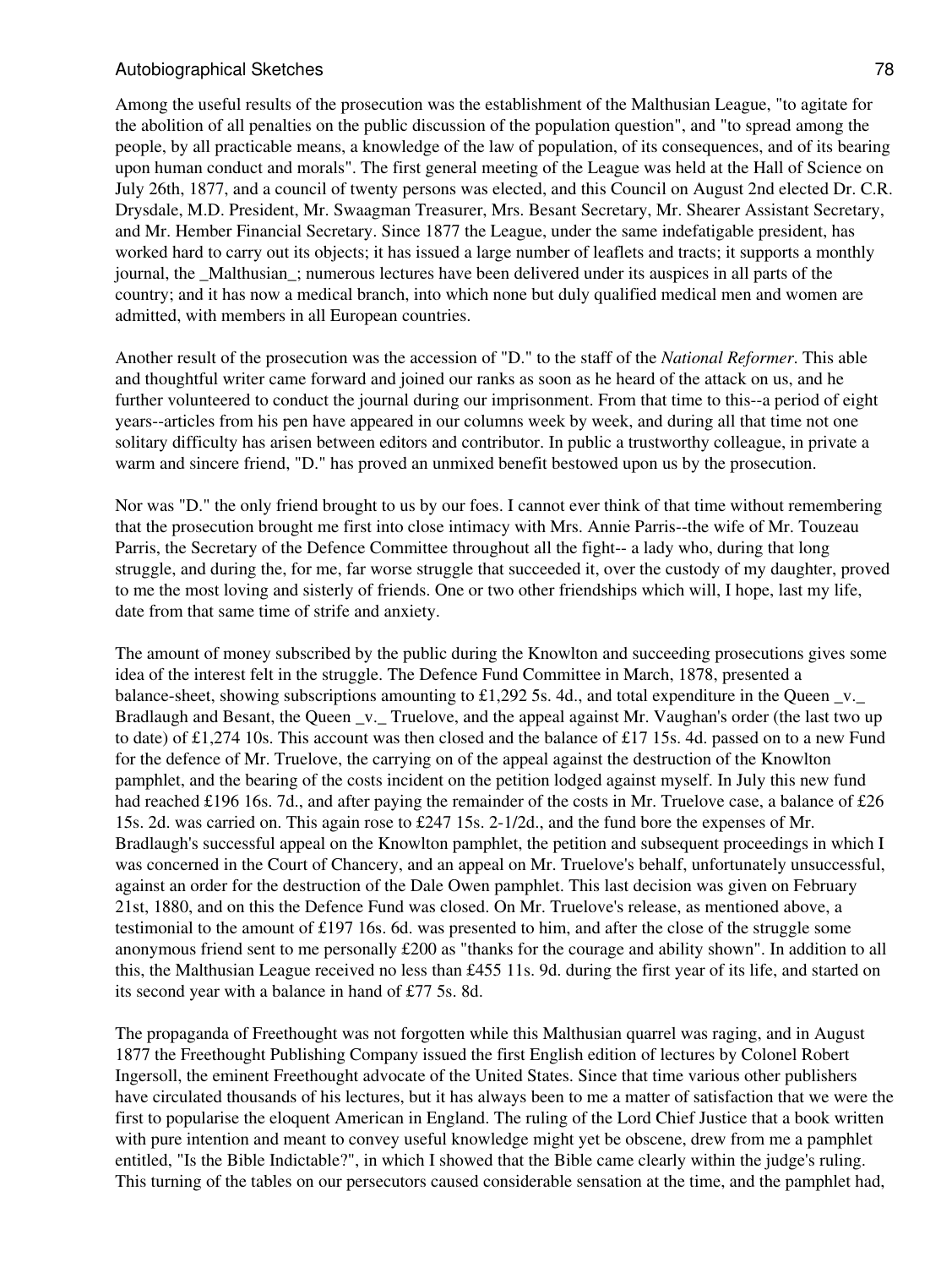Among the useful results of the prosecution was the establishment of the Malthusian League, "to agitate for the abolition of all penalties on the public discussion of the population question", and "to spread among the people, by all practicable means, a knowledge of the law of population, of its consequences, and of its bearing upon human conduct and morals". The first general meeting of the League was held at the Hall of Science on July 26th, 1877, and a council of twenty persons was elected, and this Council on August 2nd elected Dr. C.R. Drysdale, M.D. President, Mr. Swaagman Treasurer, Mrs. Besant Secretary, Mr. Shearer Assistant Secretary, and Mr. Hember Financial Secretary. Since 1877 the League, under the same indefatigable president, has worked hard to carry out its objects; it has issued a large number of leaflets and tracts; it supports a monthly journal, the _Malthusian_; numerous lectures have been delivered under its auspices in all parts of the country; and it has now a medical branch, into which none but duly qualified medical men and women are admitted, with members in all European countries.

Another result of the prosecution was the accession of "D." to the staff of the *National Reformer*. This able and thoughtful writer came forward and joined our ranks as soon as he heard of the attack on us, and he further volunteered to conduct the journal during our imprisonment. From that time to this--a period of eight years--articles from his pen have appeared in our columns week by week, and during all that time not one solitary difficulty has arisen between editors and contributor. In public a trustworthy colleague, in private a warm and sincere friend, "D." has proved an unmixed benefit bestowed upon us by the prosecution.

Nor was "D." the only friend brought to us by our foes. I cannot ever think of that time without remembering that the prosecution brought me first into close intimacy with Mrs. Annie Parris--the wife of Mr. Touzeau Parris, the Secretary of the Defence Committee throughout all the fight-- a lady who, during that long struggle, and during the, for me, far worse struggle that succeeded it, over the custody of my daughter, proved to me the most loving and sisterly of friends. One or two other friendships which will, I hope, last my life, date from that same time of strife and anxiety.

The amount of money subscribed by the public during the Knowlton and succeeding prosecutions gives some idea of the interest felt in the struggle. The Defence Fund Committee in March, 1878, presented a balance-sheet, showing subscriptions amounting to £1,292 5s. 4d., and total expenditure in the Queen _v._ Bradlaugh and Besant, the Queen _v._ Truelove, and the appeal against Mr. Vaughan's order (the last two up to date) of £1,274 10s. This account was then closed and the balance of £17 15s. 4d. passed on to a new Fund for the defence of Mr. Truelove, the carrying on of the appeal against the destruction of the Knowlton pamphlet, and the bearing of the costs incident on the petition lodged against myself. In July this new fund had reached £196 16s. 7d., and after paying the remainder of the costs in Mr. Truelove case, a balance of £26 15s. 2d. was carried on. This again rose to £247 15s. 2-1/2d., and the fund bore the expenses of Mr. Bradlaugh's successful appeal on the Knowlton pamphlet, the petition and subsequent proceedings in which I was concerned in the Court of Chancery, and an appeal on Mr. Truelove's behalf, unfortunately unsuccessful, against an order for the destruction of the Dale Owen pamphlet. This last decision was given on February 21st, 1880, and on this the Defence Fund was closed. On Mr. Truelove's release, as mentioned above, a testimonial to the amount of £197 16s. 6d. was presented to him, and after the close of the struggle some anonymous friend sent to me personally £200 as "thanks for the courage and ability shown". In addition to all this, the Malthusian League received no less than £455 11s. 9d. during the first year of its life, and started on its second year with a balance in hand of £77 5s. 8d.

The propaganda of Freethought was not forgotten while this Malthusian quarrel was raging, and in August 1877 the Freethought Publishing Company issued the first English edition of lectures by Colonel Robert Ingersoll, the eminent Freethought advocate of the United States. Since that time various other publishers have circulated thousands of his lectures, but it has always been to me a matter of satisfaction that we were the first to popularise the eloquent American in England. The ruling of the Lord Chief Justice that a book written with pure intention and meant to convey useful knowledge might yet be obscene, drew from me a pamphlet entitled, "Is the Bible Indictable?", in which I showed that the Bible came clearly within the judge's ruling. This turning of the tables on our persecutors caused considerable sensation at the time, and the pamphlet had,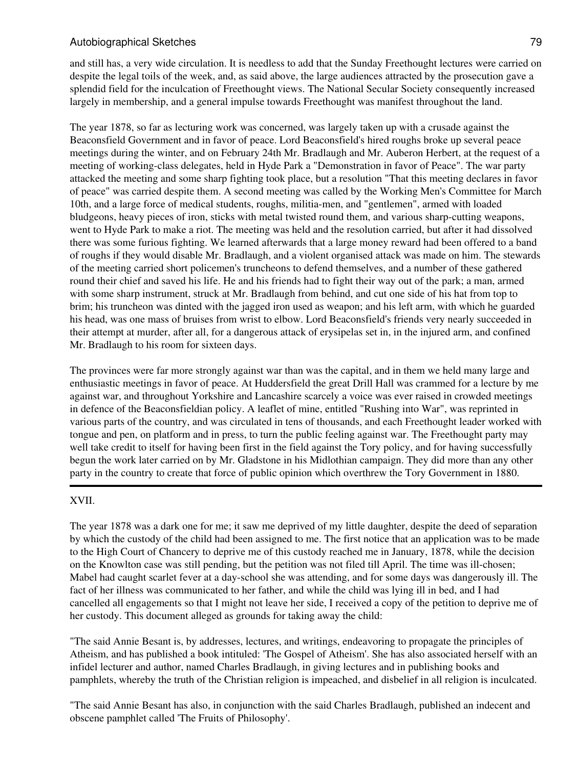and still has, a very wide circulation. It is needless to add that the Sunday Freethought lectures were carried on despite the legal toils of the week, and, as said above, the large audiences attracted by the prosecution gave a splendid field for the inculcation of Freethought views. The National Secular Society consequently increased largely in membership, and a general impulse towards Freethought was manifest throughout the land.

The year 1878, so far as lecturing work was concerned, was largely taken up with a crusade against the Beaconsfield Government and in favor of peace. Lord Beaconsfield's hired roughs broke up several peace meetings during the winter, and on February 24th Mr. Bradlaugh and Mr. Auberon Herbert, at the request of a meeting of working-class delegates, held in Hyde Park a "Demonstration in favor of Peace". The war party attacked the meeting and some sharp fighting took place, but a resolution "That this meeting declares in favor of peace" was carried despite them. A second meeting was called by the Working Men's Committee for March 10th, and a large force of medical students, roughs, militia-men, and "gentlemen", armed with loaded bludgeons, heavy pieces of iron, sticks with metal twisted round them, and various sharp-cutting weapons, went to Hyde Park to make a riot. The meeting was held and the resolution carried, but after it had dissolved there was some furious fighting. We learned afterwards that a large money reward had been offered to a band of roughs if they would disable Mr. Bradlaugh, and a violent organised attack was made on him. The stewards of the meeting carried short policemen's truncheons to defend themselves, and a number of these gathered round their chief and saved his life. He and his friends had to fight their way out of the park; a man, armed with some sharp instrument, struck at Mr. Bradlaugh from behind, and cut one side of his hat from top to brim; his truncheon was dinted with the jagged iron used as weapon; and his left arm, with which he guarded his head, was one mass of bruises from wrist to elbow. Lord Beaconsfield's friends very nearly succeeded in their attempt at murder, after all, for a dangerous attack of erysipelas set in, in the injured arm, and confined Mr. Bradlaugh to his room for sixteen days.

The provinces were far more strongly against war than was the capital, and in them we held many large and enthusiastic meetings in favor of peace. At Huddersfield the great Drill Hall was crammed for a lecture by me against war, and throughout Yorkshire and Lancashire scarcely a voice was ever raised in crowded meetings in defence of the Beaconsfieldian policy. A leaflet of mine, entitled "Rushing into War", was reprinted in various parts of the country, and was circulated in tens of thousands, and each Freethought leader worked with tongue and pen, on platform and in press, to turn the public feeling against war. The Freethought party may well take credit to itself for having been first in the field against the Tory policy, and for having successfully begun the work later carried on by Mr. Gladstone in his Midlothian campaign. They did more than any other party in the country to create that force of public opinion which overthrew the Tory Government in 1880.

---

## XVII.

The year 1878 was a dark one for me; it saw me deprived of my little daughter, despite the deed of separation by which the custody of the child had been assigned to me. The first notice that an application was to be made to the High Court of Chancery to deprive me of this custody reached me in January, 1878, while the decision on the Knowlton case was still pending, but the petition was not filed till April. The time was ill-chosen; Mabel had caught scarlet fever at a day-school she was attending, and for some days was dangerously ill. The fact of her illness was communicated to her father, and while the child was lying ill in bed, and I had cancelled all engagements so that I might not leave her side, I received a copy of the petition to deprive me of her custody. This document alleged as grounds for taking away the child:

"The said Annie Besant is, by addresses, lectures, and writings, endeavoring to propagate the principles of Atheism, and has published a book intituled: 'The Gospel of Atheism'. She has also associated herself with an infidel lecturer and author, named Charles Bradlaugh, in giving lectures and in publishing books and pamphlets, whereby the truth of the Christian religion is impeached, and disbelief in all religion is inculcated.

"The said Annie Besant has also, in conjunction with the said Charles Bradlaugh, published an indecent and obscene pamphlet called 'The Fruits of Philosophy'.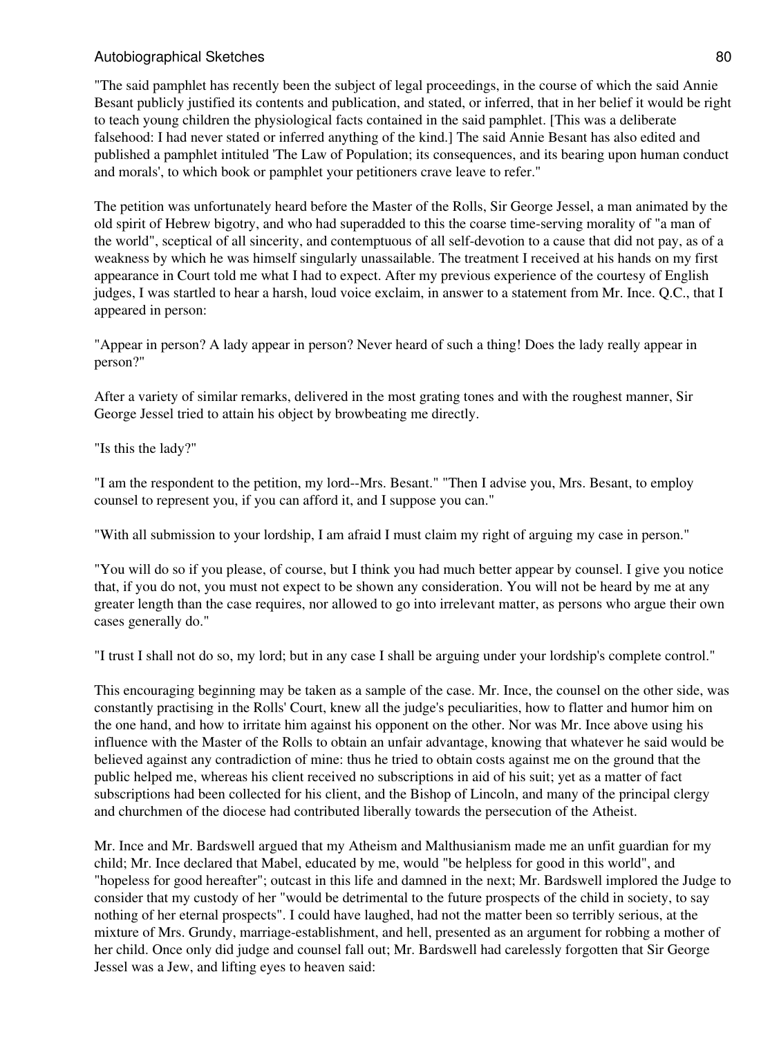"The said pamphlet has recently been the subject of legal proceedings, in the course of which the said Annie Besant publicly justified its contents and publication, and stated, or inferred, that in her belief it would be right to teach young children the physiological facts contained in the said pamphlet. [This was a deliberate falsehood: I had never stated or inferred anything of the kind.] The said Annie Besant has also edited and published a pamphlet intituled 'The Law of Population; its consequences, and its bearing upon human conduct and morals', to which book or pamphlet your petitioners crave leave to refer."

The petition was unfortunately heard before the Master of the Rolls, Sir George Jessel, a man animated by the old spirit of Hebrew bigotry, and who had superadded to this the coarse time-serving morality of "a man of the world", sceptical of all sincerity, and contemptuous of all self-devotion to a cause that did not pay, as of a weakness by which he was himself singularly unassailable. The treatment I received at his hands on my first appearance in Court told me what I had to expect. After my previous experience of the courtesy of English judges, I was startled to hear a harsh, loud voice exclaim, in answer to a statement from Mr. Ince. Q.C., that I appeared in person:

"Appear in person? A lady appear in person? Never heard of such a thing! Does the lady really appear in person?"

After a variety of similar remarks, delivered in the most grating tones and with the roughest manner, Sir George Jessel tried to attain his object by browbeating me directly.

"Is this the lady?"

"I am the respondent to the petition, my lord--Mrs. Besant." "Then I advise you, Mrs. Besant, to employ counsel to represent you, if you can afford it, and I suppose you can."

"With all submission to your lordship, I am afraid I must claim my right of arguing my case in person."

"You will do so if you please, of course, but I think you had much better appear by counsel. I give you notice that, if you do not, you must not expect to be shown any consideration. You will not be heard by me at any greater length than the case requires, nor allowed to go into irrelevant matter, as persons who argue their own cases generally do."

"I trust I shall not do so, my lord; but in any case I shall be arguing under your lordship's complete control."

This encouraging beginning may be taken as a sample of the case. Mr. Ince, the counsel on the other side, was constantly practising in the Rolls' Court, knew all the judge's peculiarities, how to flatter and humor him on the one hand, and how to irritate him against his opponent on the other. Nor was Mr. Ince above using his influence with the Master of the Rolls to obtain an unfair advantage, knowing that whatever he said would be believed against any contradiction of mine: thus he tried to obtain costs against me on the ground that the public helped me, whereas his client received no subscriptions in aid of his suit; yet as a matter of fact subscriptions had been collected for his client, and the Bishop of Lincoln, and many of the principal clergy and churchmen of the diocese had contributed liberally towards the persecution of the Atheist.

Mr. Ince and Mr. Bardswell argued that my Atheism and Malthusianism made me an unfit guardian for my child; Mr. Ince declared that Mabel, educated by me, would "be helpless for good in this world", and "hopeless for good hereafter"; outcast in this life and damned in the next; Mr. Bardswell implored the Judge to consider that my custody of her "would be detrimental to the future prospects of the child in society, to say nothing of her eternal prospects". I could have laughed, had not the matter been so terribly serious, at the mixture of Mrs. Grundy, marriage-establishment, and hell, presented as an argument for robbing a mother of her child. Once only did judge and counsel fall out; Mr. Bardswell had carelessly forgotten that Sir George Jessel was a Jew, and lifting eyes to heaven said: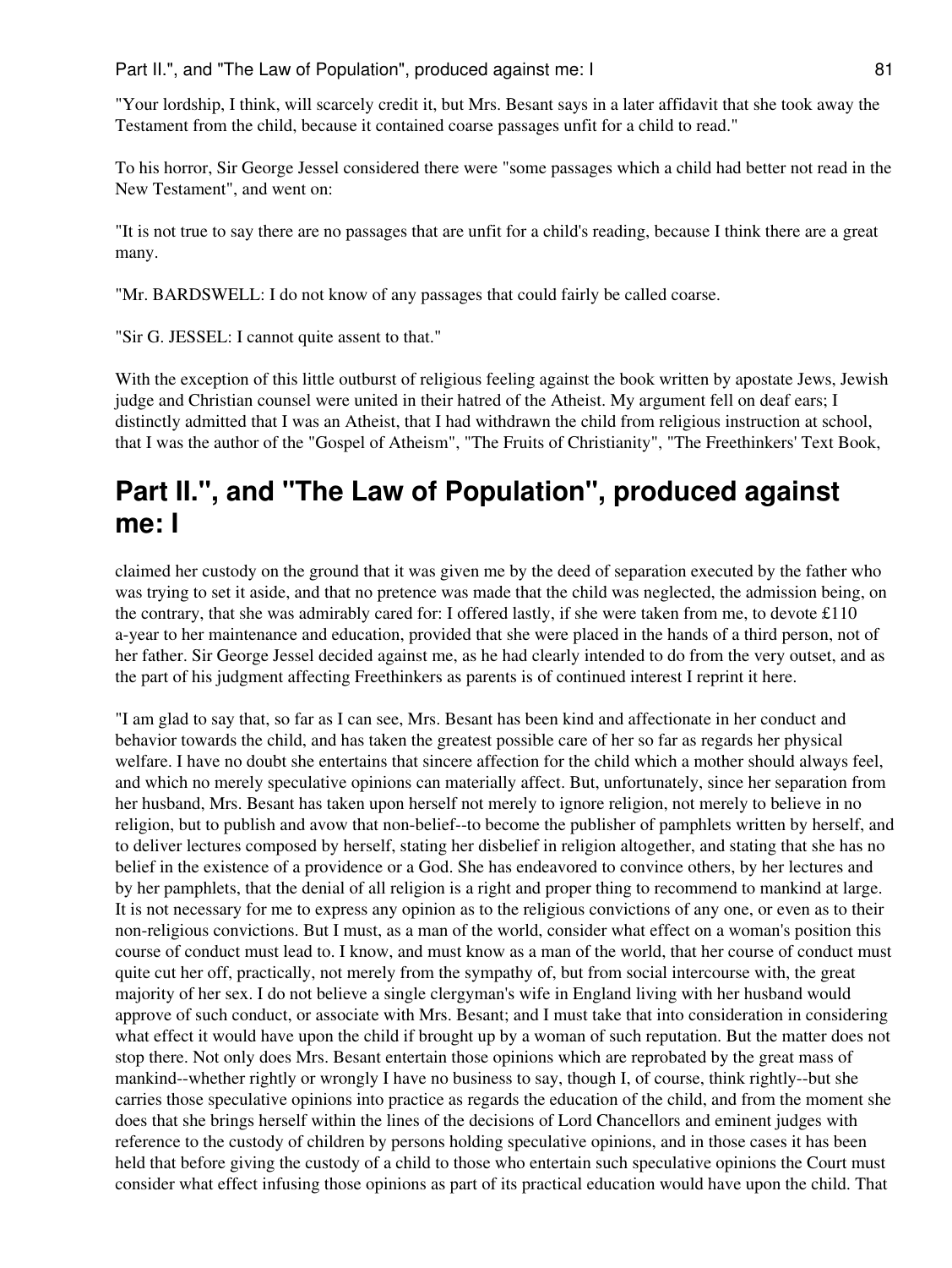"Your lordship, I think, will scarcely credit it, but Mrs. Besant says in a later affidavit that she took away the Testament from the child, because it contained coarse passages unfit for a child to read."

To his horror, Sir George Jessel considered there were "some passages which a child had better not read in the New Testament", and went on:

"It is not true to say there are no passages that are unfit for a child's reading, because I think there are a great many.

"Mr. BARDSWELL: I do not know of any passages that could fairly be called coarse.

"Sir G. JESSEL: I cannot quite assent to that."

With the exception of this little outburst of religious feeling against the book written by apostate Jews, Jewish judge and Christian counsel were united in their hatred of the Atheist. My argument fell on deaf ears; I distinctly admitted that I was an Atheist, that I had withdrawn the child from religious instruction at school, that I was the author of the "Gospel of Atheism", "The Fruits of Christianity", "The Freethinkers' Text Book,

## Part II.", and "The Law of Population", produced against me: I

claimed her custody on the ground that it was given me by the deed of separation executed by the father who was trying to set it aside, and that no pretence was made that the child was neglected, the admission being, on the contrary, that she was admirably cared for: I offered lastly, if she were taken from me, to devote £110 a-year to her maintenance and education, provided that she were placed in the hands of a third person, not of her father. Sir George Jessel decided against me, as he had clearly intended to do from the very outset, and as the part of his judgment affecting Freethinkers as parents is of continued interest I reprint it here.

"I am glad to say that, so far as I can see, Mrs. Besant has been kind and affectionate in her conduct and behavior towards the child, and has taken the greatest possible care of her so far as regards her physical welfare. I have no doubt she entertains that sincere affection for the child which a mother should always feel, and which no merely speculative opinions can materially affect. But, unfortunately, since her separation from her husband, Mrs. Besant has taken upon herself not merely to ignore religion, not merely to believe in no religion, but to publish and avow that non-belief--to become the publisher of pamphlets written by herself, and to deliver lectures composed by herself, stating her disbelief in religion altogether, and stating that she has no belief in the existence of a providence or a God. She has endeavored to convince others, by her lectures and by her pamphlets, that the denial of all religion is a right and proper thing to recommend to mankind at large. It is not necessary for me to express any opinion as to the religious convictions of any one, or even as to their non-religious convictions. But I must, as a man of the world, consider what effect on a woman's position this course of conduct must lead to. I know, and must know as a man of the world, that her course of conduct must quite cut her off, practically, not merely from the sympathy of, but from social intercourse with, the great majority of her sex. I do not believe a single clergyman's wife in England living with her husband would approve of such conduct, or associate with Mrs. Besant; and I must take that into consideration in considering what effect it would have upon the child if brought up by a woman of such reputation. But the matter does not stop there. Not only does Mrs. Besant entertain those opinions which are reprobated by the great mass of mankind--whether rightly or wrongly I have no business to say, though I, of course, think rightly--but she carries those speculative opinions into practice as regards the education of the child, and from the moment she does that she brings herself within the lines of the decisions of Lord Chancellors and eminent judges with reference to the custody of children by persons holding speculative opinions, and in those cases it has been held that before giving the custody of a child to those who entertain such speculative opinions the Court must consider what effect infusing those opinions as part of its practical education would have upon the child. That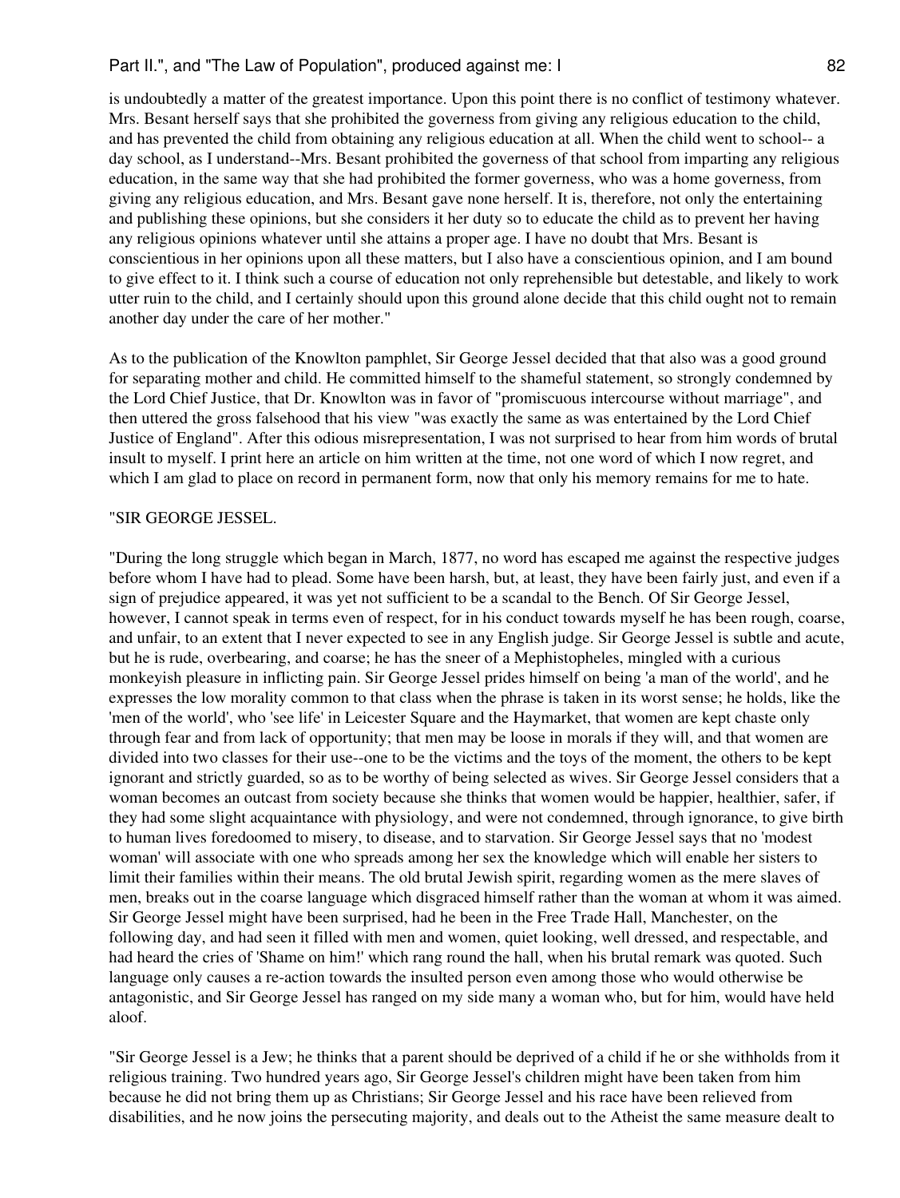is undoubtedly a matter of the greatest importance. Upon this point there is no conflict of testimony whatever. Mrs. Besant herself says that she prohibited the governess from giving any religious education to the child, and has prevented the child from obtaining any religious education at all. When the child went to school-- a day school, as I understand--Mrs. Besant prohibited the governess of that school from imparting any religious education, in the same way that she had prohibited the former governess, who was a home governess, from giving any religious education, and Mrs. Besant gave none herself. It is, therefore, not only the entertaining and publishing these opinions, but she considers it her duty so to educate the child as to prevent her having any religious opinions whatever until she attains a proper age. I have no doubt that Mrs. Besant is conscientious in her opinions upon all these matters, but I also have a conscientious opinion, and I am bound to give effect to it. I think such a course of education not only reprehensible but detestable, and likely to work utter ruin to the child, and I certainly should upon this ground alone decide that this child ought not to remain another day under the care of her mother."

As to the publication of the Knowlton pamphlet, Sir George Jessel decided that that also was a good ground for separating mother and child. He committed himself to the shameful statement, so strongly condemned by the Lord Chief Justice, that Dr. Knowlton was in favor of "promiscuous intercourse without marriage", and then uttered the gross falsehood that his view "was exactly the same as was entertained by the Lord Chief Justice of England". After this odious misrepresentation, I was not surprised to hear from him words of brutal insult to myself. I print here an article on him written at the time, not one word of which I now regret, and which I am glad to place on record in permanent form, now that only his memory remains for me to hate.

"SIR GEORGE JESSEL.

"During the long struggle which began in March, 1877, no word has escaped me against the respective judges before whom I have had to plead. Some have been harsh, but, at least, they have been fairly just, and even if a sign of prejudice appeared, it was yet not sufficient to be a scandal to the Bench. Of Sir George Jessel, however, I cannot speak in terms even of respect, for in his conduct towards myself he has been rough, coarse, and unfair, to an extent that I never expected to see in any English judge. Sir George Jessel is subtle and acute, but he is rude, overbearing, and coarse; he has the sneer of a Mephistopheles, mingled with a curious monkeyish pleasure in inflicting pain. Sir George Jessel prides himself on being 'a man of the world', and he expresses the low morality common to that class when the phrase is taken in its worst sense; he holds, like the 'men of the world', who 'see life' in Leicester Square and the Haymarket, that women are kept chaste only through fear and from lack of opportunity; that men may be loose in morals if they will, and that women are divided into two classes for their use--one to be the victims and the toys of the moment, the others to be kept ignorant and strictly guarded, so as to be worthy of being selected as wives. Sir George Jessel considers that a woman becomes an outcast from society because she thinks that women would be happier, healthier, safer, if they had some slight acquaintance with physiology, and were not condemned, through ignorance, to give birth to human lives foredoomed to misery, to disease, and to starvation. Sir George Jessel says that no 'modest woman' will associate with one who spreads among her sex the knowledge which will enable her sisters to limit their families within their means. The old brutal Jewish spirit, regarding women as the mere slaves of men, breaks out in the coarse language which disgraced himself rather than the woman at whom it was aimed. Sir George Jessel might have been surprised, had he been in the Free Trade Hall, Manchester, on the following day, and had seen it filled with men and women, quiet looking, well dressed, and respectable, and had heard the cries of 'Shame on him!' which rang round the hall, when his brutal remark was quoted. Such language only causes a re-action towards the insulted person even among those who would otherwise be antagonistic, and Sir George Jessel has ranged on my side many a woman who, but for him, would have held aloof.

"Sir George Jessel is a Jew; he thinks that a parent should be deprived of a child if he or she withholds from it religious training. Two hundred years ago, Sir George Jessel's children might have been taken from him because he did not bring them up as Christians; Sir George Jessel and his race have been relieved from disabilities, and he now joins the persecuting majority, and deals out to the Atheist the same measure dealt to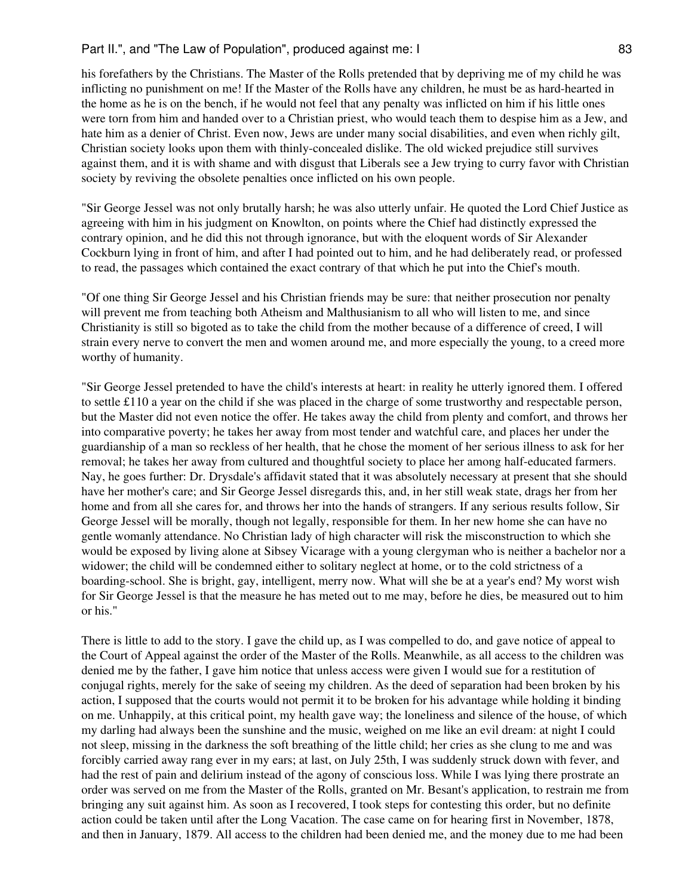his forefathers by the Christians. The Master of the Rolls pretended that by depriving me of my child he was inflicting no punishment on me! If the Master of the Rolls have any children, he must be as hard-hearted in the home as he is on the bench, if he would not feel that any penalty was inflicted on him if his little ones were torn from him and handed over to a Christian priest, who would teach them to despise him as a Jew, and hate him as a denier of Christ. Even now, Jews are under many social disabilities, and even when richly gilt, Christian society looks upon them with thinly-concealed dislike. The old wicked prejudice still survives against them, and it is with shame and with disgust that Liberals see a Jew trying to curry favor with Christian society by reviving the obsolete penalties once inflicted on his own people.

"Sir George Jessel was not only brutally harsh; he was also utterly unfair. He quoted the Lord Chief Justice as agreeing with him in his judgment on Knowlton, on points where the Chief had distinctly expressed the contrary opinion, and he did this not through ignorance, but with the eloquent words of Sir Alexander Cockburn lying in front of him, and after I had pointed out to him, and he had deliberately read, or professed to read, the passages which contained the exact contrary of that which he put into the Chief's mouth.

"Of one thing Sir George Jessel and his Christian friends may be sure: that neither prosecution nor penalty will prevent me from teaching both Atheism and Malthusianism to all who will listen to me, and since Christianity is still so bigoted as to take the child from the mother because of a difference of creed, I will strain every nerve to convert the men and women around me, and more especially the young, to a creed more worthy of humanity.

"Sir George Jessel pretended to have the child's interests at heart: in reality he utterly ignored them. I offered to settle £110 a year on the child if she was placed in the charge of some trustworthy and respectable person, but the Master did not even notice the offer. He takes away the child from plenty and comfort, and throws her into comparative poverty; he takes her away from most tender and watchful care, and places her under the guardianship of a man so reckless of her health, that he chose the moment of her serious illness to ask for her removal; he takes her away from cultured and thoughtful society to place her among half-educated farmers. Nay, he goes further: Dr. Drysdale's affidavit stated that it was absolutely necessary at present that she should have her mother's care; and Sir George Jessel disregards this, and, in her still weak state, drags her from her home and from all she cares for, and throws her into the hands of strangers. If any serious results follow, Sir George Jessel will be morally, though not legally, responsible for them. In her new home she can have no gentle womanly attendance. No Christian lady of high character will risk the misconstruction to which she would be exposed by living alone at Sibsey Vicarage with a young clergyman who is neither a bachelor nor a widower; the child will be condemned either to solitary neglect at home, or to the cold strictness of a boarding-school. She is bright, gay, intelligent, merry now. What will she be at a year's end? My worst wish for Sir George Jessel is that the measure he has meted out to me may, before he dies, be measured out to him or his."

There is little to add to the story. I gave the child up, as I was compelled to do, and gave notice of appeal to the Court of Appeal against the order of the Master of the Rolls. Meanwhile, as all access to the children was denied me by the father, I gave him notice that unless access were given I would sue for a restitution of conjugal rights, merely for the sake of seeing my children. As the deed of separation had been broken by his action, I supposed that the courts would not permit it to be broken for his advantage while holding it binding on me. Unhappily, at this critical point, my health gave way; the loneliness and silence of the house, of which my darling had always been the sunshine and the music, weighed on me like an evil dream: at night I could not sleep, missing in the darkness the soft breathing of the little child; her cries as she clung to me and was forcibly carried away rang ever in my ears; at last, on July 25th, I was suddenly struck down with fever, and had the rest of pain and delirium instead of the agony of conscious loss. While I was lying there prostrate an order was served on me from the Master of the Rolls, granted on Mr. Besant's application, to restrain me from bringing any suit against him. As soon as I recovered, I took steps for contesting this order, but no definite action could be taken until after the Long Vacation. The case came on for hearing first in November, 1878, and then in January, 1879. All access to the children had been denied me, and the money due to me had been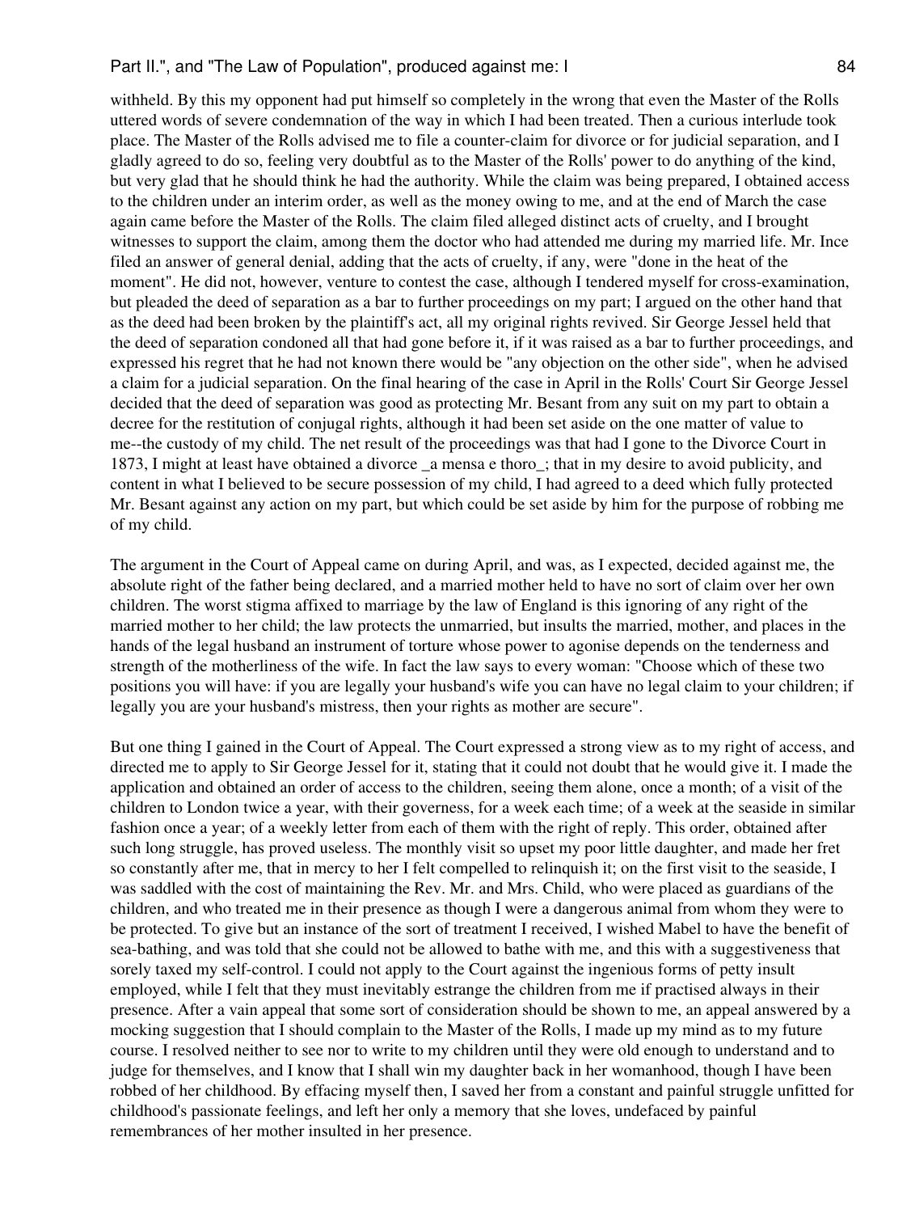withheld. By this my opponent had put himself so completely in the wrong that even the Master of the Rolls uttered words of severe condemnation of the way in which I had been treated. Then a curious interlude took place. The Master of the Rolls advised me to file a counter-claim for divorce or for judicial separation, and I gladly agreed to do so, feeling very doubtful as to the Master of the Rolls' power to do anything of the kind, but very glad that he should think he had the authority. While the claim was being prepared, I obtained access to the children under an interim order, as well as the money owing to me, and at the end of March the case again came before the Master of the Rolls. The claim filed alleged distinct acts of cruelty, and I brought witnesses to support the claim, among them the doctor who had attended me during my married life. Mr. Ince filed an answer of general denial, adding that the acts of cruelty, if any, were "done in the heat of the moment". He did not, however, venture to contest the case, although I tendered myself for cross-examination, but pleaded the deed of separation as a bar to further proceedings on my part; I argued on the other hand that as the deed had been broken by the plaintiff's act, all my original rights revived. Sir George Jessel held that the deed of separation condoned all that had gone before it, if it was raised as a bar to further proceedings, and expressed his regret that he had not known there would be "any objection on the other side", when he advised a claim for a judicial separation. On the final hearing of the case in April in the Rolls' Court Sir George Jessel decided that the deed of separation was good as protecting Mr. Besant from any suit on my part to obtain a decree for the restitution of conjugal rights, although it had been set aside on the one matter of value to me--the custody of my child. The net result of the proceedings was that had I gone to the Divorce Court in 1873, I might at least have obtained a divorce _a mensa e thoro_; that in my desire to avoid publicity, and content in what I believed to be secure possession of my child, I had agreed to a deed which fully protected Mr. Besant against any action on my part, but which could be set aside by him for the purpose of robbing me of my child.

The argument in the Court of Appeal came on during April, and was, as I expected, decided against me, the absolute right of the father being declared, and a married mother held to have no sort of claim over her own children. The worst stigma affixed to marriage by the law of England is this ignoring of any right of the married mother to her child; the law protects the unmarried, but insults the married, mother, and places in the hands of the legal husband an instrument of torture whose power to agonise depends on the tenderness and strength of the motherliness of the wife. In fact the law says to every woman: "Choose which of these two positions you will have: if you are legally your husband's wife you can have no legal claim to your children; if legally you are your husband's mistress, then your rights as mother are secure".

But one thing I gained in the Court of Appeal. The Court expressed a strong view as to my right of access, and directed me to apply to Sir George Jessel for it, stating that it could not doubt that he would give it. I made the application and obtained an order of access to the children, seeing them alone, once a month; of a visit of the children to London twice a year, with their governess, for a week each time; of a week at the seaside in similar fashion once a year; of a weekly letter from each of them with the right of reply. This order, obtained after such long struggle, has proved useless. The monthly visit so upset my poor little daughter, and made her fret so constantly after me, that in mercy to her I felt compelled to relinquish it; on the first visit to the seaside, I was saddled with the cost of maintaining the Rev. Mr. and Mrs. Child, who were placed as guardians of the children, and who treated me in their presence as though I were a dangerous animal from whom they were to be protected. To give but an instance of the sort of treatment I received, I wished Mabel to have the benefit of sea-bathing, and was told that she could not be allowed to bathe with me, and this with a suggestiveness that sorely taxed my self-control. I could not apply to the Court against the ingenious forms of petty insult employed, while I felt that they must inevitably estrange the children from me if practised always in their presence. After a vain appeal that some sort of consideration should be shown to me, an appeal answered by a mocking suggestion that I should complain to the Master of the Rolls, I made up my mind as to my future course. I resolved neither to see nor to write to my children until they were old enough to understand and to judge for themselves, and I know that I shall win my daughter back in her womanhood, though I have been robbed of her childhood. By effacing myself then, I saved her from a constant and painful struggle unfitted for childhood's passionate feelings, and left her only a memory that she loves, undefaced by painful remembrances of her mother insulted in her presence.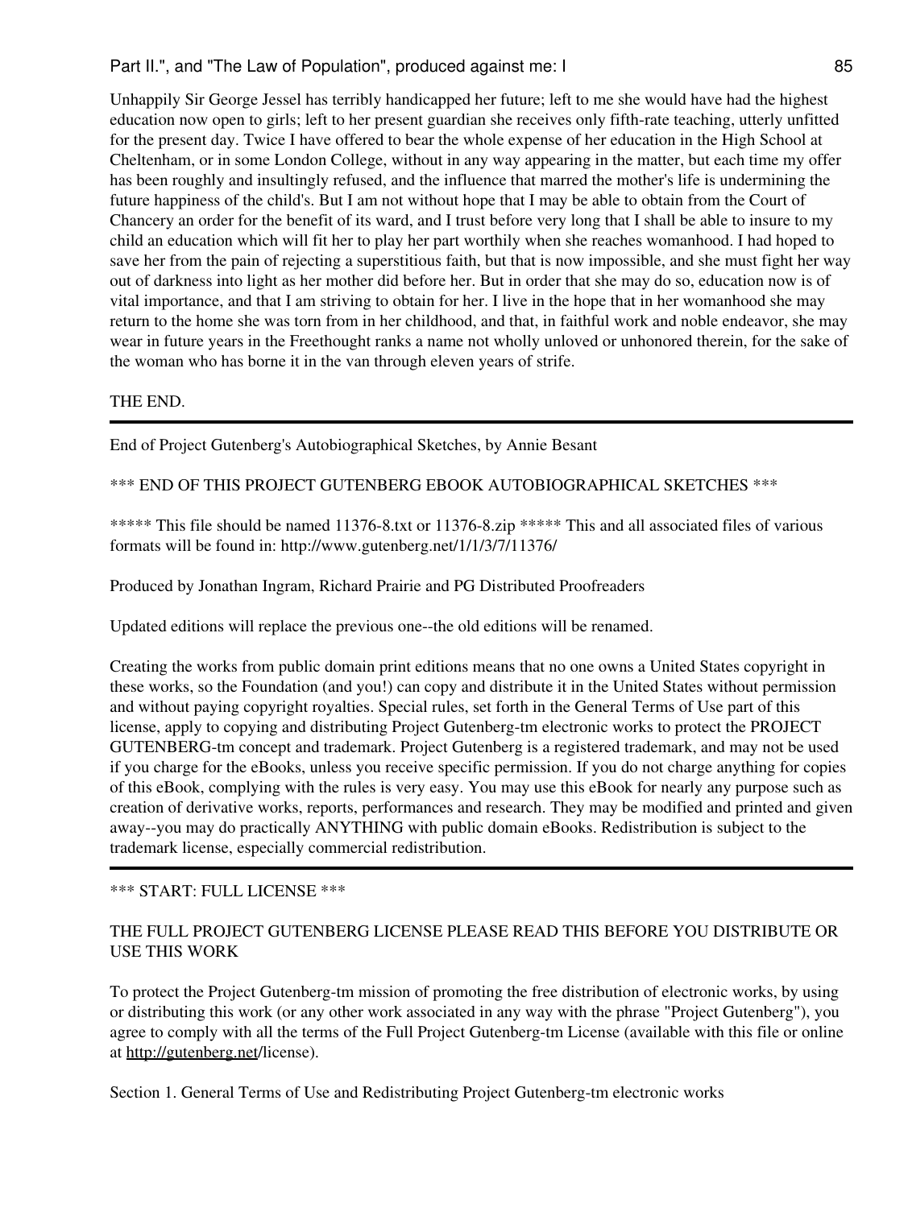Unhappily Sir George Jessel has terribly handicapped her future; left to me she would have had the highest education now open to girls; left to her present guardian she receives only fifth-rate teaching, utterly unfitted for the present day. Twice I have offered to bear the whole expense of her education in the High School at Cheltenham, or in some London College, without in any way appearing in the matter, but each time my offer has been roughly and insultingly refused, and the influence that marred the mother's life is undermining the future happiness of the child's. But I am not without hope that I may be able to obtain from the Court of Chancery an order for the benefit of its ward, and I trust before very long that I shall be able to insure to my child an education which will fit her to play her part worthily when she reaches womanhood. I had hoped to save her from the pain of rejecting a superstitious faith, but that is now impossible, and she must fight her way out of darkness into light as her mother did before her. But in order that she may do so, education now is of vital importance, and that I am striving to obtain for her. I live in the hope that in her womanhood she may return to the home she was torn from in her childhood, and that, in faithful work and noble endeavor, she may wear in future years in the Freethought ranks a name not wholly unloved or unhonored therein, for the sake of the woman who has borne it in the van through eleven years of strife.

THE END.

---

End of Project Gutenberg's Autobiographical Sketches, by Annie Besant

*** END OF THIS PROJECT GUTENBERG EBOOK AUTOBIOGRAPHICAL SKETCHES ***

***** This file should be named 11376-8.txt or 11376-8.zip ***** This and all associated files of various formats will be found in: http://www.gutenberg.net/1/1/3/7/11376/

Produced by Jonathan Ingram, Richard Prairie and PG Distributed Proofreaders

Updated editions will replace the previous one--the old editions will be renamed.

Creating the works from public domain print editions means that no one owns a United States copyright in these works, so the Foundation (and you!) can copy and distribute it in the United States without permission and without paying copyright royalties. Special rules, set forth in the General Terms of Use part of this license, apply to copying and distributing Project Gutenberg-tm electronic works to protect the PROJECT GUTENBERG-tm concept and trademark. Project Gutenberg is a registered trademark, and may not be used if you charge for the eBooks, unless you receive specific permission. If you do not charge anything for copies of this eBook, complying with the rules is very easy. You may use this eBook for nearly any purpose such as creation of derivative works, reports, performances and research. They may be modified and printed and given away--you may do practically ANYTHING with public domain eBooks. Redistribution is subject to the trademark license, especially commercial redistribution.

---

*** START: FULL LICENSE ***

THE FULL PROJECT GUTENBERG LICENSE PLEASE READ THIS BEFORE YOU DISTRIBUTE OR USE THIS WORK

To protect the Project Gutenberg-tm mission of promoting the free distribution of electronic works, by using or distributing this work (or any other work associated in any way with the phrase "Project Gutenberg"), you agree to comply with all the terms of the Full Project Gutenberg-tm License (available with this file or online at http://gutenberg.net/license).

Section 1. General Terms of Use and Redistributing Project Gutenberg-tm electronic works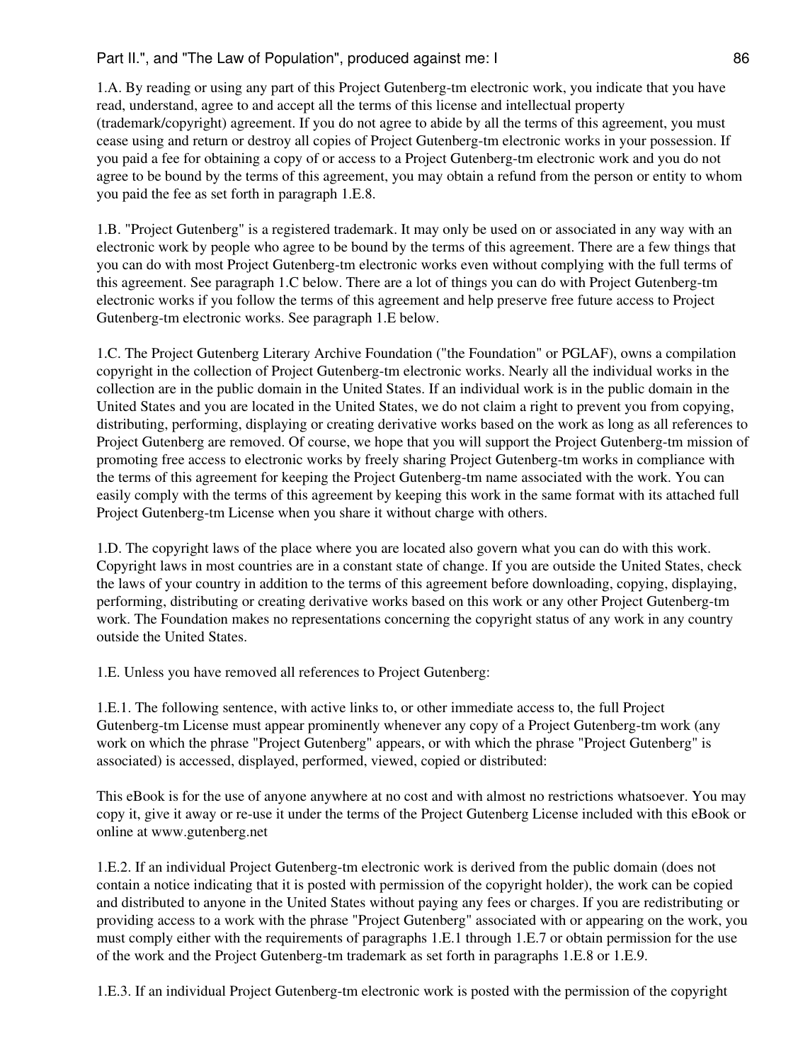1.A. By reading or using any part of this Project Gutenberg-tm electronic work, you indicate that you have read, understand, agree to and accept all the terms of this license and intellectual property (trademark/copyright) agreement. If you do not agree to abide by all the terms of this agreement, you must cease using and return or destroy all copies of Project Gutenberg-tm electronic works in your possession. If you paid a fee for obtaining a copy of or access to a Project Gutenberg-tm electronic work and you do not agree to be bound by the terms of this agreement, you may obtain a refund from the person or entity to whom you paid the fee as set forth in paragraph 1.E.8.

1.B. "Project Gutenberg" is a registered trademark. It may only be used on or associated in any way with an electronic work by people who agree to be bound by the terms of this agreement. There are a few things that you can do with most Project Gutenberg-tm electronic works even without complying with the full terms of this agreement. See paragraph 1.C below. There are a lot of things you can do with Project Gutenberg-tm electronic works if you follow the terms of this agreement and help preserve free future access to Project Gutenberg-tm electronic works. See paragraph 1.E below.

1.C. The Project Gutenberg Literary Archive Foundation ("the Foundation" or PGLAF), owns a compilation copyright in the collection of Project Gutenberg-tm electronic works. Nearly all the individual works in the collection are in the public domain in the United States. If an individual work is in the public domain in the United States and you are located in the United States, we do not claim a right to prevent you from copying, distributing, performing, displaying or creating derivative works based on the work as long as all references to Project Gutenberg are removed. Of course, we hope that you will support the Project Gutenberg-tm mission of promoting free access to electronic works by freely sharing Project Gutenberg-tm works in compliance with the terms of this agreement for keeping the Project Gutenberg-tm name associated with the work. You can easily comply with the terms of this agreement by keeping this work in the same format with its attached full Project Gutenberg-tm License when you share it without charge with others.

1.D. The copyright laws of the place where you are located also govern what you can do with this work. Copyright laws in most countries are in a constant state of change. If you are outside the United States, check the laws of your country in addition to the terms of this agreement before downloading, copying, displaying, performing, distributing or creating derivative works based on this work or any other Project Gutenberg-tm work. The Foundation makes no representations concerning the copyright status of any work in any country outside the United States.

1.E. Unless you have removed all references to Project Gutenberg:

1.E.1. The following sentence, with active links to, or other immediate access to, the full Project Gutenberg-tm License must appear prominently whenever any copy of a Project Gutenberg-tm work (any work on which the phrase "Project Gutenberg" appears, or with which the phrase "Project Gutenberg" is associated) is accessed, displayed, performed, viewed, copied or distributed:

This eBook is for the use of anyone anywhere at no cost and with almost no restrictions whatsoever. You may copy it, give it away or re-use it under the terms of the Project Gutenberg License included with this eBook or online at www.gutenberg.net

1.E.2. If an individual Project Gutenberg-tm electronic work is derived from the public domain (does not contain a notice indicating that it is posted with permission of the copyright holder), the work can be copied and distributed to anyone in the United States without paying any fees or charges. If you are redistributing or providing access to a work with the phrase "Project Gutenberg" associated with or appearing on the work, you must comply either with the requirements of paragraphs 1.E.1 through 1.E.7 or obtain permission for the use of the work and the Project Gutenberg-tm trademark as set forth in paragraphs 1.E.8 or 1.E.9.

1.E.3. If an individual Project Gutenberg-tm electronic work is posted with the permission of the copyright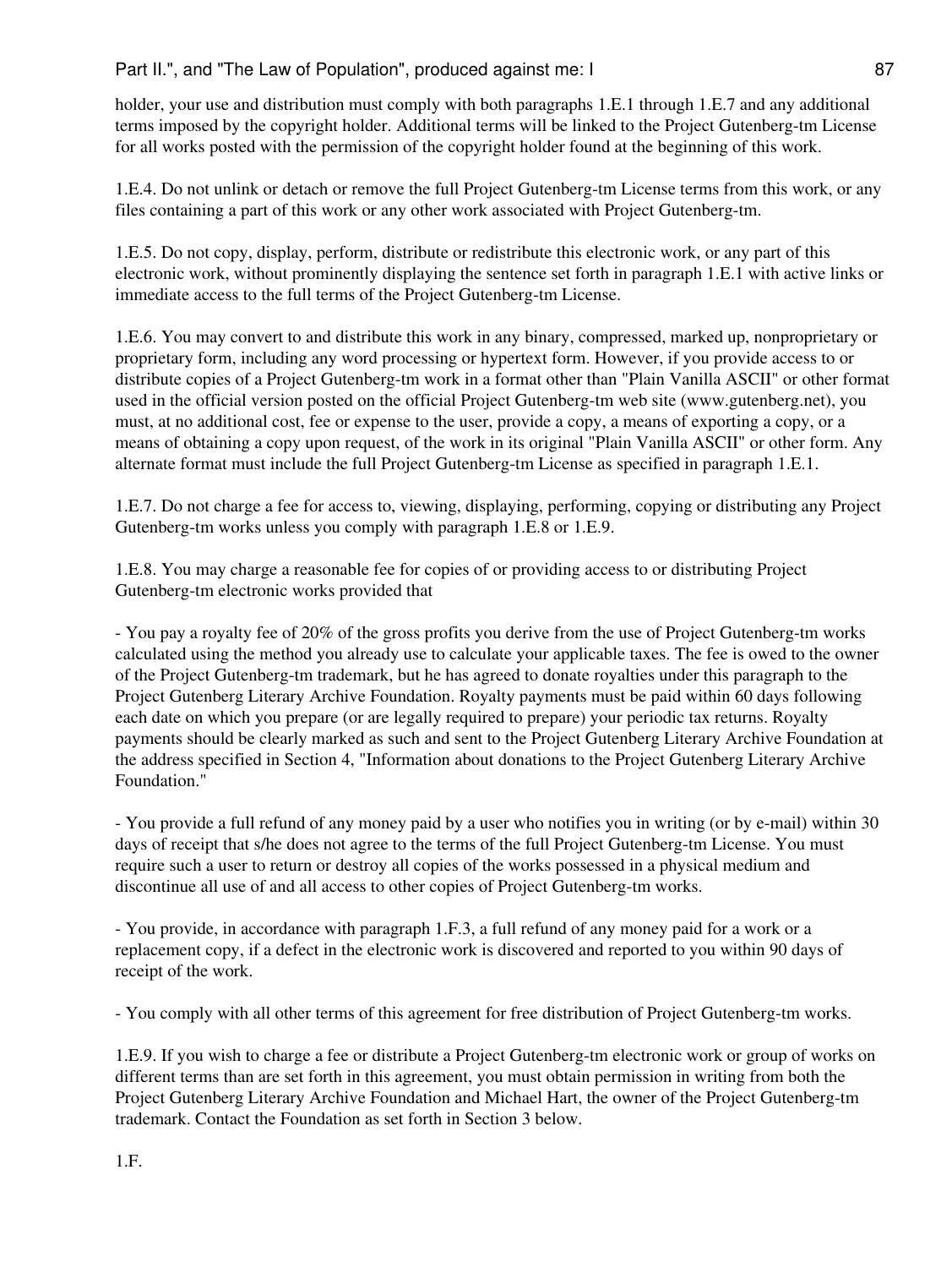holder, your use and distribution must comply with both paragraphs 1.E.1 through 1.E.7 and any additional terms imposed by the copyright holder. Additional terms will be linked to the Project Gutenberg-tm License for all works posted with the permission of the copyright holder found at the beginning of this work.

1.E.4. Do not unlink or detach or remove the full Project Gutenberg-tm License terms from this work, or any files containing a part of this work or any other work associated with Project Gutenberg-tm.

1.E.5. Do not copy, display, perform, distribute or redistribute this electronic work, or any part of this electronic work, without prominently displaying the sentence set forth in paragraph 1.E.1 with active links or immediate access to the full terms of the Project Gutenberg-tm License.

1.E.6. You may convert to and distribute this work in any binary, compressed, marked up, nonproprietary or proprietary form, including any word processing or hypertext form. However, if you provide access to or distribute copies of a Project Gutenberg-tm work in a format other than "Plain Vanilla ASCII" or other format used in the official version posted on the official Project Gutenberg-tm web site (www.gutenberg.net), you must, at no additional cost, fee or expense to the user, provide a copy, a means of exporting a copy, or a means of obtaining a copy upon request, of the work in its original "Plain Vanilla ASCII" or other form. Any alternate format must include the full Project Gutenberg-tm License as specified in paragraph 1.E.1.

1.E.7. Do not charge a fee for access to, viewing, displaying, performing, copying or distributing any Project Gutenberg-tm works unless you comply with paragraph 1.E.8 or 1.E.9.

1.E.8. You may charge a reasonable fee for copies of or providing access to or distributing Project Gutenberg-tm electronic works provided that

- You pay a royalty fee of 20% of the gross profits you derive from the use of Project Gutenberg-tm works calculated using the method you already use to calculate your applicable taxes. The fee is owed to the owner of the Project Gutenberg-tm trademark, but he has agreed to donate royalties under this paragraph to the Project Gutenberg Literary Archive Foundation. Royalty payments must be paid within 60 days following each date on which you prepare (or are legally required to prepare) your periodic tax returns. Royalty payments should be clearly marked as such and sent to the Project Gutenberg Literary Archive Foundation at the address specified in Section 4, "Information about donations to the Project Gutenberg Literary Archive Foundation."

- You provide a full refund of any money paid by a user who notifies you in writing (or by e-mail) within 30 days of receipt that s/he does not agree to the terms of the full Project Gutenberg-tm License. You must require such a user to return or destroy all copies of the works possessed in a physical medium and discontinue all use of and all access to other copies of Project Gutenberg-tm works.

- You provide, in accordance with paragraph 1.F.3, a full refund of any money paid for a work or a replacement copy, if a defect in the electronic work is discovered and reported to you within 90 days of receipt of the work.

- You comply with all other terms of this agreement for free distribution of Project Gutenberg-tm works.

1.E.9. If you wish to charge a fee or distribute a Project Gutenberg-tm electronic work or group of works on different terms than are set forth in this agreement, you must obtain permission in writing from both the Project Gutenberg Literary Archive Foundation and Michael Hart, the owner of the Project Gutenberg-tm trademark. Contact the Foundation as set forth in Section 3 below.

1.F.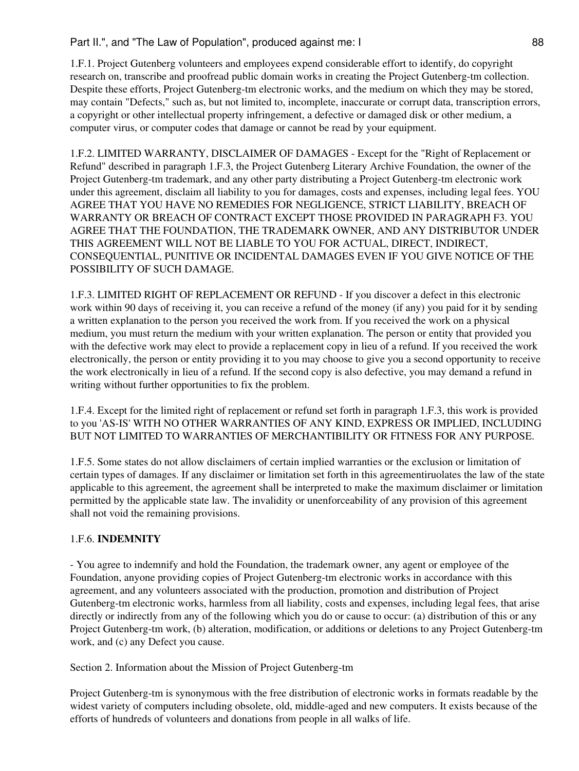1.F.1. Project Gutenberg volunteers and employees expend considerable effort to identify, do copyright research on, transcribe and proofread public domain works in creating the Project Gutenberg-tm collection. Despite these efforts, Project Gutenberg-tm electronic works, and the medium on which they may be stored, may contain "Defects," such as, but not limited to, incomplete, inaccurate or corrupt data, transcription errors, a copyright or other intellectual property infringement, a defective or damaged disk or other medium, a computer virus, or computer codes that damage or cannot be read by your equipment.

1.F.2. LIMITED WARRANTY, DISCLAIMER OF DAMAGES - Except for the "Right of Replacement or Refund" described in paragraph 1.F.3, the Project Gutenberg Literary Archive Foundation, the owner of the Project Gutenberg-tm trademark, and any other party distributing a Project Gutenberg-tm electronic work under this agreement, disclaim all liability to you for damages, costs and expenses, including legal fees. YOU AGREE THAT YOU HAVE NO REMEDIES FOR NEGLIGENCE, STRICT LIABILITY, BREACH OF WARRANTY OR BREACH OF CONTRACT EXCEPT THOSE PROVIDED IN PARAGRAPH F3. YOU AGREE THAT THE FOUNDATION, THE TRADEMARK OWNER, AND ANY DISTRIBUTOR UNDER THIS AGREEMENT WILL NOT BE LIABLE TO YOU FOR ACTUAL, DIRECT, INDIRECT, CONSEQUENTIAL, PUNITIVE OR INCIDENTAL DAMAGES EVEN IF YOU GIVE NOTICE OF THE POSSIBILITY OF SUCH DAMAGE.

1.F.3. LIMITED RIGHT OF REPLACEMENT OR REFUND - If you discover a defect in this electronic work within 90 days of receiving it, you can receive a refund of the money (if any) you paid for it by sending a written explanation to the person you received the work from. If you received the work on a physical medium, you must return the medium with your written explanation. The person or entity that provided you with the defective work may elect to provide a replacement copy in lieu of a refund. If you received the work electronically, the person or entity providing it to you may choose to give you a second opportunity to receive the work electronically in lieu of a refund. If the second copy is also defective, you may demand a refund in writing without further opportunities to fix the problem.

1.F.4. Except for the limited right of replacement or refund set forth in paragraph 1.F.3, this work is provided to you 'AS-IS' WITH NO OTHER WARRANTIES OF ANY KIND, EXPRESS OR IMPLIED, INCLUDING BUT NOT LIMITED TO WARRANTIES OF MERCHANTIBILITY OR FITNESS FOR ANY PURPOSE.

1.F.5. Some states do not allow disclaimers of certain implied warranties or the exclusion or limitation of certain types of damages. If any disclaimer or limitation set forth in this agreementiruolates the law of the state applicable to this agreement, the agreement shall be interpreted to make the maximum disclaimer or limitation permitted by the applicable state law. The invalidity or unenforceability of any provision of this agreement shall not void the remaining provisions.

1.F.6. **INDEMNITY**

- You agree to indemnify and hold the Foundation, the trademark owner, any agent or employee of the Foundation, anyone providing copies of Project Gutenberg-tm electronic works in accordance with this agreement, and any volunteers associated with the production, promotion and distribution of Project Gutenberg-tm electronic works, harmless from all liability, costs and expenses, including legal fees, that arise directly or indirectly from any of the following which you do or cause to occur: (a) distribution of this or any Project Gutenberg-tm work, (b) alteration, modification, or additions or deletions to any Project Gutenberg-tm work, and (c) any Defect you cause.

Section 2. Information about the Mission of Project Gutenberg-tm

Project Gutenberg-tm is synonymous with the free distribution of electronic works in formats readable by the widest variety of computers including obsolete, old, middle-aged and new computers. It exists because of the efforts of hundreds of volunteers and donations from people in all walks of life.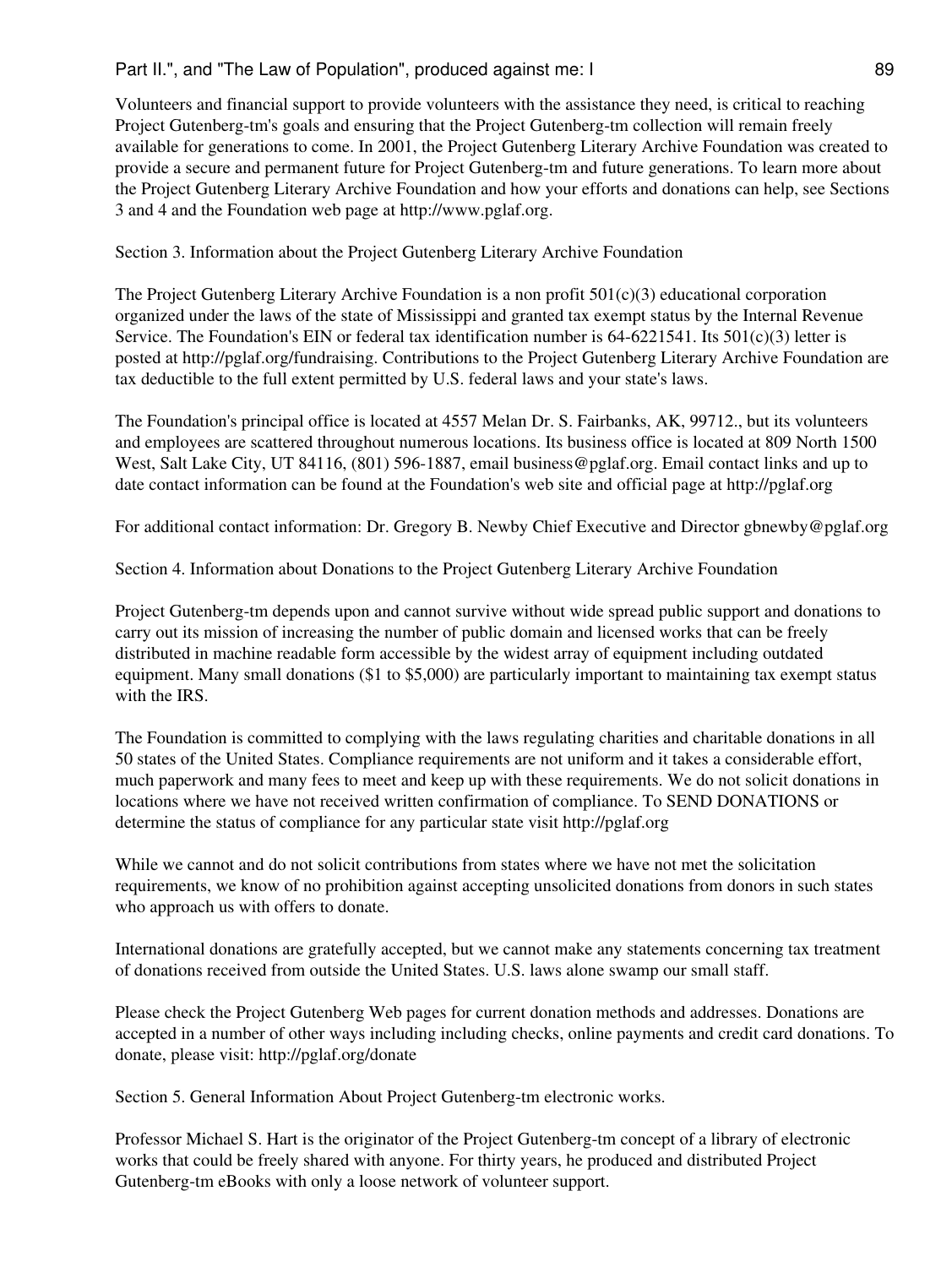Volunteers and financial support to provide volunteers with the assistance they need, is critical to reaching Project Gutenberg-tm's goals and ensuring that the Project Gutenberg-tm collection will remain freely available for generations to come. In 2001, the Project Gutenberg Literary Archive Foundation was created to provide a secure and permanent future for Project Gutenberg-tm and future generations. To learn more about the Project Gutenberg Literary Archive Foundation and how your efforts and donations can help, see Sections 3 and 4 and the Foundation web page at http://www.pglaf.org.

Section 3. Information about the Project Gutenberg Literary Archive Foundation

The Project Gutenberg Literary Archive Foundation is a non profit 501(c)(3) educational corporation organized under the laws of the state of Mississippi and granted tax exempt status by the Internal Revenue Service. The Foundation's EIN or federal tax identification number is 64-6221541. Its 501(c)(3) letter is posted at http://pglaf.org/fundraising. Contributions to the Project Gutenberg Literary Archive Foundation are tax deductible to the full extent permitted by U.S. federal laws and your state's laws.

The Foundation's principal office is located at 4557 Melan Dr. S. Fairbanks, AK, 99712., but its volunteers and employees are scattered throughout numerous locations. Its business office is located at 809 North 1500 West, Salt Lake City, UT 84116, (801) 596-1887, email business@pglaf.org. Email contact links and up to date contact information can be found at the Foundation's web site and official page at http://pglaf.org

For additional contact information: Dr. Gregory B. Newby Chief Executive and Director gbnewby@pglaf.org

Section 4. Information about Donations to the Project Gutenberg Literary Archive Foundation

Project Gutenberg-tm depends upon and cannot survive without wide spread public support and donations to carry out its mission of increasing the number of public domain and licensed works that can be freely distributed in machine readable form accessible by the widest array of equipment including outdated equipment. Many small donations ($1 to $5,000) are particularly important to maintaining tax exempt status with the IRS.

The Foundation is committed to complying with the laws regulating charities and charitable donations in all 50 states of the United States. Compliance requirements are not uniform and it takes a considerable effort, much paperwork and many fees to meet and keep up with these requirements. We do not solicit donations in locations where we have not received written confirmation of compliance. To SEND DONATIONS or determine the status of compliance for any particular state visit http://pglaf.org

While we cannot and do not solicit contributions from states where we have not met the solicitation requirements, we know of no prohibition against accepting unsolicited donations from donors in such states who approach us with offers to donate.

International donations are gratefully accepted, but we cannot make any statements concerning tax treatment of donations received from outside the United States. U.S. laws alone swamp our small staff.

Please check the Project Gutenberg Web pages for current donation methods and addresses. Donations are accepted in a number of other ways including including checks, online payments and credit card donations. To donate, please visit: http://pglaf.org/donate

Section 5. General Information About Project Gutenberg-tm electronic works.

Professor Michael S. Hart is the originator of the Project Gutenberg-tm concept of a library of electronic works that could be freely shared with anyone. For thirty years, he produced and distributed Project Gutenberg-tm eBooks with only a loose network of volunteer support.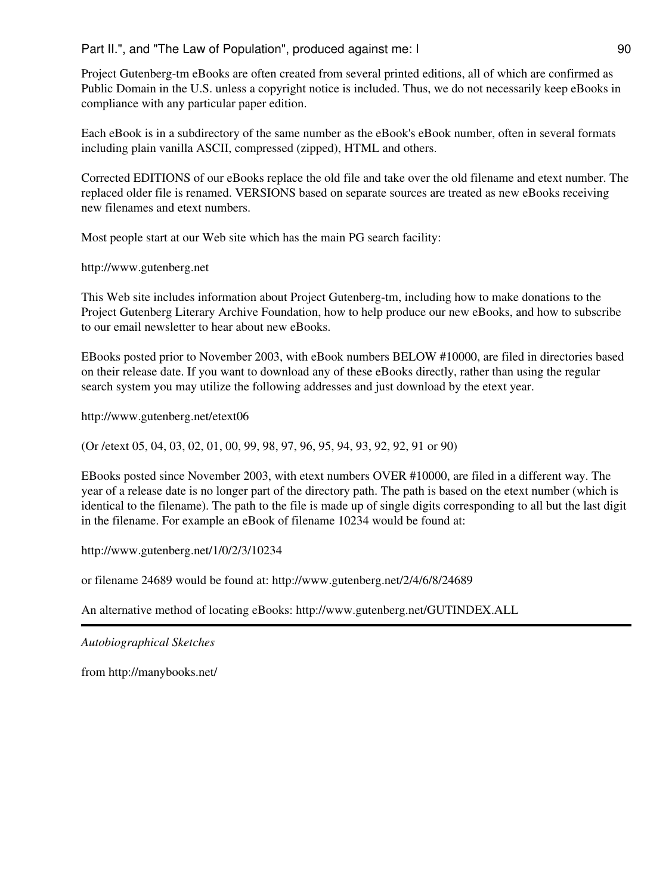Project Gutenberg-tm eBooks are often created from several printed editions, all of which are confirmed as Public Domain in the U.S. unless a copyright notice is included. Thus, we do not necessarily keep eBooks in compliance with any particular paper edition.

Each eBook is in a subdirectory of the same number as the eBook's eBook number, often in several formats including plain vanilla ASCII, compressed (zipped), HTML and others.

Corrected EDITIONS of our eBooks replace the old file and take over the old filename and etext number. The replaced older file is renamed. VERSIONS based on separate sources are treated as new eBooks receiving new filenames and etext numbers.

Most people start at our Web site which has the main PG search facility:

http://www.gutenberg.net

This Web site includes information about Project Gutenberg-tm, including how to make donations to the Project Gutenberg Literary Archive Foundation, how to help produce our new eBooks, and how to subscribe to our email newsletter to hear about new eBooks.

EBooks posted prior to November 2003, with eBook numbers BELOW #10000, are filed in directories based on their release date. If you want to download any of these eBooks directly, rather than using the regular search system you may utilize the following addresses and just download by the etext year.

http://www.gutenberg.net/etext06

(Or /etext 05, 04, 03, 02, 01, 00, 99, 98, 97, 96, 95, 94, 93, 92, 92, 91 or 90)

EBooks posted since November 2003, with etext numbers OVER #10000, are filed in a different way. The year of a release date is no longer part of the directory path. The path is based on the etext number (which is identical to the filename). The path to the file is made up of single digits corresponding to all but the last digit in the filename. For example an eBook of filename 10234 would be found at:

http://www.gutenberg.net/1/0/2/3/10234

or filename 24689 would be found at: http://www.gutenberg.net/2/4/6/8/24689

An alternative method of locating eBooks: http://www.gutenberg.net/GUTINDEX.ALL

---

*Autobiographical Sketches*

from http://manybooks.net/